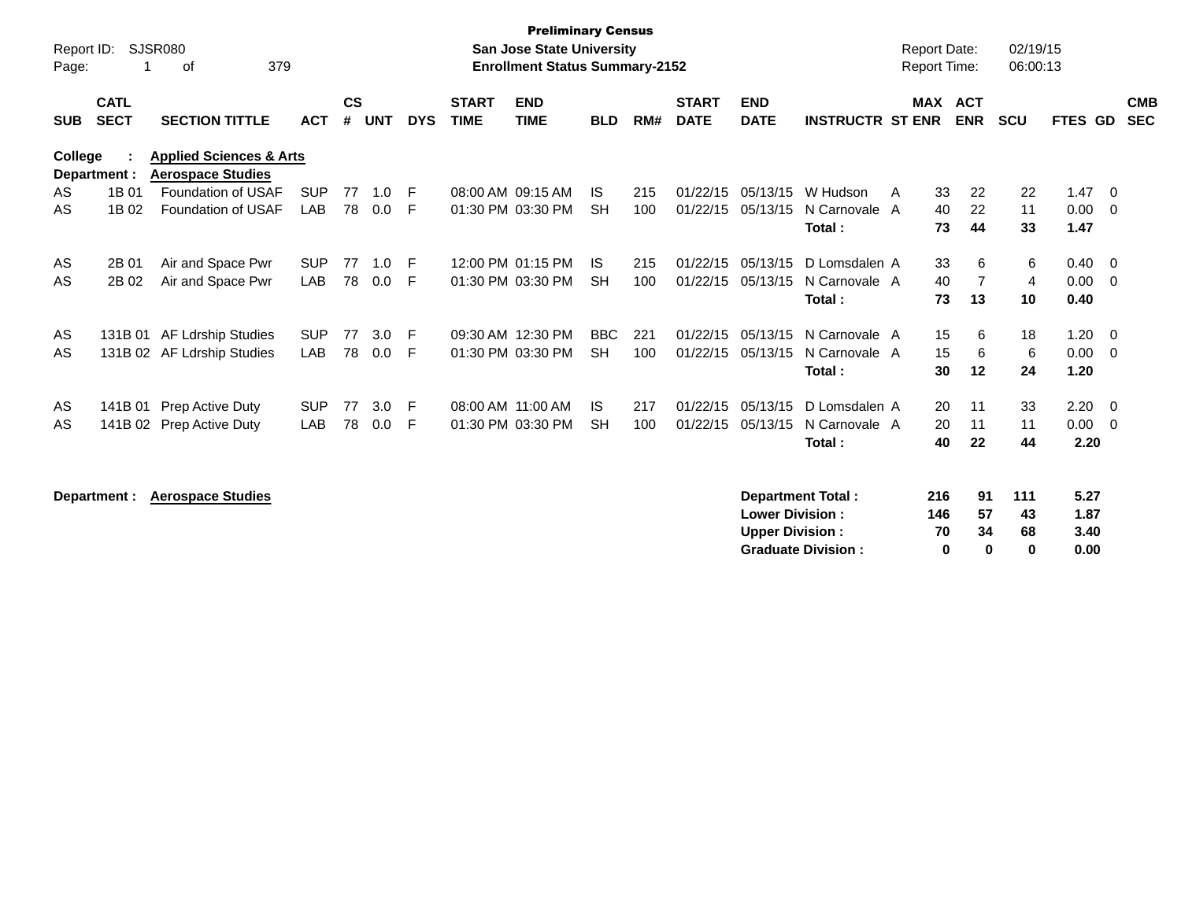**Preliminary Census**
**San Jose State University**
**Enrollment Status Summary-2152**

Report ID: SJSR080

Report Date: 02/19/15
Report Time: 06:00:13

| SUB | CATL SECT | SECTION TITTLE | ACT | CS # | UNT | DYS | START TIME | END TIME | BLD | RM# | START DATE | END DATE | INSTRUCTR | ST | MAX ENR | ACT ENR | SCU | FTES | GD | CMB SEC |
|---|---|---|---|---|---|---|---|---|---|---|---|---|---|---|---|---|---|---|---|---|
| **College :** | | **Applied Sciences & Arts** | | | | | | | | | | | | | | | | | | |
| **Department :** | | **Aerospace Studies** | | | | | | | | | | | | | | | | | | |
| AS | 1B 01 | Foundation of USAF | SUP | 77 | 1.0 | F | 08:00 AM | 09:15 AM | IS | 215 | 01/22/15 | 05/13/15 | W Hudson | A | 33 | 22 | 22 | 1.47 | 0 | |
| AS | 1B 02 | Foundation of USAF | LAB | 78 | 0.0 | F | 01:30 PM | 03:30 PM | SH | 100 | 01/22/15 | 05/13/15 | N Carnovale | A | 40 | 22 | 11 | 0.00 | 0 | |
| | | | | | | | | | | | | | **Total :** | | **73** | **44** | **33** | **1.47** | | |
| AS | 2B 01 | Air and Space Pwr | SUP | 77 | 1.0 | F | 12:00 PM | 01:15 PM | IS | 215 | 01/22/15 | 05/13/15 | D Lomsdalen | A | 33 | 6 | 6 | 0.40 | 0 | |
| AS | 2B 02 | Air and Space Pwr | LAB | 78 | 0.0 | F | 01:30 PM | 03:30 PM | SH | 100 | 01/22/15 | 05/13/15 | N Carnovale | A | 40 | 7 | 4 | 0.00 | 0 | |
| | | | | | | | | | | | | | **Total :** | | **73** | **13** | **10** | **0.40** | | |
| AS | 131B 01 | AF Ldrship Studies | SUP | 77 | 3.0 | F | 09:30 AM | 12:30 PM | BBC | 221 | 01/22/15 | 05/13/15 | N Carnovale | A | 15 | 6 | 18 | 1.20 | 0 | |
| AS | 131B 02 | AF Ldrship Studies | LAB | 78 | 0.0 | F | 01:30 PM | 03:30 PM | SH | 100 | 01/22/15 | 05/13/15 | N Carnovale | A | 15 | 6 | 6 | 0.00 | 0 | |
| | | | | | | | | | | | | | **Total :** | | **30** | **12** | **24** | **1.20** | | |
| AS | 141B 01 | Prep Active Duty | SUP | 77 | 3.0 | F | 08:00 AM | 11:00 AM | IS | 217 | 01/22/15 | 05/13/15 | D Lomsdalen | A | 20 | 11 | 33 | 2.20 | 0 | |
| AS | 141B 02 | Prep Active Duty | LAB | 78 | 0.0 | F | 01:30 PM | 03:30 PM | SH | 100 | 01/22/15 | 05/13/15 | N Carnovale | A | 20 | 11 | 11 | 0.00 | 0 | |
| | | | | | | | | | | | | | **Total :** | | **40** | **22** | **44** | **2.20** | | |

**Department : Aerospace Studies**

| | MAX ENR | ACT ENR | SCU | FTES |
|---|---|---|---|---|
| **Department Total :** | **216** | **91** | **111** | **5.27** |
| **Lower Division :** | **146** | **57** | **43** | **1.87** |
| **Upper Division :** | **70** | **34** | **68** | **3.40** |
| **Graduate Division :** | **0** | **0** | **0** | **0.00** |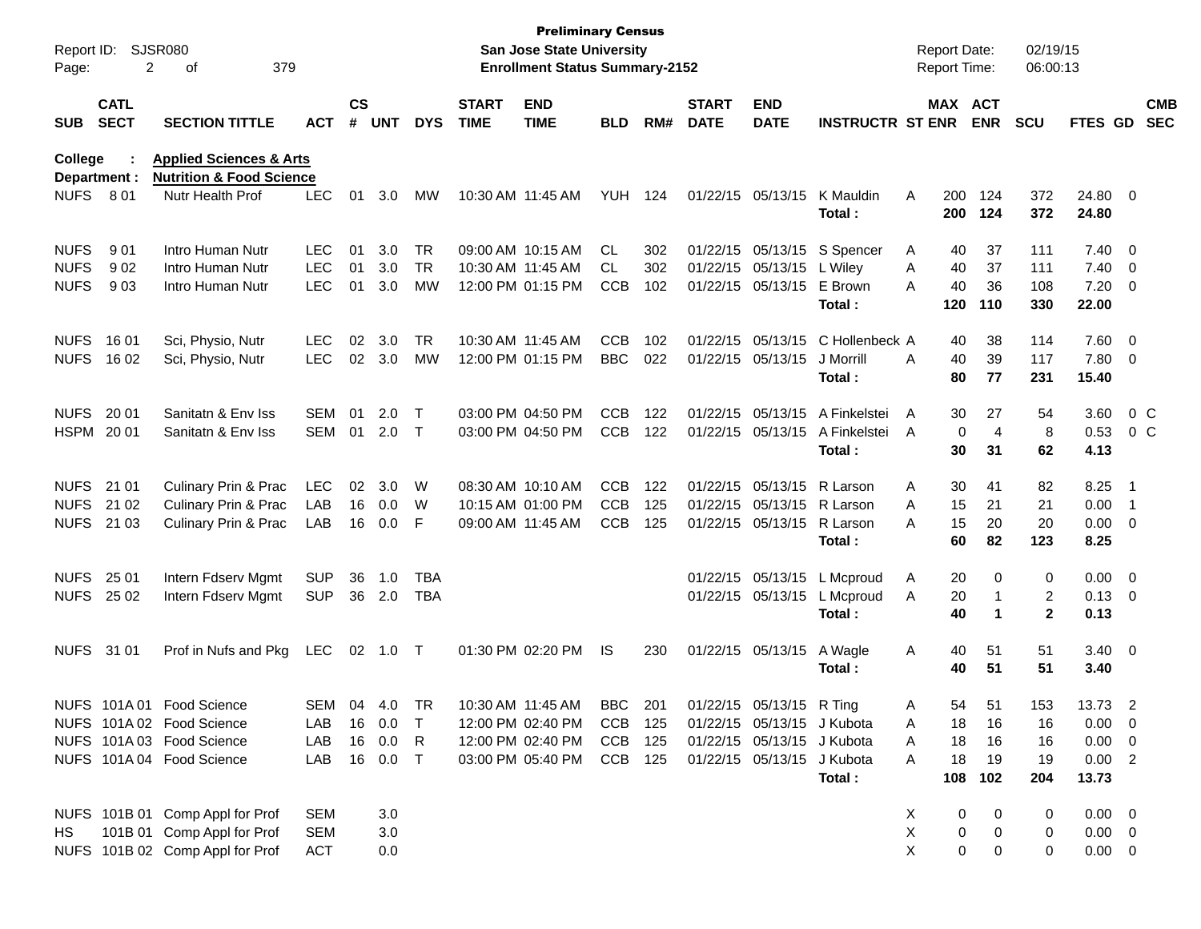**Preliminary Census**
**San Jose State University**
**Enrollment Status Summary-2152**

Report ID: SJSR080
Report Date: 02/19/15
Report Time: 06:00:13

| SUB | CATL SECT | SECTION TITTLE | ACT | CS # | UNT | DYS | START TIME | END TIME | BLD | RM# | START DATE | END DATE | INSTRUCTR | ST | MAX ENR | ACT ENR | SCU | FTES | GD | CMB SEC |
|---|---|---|---|---|---|---|---|---|---|---|---|---|---|---|---|---|---|---|---|---|

**College : Applied Sciences & Arts**
**Department : Nutrition & Food Science**

| SUB | CATL SECT | SECTION TITTLE | ACT | CS # | UNT | DYS | START TIME | END TIME | BLD | RM# | START DATE | END DATE | INSTRUCTR | ST | MAX ENR | ACT ENR | SCU | FTES | GD | CMB SEC |
|---|---|---|---|---|---|---|---|---|---|---|---|---|---|---|---|---|---|---|---|---|
| NUFS | 8 01 | Nutr Health Prof | LEC | 01 | 3.0 | MW | 10:30 AM | 11:45 AM | YUH | 124 | 01/22/15 | 05/13/15 | K Mauldin | A | 200 | 124 | 372 | 24.80 | 0 | |
| | | | | | | | | | | | | | **Total :** | | **200** | **124** | **372** | **24.80** | | |
| NUFS | 9 01 | Intro Human Nutr | LEC | 01 | 3.0 | TR | 09:00 AM | 10:15 AM | CL | 302 | 01/22/15 | 05/13/15 | S Spencer | A | 40 | 37 | 111 | 7.40 | 0 | |
| NUFS | 9 02 | Intro Human Nutr | LEC | 01 | 3.0 | TR | 10:30 AM | 11:45 AM | CL | 302 | 01/22/15 | 05/13/15 | L Wiley | A | 40 | 37 | 111 | 7.40 | 0 | |
| NUFS | 9 03 | Intro Human Nutr | LEC | 01 | 3.0 | MW | 12:00 PM | 01:15 PM | CCB | 102 | 01/22/15 | 05/13/15 | E Brown | A | 40 | 36 | 108 | 7.20 | 0 | |
| | | | | | | | | | | | | | **Total :** | | **120** | **110** | **330** | **22.00** | | |
| NUFS | 16 01 | Sci, Physio, Nutr | LEC | 02 | 3.0 | TR | 10:30 AM | 11:45 AM | CCB | 102 | 01/22/15 | 05/13/15 | C Hollenbeck | A | 40 | 38 | 114 | 7.60 | 0 | |
| NUFS | 16 02 | Sci, Physio, Nutr | LEC | 02 | 3.0 | MW | 12:00 PM | 01:15 PM | BBC | 022 | 01/22/15 | 05/13/15 | J Morrill | A | 40 | 39 | 117 | 7.80 | 0 | |
| | | | | | | | | | | | | | **Total :** | | **80** | **77** | **231** | **15.40** | | |
| NUFS | 20 01 | Sanitatn & Env Iss | SEM | 01 | 2.0 | T | 03:00 PM | 04:50 PM | CCB | 122 | 01/22/15 | 05/13/15 | A Finkelstei | A | 30 | 27 | 54 | 3.60 | 0 | C |
| HSPM | 20 01 | Sanitatn & Env Iss | SEM | 01 | 2.0 | T | 03:00 PM | 04:50 PM | CCB | 122 | 01/22/15 | 05/13/15 | A Finkelstei | A | 0 | 4 | 8 | 0.53 | 0 | C |
| | | | | | | | | | | | | | **Total :** | | **30** | **31** | **62** | **4.13** | | |
| NUFS | 21 01 | Culinary Prin & Prac | LEC | 02 | 3.0 | W | 08:30 AM | 10:10 AM | CCB | 122 | 01/22/15 | 05/13/15 | R Larson | A | 30 | 41 | 82 | 8.25 | 1 | |
| NUFS | 21 02 | Culinary Prin & Prac | LAB | 16 | 0.0 | W | 10:15 AM | 01:00 PM | CCB | 125 | 01/22/15 | 05/13/15 | R Larson | A | 15 | 21 | 21 | 0.00 | 1 | |
| NUFS | 21 03 | Culinary Prin & Prac | LAB | 16 | 0.0 | F | 09:00 AM | 11:45 AM | CCB | 125 | 01/22/15 | 05/13/15 | R Larson | A | 15 | 20 | 20 | 0.00 | 0 | |
| | | | | | | | | | | | | | **Total :** | | **60** | **82** | **123** | **8.25** | | |
| NUFS | 25 01 | Intern Fdserv Mgmt | SUP | 36 | 1.0 | TBA | | | | | 01/22/15 | 05/13/15 | L Mcproud | A | 20 | 0 | 0 | 0.00 | 0 | |
| NUFS | 25 02 | Intern Fdserv Mgmt | SUP | 36 | 2.0 | TBA | | | | | 01/22/15 | 05/13/15 | L Mcproud | A | 20 | 1 | 2 | 0.13 | 0 | |
| | | | | | | | | | | | | | **Total :** | | **40** | **1** | **2** | **0.13** | | |
| NUFS | 31 01 | Prof in Nufs and Pkg | LEC | 02 | 1.0 | T | 01:30 PM | 02:20 PM | IS | 230 | 01/22/15 | 05/13/15 | A Wagle | A | 40 | 51 | 51 | 3.40 | 0 | |
| | | | | | | | | | | | | | **Total :** | | **40** | **51** | **51** | **3.40** | | |
| NUFS | 101A 01 | Food Science | SEM | 04 | 4.0 | TR | 10:30 AM | 11:45 AM | BBC | 201 | 01/22/15 | 05/13/15 | R Ting | A | 54 | 51 | 153 | 13.73 | 2 | |
| NUFS | 101A 02 | Food Science | LAB | 16 | 0.0 | T | 12:00 PM | 02:40 PM | CCB | 125 | 01/22/15 | 05/13/15 | J Kubota | A | 18 | 16 | 16 | 0.00 | 0 | |
| NUFS | 101A 03 | Food Science | LAB | 16 | 0.0 | R | 12:00 PM | 02:40 PM | CCB | 125 | 01/22/15 | 05/13/15 | J Kubota | A | 18 | 16 | 16 | 0.00 | 0 | |
| NUFS | 101A 04 | Food Science | LAB | 16 | 0.0 | T | 03:00 PM | 05:40 PM | CCB | 125 | 01/22/15 | 05/13/15 | J Kubota | A | 18 | 19 | 19 | 0.00 | 2 | |
| | | | | | | | | | | | | | **Total :** | | **108** | **102** | **204** | **13.73** | | |
| NUFS | 101B 01 | Comp Appl for Prof | SEM | | 3.0 | | | | | | | | | X | 0 | 0 | 0 | 0.00 | 0 | |
| HS | 101B 01 | Comp Appl for Prof | SEM | | 3.0 | | | | | | | | | X | 0 | 0 | 0 | 0.00 | 0 | |
| NUFS | 101B 02 | Comp Appl for Prof | ACT | | 0.0 | | | | | | | | | X | 0 | 0 | 0 | 0.00 | 0 | |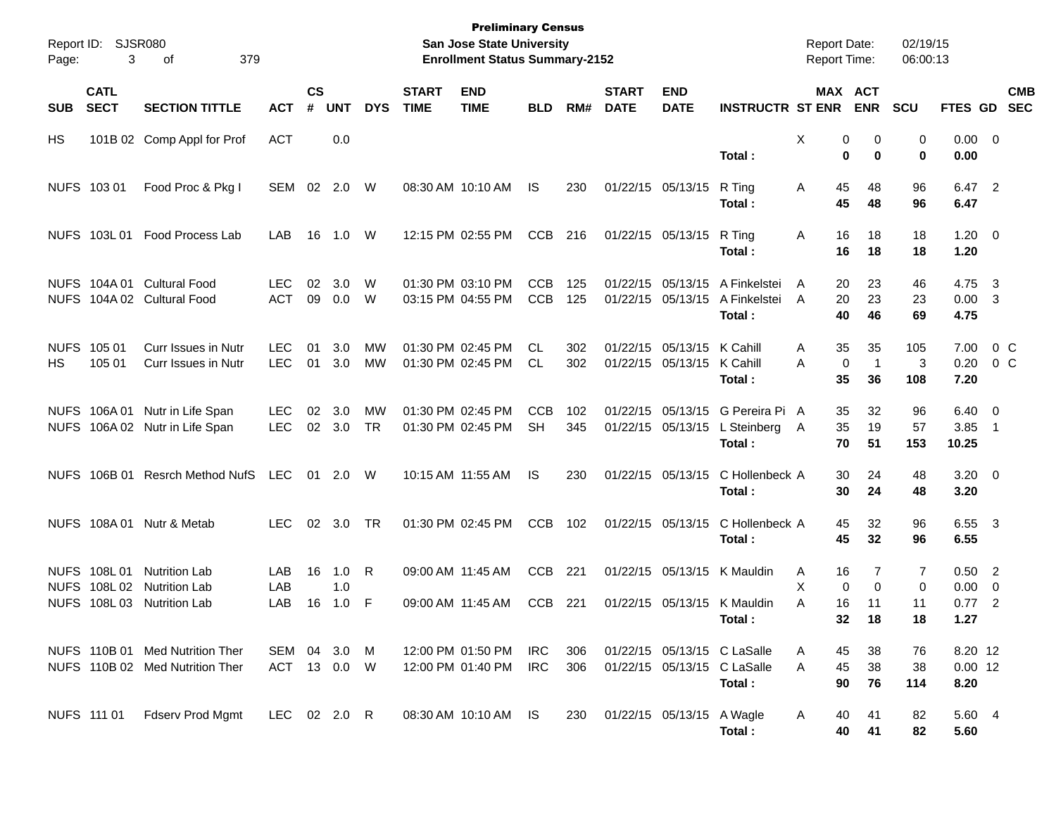**Preliminary Census**
**San Jose State University**
**Enrollment Status Summary-2152**

Report ID: SJSR080
Report Date: 02/19/15
Report Time: 06:00:13

| SUB | CATL SECT | SECTION TITTLE | ACT | CS # | UNT | DYS | START TIME | END TIME | BLD | RM# | START DATE | END DATE | INSTRUCTR | ST | MAX ENR | ACT ENR | SCU | FTES | GD | CMB SEC |
|---|---|---|---|---|---|---|---|---|---|---|---|---|---|---|---|---|---|---|---|---|
| HS | 101B 02 | Comp Appl for Prof | ACT | | 0.0 | | | | | | | | | X | 0 | 0 | 0 | 0.00 | 0 | |
| | | | | | | | | | | | | | **Total :** | | **0** | **0** | **0** | **0.00** | | |
| NUFS | 103 01 | Food Proc & Pkg I | SEM | 02 | 2.0 | W | 08:30 AM | 10:10 AM | IS | 230 | 01/22/15 | 05/13/15 | R Ting | A | 45 | 48 | 96 | 6.47 | 2 | |
| | | | | | | | | | | | | | **Total :** | | **45** | **48** | **96** | **6.47** | | |
| NUFS | 103L 01 | Food Process Lab | LAB | 16 | 1.0 | W | 12:15 PM | 02:55 PM | CCB | 216 | 01/22/15 | 05/13/15 | R Ting | A | 16 | 18 | 18 | 1.20 | 0 | |
| | | | | | | | | | | | | | **Total :** | | **16** | **18** | **18** | **1.20** | | |
| NUFS | 104A 01 | Cultural Food | LEC | 02 | 3.0 | W | 01:30 PM | 03:10 PM | CCB | 125 | 01/22/15 | 05/13/15 | A Finkelstei | A | 20 | 23 | 46 | 4.75 | 3 | |
| NUFS | 104A 02 | Cultural Food | ACT | 09 | 0.0 | W | 03:15 PM | 04:55 PM | CCB | 125 | 01/22/15 | 05/13/15 | A Finkelstei | A | 20 | 23 | 23 | 0.00 | 3 | |
| | | | | | | | | | | | | | **Total :** | | **40** | **46** | **69** | **4.75** | | |
| NUFS | 105 01 | Curr Issues in Nutr | LEC | 01 | 3.0 | MW | 01:30 PM | 02:45 PM | CL | 302 | 01/22/15 | 05/13/15 | K Cahill | A | 35 | 35 | 105 | 7.00 | 0 | C |
| HS | 105 01 | Curr Issues in Nutr | LEC | 01 | 3.0 | MW | 01:30 PM | 02:45 PM | CL | 302 | 01/22/15 | 05/13/15 | K Cahill | A | 0 | 1 | 3 | 0.20 | 0 | C |
| | | | | | | | | | | | | | **Total :** | | **35** | **36** | **108** | **7.20** | | |
| NUFS | 106A 01 | Nutr in Life Span | LEC | 02 | 3.0 | MW | 01:30 PM | 02:45 PM | CCB | 102 | 01/22/15 | 05/13/15 | G Pereira Pi | A | 35 | 32 | 96 | 6.40 | 0 | |
| NUFS | 106A 02 | Nutr in Life Span | LEC | 02 | 3.0 | TR | 01:30 PM | 02:45 PM | SH | 345 | 01/22/15 | 05/13/15 | L Steinberg | A | 35 | 19 | 57 | 3.85 | 1 | |
| | | | | | | | | | | | | | **Total :** | | **70** | **51** | **153** | **10.25** | | |
| NUFS | 106B 01 | Resrch Method NufS | LEC | 01 | 2.0 | W | 10:15 AM | 11:55 AM | IS | 230 | 01/22/15 | 05/13/15 | C Hollenbeck | A | 30 | 24 | 48 | 3.20 | 0 | |
| | | | | | | | | | | | | | **Total :** | | **30** | **24** | **48** | **3.20** | | |
| NUFS | 108A 01 | Nutr & Metab | LEC | 02 | 3.0 | TR | 01:30 PM | 02:45 PM | CCB | 102 | 01/22/15 | 05/13/15 | C Hollenbeck | A | 45 | 32 | 96 | 6.55 | 3 | |
| | | | | | | | | | | | | | **Total :** | | **45** | **32** | **96** | **6.55** | | |
| NUFS | 108L 01 | Nutrition Lab | LAB | 16 | 1.0 | R | 09:00 AM | 11:45 AM | CCB | 221 | 01/22/15 | 05/13/15 | K Mauldin | A | 16 | 7 | 7 | 0.50 | 2 | |
| NUFS | 108L 02 | Nutrition Lab | LAB | | 1.0 | | | | | | | | | X | 0 | 0 | 0 | 0.00 | 0 | |
| NUFS | 108L 03 | Nutrition Lab | LAB | 16 | 1.0 | F | 09:00 AM | 11:45 AM | CCB | 221 | 01/22/15 | 05/13/15 | K Mauldin | A | 16 | 11 | 11 | 0.77 | 2 | |
| | | | | | | | | | | | | | **Total :** | | **32** | **18** | **18** | **1.27** | | |
| NUFS | 110B 01 | Med Nutrition Ther | SEM | 04 | 3.0 | M | 12:00 PM | 01:50 PM | IRC | 306 | 01/22/15 | 05/13/15 | C LaSalle | A | 45 | 38 | 76 | 8.20 | 12 | |
| NUFS | 110B 02 | Med Nutrition Ther | ACT | 13 | 0.0 | W | 12:00 PM | 01:40 PM | IRC | 306 | 01/22/15 | 05/13/15 | C LaSalle | A | 45 | 38 | 38 | 0.00 | 12 | |
| | | | | | | | | | | | | | **Total :** | | **90** | **76** | **114** | **8.20** | | |
| NUFS | 111 01 | Fdserv Prod Mgmt | LEC | 02 | 2.0 | R | 08:30 AM | 10:10 AM | IS | 230 | 01/22/15 | 05/13/15 | A Wagle | A | 40 | 41 | 82 | 5.60 | 4 | |
| | | | | | | | | | | | | | **Total :** | | **40** | **41** | **82** | **5.60** | | |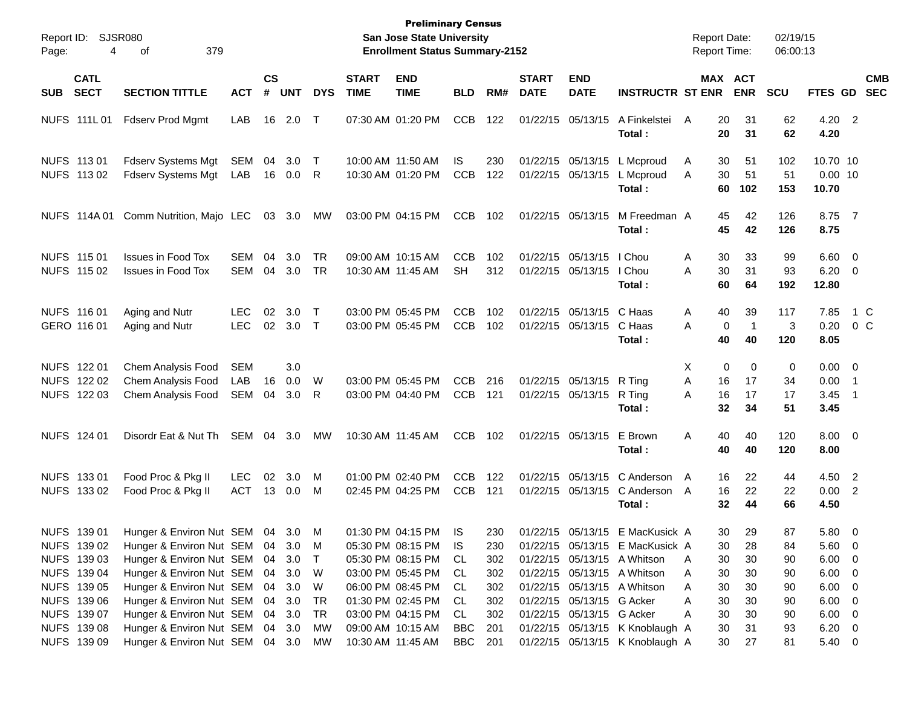**Preliminary Census**
**San Jose State University**
**Enrollment Status Summary-2152**

Report ID: SJSR080
Report Date: 02/19/15
Report Time: 06:00:13

| SUB | CATL SECT | SECTION TITTLE | ACT | CS # | UNT | DYS | START TIME | END TIME | BLD | RM# | START DATE | END DATE | INSTRUCTR | ST | MAX ENR | ACT ENR | SCU | FTES | GD | CMB SEC |
|---|---|---|---|---|---|---|---|---|---|---|---|---|---|---|---|---|---|---|---|---|
| NUFS | 111L 01 | Fdserv Prod Mgmt | LAB | 16 | 2.0 | T | 07:30 AM | 01:20 PM | CCB | 122 | 01/22/15 | 05/13/15 | A Finkelstei | A | 20 | 31 | 62 | 4.20 | 2 | |
| | | | | | | | | | | | | | **Total :** | | **20** | **31** | **62** | **4.20** | | |
| NUFS | 113 01 | Fdserv Systems Mgt | SEM | 04 | 3.0 | T | 10:00 AM | 11:50 AM | IS | 230 | 01/22/15 | 05/13/15 | L Mcproud | A | 30 | 51 | 102 | 10.70 | 10 | |
| NUFS | 113 02 | Fdserv Systems Mgt | LAB | 16 | 0.0 | R | 10:30 AM | 01:20 PM | CCB | 122 | 01/22/15 | 05/13/15 | L Mcproud | A | 30 | 51 | 51 | 0.00 | 10 | |
| | | | | | | | | | | | | | **Total :** | | **60** | **102** | **153** | **10.70** | | |
| NUFS | 114A 01 | Comm Nutrition, Majo | LEC | 03 | 3.0 | MW | 03:00 PM | 04:15 PM | CCB | 102 | 01/22/15 | 05/13/15 | M Freedman | A | 45 | 42 | 126 | 8.75 | 7 | |
| | | | | | | | | | | | | | **Total :** | | **45** | **42** | **126** | **8.75** | | |
| NUFS | 115 01 | Issues in Food Tox | SEM | 04 | 3.0 | TR | 09:00 AM | 10:15 AM | CCB | 102 | 01/22/15 | 05/13/15 | I Chou | A | 30 | 33 | 99 | 6.60 | 0 | |
| NUFS | 115 02 | Issues in Food Tox | SEM | 04 | 3.0 | TR | 10:30 AM | 11:45 AM | SH | 312 | 01/22/15 | 05/13/15 | I Chou | A | 30 | 31 | 93 | 6.20 | 0 | |
| | | | | | | | | | | | | | **Total :** | | **60** | **64** | **192** | **12.80** | | |
| NUFS | 116 01 | Aging and Nutr | LEC | 02 | 3.0 | T | 03:00 PM | 05:45 PM | CCB | 102 | 01/22/15 | 05/13/15 | C Haas | A | 40 | 39 | 117 | 7.85 | 1 | C |
| GERO | 116 01 | Aging and Nutr | LEC | 02 | 3.0 | T | 03:00 PM | 05:45 PM | CCB | 102 | 01/22/15 | 05/13/15 | C Haas | A | 0 | 1 | 3 | 0.20 | 0 | C |
| | | | | | | | | | | | | | **Total :** | | **40** | **40** | **120** | **8.05** | | |
| NUFS | 122 01 | Chem Analysis Food | SEM | | 3.0 | | | | | | | | | X | 0 | 0 | 0 | 0.00 | 0 | |
| NUFS | 122 02 | Chem Analysis Food | LAB | 16 | 0.0 | W | 03:00 PM | 05:45 PM | CCB | 216 | 01/22/15 | 05/13/15 | R Ting | A | 16 | 17 | 34 | 0.00 | 1 | |
| NUFS | 122 03 | Chem Analysis Food | SEM | 04 | 3.0 | R | 03:00 PM | 04:40 PM | CCB | 121 | 01/22/15 | 05/13/15 | R Ting | A | 16 | 17 | 17 | 3.45 | 1 | |
| | | | | | | | | | | | | | **Total :** | | **32** | **34** | **51** | **3.45** | | |
| NUFS | 124 01 | Disordr Eat & Nut Th | SEM | 04 | 3.0 | MW | 10:30 AM | 11:45 AM | CCB | 102 | 01/22/15 | 05/13/15 | E Brown | A | 40 | 40 | 120 | 8.00 | 0 | |
| | | | | | | | | | | | | | **Total :** | | **40** | **40** | **120** | **8.00** | | |
| NUFS | 133 01 | Food Proc & Pkg II | LEC | 02 | 3.0 | M | 01:00 PM | 02:40 PM | CCB | 122 | 01/22/15 | 05/13/15 | C Anderson | A | 16 | 22 | 44 | 4.50 | 2 | |
| NUFS | 133 02 | Food Proc & Pkg II | ACT | 13 | 0.0 | M | 02:45 PM | 04:25 PM | CCB | 121 | 01/22/15 | 05/13/15 | C Anderson | A | 16 | 22 | 22 | 0.00 | 2 | |
| | | | | | | | | | | | | | **Total :** | | **32** | **44** | **66** | **4.50** | | |
| NUFS | 139 01 | Hunger & Environ Nut | SEM | 04 | 3.0 | M | 01:30 PM | 04:15 PM | IS | 230 | 01/22/15 | 05/13/15 | E MacKusick | A | 30 | 29 | 87 | 5.80 | 0 | |
| NUFS | 139 02 | Hunger & Environ Nut | SEM | 04 | 3.0 | M | 05:30 PM | 08:15 PM | IS | 230 | 01/22/15 | 05/13/15 | E MacKusick | A | 30 | 28 | 84 | 5.60 | 0 | |
| NUFS | 139 03 | Hunger & Environ Nut | SEM | 04 | 3.0 | T | 05:30 PM | 08:15 PM | CL | 302 | 01/22/15 | 05/13/15 | A Whitson | A | 30 | 30 | 90 | 6.00 | 0 | |
| NUFS | 139 04 | Hunger & Environ Nut | SEM | 04 | 3.0 | W | 03:00 PM | 05:45 PM | CL | 302 | 01/22/15 | 05/13/15 | A Whitson | A | 30 | 30 | 90 | 6.00 | 0 | |
| NUFS | 139 05 | Hunger & Environ Nut | SEM | 04 | 3.0 | W | 06:00 PM | 08:45 PM | CL | 302 | 01/22/15 | 05/13/15 | A Whitson | A | 30 | 30 | 90 | 6.00 | 0 | |
| NUFS | 139 06 | Hunger & Environ Nut | SEM | 04 | 3.0 | TR | 01:30 PM | 02:45 PM | CL | 302 | 01/22/15 | 05/13/15 | G Acker | A | 30 | 30 | 90 | 6.00 | 0 | |
| NUFS | 139 07 | Hunger & Environ Nut | SEM | 04 | 3.0 | TR | 03:00 PM | 04:15 PM | CL | 302 | 01/22/15 | 05/13/15 | G Acker | A | 30 | 30 | 90 | 6.00 | 0 | |
| NUFS | 139 08 | Hunger & Environ Nut | SEM | 04 | 3.0 | MW | 09:00 AM | 10:15 AM | BBC | 201 | 01/22/15 | 05/13/15 | K Knoblaugh | A | 30 | 31 | 93 | 6.20 | 0 | |
| NUFS | 139 09 | Hunger & Environ Nut | SEM | 04 | 3.0 | MW | 10:30 AM | 11:45 AM | BBC | 201 | 01/22/15 | 05/13/15 | K Knoblaugh | A | 30 | 27 | 81 | 5.40 | 0 | |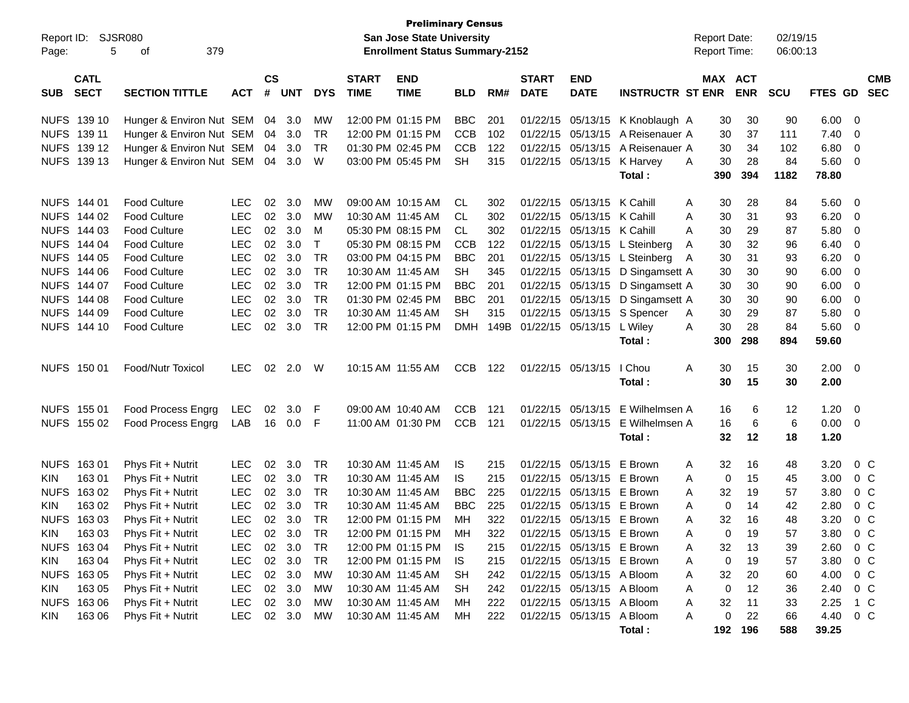**Preliminary Census**
**San Jose State University**
**Enrollment Status Summary-2152**

Report ID: SJSR080
Report Date: 02/19/15
Report Time: 06:00:13

| SUB | CATL SECT | SECTION TITTLE | ACT | CS # | UNT | DYS | START TIME | END TIME | BLD | RM# | START DATE | END DATE | INSTRUCTR | ST | MAX ENR | ACT ENR | SCU | FTES | GD | CMB SEC |
|---|---|---|---|---|---|---|---|---|---|---|---|---|---|---|---|---|---|---|---|---|
| NUFS | 139 10 | Hunger & Environ Nut | SEM | 04 | 3.0 | MW | 12:00 PM | 01:15 PM | BBC | 201 | 01/22/15 | 05/13/15 | K Knoblaugh | A | 30 | 30 | 90 | 6.00 | 0 | |
| NUFS | 139 11 | Hunger & Environ Nut | SEM | 04 | 3.0 | TR | 12:00 PM | 01:15 PM | CCB | 102 | 01/22/15 | 05/13/15 | A Reisenauer | A | 30 | 37 | 111 | 7.40 | 0 | |
| NUFS | 139 12 | Hunger & Environ Nut | SEM | 04 | 3.0 | TR | 01:30 PM | 02:45 PM | CCB | 122 | 01/22/15 | 05/13/15 | A Reisenauer | A | 30 | 34 | 102 | 6.80 | 0 | |
| NUFS | 139 13 | Hunger & Environ Nut | SEM | 04 | 3.0 | W | 03:00 PM | 05:45 PM | SH | 315 | 01/22/15 | 05/13/15 | K Harvey | A | 30 | 28 | 84 | 5.60 | 0 | |
| | | | | | | | | | | | | | **Total :** | | **390** | **394** | **1182** | **78.80** | | |
| NUFS | 144 01 | Food Culture | LEC | 02 | 3.0 | MW | 09:00 AM | 10:15 AM | CL | 302 | 01/22/15 | 05/13/15 | K Cahill | A | 30 | 28 | 84 | 5.60 | 0 | |
| NUFS | 144 02 | Food Culture | LEC | 02 | 3.0 | MW | 10:30 AM | 11:45 AM | CL | 302 | 01/22/15 | 05/13/15 | K Cahill | A | 30 | 31 | 93 | 6.20 | 0 | |
| NUFS | 144 03 | Food Culture | LEC | 02 | 3.0 | M | 05:30 PM | 08:15 PM | CL | 302 | 01/22/15 | 05/13/15 | K Cahill | A | 30 | 29 | 87 | 5.80 | 0 | |
| NUFS | 144 04 | Food Culture | LEC | 02 | 3.0 | T | 05:30 PM | 08:15 PM | CCB | 122 | 01/22/15 | 05/13/15 | L Steinberg | A | 30 | 32 | 96 | 6.40 | 0 | |
| NUFS | 144 05 | Food Culture | LEC | 02 | 3.0 | TR | 03:00 PM | 04:15 PM | BBC | 201 | 01/22/15 | 05/13/15 | L Steinberg | A | 30 | 31 | 93 | 6.20 | 0 | |
| NUFS | 144 06 | Food Culture | LEC | 02 | 3.0 | TR | 10:30 AM | 11:45 AM | SH | 345 | 01/22/15 | 05/13/15 | D Singamsett | A | 30 | 30 | 90 | 6.00 | 0 | |
| NUFS | 144 07 | Food Culture | LEC | 02 | 3.0 | TR | 12:00 PM | 01:15 PM | BBC | 201 | 01/22/15 | 05/13/15 | D Singamsett | A | 30 | 30 | 90 | 6.00 | 0 | |
| NUFS | 144 08 | Food Culture | LEC | 02 | 3.0 | TR | 01:30 PM | 02:45 PM | BBC | 201 | 01/22/15 | 05/13/15 | D Singamsett | A | 30 | 30 | 90 | 6.00 | 0 | |
| NUFS | 144 09 | Food Culture | LEC | 02 | 3.0 | TR | 10:30 AM | 11:45 AM | SH | 315 | 01/22/15 | 05/13/15 | S Spencer | A | 30 | 29 | 87 | 5.80 | 0 | |
| NUFS | 144 10 | Food Culture | LEC | 02 | 3.0 | TR | 12:00 PM | 01:15 PM | DMH | 149B | 01/22/15 | 05/13/15 | L Wiley | A | 30 | 28 | 84 | 5.60 | 0 | |
| | | | | | | | | | | | | | **Total :** | | **300** | **298** | **894** | **59.60** | | |
| NUFS | 150 01 | Food/Nutr Toxicol | LEC | 02 | 2.0 | W | 10:15 AM | 11:55 AM | CCB | 122 | 01/22/15 | 05/13/15 | I Chou | A | 30 | 15 | 30 | 2.00 | 0 | |
| | | | | | | | | | | | | | **Total :** | | **30** | **15** | **30** | **2.00** | | |
| NUFS | 155 01 | Food Process Engrg | LEC | 02 | 3.0 | F | 09:00 AM | 10:40 AM | CCB | 121 | 01/22/15 | 05/13/15 | E Wilhelmsen | A | 16 | 6 | 12 | 1.20 | 0 | |
| NUFS | 155 02 | Food Process Engrg | LAB | 16 | 0.0 | F | 11:00 AM | 01:30 PM | CCB | 121 | 01/22/15 | 05/13/15 | E Wilhelmsen | A | 16 | 6 | 6 | 0.00 | 0 | |
| | | | | | | | | | | | | | **Total :** | | **32** | **12** | **18** | **1.20** | | |
| NUFS | 163 01 | Phys Fit + Nutrit | LEC | 02 | 3.0 | TR | 10:30 AM | 11:45 AM | IS | 215 | 01/22/15 | 05/13/15 | E Brown | A | 32 | 16 | 48 | 3.20 | 0 | C |
| KIN | 163 01 | Phys Fit + Nutrit | LEC | 02 | 3.0 | TR | 10:30 AM | 11:45 AM | IS | 215 | 01/22/15 | 05/13/15 | E Brown | A | 0 | 15 | 45 | 3.00 | 0 | C |
| NUFS | 163 02 | Phys Fit + Nutrit | LEC | 02 | 3.0 | TR | 10:30 AM | 11:45 AM | BBC | 225 | 01/22/15 | 05/13/15 | E Brown | A | 32 | 19 | 57 | 3.80 | 0 | C |
| KIN | 163 02 | Phys Fit + Nutrit | LEC | 02 | 3.0 | TR | 10:30 AM | 11:45 AM | BBC | 225 | 01/22/15 | 05/13/15 | E Brown | A | 0 | 14 | 42 | 2.80 | 0 | C |
| NUFS | 163 03 | Phys Fit + Nutrit | LEC | 02 | 3.0 | TR | 12:00 PM | 01:15 PM | MH | 322 | 01/22/15 | 05/13/15 | E Brown | A | 32 | 16 | 48 | 3.20 | 0 | C |
| KIN | 163 03 | Phys Fit + Nutrit | LEC | 02 | 3.0 | TR | 12:00 PM | 01:15 PM | MH | 322 | 01/22/15 | 05/13/15 | E Brown | A | 0 | 19 | 57 | 3.80 | 0 | C |
| NUFS | 163 04 | Phys Fit + Nutrit | LEC | 02 | 3.0 | TR | 12:00 PM | 01:15 PM | IS | 215 | 01/22/15 | 05/13/15 | E Brown | A | 32 | 13 | 39 | 2.60 | 0 | C |
| KIN | 163 04 | Phys Fit + Nutrit | LEC | 02 | 3.0 | TR | 12:00 PM | 01:15 PM | IS | 215 | 01/22/15 | 05/13/15 | E Brown | A | 0 | 19 | 57 | 3.80 | 0 | C |
| NUFS | 163 05 | Phys Fit + Nutrit | LEC | 02 | 3.0 | MW | 10:30 AM | 11:45 AM | SH | 242 | 01/22/15 | 05/13/15 | A Bloom | A | 32 | 20 | 60 | 4.00 | 0 | C |
| KIN | 163 05 | Phys Fit + Nutrit | LEC | 02 | 3.0 | MW | 10:30 AM | 11:45 AM | SH | 242 | 01/22/15 | 05/13/15 | A Bloom | A | 0 | 12 | 36 | 2.40 | 0 | C |
| NUFS | 163 06 | Phys Fit + Nutrit | LEC | 02 | 3.0 | MW | 10:30 AM | 11:45 AM | MH | 222 | 01/22/15 | 05/13/15 | A Bloom | A | 32 | 11 | 33 | 2.25 | 1 | C |
| KIN | 163 06 | Phys Fit + Nutrit | LEC | 02 | 3.0 | MW | 10:30 AM | 11:45 AM | MH | 222 | 01/22/15 | 05/13/15 | A Bloom | A | 0 | 22 | 66 | 4.40 | 0 | C |
| | | | | | | | | | | | | | **Total :** | | **192** | **196** | **588** | **39.25** | | |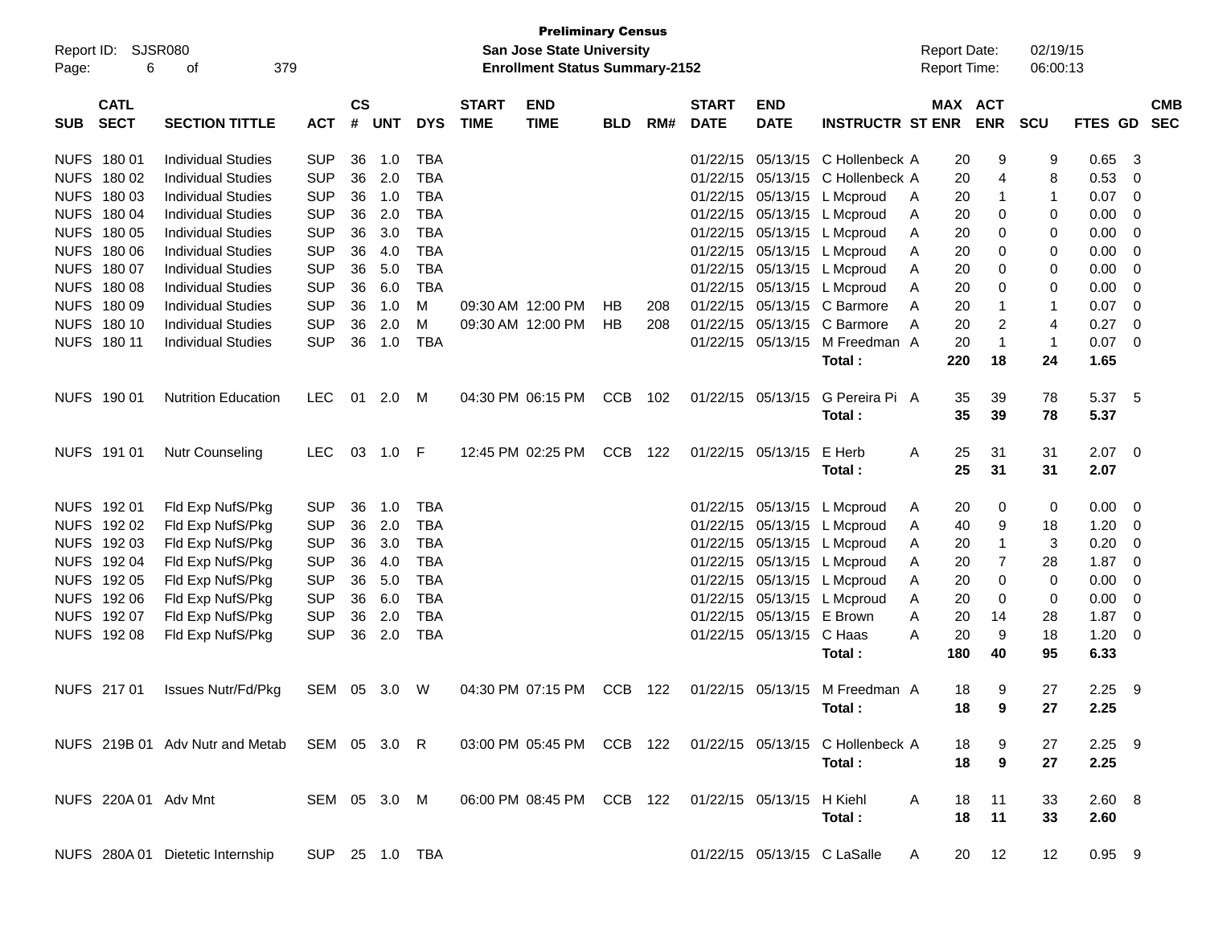**Preliminary Census**
**San Jose State University**
**Enrollment Status Summary-2152**

Report ID: SJSR080
Report Date: 02/19/15
Report Time: 06:00:13

| SUB | CATL SECT | SECTION TITTLE | ACT | CS # | UNT | DYS | START TIME | END TIME | BLD | RM# | START DATE | END DATE | INSTRUCTR | ST | MAX ENR | ACT ENR | SCU | FTES | GD | CMB SEC |
|---|---|---|---|---|---|---|---|---|---|---|---|---|---|---|---|---|---|---|---|---|
| NUFS | 180 01 | Individual Studies | SUP | 36 | 1.0 | TBA | | | | | 01/22/15 | 05/13/15 | C Hollenbeck | A | 20 | 9 | 9 | 0.65 | 3 | |
| NUFS | 180 02 | Individual Studies | SUP | 36 | 2.0 | TBA | | | | | 01/22/15 | 05/13/15 | C Hollenbeck | A | 20 | 4 | 8 | 0.53 | 0 | |
| NUFS | 180 03 | Individual Studies | SUP | 36 | 1.0 | TBA | | | | | 01/22/15 | 05/13/15 | L Mcproud | A | 20 | 1 | 1 | 0.07 | 0 | |
| NUFS | 180 04 | Individual Studies | SUP | 36 | 2.0 | TBA | | | | | 01/22/15 | 05/13/15 | L Mcproud | A | 20 | 0 | 0 | 0.00 | 0 | |
| NUFS | 180 05 | Individual Studies | SUP | 36 | 3.0 | TBA | | | | | 01/22/15 | 05/13/15 | L Mcproud | A | 20 | 0 | 0 | 0.00 | 0 | |
| NUFS | 180 06 | Individual Studies | SUP | 36 | 4.0 | TBA | | | | | 01/22/15 | 05/13/15 | L Mcproud | A | 20 | 0 | 0 | 0.00 | 0 | |
| NUFS | 180 07 | Individual Studies | SUP | 36 | 5.0 | TBA | | | | | 01/22/15 | 05/13/15 | L Mcproud | A | 20 | 0 | 0 | 0.00 | 0 | |
| NUFS | 180 08 | Individual Studies | SUP | 36 | 6.0 | TBA | | | | | 01/22/15 | 05/13/15 | L Mcproud | A | 20 | 0 | 0 | 0.00 | 0 | |
| NUFS | 180 09 | Individual Studies | SUP | 36 | 1.0 | M | 09:30 AM | 12:00 PM | HB | 208 | 01/22/15 | 05/13/15 | C Barmore | A | 20 | 1 | 1 | 0.07 | 0 | |
| NUFS | 180 10 | Individual Studies | SUP | 36 | 2.0 | M | 09:30 AM | 12:00 PM | HB | 208 | 01/22/15 | 05/13/15 | C Barmore | A | 20 | 2 | 4 | 0.27 | 0 | |
| NUFS | 180 11 | Individual Studies | SUP | 36 | 1.0 | TBA | | | | | 01/22/15 | 05/13/15 | M Freedman | A | 20 | 1 | 1 | 0.07 | 0 | |
| | | | | | | | | | | | | | **Total :** | | **220** | **18** | **24** | **1.65** | | |
| NUFS | 190 01 | Nutrition Education | LEC | 01 | 2.0 | M | 04:30 PM | 06:15 PM | CCB | 102 | 01/22/15 | 05/13/15 | G Pereira Pi | A | 35 | 39 | 78 | 5.37 | 5 | |
| | | | | | | | | | | | | | **Total :** | | **35** | **39** | **78** | **5.37** | | |
| NUFS | 191 01 | Nutr Counseling | LEC | 03 | 1.0 | F | 12:45 PM | 02:25 PM | CCB | 122 | 01/22/15 | 05/13/15 | E Herb | A | 25 | 31 | 31 | 2.07 | 0 | |
| | | | | | | | | | | | | | **Total :** | | **25** | **31** | **31** | **2.07** | | |
| NUFS | 192 01 | Fld Exp NufS/Pkg | SUP | 36 | 1.0 | TBA | | | | | 01/22/15 | 05/13/15 | L Mcproud | A | 20 | 0 | 0 | 0.00 | 0 | |
| NUFS | 192 02 | Fld Exp NufS/Pkg | SUP | 36 | 2.0 | TBA | | | | | 01/22/15 | 05/13/15 | L Mcproud | A | 40 | 9 | 18 | 1.20 | 0 | |
| NUFS | 192 03 | Fld Exp NufS/Pkg | SUP | 36 | 3.0 | TBA | | | | | 01/22/15 | 05/13/15 | L Mcproud | A | 20 | 1 | 3 | 0.20 | 0 | |
| NUFS | 192 04 | Fld Exp NufS/Pkg | SUP | 36 | 4.0 | TBA | | | | | 01/22/15 | 05/13/15 | L Mcproud | A | 20 | 7 | 28 | 1.87 | 0 | |
| NUFS | 192 05 | Fld Exp NufS/Pkg | SUP | 36 | 5.0 | TBA | | | | | 01/22/15 | 05/13/15 | L Mcproud | A | 20 | 0 | 0 | 0.00 | 0 | |
| NUFS | 192 06 | Fld Exp NufS/Pkg | SUP | 36 | 6.0 | TBA | | | | | 01/22/15 | 05/13/15 | L Mcproud | A | 20 | 0 | 0 | 0.00 | 0 | |
| NUFS | 192 07 | Fld Exp NufS/Pkg | SUP | 36 | 2.0 | TBA | | | | | 01/22/15 | 05/13/15 | E Brown | A | 20 | 14 | 28 | 1.87 | 0 | |
| NUFS | 192 08 | Fld Exp NufS/Pkg | SUP | 36 | 2.0 | TBA | | | | | 01/22/15 | 05/13/15 | C Haas | A | 20 | 9 | 18 | 1.20 | 0 | |
| | | | | | | | | | | | | | **Total :** | | **180** | **40** | **95** | **6.33** | | |
| NUFS | 217 01 | Issues Nutr/Fd/Pkg | SEM | 05 | 3.0 | W | 04:30 PM | 07:15 PM | CCB | 122 | 01/22/15 | 05/13/15 | M Freedman | A | 18 | 9 | 27 | 2.25 | 9 | |
| | | | | | | | | | | | | | **Total :** | | **18** | **9** | **27** | **2.25** | | |
| NUFS | 219B 01 | Adv Nutr and Metab | SEM | 05 | 3.0 | R | 03:00 PM | 05:45 PM | CCB | 122 | 01/22/15 | 05/13/15 | C Hollenbeck | A | 18 | 9 | 27 | 2.25 | 9 | |
| | | | | | | | | | | | | | **Total :** | | **18** | **9** | **27** | **2.25** | | |
| NUFS | 220A 01 | Adv Mnt | SEM | 05 | 3.0 | M | 06:00 PM | 08:45 PM | CCB | 122 | 01/22/15 | 05/13/15 | H Kiehl | A | 18 | 11 | 33 | 2.60 | 8 | |
| | | | | | | | | | | | | | **Total :** | | **18** | **11** | **33** | **2.60** | | |
| NUFS | 280A 01 | Dietetic Internship | SUP | 25 | 1.0 | TBA | | | | | 01/22/15 | 05/13/15 | C LaSalle | A | 20 | 12 | 12 | 0.95 | 9 | |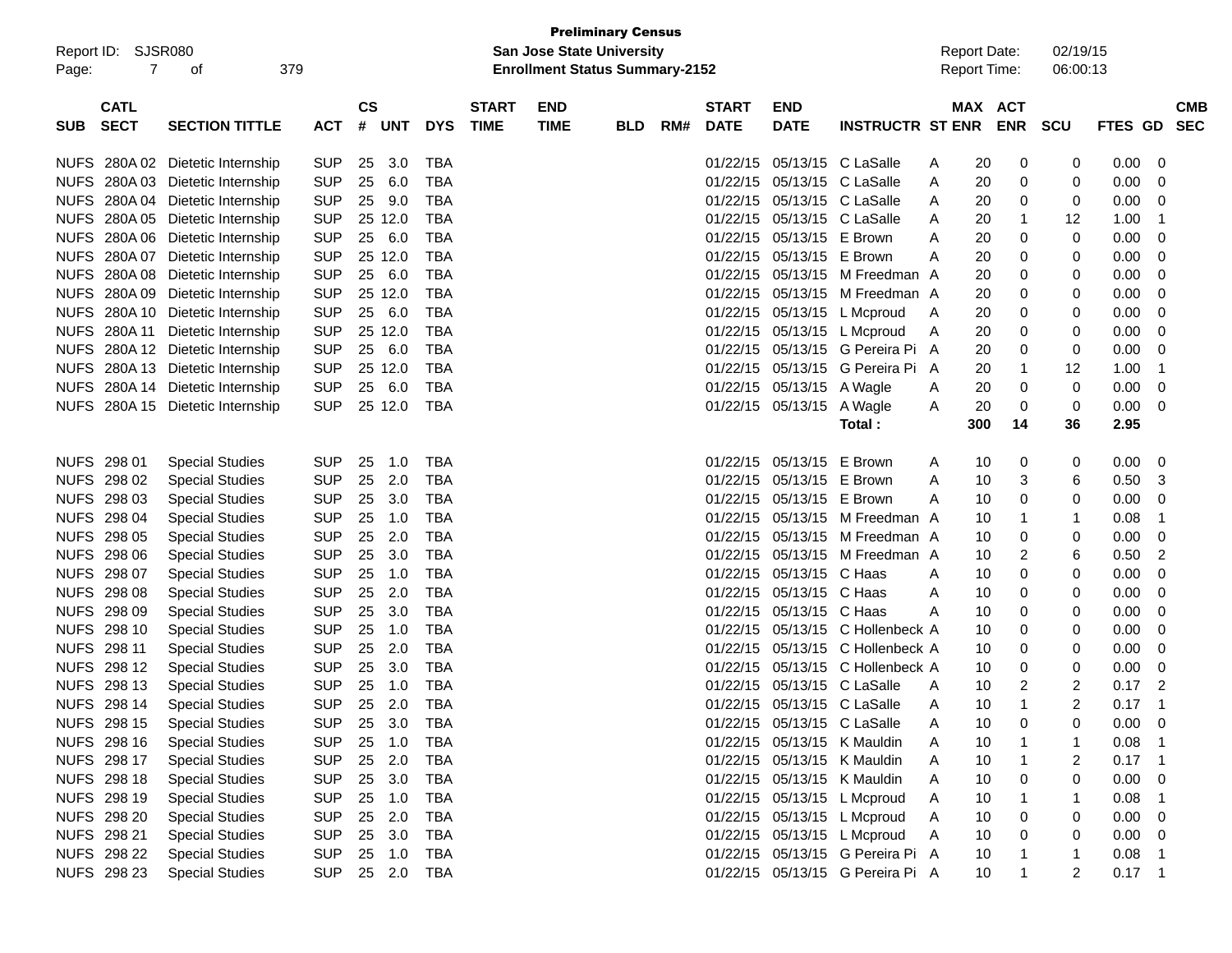**Preliminary Census**
**San Jose State University**
**Enrollment Status Summary-2152**

Report ID: SJSR080
Report Date: 02/19/15
Report Time: 06:00:13

| SUB | CATL SECT | SECTION TITTLE | ACT | CS # | UNT | DYS | START TIME | END TIME | BLD | RM# | START DATE | END DATE | INSTRUCTR | ST | MAX ENR | ACT ENR | SCU | FTES | GD | CMB SEC |
|---|---|---|---|---|---|---|---|---|---|---|---|---|---|---|---|---|---|---|---|---|
| NUFS | 280A 02 | Dietetic Internship | SUP | 25 | 3.0 | TBA | | | | | 01/22/15 | 05/13/15 | C LaSalle | A | 20 | 0 | 0 | 0.00 | 0 | |
| NUFS | 280A 03 | Dietetic Internship | SUP | 25 | 6.0 | TBA | | | | | 01/22/15 | 05/13/15 | C LaSalle | A | 20 | 0 | 0 | 0.00 | 0 | |
| NUFS | 280A 04 | Dietetic Internship | SUP | 25 | 9.0 | TBA | | | | | 01/22/15 | 05/13/15 | C LaSalle | A | 20 | 0 | 0 | 0.00 | 0 | |
| NUFS | 280A 05 | Dietetic Internship | SUP | 25 | 12.0 | TBA | | | | | 01/22/15 | 05/13/15 | C LaSalle | A | 20 | 1 | 12 | 1.00 | 1 | |
| NUFS | 280A 06 | Dietetic Internship | SUP | 25 | 6.0 | TBA | | | | | 01/22/15 | 05/13/15 | E Brown | A | 20 | 0 | 0 | 0.00 | 0 | |
| NUFS | 280A 07 | Dietetic Internship | SUP | 25 | 12.0 | TBA | | | | | 01/22/15 | 05/13/15 | E Brown | A | 20 | 0 | 0 | 0.00 | 0 | |
| NUFS | 280A 08 | Dietetic Internship | SUP | 25 | 6.0 | TBA | | | | | 01/22/15 | 05/13/15 | M Freedman | A | 20 | 0 | 0 | 0.00 | 0 | |
| NUFS | 280A 09 | Dietetic Internship | SUP | 25 | 12.0 | TBA | | | | | 01/22/15 | 05/13/15 | M Freedman | A | 20 | 0 | 0 | 0.00 | 0 | |
| NUFS | 280A 10 | Dietetic Internship | SUP | 25 | 6.0 | TBA | | | | | 01/22/15 | 05/13/15 | L Mcproud | A | 20 | 0 | 0 | 0.00 | 0 | |
| NUFS | 280A 11 | Dietetic Internship | SUP | 25 | 12.0 | TBA | | | | | 01/22/15 | 05/13/15 | L Mcproud | A | 20 | 0 | 0 | 0.00 | 0 | |
| NUFS | 280A 12 | Dietetic Internship | SUP | 25 | 6.0 | TBA | | | | | 01/22/15 | 05/13/15 | G Pereira Pi | A | 20 | 0 | 0 | 0.00 | 0 | |
| NUFS | 280A 13 | Dietetic Internship | SUP | 25 | 12.0 | TBA | | | | | 01/22/15 | 05/13/15 | G Pereira Pi | A | 20 | 1 | 12 | 1.00 | 1 | |
| NUFS | 280A 14 | Dietetic Internship | SUP | 25 | 6.0 | TBA | | | | | 01/22/15 | 05/13/15 | A Wagle | A | 20 | 0 | 0 | 0.00 | 0 | |
| NUFS | 280A 15 | Dietetic Internship | SUP | 25 | 12.0 | TBA | | | | | 01/22/15 | 05/13/15 | A Wagle | A | 20 | 0 | 0 | 0.00 | 0 | |
| | | | | | | | | | | | | | **Total :** | | **300** | **14** | **36** | **2.95** | | |
| NUFS | 298 01 | Special Studies | SUP | 25 | 1.0 | TBA | | | | | 01/22/15 | 05/13/15 | E Brown | A | 10 | 0 | 0 | 0.00 | 0 | |
| NUFS | 298 02 | Special Studies | SUP | 25 | 2.0 | TBA | | | | | 01/22/15 | 05/13/15 | E Brown | A | 10 | 3 | 6 | 0.50 | 3 | |
| NUFS | 298 03 | Special Studies | SUP | 25 | 3.0 | TBA | | | | | 01/22/15 | 05/13/15 | E Brown | A | 10 | 0 | 0 | 0.00 | 0 | |
| NUFS | 298 04 | Special Studies | SUP | 25 | 1.0 | TBA | | | | | 01/22/15 | 05/13/15 | M Freedman | A | 10 | 1 | 1 | 0.08 | 1 | |
| NUFS | 298 05 | Special Studies | SUP | 25 | 2.0 | TBA | | | | | 01/22/15 | 05/13/15 | M Freedman | A | 10 | 0 | 0 | 0.00 | 0 | |
| NUFS | 298 06 | Special Studies | SUP | 25 | 3.0 | TBA | | | | | 01/22/15 | 05/13/15 | M Freedman | A | 10 | 2 | 6 | 0.50 | 2 | |
| NUFS | 298 07 | Special Studies | SUP | 25 | 1.0 | TBA | | | | | 01/22/15 | 05/13/15 | C Haas | A | 10 | 0 | 0 | 0.00 | 0 | |
| NUFS | 298 08 | Special Studies | SUP | 25 | 2.0 | TBA | | | | | 01/22/15 | 05/13/15 | C Haas | A | 10 | 0 | 0 | 0.00 | 0 | |
| NUFS | 298 09 | Special Studies | SUP | 25 | 3.0 | TBA | | | | | 01/22/15 | 05/13/15 | C Haas | A | 10 | 0 | 0 | 0.00 | 0 | |
| NUFS | 298 10 | Special Studies | SUP | 25 | 1.0 | TBA | | | | | 01/22/15 | 05/13/15 | C Hollenbeck | A | 10 | 0 | 0 | 0.00 | 0 | |
| NUFS | 298 11 | Special Studies | SUP | 25 | 2.0 | TBA | | | | | 01/22/15 | 05/13/15 | C Hollenbeck | A | 10 | 0 | 0 | 0.00 | 0 | |
| NUFS | 298 12 | Special Studies | SUP | 25 | 3.0 | TBA | | | | | 01/22/15 | 05/13/15 | C Hollenbeck | A | 10 | 0 | 0 | 0.00 | 0 | |
| NUFS | 298 13 | Special Studies | SUP | 25 | 1.0 | TBA | | | | | 01/22/15 | 05/13/15 | C LaSalle | A | 10 | 2 | 2 | 0.17 | 2 | |
| NUFS | 298 14 | Special Studies | SUP | 25 | 2.0 | TBA | | | | | 01/22/15 | 05/13/15 | C LaSalle | A | 10 | 1 | 2 | 0.17 | 1 | |
| NUFS | 298 15 | Special Studies | SUP | 25 | 3.0 | TBA | | | | | 01/22/15 | 05/13/15 | C LaSalle | A | 10 | 0 | 0 | 0.00 | 0 | |
| NUFS | 298 16 | Special Studies | SUP | 25 | 1.0 | TBA | | | | | 01/22/15 | 05/13/15 | K Mauldin | A | 10 | 1 | 1 | 0.08 | 1 | |
| NUFS | 298 17 | Special Studies | SUP | 25 | 2.0 | TBA | | | | | 01/22/15 | 05/13/15 | K Mauldin | A | 10 | 1 | 2 | 0.17 | 1 | |
| NUFS | 298 18 | Special Studies | SUP | 25 | 3.0 | TBA | | | | | 01/22/15 | 05/13/15 | K Mauldin | A | 10 | 0 | 0 | 0.00 | 0 | |
| NUFS | 298 19 | Special Studies | SUP | 25 | 1.0 | TBA | | | | | 01/22/15 | 05/13/15 | L Mcproud | A | 10 | 1 | 1 | 0.08 | 1 | |
| NUFS | 298 20 | Special Studies | SUP | 25 | 2.0 | TBA | | | | | 01/22/15 | 05/13/15 | L Mcproud | A | 10 | 0 | 0 | 0.00 | 0 | |
| NUFS | 298 21 | Special Studies | SUP | 25 | 3.0 | TBA | | | | | 01/22/15 | 05/13/15 | L Mcproud | A | 10 | 0 | 0 | 0.00 | 0 | |
| NUFS | 298 22 | Special Studies | SUP | 25 | 1.0 | TBA | | | | | 01/22/15 | 05/13/15 | G Pereira Pi | A | 10 | 1 | 1 | 0.08 | 1 | |
| NUFS | 298 23 | Special Studies | SUP | 25 | 2.0 | TBA | | | | | 01/22/15 | 05/13/15 | G Pereira Pi | A | 10 | 1 | 2 | 0.17 | 1 | |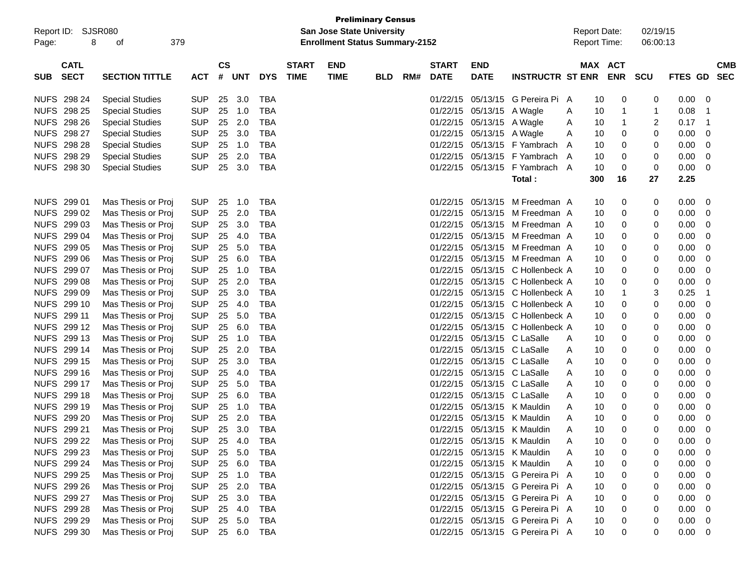**Preliminary Census**
**San Jose State University**
**Enrollment Status Summary-2152**

Report ID: SJSR080
Report Date: 02/19/15
Report Time: 06:00:13

| SUB | CATL SECT | SECTION TITTLE | ACT | CS # | UNT | DYS | START TIME | END TIME | BLD | RM# | START DATE | END DATE | INSTRUCTR | ST | MAX ENR | ACT ENR | SCU | FTES | GD | CMB SEC |
|---|---|---|---|---|---|---|---|---|---|---|---|---|---|---|---|---|---|---|---|---|
| NUFS | 298 24 | Special Studies | SUP | 25 | 3.0 | TBA | | | | | 01/22/15 | 05/13/15 | G Pereira Pi | A | 10 | 0 | 0 | 0.00 | 0 | |
| NUFS | 298 25 | Special Studies | SUP | 25 | 1.0 | TBA | | | | | 01/22/15 | 05/13/15 | A Wagle | A | 10 | 1 | 1 | 0.08 | 1 | |
| NUFS | 298 26 | Special Studies | SUP | 25 | 2.0 | TBA | | | | | 01/22/15 | 05/13/15 | A Wagle | A | 10 | 1 | 2 | 0.17 | 1 | |
| NUFS | 298 27 | Special Studies | SUP | 25 | 3.0 | TBA | | | | | 01/22/15 | 05/13/15 | A Wagle | A | 10 | 0 | 0 | 0.00 | 0 | |
| NUFS | 298 28 | Special Studies | SUP | 25 | 1.0 | TBA | | | | | 01/22/15 | 05/13/15 | F Yambrach | A | 10 | 0 | 0 | 0.00 | 0 | |
| NUFS | 298 29 | Special Studies | SUP | 25 | 2.0 | TBA | | | | | 01/22/15 | 05/13/15 | F Yambrach | A | 10 | 0 | 0 | 0.00 | 0 | |
| NUFS | 298 30 | Special Studies | SUP | 25 | 3.0 | TBA | | | | | 01/22/15 | 05/13/15 | F Yambrach | A | 10 | 0 | 0 | 0.00 | 0 | |
| | | | | | | | | | | | | | **Total :** | | **300** | **16** | **27** | **2.25** | | |
| NUFS | 299 01 | Mas Thesis or Proj | SUP | 25 | 1.0 | TBA | | | | | 01/22/15 | 05/13/15 | M Freedman | A | 10 | 0 | 0 | 0.00 | 0 | |
| NUFS | 299 02 | Mas Thesis or Proj | SUP | 25 | 2.0 | TBA | | | | | 01/22/15 | 05/13/15 | M Freedman | A | 10 | 0 | 0 | 0.00 | 0 | |
| NUFS | 299 03 | Mas Thesis or Proj | SUP | 25 | 3.0 | TBA | | | | | 01/22/15 | 05/13/15 | M Freedman | A | 10 | 0 | 0 | 0.00 | 0 | |
| NUFS | 299 04 | Mas Thesis or Proj | SUP | 25 | 4.0 | TBA | | | | | 01/22/15 | 05/13/15 | M Freedman | A | 10 | 0 | 0 | 0.00 | 0 | |
| NUFS | 299 05 | Mas Thesis or Proj | SUP | 25 | 5.0 | TBA | | | | | 01/22/15 | 05/13/15 | M Freedman | A | 10 | 0 | 0 | 0.00 | 0 | |
| NUFS | 299 06 | Mas Thesis or Proj | SUP | 25 | 6.0 | TBA | | | | | 01/22/15 | 05/13/15 | M Freedman | A | 10 | 0 | 0 | 0.00 | 0 | |
| NUFS | 299 07 | Mas Thesis or Proj | SUP | 25 | 1.0 | TBA | | | | | 01/22/15 | 05/13/15 | C Hollenbeck | A | 10 | 0 | 0 | 0.00 | 0 | |
| NUFS | 299 08 | Mas Thesis or Proj | SUP | 25 | 2.0 | TBA | | | | | 01/22/15 | 05/13/15 | C Hollenbeck | A | 10 | 0 | 0 | 0.00 | 0 | |
| NUFS | 299 09 | Mas Thesis or Proj | SUP | 25 | 3.0 | TBA | | | | | 01/22/15 | 05/13/15 | C Hollenbeck | A | 10 | 1 | 3 | 0.25 | 1 | |
| NUFS | 299 10 | Mas Thesis or Proj | SUP | 25 | 4.0 | TBA | | | | | 01/22/15 | 05/13/15 | C Hollenbeck | A | 10 | 0 | 0 | 0.00 | 0 | |
| NUFS | 299 11 | Mas Thesis or Proj | SUP | 25 | 5.0 | TBA | | | | | 01/22/15 | 05/13/15 | C Hollenbeck | A | 10 | 0 | 0 | 0.00 | 0 | |
| NUFS | 299 12 | Mas Thesis or Proj | SUP | 25 | 6.0 | TBA | | | | | 01/22/15 | 05/13/15 | C Hollenbeck | A | 10 | 0 | 0 | 0.00 | 0 | |
| NUFS | 299 13 | Mas Thesis or Proj | SUP | 25 | 1.0 | TBA | | | | | 01/22/15 | 05/13/15 | C LaSalle | A | 10 | 0 | 0 | 0.00 | 0 | |
| NUFS | 299 14 | Mas Thesis or Proj | SUP | 25 | 2.0 | TBA | | | | | 01/22/15 | 05/13/15 | C LaSalle | A | 10 | 0 | 0 | 0.00 | 0 | |
| NUFS | 299 15 | Mas Thesis or Proj | SUP | 25 | 3.0 | TBA | | | | | 01/22/15 | 05/13/15 | C LaSalle | A | 10 | 0 | 0 | 0.00 | 0 | |
| NUFS | 299 16 | Mas Thesis or Proj | SUP | 25 | 4.0 | TBA | | | | | 01/22/15 | 05/13/15 | C LaSalle | A | 10 | 0 | 0 | 0.00 | 0 | |
| NUFS | 299 17 | Mas Thesis or Proj | SUP | 25 | 5.0 | TBA | | | | | 01/22/15 | 05/13/15 | C LaSalle | A | 10 | 0 | 0 | 0.00 | 0 | |
| NUFS | 299 18 | Mas Thesis or Proj | SUP | 25 | 6.0 | TBA | | | | | 01/22/15 | 05/13/15 | C LaSalle | A | 10 | 0 | 0 | 0.00 | 0 | |
| NUFS | 299 19 | Mas Thesis or Proj | SUP | 25 | 1.0 | TBA | | | | | 01/22/15 | 05/13/15 | K Mauldin | A | 10 | 0 | 0 | 0.00 | 0 | |
| NUFS | 299 20 | Mas Thesis or Proj | SUP | 25 | 2.0 | TBA | | | | | 01/22/15 | 05/13/15 | K Mauldin | A | 10 | 0 | 0 | 0.00 | 0 | |
| NUFS | 299 21 | Mas Thesis or Proj | SUP | 25 | 3.0 | TBA | | | | | 01/22/15 | 05/13/15 | K Mauldin | A | 10 | 0 | 0 | 0.00 | 0 | |
| NUFS | 299 22 | Mas Thesis or Proj | SUP | 25 | 4.0 | TBA | | | | | 01/22/15 | 05/13/15 | K Mauldin | A | 10 | 0 | 0 | 0.00 | 0 | |
| NUFS | 299 23 | Mas Thesis or Proj | SUP | 25 | 5.0 | TBA | | | | | 01/22/15 | 05/13/15 | K Mauldin | A | 10 | 0 | 0 | 0.00 | 0 | |
| NUFS | 299 24 | Mas Thesis or Proj | SUP | 25 | 6.0 | TBA | | | | | 01/22/15 | 05/13/15 | K Mauldin | A | 10 | 0 | 0 | 0.00 | 0 | |
| NUFS | 299 25 | Mas Thesis or Proj | SUP | 25 | 1.0 | TBA | | | | | 01/22/15 | 05/13/15 | G Pereira Pi | A | 10 | 0 | 0 | 0.00 | 0 | |
| NUFS | 299 26 | Mas Thesis or Proj | SUP | 25 | 2.0 | TBA | | | | | 01/22/15 | 05/13/15 | G Pereira Pi | A | 10 | 0 | 0 | 0.00 | 0 | |
| NUFS | 299 27 | Mas Thesis or Proj | SUP | 25 | 3.0 | TBA | | | | | 01/22/15 | 05/13/15 | G Pereira Pi | A | 10 | 0 | 0 | 0.00 | 0 | |
| NUFS | 299 28 | Mas Thesis or Proj | SUP | 25 | 4.0 | TBA | | | | | 01/22/15 | 05/13/15 | G Pereira Pi | A | 10 | 0 | 0 | 0.00 | 0 | |
| NUFS | 299 29 | Mas Thesis or Proj | SUP | 25 | 5.0 | TBA | | | | | 01/22/15 | 05/13/15 | G Pereira Pi | A | 10 | 0 | 0 | 0.00 | 0 | |
| NUFS | 299 30 | Mas Thesis or Proj | SUP | 25 | 6.0 | TBA | | | | | 01/22/15 | 05/13/15 | G Pereira Pi | A | 10 | 0 | 0 | 0.00 | 0 | |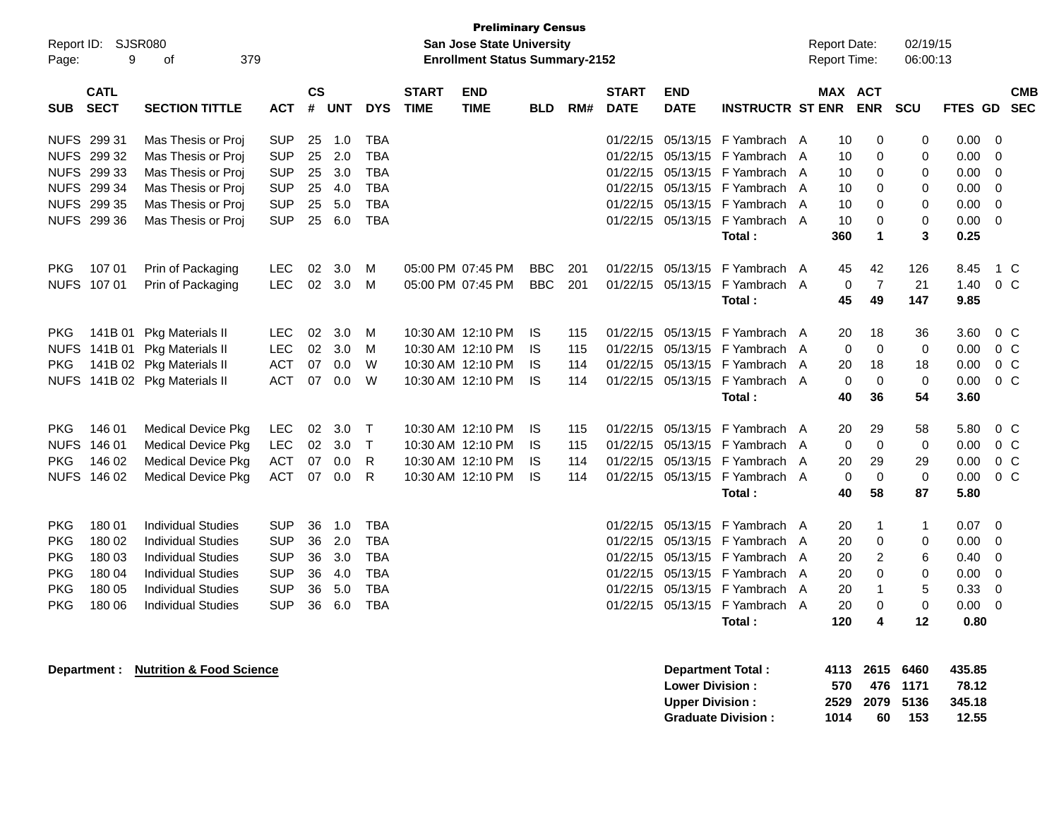**Preliminary Census**
**San Jose State University**
**Enrollment Status Summary-2152**

Report ID: SJSR080
Report Date: 02/19/15
Report Time: 06:00:13

| SUB | CATL SECT | SECTION TITTLE | ACT | CS # | UNT | DYS | START TIME | END TIME | BLD | RM# | START DATE | END DATE | INSTRUCTR | ST | MAX ENR | ACT ENR | SCU | FTES | GD | CMB SEC |
|---|---|---|---|---|---|---|---|---|---|---|---|---|---|---|---|---|---|---|---|---|
| NUFS | 299 31 | Mas Thesis or Proj | SUP | 25 | 1.0 | TBA | | | | | 01/22/15 | 05/13/15 | F Yambrach | A | 10 | 0 | 0 | 0.00 | 0 | |
| NUFS | 299 32 | Mas Thesis or Proj | SUP | 25 | 2.0 | TBA | | | | | 01/22/15 | 05/13/15 | F Yambrach | A | 10 | 0 | 0 | 0.00 | 0 | |
| NUFS | 299 33 | Mas Thesis or Proj | SUP | 25 | 3.0 | TBA | | | | | 01/22/15 | 05/13/15 | F Yambrach | A | 10 | 0 | 0 | 0.00 | 0 | |
| NUFS | 299 34 | Mas Thesis or Proj | SUP | 25 | 4.0 | TBA | | | | | 01/22/15 | 05/13/15 | F Yambrach | A | 10 | 0 | 0 | 0.00 | 0 | |
| NUFS | 299 35 | Mas Thesis or Proj | SUP | 25 | 5.0 | TBA | | | | | 01/22/15 | 05/13/15 | F Yambrach | A | 10 | 0 | 0 | 0.00 | 0 | |
| NUFS | 299 36 | Mas Thesis or Proj | SUP | 25 | 6.0 | TBA | | | | | 01/22/15 | 05/13/15 | F Yambrach | A | 10 | 0 | 0 | 0.00 | 0 | |
| | | | | | | | | | | | | | **Total :** | | **360** | **1** | **3** | **0.25** | | |
| PKG | 107 01 | Prin of Packaging | LEC | 02 | 3.0 | M | 05:00 PM | 07:45 PM | BBC | 201 | 01/22/15 | 05/13/15 | F Yambrach | A | 45 | 42 | 126 | 8.45 | 1 | C |
| NUFS | 107 01 | Prin of Packaging | LEC | 02 | 3.0 | M | 05:00 PM | 07:45 PM | BBC | 201 | 01/22/15 | 05/13/15 | F Yambrach | A | 0 | 7 | 21 | 1.40 | 0 | C |
| | | | | | | | | | | | | | **Total :** | | **45** | **49** | **147** | **9.85** | | |
| PKG | 141B 01 | Pkg Materials II | LEC | 02 | 3.0 | M | 10:30 AM | 12:10 PM | IS | 115 | 01/22/15 | 05/13/15 | F Yambrach | A | 20 | 18 | 36 | 3.60 | 0 | C |
| NUFS | 141B 01 | Pkg Materials II | LEC | 02 | 3.0 | M | 10:30 AM | 12:10 PM | IS | 115 | 01/22/15 | 05/13/15 | F Yambrach | A | 0 | 0 | 0 | 0.00 | 0 | C |
| PKG | 141B 02 | Pkg Materials II | ACT | 07 | 0.0 | W | 10:30 AM | 12:10 PM | IS | 114 | 01/22/15 | 05/13/15 | F Yambrach | A | 20 | 18 | 18 | 0.00 | 0 | C |
| NUFS | 141B 02 | Pkg Materials II | ACT | 07 | 0.0 | W | 10:30 AM | 12:10 PM | IS | 114 | 01/22/15 | 05/13/15 | F Yambrach | A | 0 | 0 | 0 | 0.00 | 0 | C |
| | | | | | | | | | | | | | **Total :** | | **40** | **36** | **54** | **3.60** | | |
| PKG | 146 01 | Medical Device Pkg | LEC | 02 | 3.0 | T | 10:30 AM | 12:10 PM | IS | 115 | 01/22/15 | 05/13/15 | F Yambrach | A | 20 | 29 | 58 | 5.80 | 0 | C |
| NUFS | 146 01 | Medical Device Pkg | LEC | 02 | 3.0 | T | 10:30 AM | 12:10 PM | IS | 115 | 01/22/15 | 05/13/15 | F Yambrach | A | 0 | 0 | 0 | 0.00 | 0 | C |
| PKG | 146 02 | Medical Device Pkg | ACT | 07 | 0.0 | R | 10:30 AM | 12:10 PM | IS | 114 | 01/22/15 | 05/13/15 | F Yambrach | A | 20 | 29 | 29 | 0.00 | 0 | C |
| NUFS | 146 02 | Medical Device Pkg | ACT | 07 | 0.0 | R | 10:30 AM | 12:10 PM | IS | 114 | 01/22/15 | 05/13/15 | F Yambrach | A | 0 | 0 | 0 | 0.00 | 0 | C |
| | | | | | | | | | | | | | **Total :** | | **40** | **58** | **87** | **5.80** | | |
| PKG | 180 01 | Individual Studies | SUP | 36 | 1.0 | TBA | | | | | 01/22/15 | 05/13/15 | F Yambrach | A | 20 | 1 | 1 | 0.07 | 0 | |
| PKG | 180 02 | Individual Studies | SUP | 36 | 2.0 | TBA | | | | | 01/22/15 | 05/13/15 | F Yambrach | A | 20 | 0 | 0 | 0.00 | 0 | |
| PKG | 180 03 | Individual Studies | SUP | 36 | 3.0 | TBA | | | | | 01/22/15 | 05/13/15 | F Yambrach | A | 20 | 2 | 6 | 0.40 | 0 | |
| PKG | 180 04 | Individual Studies | SUP | 36 | 4.0 | TBA | | | | | 01/22/15 | 05/13/15 | F Yambrach | A | 20 | 0 | 0 | 0.00 | 0 | |
| PKG | 180 05 | Individual Studies | SUP | 36 | 5.0 | TBA | | | | | 01/22/15 | 05/13/15 | F Yambrach | A | 20 | 1 | 5 | 0.33 | 0 | |
| PKG | 180 06 | Individual Studies | SUP | 36 | 6.0 | TBA | | | | | 01/22/15 | 05/13/15 | F Yambrach | A | 20 | 0 | 0 | 0.00 | 0 | |
| | | | | | | | | | | | | | **Total :** | | **120** | **4** | **12** | **0.80** | | |

**Department : Nutrition & Food Science**

| | MAX ENR | ACT ENR | SCU | FTES |
|---|---|---|---|---|
| **Department Total :** | **4113** | **2615** | **6460** | **435.85** |
| **Lower Division :** | **570** | **476** | **1171** | **78.12** |
| **Upper Division :** | **2529** | **2079** | **5136** | **345.18** |
| **Graduate Division :** | **1014** | **60** | **153** | **12.55** |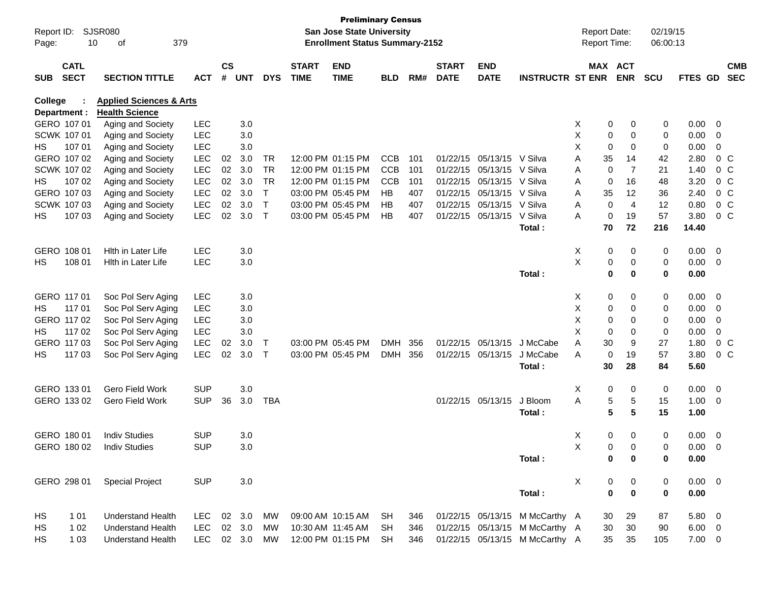**Preliminary Census**
**San Jose State University**
**Enrollment Status Summary-2152**

Report ID: SJSR080
Report Date: 02/19/15
Report Time: 06:00:13

| SUB | CATL SECT | SECTION TITTLE | ACT | CS # | UNT | DYS | START TIME | END TIME | BLD | RM# | START DATE | END DATE | INSTRUCTR | ST | MAX ENR | ACT ENR | SCU | FTES | GD | CMB SEC |
|---|---|---|---|---|---|---|---|---|---|---|---|---|---|---|---|---|---|---|---|---|
| **College :** | | **Applied Sciences & Arts** | | | | | | | | | | | | | | | | | | |
| **Department :** | | **Health Science** | | | | | | | | | | | | | | | | | | |
| GERO | 107 01 | Aging and Society | LEC | | 3.0 | | | | | | | | | X | 0 | 0 | 0 | 0.00 | 0 | |
| SCWK | 107 01 | Aging and Society | LEC | | 3.0 | | | | | | | | | X | 0 | 0 | 0 | 0.00 | 0 | |
| HS | 107 01 | Aging and Society | LEC | | 3.0 | | | | | | | | | X | 0 | 0 | 0 | 0.00 | 0 | |
| GERO | 107 02 | Aging and Society | LEC | 02 | 3.0 | TR | 12:00 PM | 01:15 PM | CCB | 101 | 01/22/15 | 05/13/15 | V Silva | A | 35 | 14 | 42 | 2.80 | 0 | C |
| SCWK | 107 02 | Aging and Society | LEC | 02 | 3.0 | TR | 12:00 PM | 01:15 PM | CCB | 101 | 01/22/15 | 05/13/15 | V Silva | A | 0 | 7 | 21 | 1.40 | 0 | C |
| HS | 107 02 | Aging and Society | LEC | 02 | 3.0 | TR | 12:00 PM | 01:15 PM | CCB | 101 | 01/22/15 | 05/13/15 | V Silva | A | 0 | 16 | 48 | 3.20 | 0 | C |
| GERO | 107 03 | Aging and Society | LEC | 02 | 3.0 | T | 03:00 PM | 05:45 PM | HB | 407 | 01/22/15 | 05/13/15 | V Silva | A | 35 | 12 | 36 | 2.40 | 0 | C |
| SCWK | 107 03 | Aging and Society | LEC | 02 | 3.0 | T | 03:00 PM | 05:45 PM | HB | 407 | 01/22/15 | 05/13/15 | V Silva | A | 0 | 4 | 12 | 0.80 | 0 | C |
| HS | 107 03 | Aging and Society | LEC | 02 | 3.0 | T | 03:00 PM | 05:45 PM | HB | 407 | 01/22/15 | 05/13/15 | V Silva | A | 0 | 19 | 57 | 3.80 | 0 | C |
| | | | | | | | | | | | | | **Total :** | | **70** | **72** | **216** | **14.40** | | |
| GERO | 108 01 | Hlth in Later Life | LEC | | 3.0 | | | | | | | | | X | 0 | 0 | 0 | 0.00 | 0 | |
| HS | 108 01 | Hlth in Later Life | LEC | | 3.0 | | | | | | | | | X | 0 | 0 | 0 | 0.00 | 0 | |
| | | | | | | | | | | | | | **Total :** | | **0** | **0** | **0** | **0.00** | | |
| GERO | 117 01 | Soc Pol Serv Aging | LEC | | 3.0 | | | | | | | | | X | 0 | 0 | 0 | 0.00 | 0 | |
| HS | 117 01 | Soc Pol Serv Aging | LEC | | 3.0 | | | | | | | | | X | 0 | 0 | 0 | 0.00 | 0 | |
| GERO | 117 02 | Soc Pol Serv Aging | LEC | | 3.0 | | | | | | | | | X | 0 | 0 | 0 | 0.00 | 0 | |
| HS | 117 02 | Soc Pol Serv Aging | LEC | | 3.0 | | | | | | | | | X | 0 | 0 | 0 | 0.00 | 0 | |
| GERO | 117 03 | Soc Pol Serv Aging | LEC | 02 | 3.0 | T | 03:00 PM | 05:45 PM | DMH | 356 | 01/22/15 | 05/13/15 | J McCabe | A | 30 | 9 | 27 | 1.80 | 0 | C |
| HS | 117 03 | Soc Pol Serv Aging | LEC | 02 | 3.0 | T | 03:00 PM | 05:45 PM | DMH | 356 | 01/22/15 | 05/13/15 | J McCabe | A | 0 | 19 | 57 | 3.80 | 0 | C |
| | | | | | | | | | | | | | **Total :** | | **30** | **28** | **84** | **5.60** | | |
| GERO | 133 01 | Gero Field Work | SUP | | 3.0 | | | | | | | | | X | 0 | 0 | 0 | 0.00 | 0 | |
| GERO | 133 02 | Gero Field Work | SUP | 36 | 3.0 | TBA | | | | | 01/22/15 | 05/13/15 | J Bloom | A | 5 | 5 | 15 | 1.00 | 0 | |
| | | | | | | | | | | | | | **Total :** | | **5** | **5** | **15** | **1.00** | | |
| GERO | 180 01 | Indiv Studies | SUP | | 3.0 | | | | | | | | | X | 0 | 0 | 0 | 0.00 | 0 | |
| GERO | 180 02 | Indiv Studies | SUP | | 3.0 | | | | | | | | | X | 0 | 0 | 0 | 0.00 | 0 | |
| | | | | | | | | | | | | | **Total :** | | **0** | **0** | **0** | **0.00** | | |
| GERO | 298 01 | Special Project | SUP | | 3.0 | | | | | | | | | X | 0 | 0 | 0 | 0.00 | 0 | |
| | | | | | | | | | | | | | **Total :** | | **0** | **0** | **0** | **0.00** | | |
| HS | 1 01 | Understand Health | LEC | 02 | 3.0 | MW | 09:00 AM | 10:15 AM | SH | 346 | 01/22/15 | 05/13/15 | M McCarthy | A | 30 | 29 | 87 | 5.80 | 0 | |
| HS | 1 02 | Understand Health | LEC | 02 | 3.0 | MW | 10:30 AM | 11:45 AM | SH | 346 | 01/22/15 | 05/13/15 | M McCarthy | A | 30 | 30 | 90 | 6.00 | 0 | |
| HS | 1 03 | Understand Health | LEC | 02 | 3.0 | MW | 12:00 PM | 01:15 PM | SH | 346 | 01/22/15 | 05/13/15 | M McCarthy | A | 35 | 35 | 105 | 7.00 | 0 | |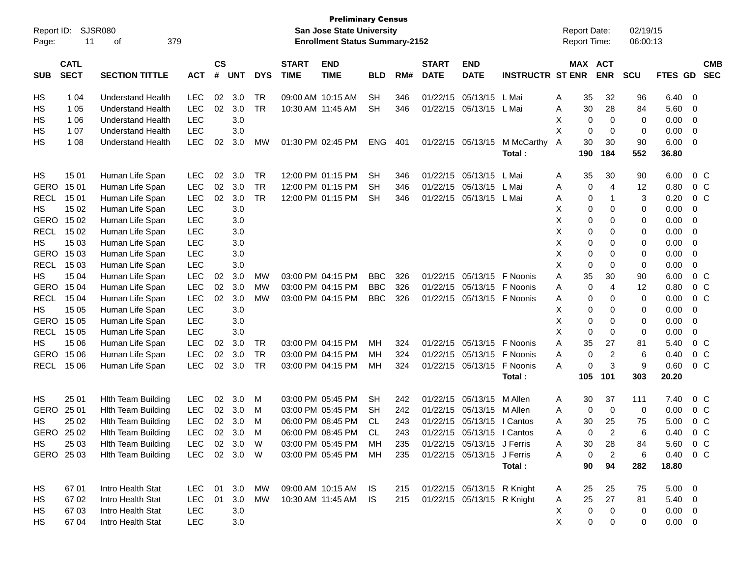**Preliminary Census**
**San Jose State University**
**Enrollment Status Summary-2152**

Report ID: SJSR080
Report Date: 02/19/15
Report Time: 06:00:13

| SUB | CATL SECT | SECTION TITTLE | ACT | CS # | UNT | DYS | START TIME | END TIME | BLD | RM# | START DATE | END DATE | INSTRUCTR | ST | MAX ENR | ACT ENR | SCU | FTES | GD | CMB SEC |
|---|---|---|---|---|---|---|---|---|---|---|---|---|---|---|---|---|---|---|---|---|
| HS | 1 04 | Understand Health | LEC | 02 | 3.0 | TR | 09:00 AM | 10:15 AM | SH | 346 | 01/22/15 | 05/13/15 | L Mai | A | 35 | 32 | 96 | 6.40 | 0 | |
| HS | 1 05 | Understand Health | LEC | 02 | 3.0 | TR | 10:30 AM | 11:45 AM | SH | 346 | 01/22/15 | 05/13/15 | L Mai | A | 30 | 28 | 84 | 5.60 | 0 | |
| HS | 1 06 | Understand Health | LEC | | 3.0 | | | | | | | | | X | 0 | 0 | 0 | 0.00 | 0 | |
| HS | 1 07 | Understand Health | LEC | | 3.0 | | | | | | | | | X | 0 | 0 | 0 | 0.00 | 0 | |
| HS | 1 08 | Understand Health | LEC | 02 | 3.0 | MW | 01:30 PM | 02:45 PM | ENG | 401 | 01/22/15 | 05/13/15 | M McCarthy | A | 30 | 30 | 90 | 6.00 | 0 | |
| | | | | | | | | | | | | | **Total :** | | **190** | **184** | **552** | **36.80** | | |
| HS | 15 01 | Human Life Span | LEC | 02 | 3.0 | TR | 12:00 PM | 01:15 PM | SH | 346 | 01/22/15 | 05/13/15 | L Mai | A | 35 | 30 | 90 | 6.00 | 0 | C |
| GERO | 15 01 | Human Life Span | LEC | 02 | 3.0 | TR | 12:00 PM | 01:15 PM | SH | 346 | 01/22/15 | 05/13/15 | L Mai | A | 0 | 4 | 12 | 0.80 | 0 | C |
| RECL | 15 01 | Human Life Span | LEC | 02 | 3.0 | TR | 12:00 PM | 01:15 PM | SH | 346 | 01/22/15 | 05/13/15 | L Mai | A | 0 | 1 | 3 | 0.20 | 0 | C |
| HS | 15 02 | Human Life Span | LEC | | 3.0 | | | | | | | | | X | 0 | 0 | 0 | 0.00 | 0 | |
| GERO | 15 02 | Human Life Span | LEC | | 3.0 | | | | | | | | | X | 0 | 0 | 0 | 0.00 | 0 | |
| RECL | 15 02 | Human Life Span | LEC | | 3.0 | | | | | | | | | X | 0 | 0 | 0 | 0.00 | 0 | |
| HS | 15 03 | Human Life Span | LEC | | 3.0 | | | | | | | | | X | 0 | 0 | 0 | 0.00 | 0 | |
| GERO | 15 03 | Human Life Span | LEC | | 3.0 | | | | | | | | | X | 0 | 0 | 0 | 0.00 | 0 | |
| RECL | 15 03 | Human Life Span | LEC | | 3.0 | | | | | | | | | X | 0 | 0 | 0 | 0.00 | 0 | |
| HS | 15 04 | Human Life Span | LEC | 02 | 3.0 | MW | 03:00 PM | 04:15 PM | BBC | 326 | 01/22/15 | 05/13/15 | F Noonis | A | 35 | 30 | 90 | 6.00 | 0 | C |
| GERO | 15 04 | Human Life Span | LEC | 02 | 3.0 | MW | 03:00 PM | 04:15 PM | BBC | 326 | 01/22/15 | 05/13/15 | F Noonis | A | 0 | 4 | 12 | 0.80 | 0 | C |
| RECL | 15 04 | Human Life Span | LEC | 02 | 3.0 | MW | 03:00 PM | 04:15 PM | BBC | 326 | 01/22/15 | 05/13/15 | F Noonis | A | 0 | 0 | 0 | 0.00 | 0 | C |
| HS | 15 05 | Human Life Span | LEC | | 3.0 | | | | | | | | | X | 0 | 0 | 0 | 0.00 | 0 | |
| GERO | 15 05 | Human Life Span | LEC | | 3.0 | | | | | | | | | X | 0 | 0 | 0 | 0.00 | 0 | |
| RECL | 15 05 | Human Life Span | LEC | | 3.0 | | | | | | | | | X | 0 | 0 | 0 | 0.00 | 0 | |
| HS | 15 06 | Human Life Span | LEC | 02 | 3.0 | TR | 03:00 PM | 04:15 PM | MH | 324 | 01/22/15 | 05/13/15 | F Noonis | A | 35 | 27 | 81 | 5.40 | 0 | C |
| GERO | 15 06 | Human Life Span | LEC | 02 | 3.0 | TR | 03:00 PM | 04:15 PM | MH | 324 | 01/22/15 | 05/13/15 | F Noonis | A | 0 | 2 | 6 | 0.40 | 0 | C |
| RECL | 15 06 | Human Life Span | LEC | 02 | 3.0 | TR | 03:00 PM | 04:15 PM | MH | 324 | 01/22/15 | 05/13/15 | F Noonis | A | 0 | 3 | 9 | 0.60 | 0 | C |
| | | | | | | | | | | | | | **Total :** | | **105** | **101** | **303** | **20.20** | | |
| HS | 25 01 | Hlth Team Building | LEC | 02 | 3.0 | M | 03:00 PM | 05:45 PM | SH | 242 | 01/22/15 | 05/13/15 | M Allen | A | 30 | 37 | 111 | 7.40 | 0 | C |
| GERO | 25 01 | Hlth Team Building | LEC | 02 | 3.0 | M | 03:00 PM | 05:45 PM | SH | 242 | 01/22/15 | 05/13/15 | M Allen | A | 0 | 0 | 0 | 0.00 | 0 | C |
| HS | 25 02 | Hlth Team Building | LEC | 02 | 3.0 | M | 06:00 PM | 08:45 PM | CL | 243 | 01/22/15 | 05/13/15 | I Cantos | A | 30 | 25 | 75 | 5.00 | 0 | C |
| GERO | 25 02 | Hlth Team Building | LEC | 02 | 3.0 | M | 06:00 PM | 08:45 PM | CL | 243 | 01/22/15 | 05/13/15 | I Cantos | A | 0 | 2 | 6 | 0.40 | 0 | C |
| HS | 25 03 | Hlth Team Building | LEC | 02 | 3.0 | W | 03:00 PM | 05:45 PM | MH | 235 | 01/22/15 | 05/13/15 | J Ferris | A | 30 | 28 | 84 | 5.60 | 0 | C |
| GERO | 25 03 | Hlth Team Building | LEC | 02 | 3.0 | W | 03:00 PM | 05:45 PM | MH | 235 | 01/22/15 | 05/13/15 | J Ferris | A | 0 | 2 | 6 | 0.40 | 0 | C |
| | | | | | | | | | | | | | **Total :** | | **90** | **94** | **282** | **18.80** | | |
| HS | 67 01 | Intro Health Stat | LEC | 01 | 3.0 | MW | 09:00 AM | 10:15 AM | IS | 215 | 01/22/15 | 05/13/15 | R Knight | A | 25 | 25 | 75 | 5.00 | 0 | |
| HS | 67 02 | Intro Health Stat | LEC | 01 | 3.0 | MW | 10:30 AM | 11:45 AM | IS | 215 | 01/22/15 | 05/13/15 | R Knight | A | 25 | 27 | 81 | 5.40 | 0 | |
| HS | 67 03 | Intro Health Stat | LEC | | 3.0 | | | | | | | | | X | 0 | 0 | 0 | 0.00 | 0 | |
| HS | 67 04 | Intro Health Stat | LEC | | 3.0 | | | | | | | | | X | 0 | 0 | 0 | 0.00 | 0 | |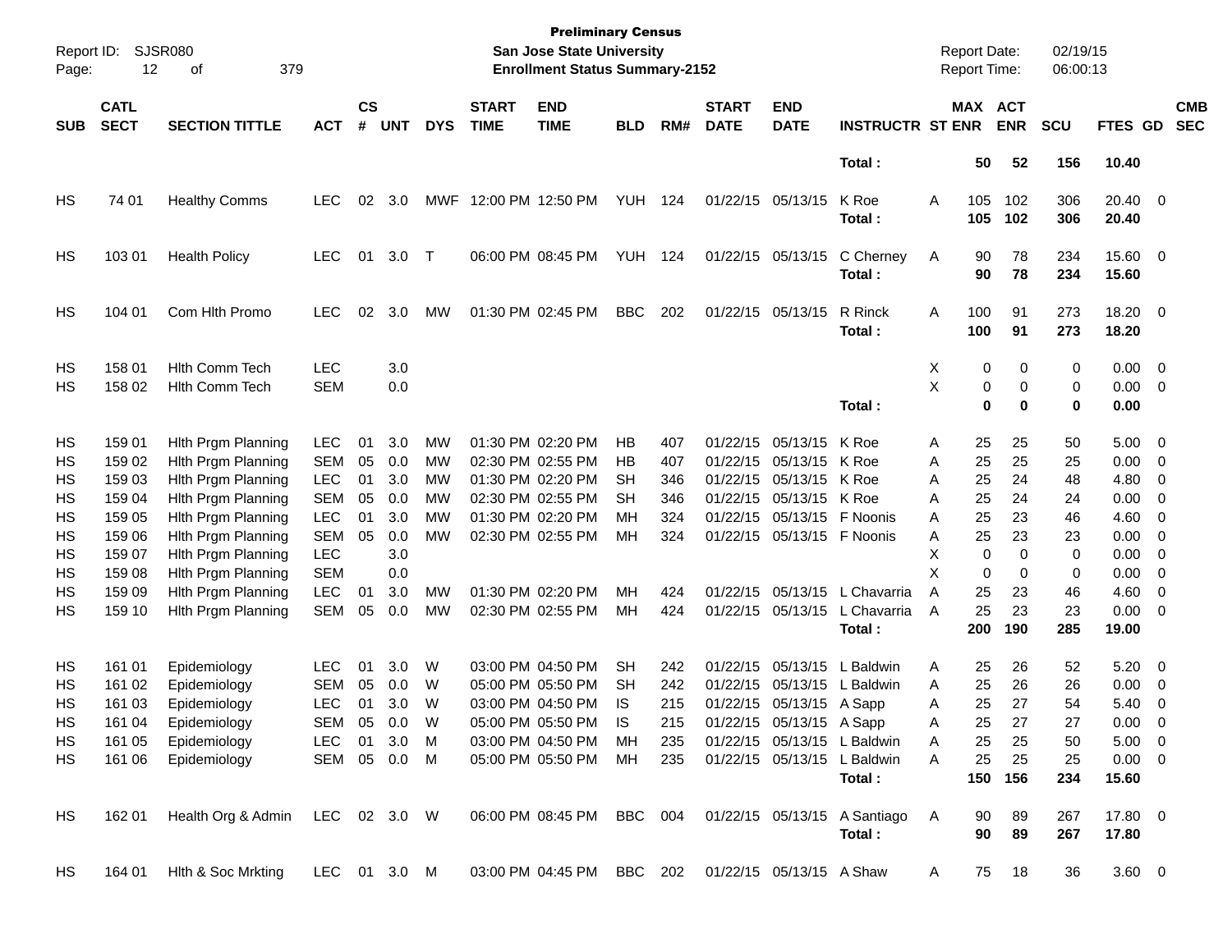**Preliminary Census**
**San Jose State University**
**Enrollment Status Summary-2152**

Report ID: SJSR080
Report Date: 02/19/15
Report Time: 06:00:13

| SUB | CATL SECT | SECTION TITTLE | ACT | CS # | UNT | DYS | START TIME | END TIME | BLD | RM# | START DATE | END DATE | INSTRUCTR | ST | MAX ENR | ACT ENR | SCU | FTES | GD | CMB SEC |
|---|---|---|---|---|---|---|---|---|---|---|---|---|---|---|---|---|---|---|---|---|
| | | | | | | | | | | | | | **Total :** | | **50** | **52** | **156** | **10.40** | | |
| HS | 74 01 | Healthy Comms | LEC | 02 | 3.0 | MWF | 12:00 PM | 12:50 PM | YUH | 124 | 01/22/15 | 05/13/15 | K Roe | A | 105 | 102 | 306 | 20.40 | 0 | |
| | | | | | | | | | | | | | **Total :** | | **105** | **102** | **306** | **20.40** | | |
| HS | 103 01 | Health Policy | LEC | 01 | 3.0 | T | 06:00 PM | 08:45 PM | YUH | 124 | 01/22/15 | 05/13/15 | C Cherney | A | 90 | 78 | 234 | 15.60 | 0 | |
| | | | | | | | | | | | | | **Total :** | | **90** | **78** | **234** | **15.60** | | |
| HS | 104 01 | Com Hlth Promo | LEC | 02 | 3.0 | MW | 01:30 PM | 02:45 PM | BBC | 202 | 01/22/15 | 05/13/15 | R Rinck | A | 100 | 91 | 273 | 18.20 | 0 | |
| | | | | | | | | | | | | | **Total :** | | **100** | **91** | **273** | **18.20** | | |
| HS | 158 01 | Hlth Comm Tech | LEC | | 3.0 | | | | | | | | | X | 0 | 0 | 0 | 0.00 | 0 | |
| HS | 158 02 | Hlth Comm Tech | SEM | | 0.0 | | | | | | | | | X | 0 | 0 | 0 | 0.00 | 0 | |
| | | | | | | | | | | | | | **Total :** | | **0** | **0** | **0** | **0.00** | | |
| HS | 159 01 | Hlth Prgm Planning | LEC | 01 | 3.0 | MW | 01:30 PM | 02:20 PM | HB | 407 | 01/22/15 | 05/13/15 | K Roe | A | 25 | 25 | 50 | 5.00 | 0 | |
| HS | 159 02 | Hlth Prgm Planning | SEM | 05 | 0.0 | MW | 02:30 PM | 02:55 PM | HB | 407 | 01/22/15 | 05/13/15 | K Roe | A | 25 | 25 | 25 | 0.00 | 0 | |
| HS | 159 03 | Hlth Prgm Planning | LEC | 01 | 3.0 | MW | 01:30 PM | 02:20 PM | SH | 346 | 01/22/15 | 05/13/15 | K Roe | A | 25 | 24 | 48 | 4.80 | 0 | |
| HS | 159 04 | Hlth Prgm Planning | SEM | 05 | 0.0 | MW | 02:30 PM | 02:55 PM | SH | 346 | 01/22/15 | 05/13/15 | K Roe | A | 25 | 24 | 24 | 0.00 | 0 | |
| HS | 159 05 | Hlth Prgm Planning | LEC | 01 | 3.0 | MW | 01:30 PM | 02:20 PM | MH | 324 | 01/22/15 | 05/13/15 | F Noonis | A | 25 | 23 | 46 | 4.60 | 0 | |
| HS | 159 06 | Hlth Prgm Planning | SEM | 05 | 0.0 | MW | 02:30 PM | 02:55 PM | MH | 324 | 01/22/15 | 05/13/15 | F Noonis | A | 25 | 23 | 23 | 0.00 | 0 | |
| HS | 159 07 | Hlth Prgm Planning | LEC | | 3.0 | | | | | | | | | X | 0 | 0 | 0 | 0.00 | 0 | |
| HS | 159 08 | Hlth Prgm Planning | SEM | | 0.0 | | | | | | | | | X | 0 | 0 | 0 | 0.00 | 0 | |
| HS | 159 09 | Hlth Prgm Planning | LEC | 01 | 3.0 | MW | 01:30 PM | 02:20 PM | MH | 424 | 01/22/15 | 05/13/15 | L Chavarria | A | 25 | 23 | 46 | 4.60 | 0 | |
| HS | 159 10 | Hlth Prgm Planning | SEM | 05 | 0.0 | MW | 02:30 PM | 02:55 PM | MH | 424 | 01/22/15 | 05/13/15 | L Chavarria | A | 25 | 23 | 23 | 0.00 | 0 | |
| | | | | | | | | | | | | | **Total :** | | **200** | **190** | **285** | **19.00** | | |
| HS | 161 01 | Epidemiology | LEC | 01 | 3.0 | W | 03:00 PM | 04:50 PM | SH | 242 | 01/22/15 | 05/13/15 | L Baldwin | A | 25 | 26 | 52 | 5.20 | 0 | |
| HS | 161 02 | Epidemiology | SEM | 05 | 0.0 | W | 05:00 PM | 05:50 PM | SH | 242 | 01/22/15 | 05/13/15 | L Baldwin | A | 25 | 26 | 26 | 0.00 | 0 | |
| HS | 161 03 | Epidemiology | LEC | 01 | 3.0 | W | 03:00 PM | 04:50 PM | IS | 215 | 01/22/15 | 05/13/15 | A Sapp | A | 25 | 27 | 54 | 5.40 | 0 | |
| HS | 161 04 | Epidemiology | SEM | 05 | 0.0 | W | 05:00 PM | 05:50 PM | IS | 215 | 01/22/15 | 05/13/15 | A Sapp | A | 25 | 27 | 27 | 0.00 | 0 | |
| HS | 161 05 | Epidemiology | LEC | 01 | 3.0 | M | 03:00 PM | 04:50 PM | MH | 235 | 01/22/15 | 05/13/15 | L Baldwin | A | 25 | 25 | 50 | 5.00 | 0 | |
| HS | 161 06 | Epidemiology | SEM | 05 | 0.0 | M | 05:00 PM | 05:50 PM | MH | 235 | 01/22/15 | 05/13/15 | L Baldwin | A | 25 | 25 | 25 | 0.00 | 0 | |
| | | | | | | | | | | | | | **Total :** | | **150** | **156** | **234** | **15.60** | | |
| HS | 162 01 | Health Org & Admin | LEC | 02 | 3.0 | W | 06:00 PM | 08:45 PM | BBC | 004 | 01/22/15 | 05/13/15 | A Santiago | A | 90 | 89 | 267 | 17.80 | 0 | |
| | | | | | | | | | | | | | **Total :** | | **90** | **89** | **267** | **17.80** | | |
| HS | 164 01 | Hlth & Soc Mrkting | LEC | 01 | 3.0 | M | 03:00 PM | 04:45 PM | BBC | 202 | 01/22/15 | 05/13/15 | A Shaw | A | 75 | 18 | 36 | 3.60 | 0 | |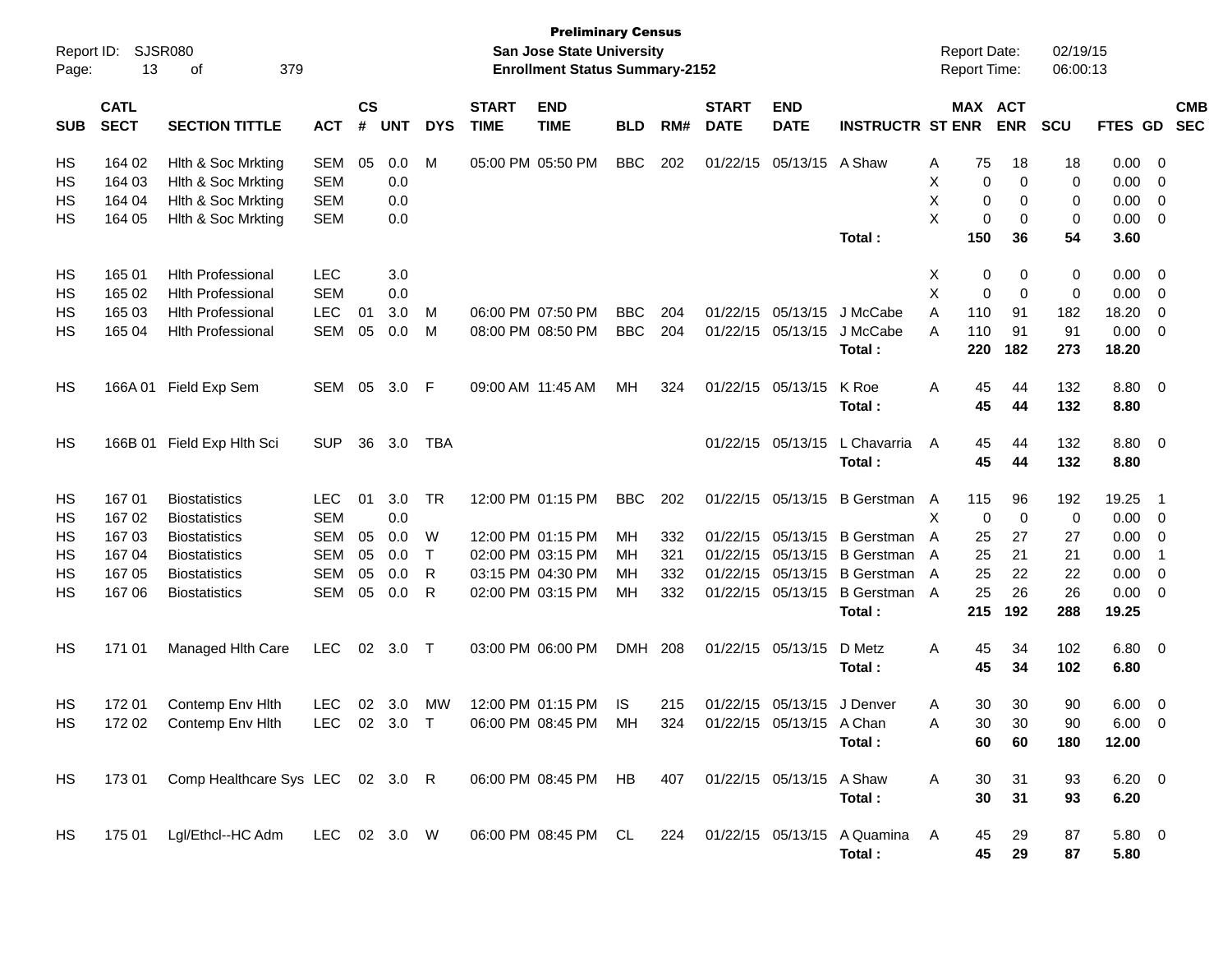**Preliminary Census**
**San Jose State University**
**Enrollment Status Summary-2152**

Report ID: SJSR080
Report Date: 02/19/15
Report Time: 06:00:13

| SUB | CATL SECT | SECTION TITTLE | ACT | CS # | UNT | DYS | START TIME | END TIME | BLD | RM# | START DATE | END DATE | INSTRUCTR | ST | MAX ENR | ACT ENR | SCU | FTES | GD | CMB SEC |
|---|---|---|---|---|---|---|---|---|---|---|---|---|---|---|---|---|---|---|---|---|
| HS | 164 02 | Hlth & Soc Mrkting | SEM | 05 | 0.0 | M | 05:00 PM | 05:50 PM | BBC | 202 | 01/22/15 | 05/13/15 | A Shaw | A | 75 | 18 | 18 | 0.00 | 0 | |
| HS | 164 03 | Hlth & Soc Mrkting | SEM | | 0.0 | | | | | | | | | X | 0 | 0 | 0 | 0.00 | 0 | |
| HS | 164 04 | Hlth & Soc Mrkting | SEM | | 0.0 | | | | | | | | | X | 0 | 0 | 0 | 0.00 | 0 | |
| HS | 164 05 | Hlth & Soc Mrkting | SEM | | 0.0 | | | | | | | | | X | 0 | 0 | 0 | 0.00 | 0 | |
| | | | | | | | | | | | | | **Total :** | | **150** | **36** | **54** | **3.60** | | |
| HS | 165 01 | Hlth Professional | LEC | | 3.0 | | | | | | | | | X | 0 | 0 | 0 | 0.00 | 0 | |
| HS | 165 02 | Hlth Professional | SEM | | 0.0 | | | | | | | | | X | 0 | 0 | 0 | 0.00 | 0 | |
| HS | 165 03 | Hlth Professional | LEC | 01 | 3.0 | M | 06:00 PM | 07:50 PM | BBC | 204 | 01/22/15 | 05/13/15 | J McCabe | A | 110 | 91 | 182 | 18.20 | 0 | |
| HS | 165 04 | Hlth Professional | SEM | 05 | 0.0 | M | 08:00 PM | 08:50 PM | BBC | 204 | 01/22/15 | 05/13/15 | J McCabe | A | 110 | 91 | 91 | 0.00 | 0 | |
| | | | | | | | | | | | | | **Total :** | | **220** | **182** | **273** | **18.20** | | |
| HS | 166A 01 | Field Exp Sem | SEM | 05 | 3.0 | F | 09:00 AM | 11:45 AM | MH | 324 | 01/22/15 | 05/13/15 | K Roe | A | 45 | 44 | 132 | 8.80 | 0 | |
| | | | | | | | | | | | | | **Total :** | | **45** | **44** | **132** | **8.80** | | |
| HS | 166B 01 | Field Exp Hlth Sci | SUP | 36 | 3.0 | TBA | | | | | 01/22/15 | 05/13/15 | L Chavarria | A | 45 | 44 | 132 | 8.80 | 0 | |
| | | | | | | | | | | | | | **Total :** | | **45** | **44** | **132** | **8.80** | | |
| HS | 167 01 | Biostatistics | LEC | 01 | 3.0 | TR | 12:00 PM | 01:15 PM | BBC | 202 | 01/22/15 | 05/13/15 | B Gerstman | A | 115 | 96 | 192 | 19.25 | 1 | |
| HS | 167 02 | Biostatistics | SEM | | 0.0 | | | | | | | | | X | 0 | 0 | 0 | 0.00 | 0 | |
| HS | 167 03 | Biostatistics | SEM | 05 | 0.0 | W | 12:00 PM | 01:15 PM | MH | 332 | 01/22/15 | 05/13/15 | B Gerstman | A | 25 | 27 | 27 | 0.00 | 0 | |
| HS | 167 04 | Biostatistics | SEM | 05 | 0.0 | T | 02:00 PM | 03:15 PM | MH | 321 | 01/22/15 | 05/13/15 | B Gerstman | A | 25 | 21 | 21 | 0.00 | 1 | |
| HS | 167 05 | Biostatistics | SEM | 05 | 0.0 | R | 03:15 PM | 04:30 PM | MH | 332 | 01/22/15 | 05/13/15 | B Gerstman | A | 25 | 22 | 22 | 0.00 | 0 | |
| HS | 167 06 | Biostatistics | SEM | 05 | 0.0 | R | 02:00 PM | 03:15 PM | MH | 332 | 01/22/15 | 05/13/15 | B Gerstman | A | 25 | 26 | 26 | 0.00 | 0 | |
| | | | | | | | | | | | | | **Total :** | | **215** | **192** | **288** | **19.25** | | |
| HS | 171 01 | Managed Hlth Care | LEC | 02 | 3.0 | T | 03:00 PM | 06:00 PM | DMH | 208 | 01/22/15 | 05/13/15 | D Metz | A | 45 | 34 | 102 | 6.80 | 0 | |
| | | | | | | | | | | | | | **Total :** | | **45** | **34** | **102** | **6.80** | | |
| HS | 172 01 | Contemp Env Hlth | LEC | 02 | 3.0 | MW | 12:00 PM | 01:15 PM | IS | 215 | 01/22/15 | 05/13/15 | J Denver | A | 30 | 30 | 90 | 6.00 | 0 | |
| HS | 172 02 | Contemp Env Hlth | LEC | 02 | 3.0 | T | 06:00 PM | 08:45 PM | MH | 324 | 01/22/15 | 05/13/15 | A Chan | A | 30 | 30 | 90 | 6.00 | 0 | |
| | | | | | | | | | | | | | **Total :** | | **60** | **60** | **180** | **12.00** | | |
| HS | 173 01 | Comp Healthcare Sys | LEC | 02 | 3.0 | R | 06:00 PM | 08:45 PM | HB | 407 | 01/22/15 | 05/13/15 | A Shaw | A | 30 | 31 | 93 | 6.20 | 0 | |
| | | | | | | | | | | | | | **Total :** | | **30** | **31** | **93** | **6.20** | | |
| HS | 175 01 | Lgl/Ethcl--HC Adm | LEC | 02 | 3.0 | W | 06:00 PM | 08:45 PM | CL | 224 | 01/22/15 | 05/13/15 | A Quamina | A | 45 | 29 | 87 | 5.80 | 0 | |
| | | | | | | | | | | | | | **Total :** | | **45** | **29** | **87** | **5.80** | | |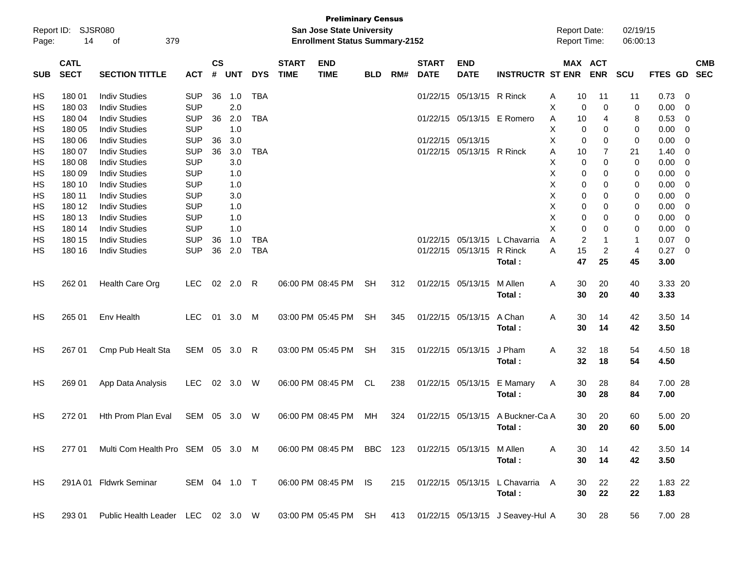**Preliminary Census**
**San Jose State University**
**Enrollment Status Summary-2152**

Report ID: SJSR080

Report Date: 02/19/15
Report Time: 06:00:13

| SUB | CATL SECT | SECTION TITTLE | ACT | CS # | UNT | DYS | START TIME | END TIME | BLD | RM# | START DATE | END DATE | INSTRUCTR | ST | MAX ENR | ACT ENR | SCU | FTES | GD | CMB SEC |
|---|---|---|---|---|---|---|---|---|---|---|---|---|---|---|---|---|---|---|---|---|
| HS | 180 01 | Indiv Studies | SUP | 36 | 1.0 | TBA | | | | | 01/22/15 | 05/13/15 | R Rinck | A | 10 | 11 | 11 | 0.73 | 0 | |
| HS | 180 03 | Indiv Studies | SUP | | 2.0 | | | | | | | | | X | 0 | 0 | 0 | 0.00 | 0 | |
| HS | 180 04 | Indiv Studies | SUP | 36 | 2.0 | TBA | | | | | 01/22/15 | 05/13/15 | E Romero | A | 10 | 4 | 8 | 0.53 | 0 | |
| HS | 180 05 | Indiv Studies | SUP | | 1.0 | | | | | | | | | X | 0 | 0 | 0 | 0.00 | 0 | |
| HS | 180 06 | Indiv Studies | SUP | 36 | 3.0 | | | | | | 01/22/15 | 05/13/15 | | X | 0 | 0 | 0 | 0.00 | 0 | |
| HS | 180 07 | Indiv Studies | SUP | 36 | 3.0 | TBA | | | | | 01/22/15 | 05/13/15 | R Rinck | A | 10 | 7 | 21 | 1.40 | 0 | |
| HS | 180 08 | Indiv Studies | SUP | | 3.0 | | | | | | | | | X | 0 | 0 | 0 | 0.00 | 0 | |
| HS | 180 09 | Indiv Studies | SUP | | 1.0 | | | | | | | | | X | 0 | 0 | 0 | 0.00 | 0 | |
| HS | 180 10 | Indiv Studies | SUP | | 1.0 | | | | | | | | | X | 0 | 0 | 0 | 0.00 | 0 | |
| HS | 180 11 | Indiv Studies | SUP | | 3.0 | | | | | | | | | X | 0 | 0 | 0 | 0.00 | 0 | |
| HS | 180 12 | Indiv Studies | SUP | | 1.0 | | | | | | | | | X | 0 | 0 | 0 | 0.00 | 0 | |
| HS | 180 13 | Indiv Studies | SUP | | 1.0 | | | | | | | | | X | 0 | 0 | 0 | 0.00 | 0 | |
| HS | 180 14 | Indiv Studies | SUP | | 1.0 | | | | | | | | | X | 0 | 0 | 0 | 0.00 | 0 | |
| HS | 180 15 | Indiv Studies | SUP | 36 | 1.0 | TBA | | | | | 01/22/15 | 05/13/15 | L Chavarria | A | 2 | 1 | 1 | 0.07 | 0 | |
| HS | 180 16 | Indiv Studies | SUP | 36 | 2.0 | TBA | | | | | 01/22/15 | 05/13/15 | R Rinck | A | 15 | 2 | 4 | 0.27 | 0 | |
| | | | | | | | | | | | | | **Total :** | | **47** | **25** | **45** | **3.00** | | |
| HS | 262 01 | Health Care Org | LEC | 02 | 2.0 | R | 06:00 PM | 08:45 PM | SH | 312 | 01/22/15 | 05/13/15 | M Allen | A | 30 | 20 | 40 | 3.33 | 20 | |
| | | | | | | | | | | | | | **Total :** | | **30** | **20** | **40** | **3.33** | | |
| HS | 265 01 | Env Health | LEC | 01 | 3.0 | M | 03:00 PM | 05:45 PM | SH | 345 | 01/22/15 | 05/13/15 | A Chan | A | 30 | 14 | 42 | 3.50 | 14 | |
| | | | | | | | | | | | | | **Total :** | | **30** | **14** | **42** | **3.50** | | |
| HS | 267 01 | Cmp Pub Healt Sta | SEM | 05 | 3.0 | R | 03:00 PM | 05:45 PM | SH | 315 | 01/22/15 | 05/13/15 | J Pham | A | 32 | 18 | 54 | 4.50 | 18 | |
| | | | | | | | | | | | | | **Total :** | | **32** | **18** | **54** | **4.50** | | |
| HS | 269 01 | App Data Analysis | LEC | 02 | 3.0 | W | 06:00 PM | 08:45 PM | CL | 238 | 01/22/15 | 05/13/15 | E Mamary | A | 30 | 28 | 84 | 7.00 | 28 | |
| | | | | | | | | | | | | | **Total :** | | **30** | **28** | **84** | **7.00** | | |
| HS | 272 01 | Hth Prom Plan Eval | SEM | 05 | 3.0 | W | 06:00 PM | 08:45 PM | MH | 324 | 01/22/15 | 05/13/15 | A Buckner-Ca | A | 30 | 20 | 60 | 5.00 | 20 | |
| | | | | | | | | | | | | | **Total :** | | **30** | **20** | **60** | **5.00** | | |
| HS | 277 01 | Multi Com Health Pro | SEM | 05 | 3.0 | M | 06:00 PM | 08:45 PM | BBC | 123 | 01/22/15 | 05/13/15 | M Allen | A | 30 | 14 | 42 | 3.50 | 14 | |
| | | | | | | | | | | | | | **Total :** | | **30** | **14** | **42** | **3.50** | | |
| HS | 291A 01 | Fldwrk Seminar | SEM | 04 | 1.0 | T | 06:00 PM | 08:45 PM | IS | 215 | 01/22/15 | 05/13/15 | L Chavarria | A | 30 | 22 | 22 | 1.83 | 22 | |
| | | | | | | | | | | | | | **Total :** | | **30** | **22** | **22** | **1.83** | | |
| HS | 293 01 | Public Health Leader | LEC | 02 | 3.0 | W | 03:00 PM | 05:45 PM | SH | 413 | 01/22/15 | 05/13/15 | J Seavey-Hul | A | 30 | 28 | 56 | 7.00 | 28 | |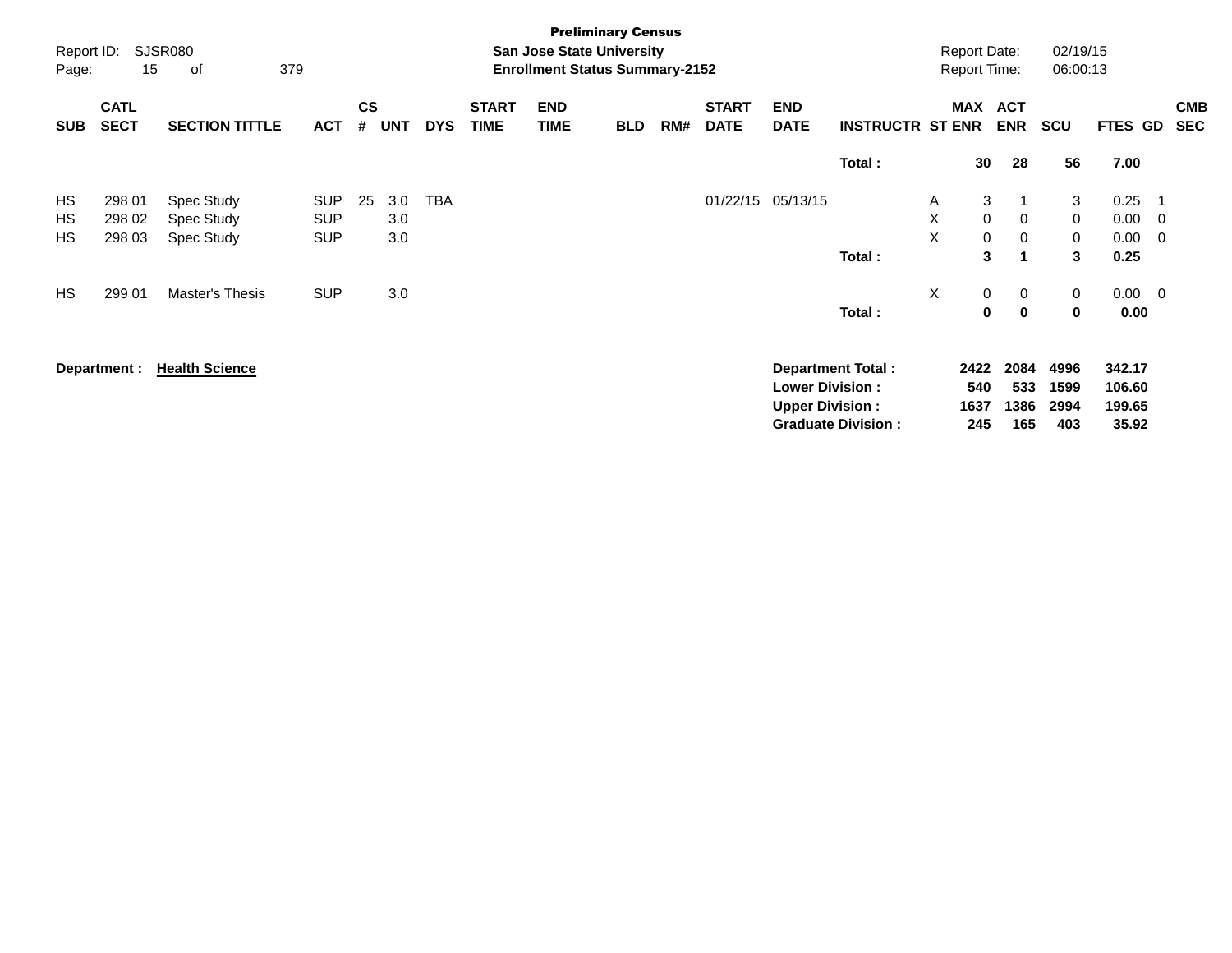**Preliminary Census**
**San Jose State University**
**Enrollment Status Summary-2152**

Report ID: SJSR080
Report Date: 02/19/15
Report Time: 06:00:13

| SUB | CATL SECT | SECTION TITTLE | ACT | CS # | UNT | DYS | START TIME | END TIME | BLD | RM# | START DATE | END DATE | INSTRUCTR | ST | MAX ENR | ACT ENR | SCU | FTES | GD | CMB SEC |
|---|---|---|---|---|---|---|---|---|---|---|---|---|---|---|---|---|---|---|---|---|
| | | | | | | | | | | | | | **Total :** | | **30** | **28** | **56** | **7.00** | | |
| HS | 298 01 | Spec Study | SUP | 25 | 3.0 | TBA | | | | | 01/22/15 | 05/13/15 | | A | 3 | 1 | 3 | 0.25 | 1 | |
| HS | 298 02 | Spec Study | SUP | | 3.0 | | | | | | | | | X | 0 | 0 | 0 | 0.00 | 0 | |
| HS | 298 03 | Spec Study | SUP | | 3.0 | | | | | | | | | X | 0 | 0 | 0 | 0.00 | 0 | |
| | | | | | | | | | | | | | **Total :** | | **3** | **1** | **3** | **0.25** | | |
| HS | 299 01 | Master's Thesis | SUP | | 3.0 | | | | | | | | | X | 0 | 0 | 0 | 0.00 | 0 | |
| | | | | | | | | | | | | | **Total :** | | **0** | **0** | **0** | **0.00** | | |

**Department : Health Science**

| | MAX ENR | ACT ENR | SCU | FTES |
|---|---|---|---|---|
| **Department Total :** | **2422** | **2084** | **4996** | **342.17** |
| **Lower Division :** | **540** | **533** | **1599** | **106.60** |
| **Upper Division :** | **1637** | **1386** | **2994** | **199.65** |
| **Graduate Division :** | **245** | **165** | **403** | **35.92** |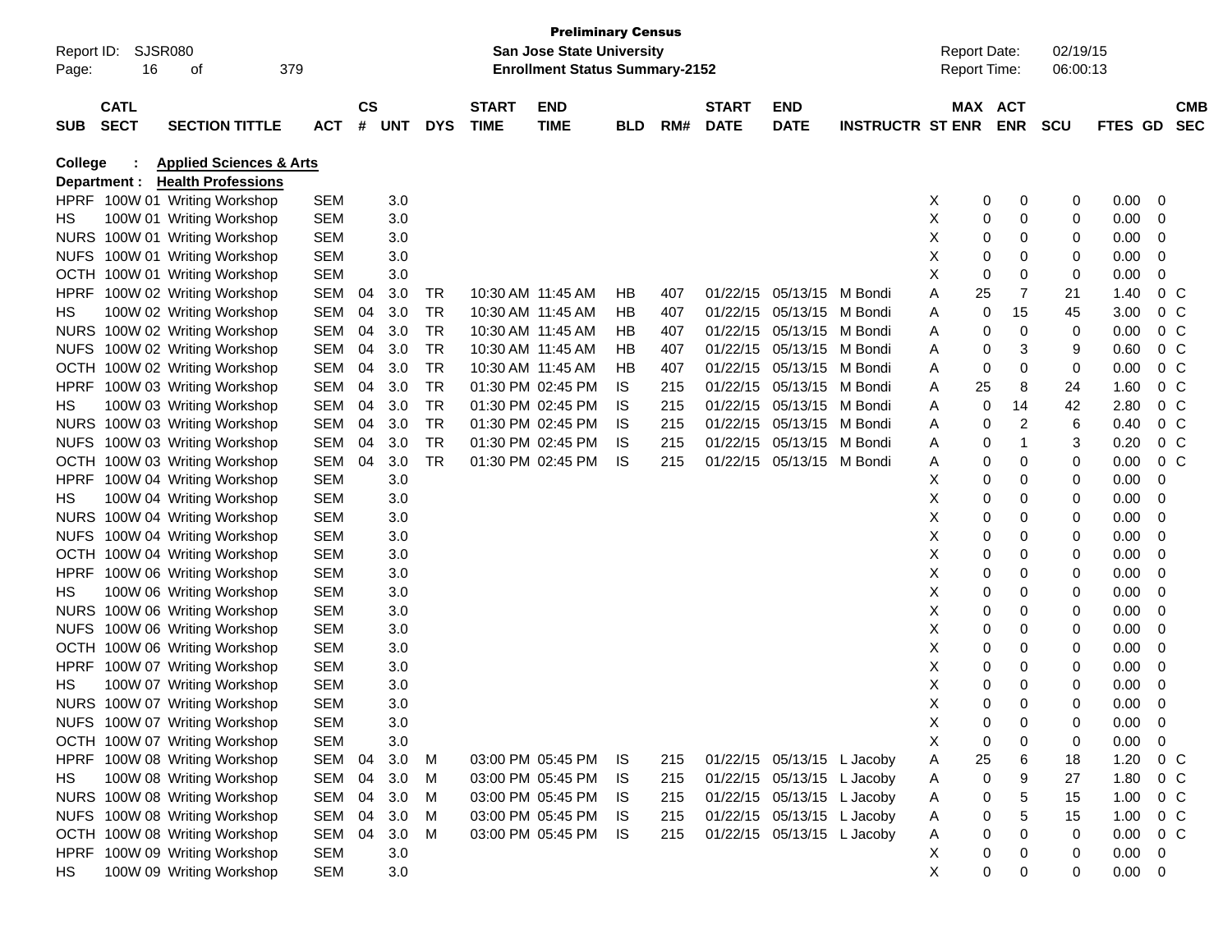**Preliminary Census**

Report ID: SJSR080
**San Jose State University**
**Enrollment Status Summary-2152**
Report Date: 02/19/15
Report Time: 06:00:13

**College : Applied Sciences & Arts**
**Department : Health Professions**

| SUB | CATL SECT | SECTION TITTLE | ACT | CS # | UNT | DYS | START TIME | END TIME | BLD | RM# | START DATE | END DATE | INSTRUCTR | ST | MAX ENR | ACT ENR | SCU | FTES | GD | CMB SEC |
|---|---|---|---|---|---|---|---|---|---|---|---|---|---|---|---|---|---|---|---|---|
| HPRF | 100W 01 | Writing Workshop | SEM | | 3.0 | | | | | | | | | X | 0 | 0 | 0 | 0.00 | 0 | |
| HS | 100W 01 | Writing Workshop | SEM | | 3.0 | | | | | | | | | X | 0 | 0 | 0 | 0.00 | 0 | |
| NURS | 100W 01 | Writing Workshop | SEM | | 3.0 | | | | | | | | | X | 0 | 0 | 0 | 0.00 | 0 | |
| NUFS | 100W 01 | Writing Workshop | SEM | | 3.0 | | | | | | | | | X | 0 | 0 | 0 | 0.00 | 0 | |
| OCTH | 100W 01 | Writing Workshop | SEM | | 3.0 | | | | | | | | | X | 0 | 0 | 0 | 0.00 | 0 | |
| HPRF | 100W 02 | Writing Workshop | SEM | 04 | 3.0 | TR | 10:30 AM | 11:45 AM | HB | 407 | 01/22/15 | 05/13/15 | M Bondi | A | 25 | 7 | 21 | 1.40 | 0 | C |
| HS | 100W 02 | Writing Workshop | SEM | 04 | 3.0 | TR | 10:30 AM | 11:45 AM | HB | 407 | 01/22/15 | 05/13/15 | M Bondi | A | 0 | 15 | 45 | 3.00 | 0 | C |
| NURS | 100W 02 | Writing Workshop | SEM | 04 | 3.0 | TR | 10:30 AM | 11:45 AM | HB | 407 | 01/22/15 | 05/13/15 | M Bondi | A | 0 | 0 | 0 | 0.00 | 0 | C |
| NUFS | 100W 02 | Writing Workshop | SEM | 04 | 3.0 | TR | 10:30 AM | 11:45 AM | HB | 407 | 01/22/15 | 05/13/15 | M Bondi | A | 0 | 3 | 9 | 0.60 | 0 | C |
| OCTH | 100W 02 | Writing Workshop | SEM | 04 | 3.0 | TR | 10:30 AM | 11:45 AM | HB | 407 | 01/22/15 | 05/13/15 | M Bondi | A | 0 | 0 | 0 | 0.00 | 0 | C |
| HPRF | 100W 03 | Writing Workshop | SEM | 04 | 3.0 | TR | 01:30 PM | 02:45 PM | IS | 215 | 01/22/15 | 05/13/15 | M Bondi | A | 25 | 8 | 24 | 1.60 | 0 | C |
| HS | 100W 03 | Writing Workshop | SEM | 04 | 3.0 | TR | 01:30 PM | 02:45 PM | IS | 215 | 01/22/15 | 05/13/15 | M Bondi | A | 0 | 14 | 42 | 2.80 | 0 | C |
| NURS | 100W 03 | Writing Workshop | SEM | 04 | 3.0 | TR | 01:30 PM | 02:45 PM | IS | 215 | 01/22/15 | 05/13/15 | M Bondi | A | 0 | 2 | 6 | 0.40 | 0 | C |
| NUFS | 100W 03 | Writing Workshop | SEM | 04 | 3.0 | TR | 01:30 PM | 02:45 PM | IS | 215 | 01/22/15 | 05/13/15 | M Bondi | A | 0 | 1 | 3 | 0.20 | 0 | C |
| OCTH | 100W 03 | Writing Workshop | SEM | 04 | 3.0 | TR | 01:30 PM | 02:45 PM | IS | 215 | 01/22/15 | 05/13/15 | M Bondi | A | 0 | 0 | 0 | 0.00 | 0 | C |
| HPRF | 100W 04 | Writing Workshop | SEM | | 3.0 | | | | | | | | | X | 0 | 0 | 0 | 0.00 | 0 | |
| HS | 100W 04 | Writing Workshop | SEM | | 3.0 | | | | | | | | | X | 0 | 0 | 0 | 0.00 | 0 | |
| NURS | 100W 04 | Writing Workshop | SEM | | 3.0 | | | | | | | | | X | 0 | 0 | 0 | 0.00 | 0 | |
| NUFS | 100W 04 | Writing Workshop | SEM | | 3.0 | | | | | | | | | X | 0 | 0 | 0 | 0.00 | 0 | |
| OCTH | 100W 04 | Writing Workshop | SEM | | 3.0 | | | | | | | | | X | 0 | 0 | 0 | 0.00 | 0 | |
| HPRF | 100W 06 | Writing Workshop | SEM | | 3.0 | | | | | | | | | X | 0 | 0 | 0 | 0.00 | 0 | |
| HS | 100W 06 | Writing Workshop | SEM | | 3.0 | | | | | | | | | X | 0 | 0 | 0 | 0.00 | 0 | |
| NURS | 100W 06 | Writing Workshop | SEM | | 3.0 | | | | | | | | | X | 0 | 0 | 0 | 0.00 | 0 | |
| NUFS | 100W 06 | Writing Workshop | SEM | | 3.0 | | | | | | | | | X | 0 | 0 | 0 | 0.00 | 0 | |
| OCTH | 100W 06 | Writing Workshop | SEM | | 3.0 | | | | | | | | | X | 0 | 0 | 0 | 0.00 | 0 | |
| HPRF | 100W 07 | Writing Workshop | SEM | | 3.0 | | | | | | | | | X | 0 | 0 | 0 | 0.00 | 0 | |
| HS | 100W 07 | Writing Workshop | SEM | | 3.0 | | | | | | | | | X | 0 | 0 | 0 | 0.00 | 0 | |
| NURS | 100W 07 | Writing Workshop | SEM | | 3.0 | | | | | | | | | X | 0 | 0 | 0 | 0.00 | 0 | |
| NUFS | 100W 07 | Writing Workshop | SEM | | 3.0 | | | | | | | | | X | 0 | 0 | 0 | 0.00 | 0 | |
| OCTH | 100W 07 | Writing Workshop | SEM | | 3.0 | | | | | | | | | X | 0 | 0 | 0 | 0.00 | 0 | |
| HPRF | 100W 08 | Writing Workshop | SEM | 04 | 3.0 | M | 03:00 PM | 05:45 PM | IS | 215 | 01/22/15 | 05/13/15 | L Jacoby | A | 25 | 6 | 18 | 1.20 | 0 | C |
| HS | 100W 08 | Writing Workshop | SEM | 04 | 3.0 | M | 03:00 PM | 05:45 PM | IS | 215 | 01/22/15 | 05/13/15 | L Jacoby | A | 0 | 9 | 27 | 1.80 | 0 | C |
| NURS | 100W 08 | Writing Workshop | SEM | 04 | 3.0 | M | 03:00 PM | 05:45 PM | IS | 215 | 01/22/15 | 05/13/15 | L Jacoby | A | 0 | 5 | 15 | 1.00 | 0 | C |
| NUFS | 100W 08 | Writing Workshop | SEM | 04 | 3.0 | M | 03:00 PM | 05:45 PM | IS | 215 | 01/22/15 | 05/13/15 | L Jacoby | A | 0 | 5 | 15 | 1.00 | 0 | C |
| OCTH | 100W 08 | Writing Workshop | SEM | 04 | 3.0 | M | 03:00 PM | 05:45 PM | IS | 215 | 01/22/15 | 05/13/15 | L Jacoby | A | 0 | 0 | 0 | 0.00 | 0 | C |
| HPRF | 100W 09 | Writing Workshop | SEM | | 3.0 | | | | | | | | | X | 0 | 0 | 0 | 0.00 | 0 | |
| HS | 100W 09 | Writing Workshop | SEM | | 3.0 | | | | | | | | | X | 0 | 0 | 0 | 0.00 | 0 | |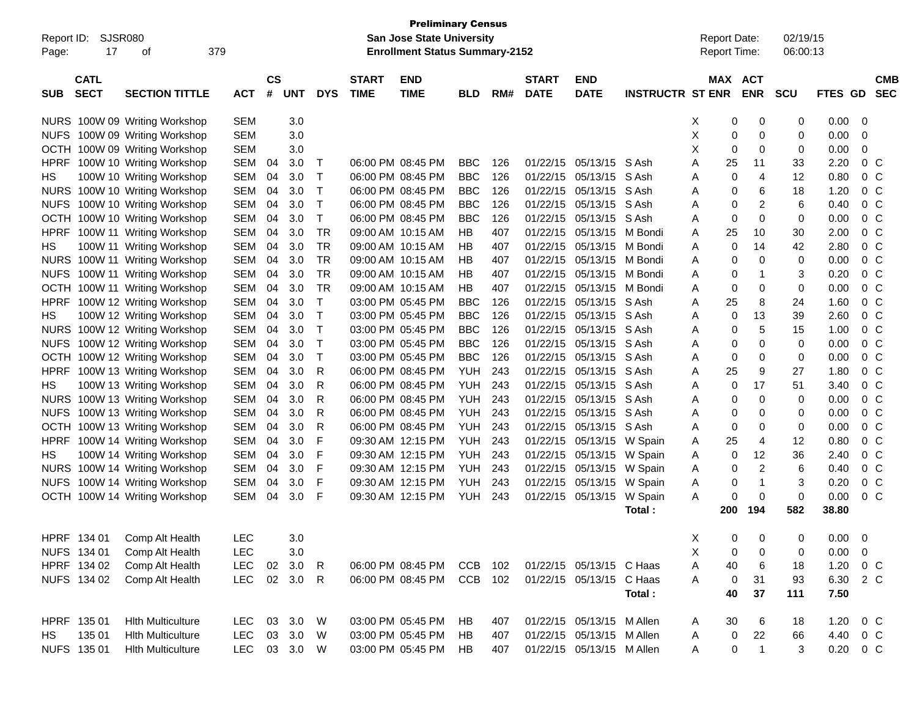**Preliminary Census**
**San Jose State University**
**Enrollment Status Summary-2152**

Report ID: SJSR080
Report Date: 02/19/15
Report Time: 06:00:13

| SUB | CATL SECT | SECTION TITTLE | ACT | CS # | UNT | DYS | START TIME | END TIME | BLD | RM# | START DATE | END DATE | INSTRUCTR | ST | MAX ENR | ACT ENR | SCU | FTES | GD | CMB SEC |
|---|---|---|---|---|---|---|---|---|---|---|---|---|---|---|---|---|---|---|---|---|
| NURS | 100W 09 | Writing Workshop | SEM | | 3.0 | | | | | | | | | X | 0 | 0 | 0 | 0.00 | 0 | |
| NUFS | 100W 09 | Writing Workshop | SEM | | 3.0 | | | | | | | | | X | 0 | 0 | 0 | 0.00 | 0 | |
| OCTH | 100W 09 | Writing Workshop | SEM | | 3.0 | | | | | | | | | X | 0 | 0 | 0 | 0.00 | 0 | |
| HPRF | 100W 10 | Writing Workshop | SEM | 04 | 3.0 | T | 06:00 PM | 08:45 PM | BBC | 126 | 01/22/15 | 05/13/15 | S Ash | A | 25 | 11 | 33 | 2.20 | 0 | C |
| HS | 100W 10 | Writing Workshop | SEM | 04 | 3.0 | T | 06:00 PM | 08:45 PM | BBC | 126 | 01/22/15 | 05/13/15 | S Ash | A | 0 | 4 | 12 | 0.80 | 0 | C |
| NURS | 100W 10 | Writing Workshop | SEM | 04 | 3.0 | T | 06:00 PM | 08:45 PM | BBC | 126 | 01/22/15 | 05/13/15 | S Ash | A | 0 | 6 | 18 | 1.20 | 0 | C |
| NUFS | 100W 10 | Writing Workshop | SEM | 04 | 3.0 | T | 06:00 PM | 08:45 PM | BBC | 126 | 01/22/15 | 05/13/15 | S Ash | A | 0 | 2 | 6 | 0.40 | 0 | C |
| OCTH | 100W 10 | Writing Workshop | SEM | 04 | 3.0 | T | 06:00 PM | 08:45 PM | BBC | 126 | 01/22/15 | 05/13/15 | S Ash | A | 0 | 0 | 0 | 0.00 | 0 | C |
| HPRF | 100W 11 | Writing Workshop | SEM | 04 | 3.0 | TR | 09:00 AM | 10:15 AM | HB | 407 | 01/22/15 | 05/13/15 | M Bondi | A | 25 | 10 | 30 | 2.00 | 0 | C |
| HS | 100W 11 | Writing Workshop | SEM | 04 | 3.0 | TR | 09:00 AM | 10:15 AM | HB | 407 | 01/22/15 | 05/13/15 | M Bondi | A | 0 | 14 | 42 | 2.80 | 0 | C |
| NURS | 100W 11 | Writing Workshop | SEM | 04 | 3.0 | TR | 09:00 AM | 10:15 AM | HB | 407 | 01/22/15 | 05/13/15 | M Bondi | A | 0 | 0 | 0 | 0.00 | 0 | C |
| NUFS | 100W 11 | Writing Workshop | SEM | 04 | 3.0 | TR | 09:00 AM | 10:15 AM | HB | 407 | 01/22/15 | 05/13/15 | M Bondi | A | 0 | 1 | 3 | 0.20 | 0 | C |
| OCTH | 100W 11 | Writing Workshop | SEM | 04 | 3.0 | TR | 09:00 AM | 10:15 AM | HB | 407 | 01/22/15 | 05/13/15 | M Bondi | A | 0 | 0 | 0 | 0.00 | 0 | C |
| HPRF | 100W 12 | Writing Workshop | SEM | 04 | 3.0 | T | 03:00 PM | 05:45 PM | BBC | 126 | 01/22/15 | 05/13/15 | S Ash | A | 25 | 8 | 24 | 1.60 | 0 | C |
| HS | 100W 12 | Writing Workshop | SEM | 04 | 3.0 | T | 03:00 PM | 05:45 PM | BBC | 126 | 01/22/15 | 05/13/15 | S Ash | A | 0 | 13 | 39 | 2.60 | 0 | C |
| NURS | 100W 12 | Writing Workshop | SEM | 04 | 3.0 | T | 03:00 PM | 05:45 PM | BBC | 126 | 01/22/15 | 05/13/15 | S Ash | A | 0 | 5 | 15 | 1.00 | 0 | C |
| NUFS | 100W 12 | Writing Workshop | SEM | 04 | 3.0 | T | 03:00 PM | 05:45 PM | BBC | 126 | 01/22/15 | 05/13/15 | S Ash | A | 0 | 0 | 0 | 0.00 | 0 | C |
| OCTH | 100W 12 | Writing Workshop | SEM | 04 | 3.0 | T | 03:00 PM | 05:45 PM | BBC | 126 | 01/22/15 | 05/13/15 | S Ash | A | 0 | 0 | 0 | 0.00 | 0 | C |
| HPRF | 100W 13 | Writing Workshop | SEM | 04 | 3.0 | R | 06:00 PM | 08:45 PM | YUH | 243 | 01/22/15 | 05/13/15 | S Ash | A | 25 | 9 | 27 | 1.80 | 0 | C |
| HS | 100W 13 | Writing Workshop | SEM | 04 | 3.0 | R | 06:00 PM | 08:45 PM | YUH | 243 | 01/22/15 | 05/13/15 | S Ash | A | 0 | 17 | 51 | 3.40 | 0 | C |
| NURS | 100W 13 | Writing Workshop | SEM | 04 | 3.0 | R | 06:00 PM | 08:45 PM | YUH | 243 | 01/22/15 | 05/13/15 | S Ash | A | 0 | 0 | 0 | 0.00 | 0 | C |
| NUFS | 100W 13 | Writing Workshop | SEM | 04 | 3.0 | R | 06:00 PM | 08:45 PM | YUH | 243 | 01/22/15 | 05/13/15 | S Ash | A | 0 | 0 | 0 | 0.00 | 0 | C |
| OCTH | 100W 13 | Writing Workshop | SEM | 04 | 3.0 | R | 06:00 PM | 08:45 PM | YUH | 243 | 01/22/15 | 05/13/15 | S Ash | A | 0 | 0 | 0 | 0.00 | 0 | C |
| HPRF | 100W 14 | Writing Workshop | SEM | 04 | 3.0 | F | 09:30 AM | 12:15 PM | YUH | 243 | 01/22/15 | 05/13/15 | W Spain | A | 25 | 4 | 12 | 0.80 | 0 | C |
| HS | 100W 14 | Writing Workshop | SEM | 04 | 3.0 | F | 09:30 AM | 12:15 PM | YUH | 243 | 01/22/15 | 05/13/15 | W Spain | A | 0 | 12 | 36 | 2.40 | 0 | C |
| NURS | 100W 14 | Writing Workshop | SEM | 04 | 3.0 | F | 09:30 AM | 12:15 PM | YUH | 243 | 01/22/15 | 05/13/15 | W Spain | A | 0 | 2 | 6 | 0.40 | 0 | C |
| NUFS | 100W 14 | Writing Workshop | SEM | 04 | 3.0 | F | 09:30 AM | 12:15 PM | YUH | 243 | 01/22/15 | 05/13/15 | W Spain | A | 0 | 1 | 3 | 0.20 | 0 | C |
| OCTH | 100W 14 | Writing Workshop | SEM | 04 | 3.0 | F | 09:30 AM | 12:15 PM | YUH | 243 | 01/22/15 | 05/13/15 | W Spain | A | 0 | 0 | 0 | 0.00 | 0 | C |
| | | | | | | | | | | | | | **Total :** | | **200** | **194** | **582** | **38.80** | | |
| HPRF | 134 01 | Comp Alt Health | LEC | | 3.0 | | | | | | | | | X | 0 | 0 | 0 | 0.00 | 0 | |
| NUFS | 134 01 | Comp Alt Health | LEC | | 3.0 | | | | | | | | | X | 0 | 0 | 0 | 0.00 | 0 | |
| HPRF | 134 02 | Comp Alt Health | LEC | 02 | 3.0 | R | 06:00 PM | 08:45 PM | CCB | 102 | 01/22/15 | 05/13/15 | C Haas | A | 40 | 6 | 18 | 1.20 | 0 | C |
| NUFS | 134 02 | Comp Alt Health | LEC | 02 | 3.0 | R | 06:00 PM | 08:45 PM | CCB | 102 | 01/22/15 | 05/13/15 | C Haas | A | 0 | 31 | 93 | 6.30 | 2 | C |
| | | | | | | | | | | | | | **Total :** | | **40** | **37** | **111** | **7.50** | | |
| HPRF | 135 01 | Hlth Multiculture | LEC | 03 | 3.0 | W | 03:00 PM | 05:45 PM | HB | 407 | 01/22/15 | 05/13/15 | M Allen | A | 30 | 6 | 18 | 1.20 | 0 | C |
| HS | 135 01 | Hlth Multiculture | LEC | 03 | 3.0 | W | 03:00 PM | 05:45 PM | HB | 407 | 01/22/15 | 05/13/15 | M Allen | A | 0 | 22 | 66 | 4.40 | 0 | C |
| NUFS | 135 01 | Hlth Multiculture | LEC | 03 | 3.0 | W | 03:00 PM | 05:45 PM | HB | 407 | 01/22/15 | 05/13/15 | M Allen | A | 0 | 1 | 3 | 0.20 | 0 | C |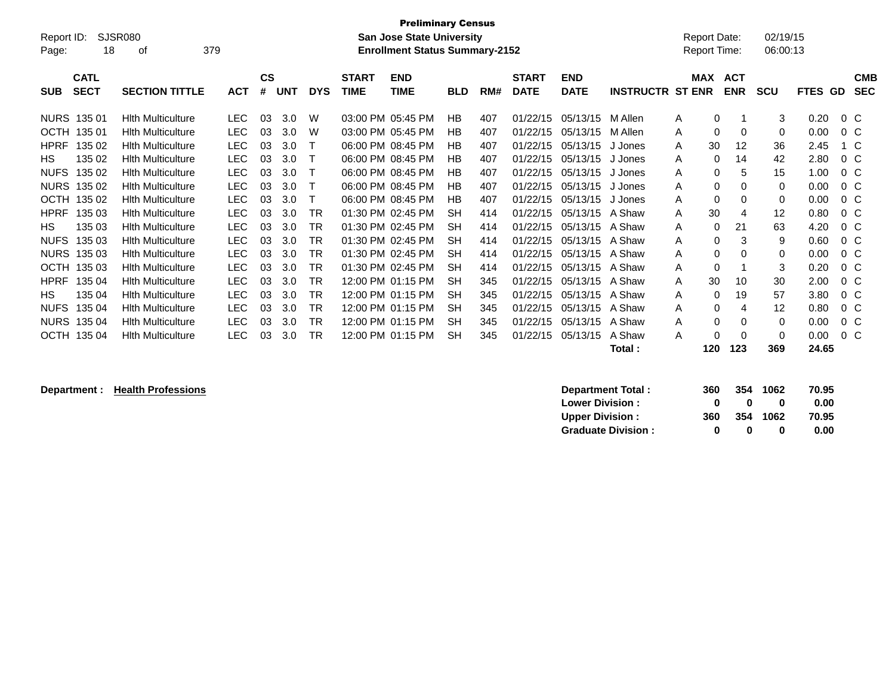**Preliminary Census**
**San Jose State University**
**Enrollment Status Summary-2152**

Report ID: SJSR080

Report Date: 02/19/15
Report Time: 06:00:13

| SUB | CATL SECT | SECTION TITTLE | ACT | CS # | UNT | DYS | START TIME | END TIME | BLD | RM# | START DATE | END DATE | INSTRUCTR | ST | MAX ENR | ACT ENR | SCU | FTES | GD | CMB SEC |
|---|---|---|---|---|---|---|---|---|---|---|---|---|---|---|---|---|---|---|---|---|
| NURS | 135 01 | Hlth Multiculture | LEC | 03 | 3.0 | W | 03:00 PM | 05:45 PM | HB | 407 | 01/22/15 | 05/13/15 | M Allen | A | 0 | 1 | 3 | 0.20 | 0 | C |
| OCTH | 135 01 | Hlth Multiculture | LEC | 03 | 3.0 | W | 03:00 PM | 05:45 PM | HB | 407 | 01/22/15 | 05/13/15 | M Allen | A | 0 | 0 | 0 | 0.00 | 0 | C |
| HPRF | 135 02 | Hlth Multiculture | LEC | 03 | 3.0 | T | 06:00 PM | 08:45 PM | HB | 407 | 01/22/15 | 05/13/15 | J Jones | A | 30 | 12 | 36 | 2.45 | 1 | C |
| HS | 135 02 | Hlth Multiculture | LEC | 03 | 3.0 | T | 06:00 PM | 08:45 PM | HB | 407 | 01/22/15 | 05/13/15 | J Jones | A | 0 | 14 | 42 | 2.80 | 0 | C |
| NUFS | 135 02 | Hlth Multiculture | LEC | 03 | 3.0 | T | 06:00 PM | 08:45 PM | HB | 407 | 01/22/15 | 05/13/15 | J Jones | A | 0 | 5 | 15 | 1.00 | 0 | C |
| NURS | 135 02 | Hlth Multiculture | LEC | 03 | 3.0 | T | 06:00 PM | 08:45 PM | HB | 407 | 01/22/15 | 05/13/15 | J Jones | A | 0 | 0 | 0 | 0.00 | 0 | C |
| OCTH | 135 02 | Hlth Multiculture | LEC | 03 | 3.0 | T | 06:00 PM | 08:45 PM | HB | 407 | 01/22/15 | 05/13/15 | J Jones | A | 0 | 0 | 0 | 0.00 | 0 | C |
| HPRF | 135 03 | Hlth Multiculture | LEC | 03 | 3.0 | TR | 01:30 PM | 02:45 PM | SH | 414 | 01/22/15 | 05/13/15 | A Shaw | A | 30 | 4 | 12 | 0.80 | 0 | C |
| HS | 135 03 | Hlth Multiculture | LEC | 03 | 3.0 | TR | 01:30 PM | 02:45 PM | SH | 414 | 01/22/15 | 05/13/15 | A Shaw | A | 0 | 21 | 63 | 4.20 | 0 | C |
| NUFS | 135 03 | Hlth Multiculture | LEC | 03 | 3.0 | TR | 01:30 PM | 02:45 PM | SH | 414 | 01/22/15 | 05/13/15 | A Shaw | A | 0 | 3 | 9 | 0.60 | 0 | C |
| NURS | 135 03 | Hlth Multiculture | LEC | 03 | 3.0 | TR | 01:30 PM | 02:45 PM | SH | 414 | 01/22/15 | 05/13/15 | A Shaw | A | 0 | 0 | 0 | 0.00 | 0 | C |
| OCTH | 135 03 | Hlth Multiculture | LEC | 03 | 3.0 | TR | 01:30 PM | 02:45 PM | SH | 414 | 01/22/15 | 05/13/15 | A Shaw | A | 0 | 1 | 3 | 0.20 | 0 | C |
| HPRF | 135 04 | Hlth Multiculture | LEC | 03 | 3.0 | TR | 12:00 PM | 01:15 PM | SH | 345 | 01/22/15 | 05/13/15 | A Shaw | A | 30 | 10 | 30 | 2.00 | 0 | C |
| HS | 135 04 | Hlth Multiculture | LEC | 03 | 3.0 | TR | 12:00 PM | 01:15 PM | SH | 345 | 01/22/15 | 05/13/15 | A Shaw | A | 0 | 19 | 57 | 3.80 | 0 | C |
| NUFS | 135 04 | Hlth Multiculture | LEC | 03 | 3.0 | TR | 12:00 PM | 01:15 PM | SH | 345 | 01/22/15 | 05/13/15 | A Shaw | A | 0 | 4 | 12 | 0.80 | 0 | C |
| NURS | 135 04 | Hlth Multiculture | LEC | 03 | 3.0 | TR | 12:00 PM | 01:15 PM | SH | 345 | 01/22/15 | 05/13/15 | A Shaw | A | 0 | 0 | 0 | 0.00 | 0 | C |
| OCTH | 135 04 | Hlth Multiculture | LEC | 03 | 3.0 | TR | 12:00 PM | 01:15 PM | SH | 345 | 01/22/15 | 05/13/15 | A Shaw | A | 0 | 0 | 0 | 0.00 | 0 | C |
| | | | | | | | | | | | | | **Total :** | | **120** | **123** | **369** | **24.65** | | |

**Department :** **Health Professions**

| | MAX ENR | ACT ENR | SCU | FTES |
|---|---|---|---|---|
| **Department Total :** | **360** | **354** | **1062** | **70.95** |
| **Lower Division :** | **0** | **0** | **0** | **0.00** |
| **Upper Division :** | **360** | **354** | **1062** | **70.95** |
| **Graduate Division :** | **0** | **0** | **0** | **0.00** |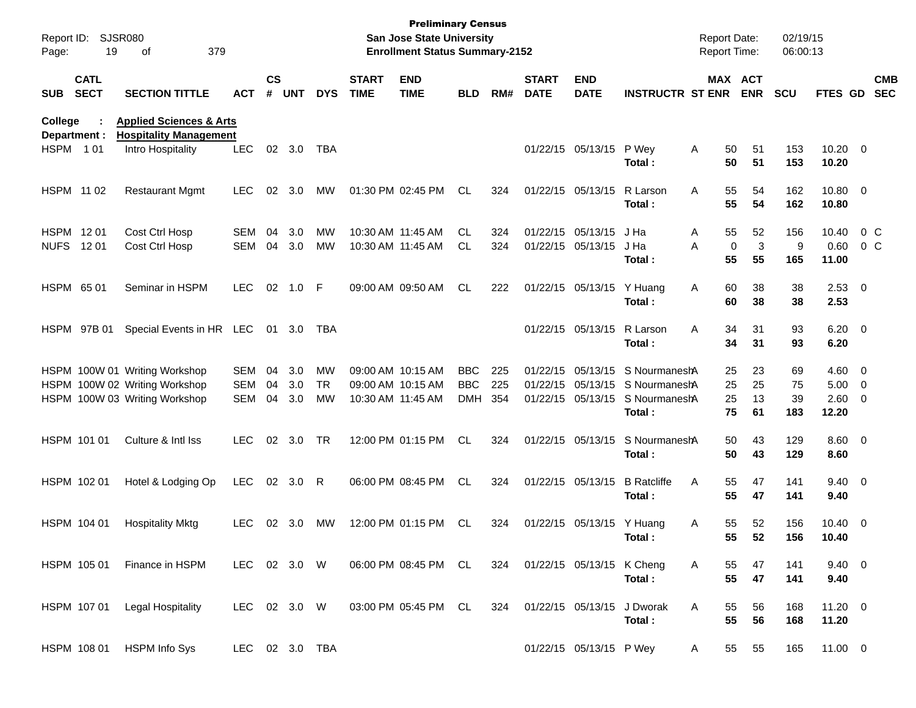**Preliminary Census**
**San Jose State University**
**Enrollment Status Summary-2152**

Report ID: SJSR080
Report Date: 02/19/15
Report Time: 06:00:13

| SUB | CATL SECT | SECTION TITTLE | ACT | CS # | UNT | DYS | START TIME | END TIME | BLD | RM# | START DATE | END DATE | INSTRUCTR | ST | MAX ENR | ACT ENR | SCU | FTES | GD | CMB SEC |
|---|---|---|---|---|---|---|---|---|---|---|---|---|---|---|---|---|---|---|---|---|

**College : Applied Sciences & Arts**
**Department : Hospitality Management**

| SUB | CATL SECT | SECTION TITTLE | ACT | CS # | UNT | DYS | START TIME | END TIME | BLD | RM# | START DATE | END DATE | INSTRUCTR | ST | MAX ENR | ACT ENR | SCU | FTES | GD | CMB SEC |
|---|---|---|---|---|---|---|---|---|---|---|---|---|---|---|---|---|---|---|---|---|
| HSPM | 1 01 | Intro Hospitality | LEC | 02 | 3.0 | TBA | | | | | 01/22/15 | 05/13/15 | P Wey | A | 50 | 51 | 153 | 10.20 | 0 | |
| | | | | | | | | | | | | | **Total :** | | **50** | **51** | **153** | **10.20** | | |
| HSPM | 11 02 | Restaurant Mgmt | LEC | 02 | 3.0 | MW | 01:30 PM | 02:45 PM | CL | 324 | 01/22/15 | 05/13/15 | R Larson | A | 55 | 54 | 162 | 10.80 | 0 | |
| | | | | | | | | | | | | | **Total :** | | **55** | **54** | **162** | **10.80** | | |
| HSPM | 12 01 | Cost Ctrl Hosp | SEM | 04 | 3.0 | MW | 10:30 AM | 11:45 AM | CL | 324 | 01/22/15 | 05/13/15 | J Ha | A | 55 | 52 | 156 | 10.40 | 0 | C |
| NUFS | 12 01 | Cost Ctrl Hosp | SEM | 04 | 3.0 | MW | 10:30 AM | 11:45 AM | CL | 324 | 01/22/15 | 05/13/15 | J Ha | A | 0 | 3 | 9 | 0.60 | 0 | C |
| | | | | | | | | | | | | | **Total :** | | **55** | **55** | **165** | **11.00** | | |
| HSPM | 65 01 | Seminar in HSPM | LEC | 02 | 1.0 | F | 09:00 AM | 09:50 AM | CL | 222 | 01/22/15 | 05/13/15 | Y Huang | A | 60 | 38 | 38 | 2.53 | 0 | |
| | | | | | | | | | | | | | **Total :** | | **60** | **38** | **38** | **2.53** | | |
| HSPM | 97B 01 | Special Events in HR | LEC | 01 | 3.0 | TBA | | | | | 01/22/15 | 05/13/15 | R Larson | A | 34 | 31 | 93 | 6.20 | 0 | |
| | | | | | | | | | | | | | **Total :** | | **34** | **31** | **93** | **6.20** | | |
| HSPM | 100W 01 | Writing Workshop | SEM | 04 | 3.0 | MW | 09:00 AM | 10:15 AM | BBC | 225 | 01/22/15 | 05/13/15 | S Nourmanesh | A | 25 | 23 | 69 | 4.60 | 0 | |
| HSPM | 100W 02 | Writing Workshop | SEM | 04 | 3.0 | TR | 09:00 AM | 10:15 AM | BBC | 225 | 01/22/15 | 05/13/15 | S Nourmanesh | A | 25 | 25 | 75 | 5.00 | 0 | |
| HSPM | 100W 03 | Writing Workshop | SEM | 04 | 3.0 | MW | 10:30 AM | 11:45 AM | DMH | 354 | 01/22/15 | 05/13/15 | S Nourmanesh | A | 25 | 13 | 39 | 2.60 | 0 | |
| | | | | | | | | | | | | | **Total :** | | **75** | **61** | **183** | **12.20** | | |
| HSPM | 101 01 | Culture & Intl Iss | LEC | 02 | 3.0 | TR | 12:00 PM | 01:15 PM | CL | 324 | 01/22/15 | 05/13/15 | S Nourmanesh | A | 50 | 43 | 129 | 8.60 | 0 | |
| | | | | | | | | | | | | | **Total :** | | **50** | **43** | **129** | **8.60** | | |
| HSPM | 102 01 | Hotel & Lodging Op | LEC | 02 | 3.0 | R | 06:00 PM | 08:45 PM | CL | 324 | 01/22/15 | 05/13/15 | B Ratcliffe | A | 55 | 47 | 141 | 9.40 | 0 | |
| | | | | | | | | | | | | | **Total :** | | **55** | **47** | **141** | **9.40** | | |
| HSPM | 104 01 | Hospitality Mktg | LEC | 02 | 3.0 | MW | 12:00 PM | 01:15 PM | CL | 324 | 01/22/15 | 05/13/15 | Y Huang | A | 55 | 52 | 156 | 10.40 | 0 | |
| | | | | | | | | | | | | | **Total :** | | **55** | **52** | **156** | **10.40** | | |
| HSPM | 105 01 | Finance in HSPM | LEC | 02 | 3.0 | W | 06:00 PM | 08:45 PM | CL | 324 | 01/22/15 | 05/13/15 | K Cheng | A | 55 | 47 | 141 | 9.40 | 0 | |
| | | | | | | | | | | | | | **Total :** | | **55** | **47** | **141** | **9.40** | | |
| HSPM | 107 01 | Legal Hospitality | LEC | 02 | 3.0 | W | 03:00 PM | 05:45 PM | CL | 324 | 01/22/15 | 05/13/15 | J Dworak | A | 55 | 56 | 168 | 11.20 | 0 | |
| | | | | | | | | | | | | | **Total :** | | **55** | **56** | **168** | **11.20** | | |
| HSPM | 108 01 | HSPM Info Sys | LEC | 02 | 3.0 | TBA | | | | | 01/22/15 | 05/13/15 | P Wey | A | 55 | 55 | 165 | 11.00 | 0 | |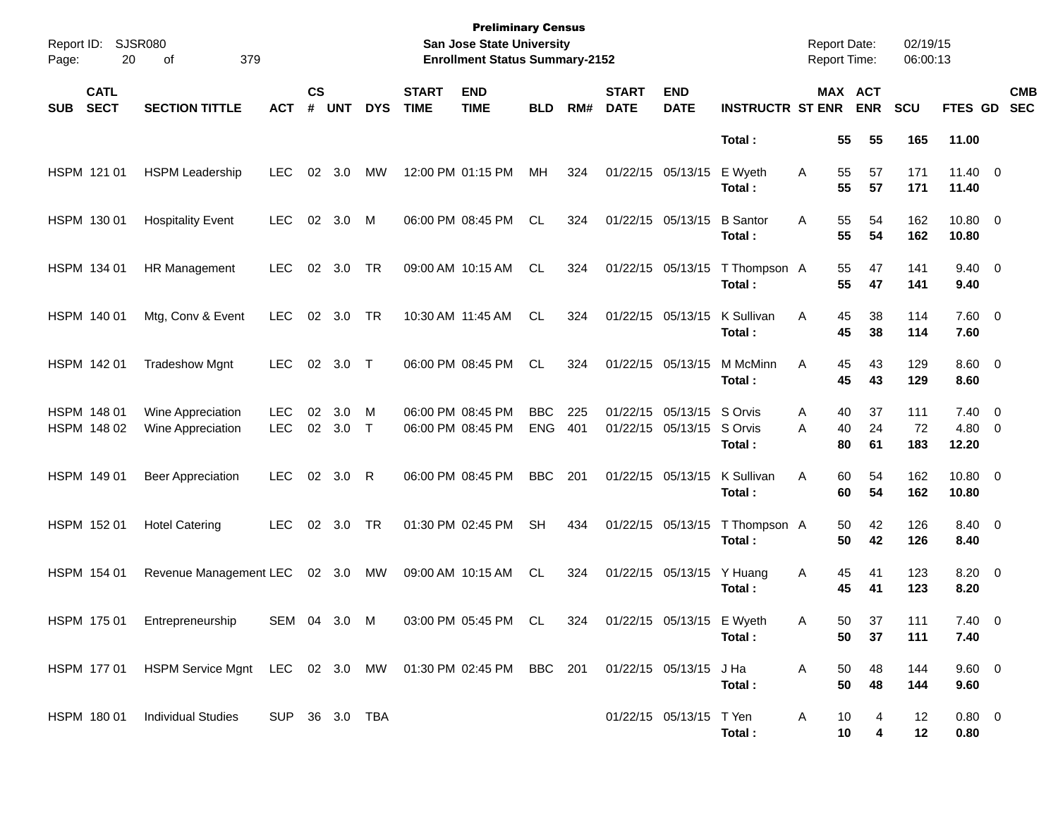# Preliminary Census
## San Jose State University
## Enrollment Status Summary-2152

Report ID: SJSR080
Report Date: 02/19/15
Report Time: 06:00:13

| SUB | CATL SECT | SECTION TITTLE | ACT | CS # | UNT | DYS | START TIME | END TIME | BLD | RM# | START DATE | END DATE | INSTRUCTR | ST | MAX ENR | ACT ENR | SCU | FTES | GD | CMB SEC |
|---|---|---|---|---|---|---|---|---|---|---|---|---|---|---|---|---|---|---|---|---|
| | | | | | | | | | | | | | **Total :** | | **55** | **55** | **165** | **11.00** | | |
| HSPM | 121 01 | HSPM Leadership | LEC | 02 | 3.0 | MW | 12:00 PM | 01:15 PM | MH | 324 | 01/22/15 | 05/13/15 | E Wyeth | A | 55 | 57 | 171 | 11.40 | 0 | |
| | | | | | | | | | | | | | **Total :** | | **55** | **57** | **171** | **11.40** | | |
| HSPM | 130 01 | Hospitality Event | LEC | 02 | 3.0 | M | 06:00 PM | 08:45 PM | CL | 324 | 01/22/15 | 05/13/15 | B Santor | A | 55 | 54 | 162 | 10.80 | 0 | |
| | | | | | | | | | | | | | **Total :** | | **55** | **54** | **162** | **10.80** | | |
| HSPM | 134 01 | HR Management | LEC | 02 | 3.0 | TR | 09:00 AM | 10:15 AM | CL | 324 | 01/22/15 | 05/13/15 | T Thompson | A | 55 | 47 | 141 | 9.40 | 0 | |
| | | | | | | | | | | | | | **Total :** | | **55** | **47** | **141** | **9.40** | | |
| HSPM | 140 01 | Mtg, Conv & Event | LEC | 02 | 3.0 | TR | 10:30 AM | 11:45 AM | CL | 324 | 01/22/15 | 05/13/15 | K Sullivan | A | 45 | 38 | 114 | 7.60 | 0 | |
| | | | | | | | | | | | | | **Total :** | | **45** | **38** | **114** | **7.60** | | |
| HSPM | 142 01 | Tradeshow Mgnt | LEC | 02 | 3.0 | T | 06:00 PM | 08:45 PM | CL | 324 | 01/22/15 | 05/13/15 | M McMinn | A | 45 | 43 | 129 | 8.60 | 0 | |
| | | | | | | | | | | | | | **Total :** | | **45** | **43** | **129** | **8.60** | | |
| HSPM | 148 01 | Wine Appreciation | LEC | 02 | 3.0 | M | 06:00 PM | 08:45 PM | BBC | 225 | 01/22/15 | 05/13/15 | S Orvis | A | 40 | 37 | 111 | 7.40 | 0 | |
| HSPM | 148 02 | Wine Appreciation | LEC | 02 | 3.0 | T | 06:00 PM | 08:45 PM | ENG | 401 | 01/22/15 | 05/13/15 | S Orvis | A | 40 | 24 | 72 | 4.80 | 0 | |
| | | | | | | | | | | | | | **Total :** | | **80** | **61** | **183** | **12.20** | | |
| HSPM | 149 01 | Beer Appreciation | LEC | 02 | 3.0 | R | 06:00 PM | 08:45 PM | BBC | 201 | 01/22/15 | 05/13/15 | K Sullivan | A | 60 | 54 | 162 | 10.80 | 0 | |
| | | | | | | | | | | | | | **Total :** | | **60** | **54** | **162** | **10.80** | | |
| HSPM | 152 01 | Hotel Catering | LEC | 02 | 3.0 | TR | 01:30 PM | 02:45 PM | SH | 434 | 01/22/15 | 05/13/15 | T Thompson | A | 50 | 42 | 126 | 8.40 | 0 | |
| | | | | | | | | | | | | | **Total :** | | **50** | **42** | **126** | **8.40** | | |
| HSPM | 154 01 | Revenue Management | LEC | 02 | 3.0 | MW | 09:00 AM | 10:15 AM | CL | 324 | 01/22/15 | 05/13/15 | Y Huang | A | 45 | 41 | 123 | 8.20 | 0 | |
| | | | | | | | | | | | | | **Total :** | | **45** | **41** | **123** | **8.20** | | |
| HSPM | 175 01 | Entrepreneurship | SEM | 04 | 3.0 | M | 03:00 PM | 05:45 PM | CL | 324 | 01/22/15 | 05/13/15 | E Wyeth | A | 50 | 37 | 111 | 7.40 | 0 | |
| | | | | | | | | | | | | | **Total :** | | **50** | **37** | **111** | **7.40** | | |
| HSPM | 177 01 | HSPM Service Mgnt | LEC | 02 | 3.0 | MW | 01:30 PM | 02:45 PM | BBC | 201 | 01/22/15 | 05/13/15 | J Ha | A | 50 | 48 | 144 | 9.60 | 0 | |
| | | | | | | | | | | | | | **Total :** | | **50** | **48** | **144** | **9.60** | | |
| HSPM | 180 01 | Individual Studies | SUP | 36 | 3.0 | TBA | | | | | 01/22/15 | 05/13/15 | T Yen | A | 10 | 4 | 12 | 0.80 | 0 | |
| | | | | | | | | | | | | | **Total :** | | **10** | **4** | **12** | **0.80** | | |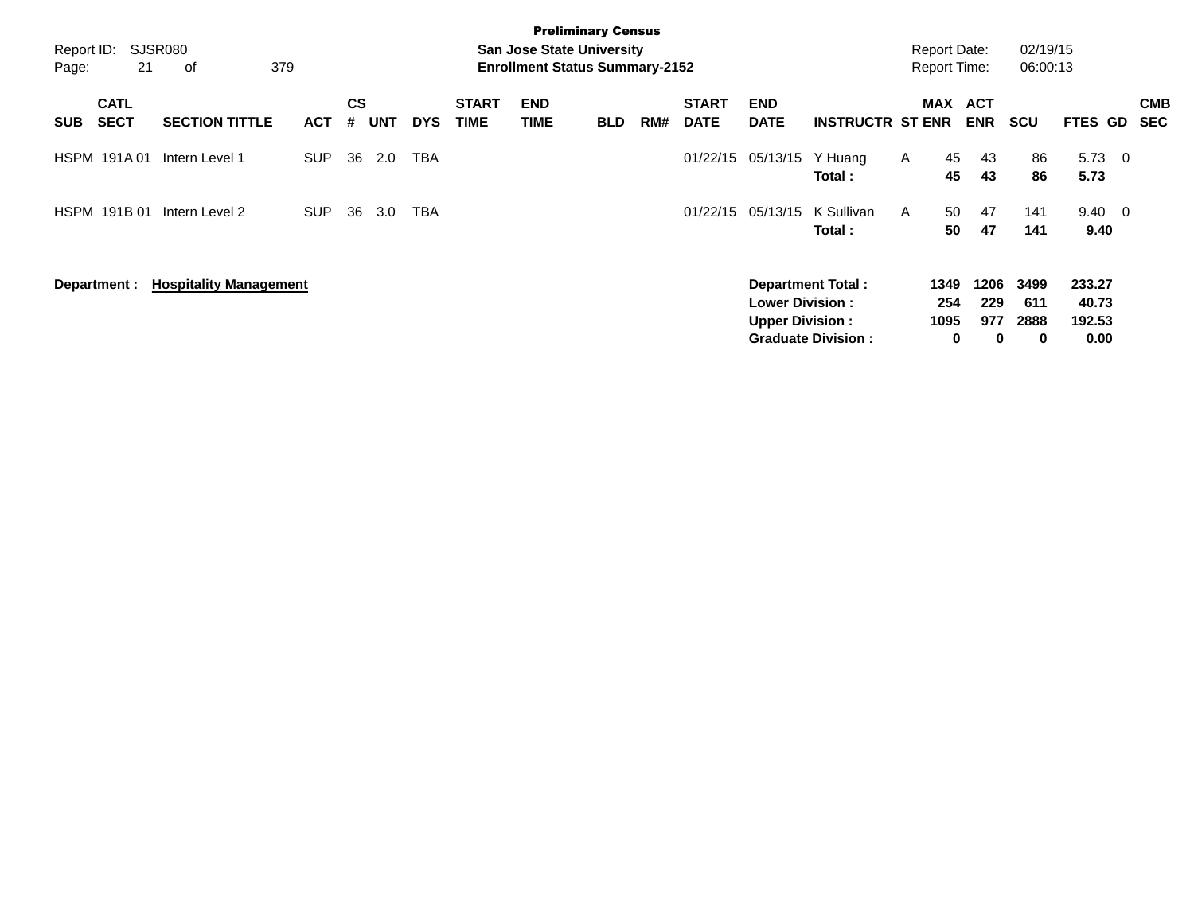**Preliminary Census**
**San Jose State University**
**Enrollment Status Summary-2152**

Report ID: SJSR080
Report Date: 02/19/15
Report Time: 06:00:13

| SUB | CATL SECT | SECTION TITTLE | ACT | CS # | UNT | DYS | START TIME | END TIME | BLD | RM# | START DATE | END DATE | INSTRUCTR | ST | MAX ENR | ACT ENR | SCU | FTES | GD | CMB SEC |
|---|---|---|---|---|---|---|---|---|---|---|---|---|---|---|---|---|---|---|---|---|
| HSPM | 191A 01 | Intern Level 1 | SUP | 36 | 2.0 | TBA | | | | | 01/22/15 | 05/13/15 | Y Huang | A | 45 | 43 | 86 | 5.73 | 0 | |
| | | | | | | | | | | | | | **Total :** | | **45** | **43** | **86** | **5.73** | | |
| HSPM | 191B 01 | Intern Level 2 | SUP | 36 | 3.0 | TBA | | | | | 01/22/15 | 05/13/15 | K Sullivan | A | 50 | 47 | 141 | 9.40 | 0 | |
| | | | | | | | | | | | | | **Total :** | | **50** | **47** | **141** | **9.40** | | |

**Department : Hospitality Management**

| | MAX ENR | ACT ENR | SCU | FTES |
|---|---|---|---|---|
| **Department Total :** | **1349** | **1206** | **3499** | **233.27** |
| **Lower Division :** | **254** | **229** | **611** | **40.73** |
| **Upper Division :** | **1095** | **977** | **2888** | **192.53** |
| **Graduate Division :** | **0** | **0** | **0** | **0.00** |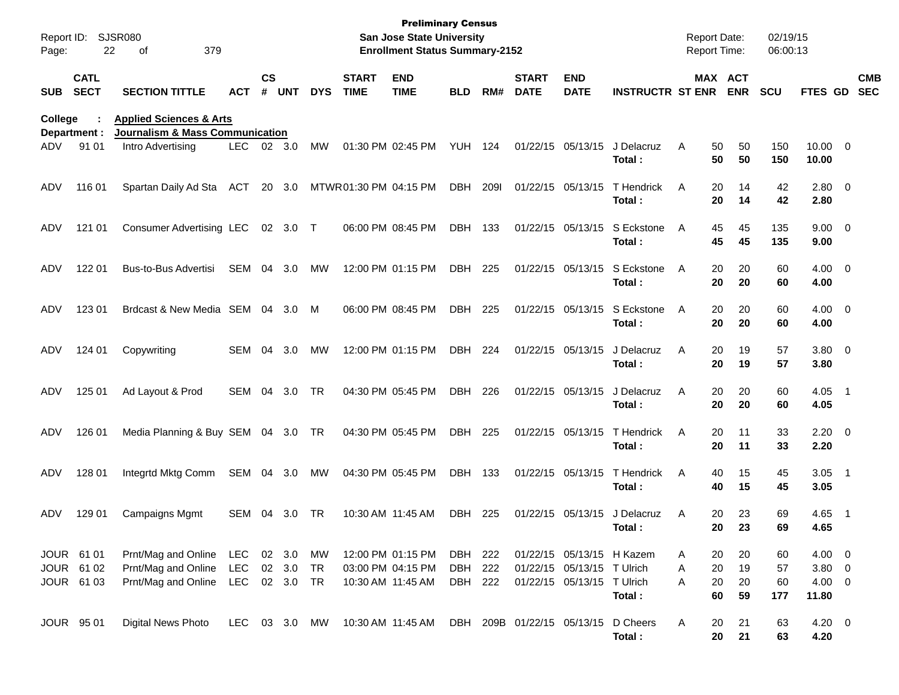**Preliminary Census**
**San Jose State University**
**Enrollment Status Summary-2152**

Report ID: SJSR080
Report Date: 02/19/15
Report Time: 06:00:13

**College : Applied Sciences & Arts**
**Department : Journalism & Mass Communication**

| SUB | CATL SECT | SECTION TITTLE | ACT | CS # | UNT | DYS | START TIME | END TIME | BLD | RM# | START DATE | END DATE | INSTRUCTR | ST | MAX ENR | ACT ENR | SCU | FTES | GD | CMB SEC |
|---|---|---|---|---|---|---|---|---|---|---|---|---|---|---|---|---|---|---|---|---|
| ADV | 91 01 | Intro Advertising | LEC | 02 | 3.0 | MW | 01:30 PM | 02:45 PM | YUH | 124 | 01/22/15 | 05/13/15 | J Delacruz | A | 50 | 50 | 150 | 10.00 | 0 | |
| | | | | | | | | | | | | | **Total :** | | **50** | **50** | **150** | **10.00** | | |
| ADV | 116 01 | Spartan Daily Ad Sta | ACT | 20 | 3.0 | MTWR | 01:30 PM | 04:15 PM | DBH | 209I | 01/22/15 | 05/13/15 | T Hendrick | A | 20 | 14 | 42 | 2.80 | 0 | |
| | | | | | | | | | | | | | **Total :** | | **20** | **14** | **42** | **2.80** | | |
| ADV | 121 01 | Consumer Advertising | LEC | 02 | 3.0 | T | 06:00 PM | 08:45 PM | DBH | 133 | 01/22/15 | 05/13/15 | S Eckstone | A | 45 | 45 | 135 | 9.00 | 0 | |
| | | | | | | | | | | | | | **Total :** | | **45** | **45** | **135** | **9.00** | | |
| ADV | 122 01 | Bus-to-Bus Advertisi | SEM | 04 | 3.0 | MW | 12:00 PM | 01:15 PM | DBH | 225 | 01/22/15 | 05/13/15 | S Eckstone | A | 20 | 20 | 60 | 4.00 | 0 | |
| | | | | | | | | | | | | | **Total :** | | **20** | **20** | **60** | **4.00** | | |
| ADV | 123 01 | Brdcast & New Media | SEM | 04 | 3.0 | M | 06:00 PM | 08:45 PM | DBH | 225 | 01/22/15 | 05/13/15 | S Eckstone | A | 20 | 20 | 60 | 4.00 | 0 | |
| | | | | | | | | | | | | | **Total :** | | **20** | **20** | **60** | **4.00** | | |
| ADV | 124 01 | Copywriting | SEM | 04 | 3.0 | MW | 12:00 PM | 01:15 PM | DBH | 224 | 01/22/15 | 05/13/15 | J Delacruz | A | 20 | 19 | 57 | 3.80 | 0 | |
| | | | | | | | | | | | | | **Total :** | | **20** | **19** | **57** | **3.80** | | |
| ADV | 125 01 | Ad Layout & Prod | SEM | 04 | 3.0 | TR | 04:30 PM | 05:45 PM | DBH | 226 | 01/22/15 | 05/13/15 | J Delacruz | A | 20 | 20 | 60 | 4.05 | 1 | |
| | | | | | | | | | | | | | **Total :** | | **20** | **20** | **60** | **4.05** | | |
| ADV | 126 01 | Media Planning & Buy | SEM | 04 | 3.0 | TR | 04:30 PM | 05:45 PM | DBH | 225 | 01/22/15 | 05/13/15 | T Hendrick | A | 20 | 11 | 33 | 2.20 | 0 | |
| | | | | | | | | | | | | | **Total :** | | **20** | **11** | **33** | **2.20** | | |
| ADV | 128 01 | Integrtd Mktg Comm | SEM | 04 | 3.0 | MW | 04:30 PM | 05:45 PM | DBH | 133 | 01/22/15 | 05/13/15 | T Hendrick | A | 40 | 15 | 45 | 3.05 | 1 | |
| | | | | | | | | | | | | | **Total :** | | **40** | **15** | **45** | **3.05** | | |
| ADV | 129 01 | Campaigns Mgmt | SEM | 04 | 3.0 | TR | 10:30 AM | 11:45 AM | DBH | 225 | 01/22/15 | 05/13/15 | J Delacruz | A | 20 | 23 | 69 | 4.65 | 1 | |
| | | | | | | | | | | | | | **Total :** | | **20** | **23** | **69** | **4.65** | | |
| JOUR | 61 01 | Prnt/Mag and Online | LEC | 02 | 3.0 | MW | 12:00 PM | 01:15 PM | DBH | 222 | 01/22/15 | 05/13/15 | H Kazem | A | 20 | 20 | 60 | 4.00 | 0 | |
| JOUR | 61 02 | Prnt/Mag and Online | LEC | 02 | 3.0 | TR | 03:00 PM | 04:15 PM | DBH | 222 | 01/22/15 | 05/13/15 | T Ulrich | A | 20 | 19 | 57 | 3.80 | 0 | |
| JOUR | 61 03 | Prnt/Mag and Online | LEC | 02 | 3.0 | TR | 10:30 AM | 11:45 AM | DBH | 222 | 01/22/15 | 05/13/15 | T Ulrich | A | 20 | 20 | 60 | 4.00 | 0 | |
| | | | | | | | | | | | | | **Total :** | | **60** | **59** | **177** | **11.80** | | |
| JOUR | 95 01 | Digital News Photo | LEC | 03 | 3.0 | MW | 10:30 AM | 11:45 AM | DBH | 209B | 01/22/15 | 05/13/15 | D Cheers | A | 20 | 21 | 63 | 4.20 | 0 | |
| | | | | | | | | | | | | | **Total :** | | **20** | **21** | **63** | **4.20** | | |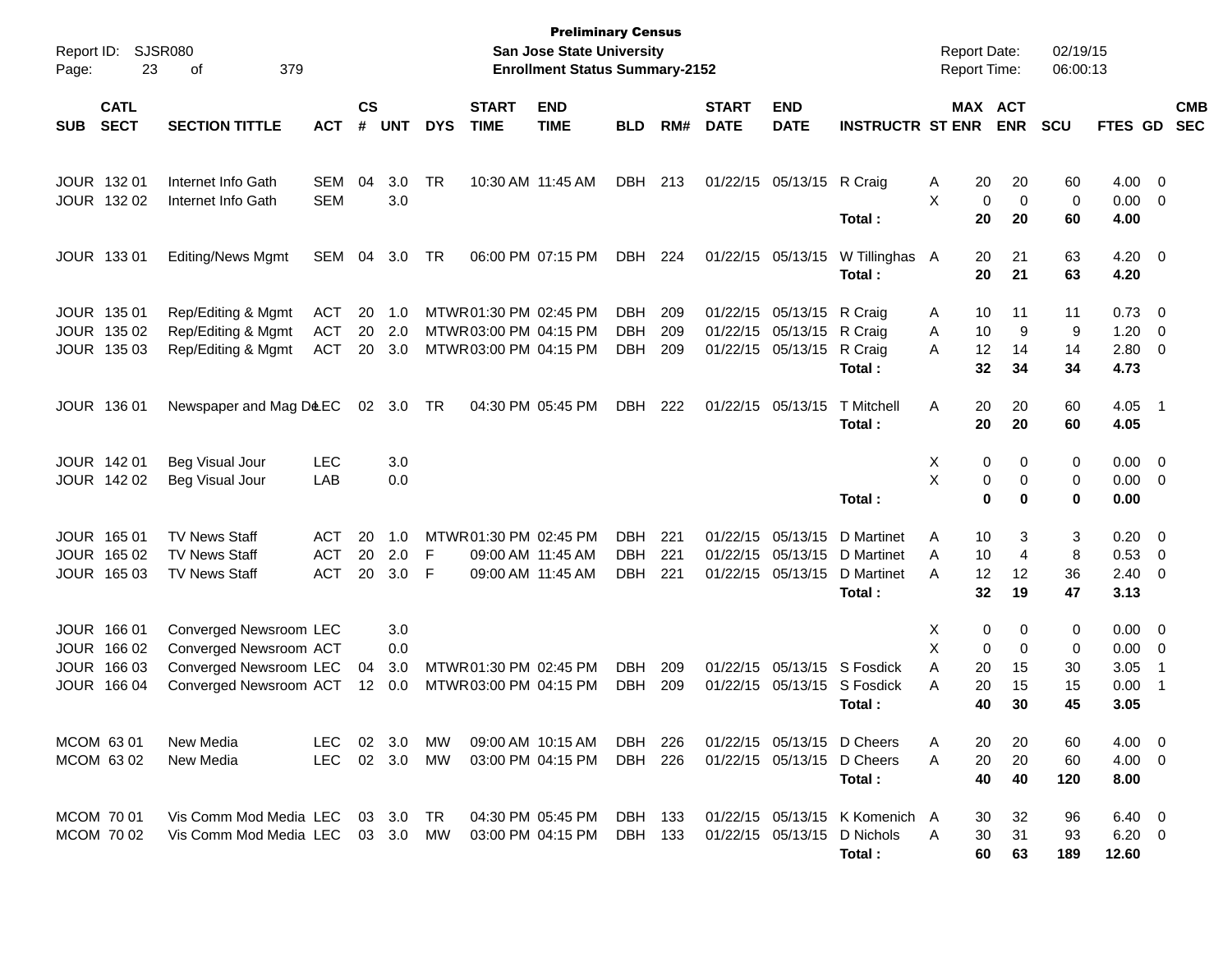**Preliminary Census**
**San Jose State University**
**Enrollment Status Summary-2152**

Report ID: SJSR080
Report Date: 02/19/15
Report Time: 06:00:13

| SUB | CATL SECT | SECTION TITTLE | ACT | CS # | UNT | DYS | START TIME | END TIME | BLD | RM# | START DATE | END DATE | INSTRUCTR | ST | MAX ENR | ACT ENR | SCU | FTES | GD | CMB SEC |
|---|---|---|---|---|---|---|---|---|---|---|---|---|---|---|---|---|---|---|---|---|
| JOUR | 132 01 | Internet Info Gath | SEM | 04 | 3.0 | TR | 10:30 AM | 11:45 AM | DBH | 213 | 01/22/15 | 05/13/15 | R Craig | A | 20 | 20 | 60 | 4.00 | 0 | |
| JOUR | 132 02 | Internet Info Gath | SEM | | 3.0 | | | | | | | | | X | 0 | 0 | 0 | 0.00 | 0 | |
| | | | | | | | | | | | | | **Total :** | | **20** | **20** | **60** | **4.00** | | |
| JOUR | 133 01 | Editing/News Mgmt | SEM | 04 | 3.0 | TR | 06:00 PM | 07:15 PM | DBH | 224 | 01/22/15 | 05/13/15 | W Tillinghas | A | 20 | 21 | 63 | 4.20 | 0 | |
| | | | | | | | | | | | | | **Total :** | | **20** | **21** | **63** | **4.20** | | |
| JOUR | 135 01 | Rep/Editing & Mgmt | ACT | 20 | 1.0 | MTWR | 01:30 PM | 02:45 PM | DBH | 209 | 01/22/15 | 05/13/15 | R Craig | A | 10 | 11 | 11 | 0.73 | 0 | |
| JOUR | 135 02 | Rep/Editing & Mgmt | ACT | 20 | 2.0 | MTWR | 03:00 PM | 04:15 PM | DBH | 209 | 01/22/15 | 05/13/15 | R Craig | A | 10 | 9 | 9 | 1.20 | 0 | |
| JOUR | 135 03 | Rep/Editing & Mgmt | ACT | 20 | 3.0 | MTWR | 03:00 PM | 04:15 PM | DBH | 209 | 01/22/15 | 05/13/15 | R Craig | A | 12 | 14 | 14 | 2.80 | 0 | |
| | | | | | | | | | | | | | **Total :** | | **32** | **34** | **34** | **4.73** | | |
| JOUR | 136 01 | Newspaper and Mag De | LEC | 02 | 3.0 | TR | 04:30 PM | 05:45 PM | DBH | 222 | 01/22/15 | 05/13/15 | T Mitchell | A | 20 | 20 | 60 | 4.05 | 1 | |
| | | | | | | | | | | | | | **Total :** | | **20** | **20** | **60** | **4.05** | | |
| JOUR | 142 01 | Beg Visual Jour | LEC | | 3.0 | | | | | | | | | X | 0 | 0 | 0 | 0.00 | 0 | |
| JOUR | 142 02 | Beg Visual Jour | LAB | | 0.0 | | | | | | | | | X | 0 | 0 | 0 | 0.00 | 0 | |
| | | | | | | | | | | | | | **Total :** | | **0** | **0** | **0** | **0.00** | | |
| JOUR | 165 01 | TV News Staff | ACT | 20 | 1.0 | MTWR | 01:30 PM | 02:45 PM | DBH | 221 | 01/22/15 | 05/13/15 | D Martinet | A | 10 | 3 | 3 | 0.20 | 0 | |
| JOUR | 165 02 | TV News Staff | ACT | 20 | 2.0 | F | 09:00 AM | 11:45 AM | DBH | 221 | 01/22/15 | 05/13/15 | D Martinet | A | 10 | 4 | 8 | 0.53 | 0 | |
| JOUR | 165 03 | TV News Staff | ACT | 20 | 3.0 | F | 09:00 AM | 11:45 AM | DBH | 221 | 01/22/15 | 05/13/15 | D Martinet | A | 12 | 12 | 36 | 2.40 | 0 | |
| | | | | | | | | | | | | | **Total :** | | **32** | **19** | **47** | **3.13** | | |
| JOUR | 166 01 | Converged Newsroom | LEC | | 3.0 | | | | | | | | | X | 0 | 0 | 0 | 0.00 | 0 | |
| JOUR | 166 02 | Converged Newsroom | ACT | | 0.0 | | | | | | | | | X | 0 | 0 | 0 | 0.00 | 0 | |
| JOUR | 166 03 | Converged Newsroom | LEC | 04 | 3.0 | MTWR | 01:30 PM | 02:45 PM | DBH | 209 | 01/22/15 | 05/13/15 | S Fosdick | A | 20 | 15 | 30 | 3.05 | 1 | |
| JOUR | 166 04 | Converged Newsroom | ACT | 12 | 0.0 | MTWR | 03:00 PM | 04:15 PM | DBH | 209 | 01/22/15 | 05/13/15 | S Fosdick | A | 20 | 15 | 15 | 0.00 | 1 | |
| | | | | | | | | | | | | | **Total :** | | **40** | **30** | **45** | **3.05** | | |
| MCOM | 63 01 | New Media | LEC | 02 | 3.0 | MW | 09:00 AM | 10:15 AM | DBH | 226 | 01/22/15 | 05/13/15 | D Cheers | A | 20 | 20 | 60 | 4.00 | 0 | |
| MCOM | 63 02 | New Media | LEC | 02 | 3.0 | MW | 03:00 PM | 04:15 PM | DBH | 226 | 01/22/15 | 05/13/15 | D Cheers | A | 20 | 20 | 60 | 4.00 | 0 | |
| | | | | | | | | | | | | | **Total :** | | **40** | **40** | **120** | **8.00** | | |
| MCOM | 70 01 | Vis Comm Mod Media | LEC | 03 | 3.0 | TR | 04:30 PM | 05:45 PM | DBH | 133 | 01/22/15 | 05/13/15 | K Komenich | A | 30 | 32 | 96 | 6.40 | 0 | |
| MCOM | 70 02 | Vis Comm Mod Media | LEC | 03 | 3.0 | MW | 03:00 PM | 04:15 PM | DBH | 133 | 01/22/15 | 05/13/15 | D Nichols | A | 30 | 31 | 93 | 6.20 | 0 | |
| | | | | | | | | | | | | | **Total :** | | **60** | **63** | **189** | **12.60** | | |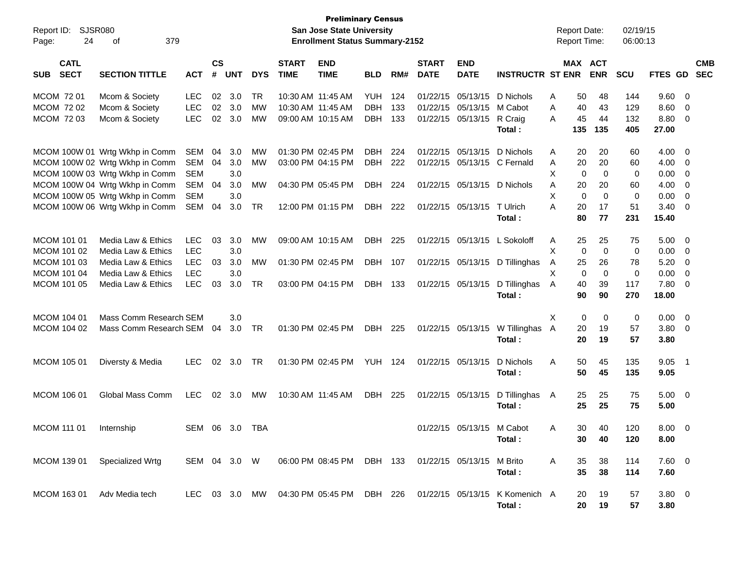Preliminary Census

Report ID: SJSR080

San Jose State University

Enrollment Status Summary-2152

Report Date: 02/19/15

Report Time: 06:00:13

| SUB | CATL SECT | SECTION TITTLE | ACT | CS # | UNT | DYS | START TIME | END TIME | BLD | RM# | START DATE | END DATE | INSTRUCTR | ST | MAX ENR | ACT ENR | SCU | FTES | GD | CMB SEC |
|---|---|---|---|---|---|---|---|---|---|---|---|---|---|---|---|---|---|---|---|---|
| MCOM | 72 01 | Mcom & Society | LEC | 02 | 3.0 | TR | 10:30 AM | 11:45 AM | YUH | 124 | 01/22/15 | 05/13/15 | D Nichols | A | 50 | 48 | 144 | 9.60 | 0 | |
| MCOM | 72 02 | Mcom & Society | LEC | 02 | 3.0 | MW | 10:30 AM | 11:45 AM | DBH | 133 | 01/22/15 | 05/13/15 | M Cabot | A | 40 | 43 | 129 | 8.60 | 0 | |
| MCOM | 72 03 | Mcom & Society | LEC | 02 | 3.0 | MW | 09:00 AM | 10:15 AM | DBH | 133 | 01/22/15 | 05/13/15 | R Craig | A | 45 | 44 | 132 | 8.80 | 0 | |
| | | | | | | | | | | | | | **Total :** | | **135** | **135** | **405** | **27.00** | | |
| MCOM | 100W 01 | Wrtg Wkhp in Comm | SEM | 04 | 3.0 | MW | 01:30 PM | 02:45 PM | DBH | 224 | 01/22/15 | 05/13/15 | D Nichols | A | 20 | 20 | 60 | 4.00 | 0 | |
| MCOM | 100W 02 | Wrtg Wkhp in Comm | SEM | 04 | 3.0 | MW | 03:00 PM | 04:15 PM | DBH | 222 | 01/22/15 | 05/13/15 | C Fernald | A | 20 | 20 | 60 | 4.00 | 0 | |
| MCOM | 100W 03 | Wrtg Wkhp in Comm | SEM | | 3.0 | | | | | | | | | X | 0 | 0 | 0 | 0.00 | 0 | |
| MCOM | 100W 04 | Wrtg Wkhp in Comm | SEM | 04 | 3.0 | MW | 04:30 PM | 05:45 PM | DBH | 224 | 01/22/15 | 05/13/15 | D Nichols | A | 20 | 20 | 60 | 4.00 | 0 | |
| MCOM | 100W 05 | Wrtg Wkhp in Comm | SEM | | 3.0 | | | | | | | | | X | 0 | 0 | 0 | 0.00 | 0 | |
| MCOM | 100W 06 | Wrtg Wkhp in Comm | SEM | 04 | 3.0 | TR | 12:00 PM | 01:15 PM | DBH | 222 | 01/22/15 | 05/13/15 | T Ulrich | A | 20 | 17 | 51 | 3.40 | 0 | |
| | | | | | | | | | | | | | **Total :** | | **80** | **77** | **231** | **15.40** | | |
| MCOM | 101 01 | Media Law & Ethics | LEC | 03 | 3.0 | MW | 09:00 AM | 10:15 AM | DBH | 225 | 01/22/15 | 05/13/15 | L Sokoloff | A | 25 | 25 | 75 | 5.00 | 0 | |
| MCOM | 101 02 | Media Law & Ethics | LEC | | 3.0 | | | | | | | | | X | 0 | 0 | 0 | 0.00 | 0 | |
| MCOM | 101 03 | Media Law & Ethics | LEC | 03 | 3.0 | MW | 01:30 PM | 02:45 PM | DBH | 107 | 01/22/15 | 05/13/15 | D Tillinghas | A | 25 | 26 | 78 | 5.20 | 0 | |
| MCOM | 101 04 | Media Law & Ethics | LEC | | 3.0 | | | | | | | | | X | 0 | 0 | 0 | 0.00 | 0 | |
| MCOM | 101 05 | Media Law & Ethics | LEC | 03 | 3.0 | TR | 03:00 PM | 04:15 PM | DBH | 133 | 01/22/15 | 05/13/15 | D Tillinghas | A | 40 | 39 | 117 | 7.80 | 0 | |
| | | | | | | | | | | | | | **Total :** | | **90** | **90** | **270** | **18.00** | | |
| MCOM | 104 01 | Mass Comm Research | SEM | | 3.0 | | | | | | | | | X | 0 | 0 | 0 | 0.00 | 0 | |
| MCOM | 104 02 | Mass Comm Research | SEM | 04 | 3.0 | TR | 01:30 PM | 02:45 PM | DBH | 225 | 01/22/15 | 05/13/15 | W Tillinghas | A | 20 | 19 | 57 | 3.80 | 0 | |
| | | | | | | | | | | | | | **Total :** | | **20** | **19** | **57** | **3.80** | | |
| MCOM | 105 01 | Diversty & Media | LEC | 02 | 3.0 | TR | 01:30 PM | 02:45 PM | YUH | 124 | 01/22/15 | 05/13/15 | D Nichols | A | 50 | 45 | 135 | 9.05 | 1 | |
| | | | | | | | | | | | | | **Total :** | | **50** | **45** | **135** | **9.05** | | |
| MCOM | 106 01 | Global Mass Comm | LEC | 02 | 3.0 | MW | 10:30 AM | 11:45 AM | DBH | 225 | 01/22/15 | 05/13/15 | D Tillinghas | A | 25 | 25 | 75 | 5.00 | 0 | |
| | | | | | | | | | | | | | **Total :** | | **25** | **25** | **75** | **5.00** | | |
| MCOM | 111 01 | Internship | SEM | 06 | 3.0 | TBA | | | | | 01/22/15 | 05/13/15 | M Cabot | A | 30 | 40 | 120 | 8.00 | 0 | |
| | | | | | | | | | | | | | **Total :** | | **30** | **40** | **120** | **8.00** | | |
| MCOM | 139 01 | Specialized Wrtg | SEM | 04 | 3.0 | W | 06:00 PM | 08:45 PM | DBH | 133 | 01/22/15 | 05/13/15 | M Brito | A | 35 | 38 | 114 | 7.60 | 0 | |
| | | | | | | | | | | | | | **Total :** | | **35** | **38** | **114** | **7.60** | | |
| MCOM | 163 01 | Adv Media tech | LEC | 03 | 3.0 | MW | 04:30 PM | 05:45 PM | DBH | 226 | 01/22/15 | 05/13/15 | K Komenich | A | 20 | 19 | 57 | 3.80 | 0 | |
| | | | | | | | | | | | | | **Total :** | | **20** | **19** | **57** | **3.80** | | |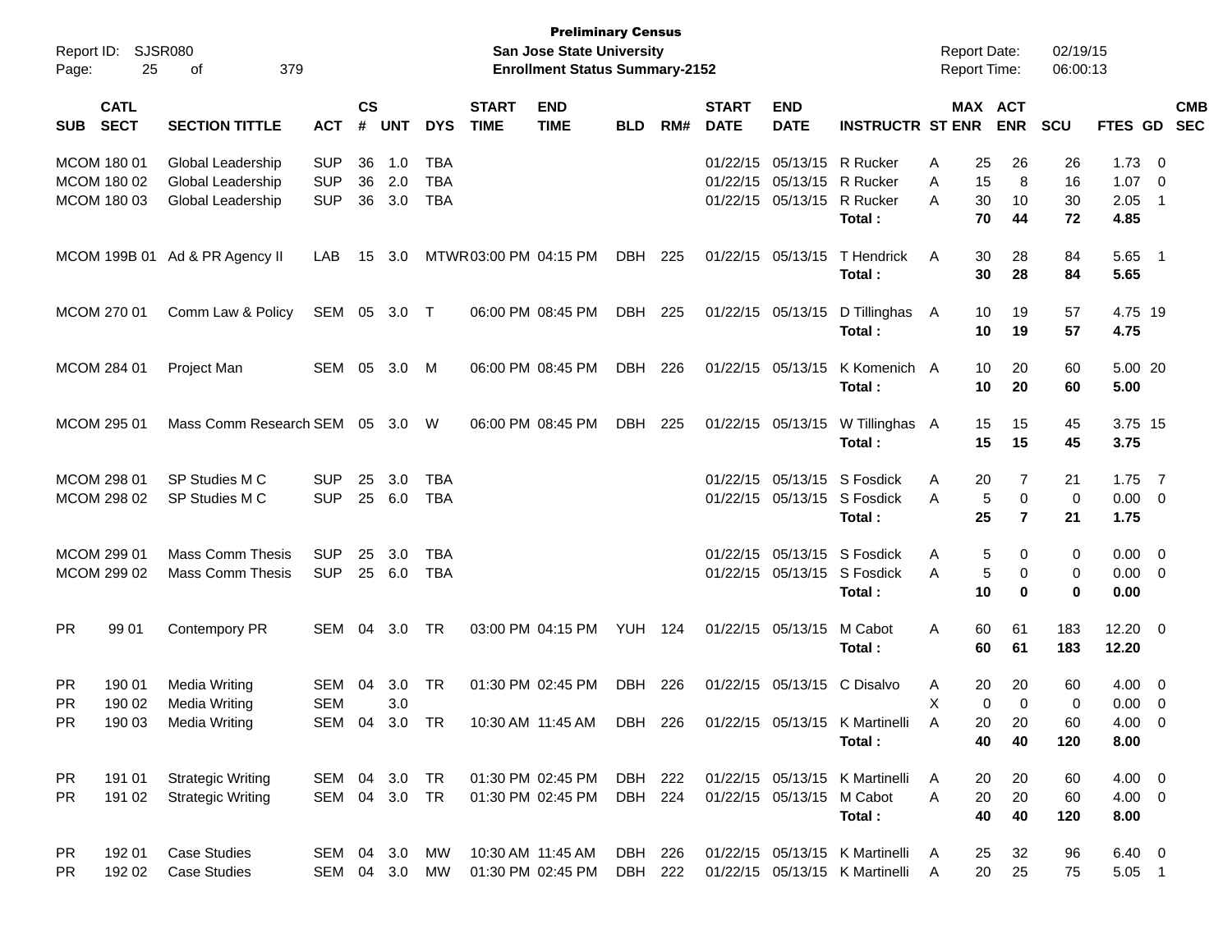Report ID: SJSR080

**Preliminary Census**
**San Jose State University**
**Enrollment Status Summary-2152**

Report Date: 02/19/15
Report Time: 06:00:13

| SUB | CATL SECT | SECTION TITTLE | ACT | CS # | UNT | DYS | START TIME | END TIME | BLD | RM# | START DATE | END DATE | INSTRUCTR | ST | MAX ENR | ACT ENR | SCU | FTES | GD | CMB SEC |
|---|---|---|---|---|---|---|---|---|---|---|---|---|---|---|---|---|---|---|---|---|
| MCOM | 180 01 | Global Leadership | SUP | 36 | 1.0 | TBA | | | | | 01/22/15 | 05/13/15 | R Rucker | A | 25 | 26 | 26 | 1.73 | 0 | |
| MCOM | 180 02 | Global Leadership | SUP | 36 | 2.0 | TBA | | | | | 01/22/15 | 05/13/15 | R Rucker | A | 15 | 8 | 16 | 1.07 | 0 | |
| MCOM | 180 03 | Global Leadership | SUP | 36 | 3.0 | TBA | | | | | 01/22/15 | 05/13/15 | R Rucker | A | 30 | 10 | 30 | 2.05 | 1 | |
| | | | | | | | | | | | | | **Total :** | | **70** | **44** | **72** | **4.85** | | |
| MCOM | 199B 01 | Ad & PR Agency II | LAB | 15 | 3.0 | MTWR | 03:00 PM | 04:15 PM | DBH | 225 | 01/22/15 | 05/13/15 | T Hendrick | A | 30 | 28 | 84 | 5.65 | 1 | |
| | | | | | | | | | | | | | **Total :** | | **30** | **28** | **84** | **5.65** | | |
| MCOM | 270 01 | Comm Law & Policy | SEM | 05 | 3.0 | T | 06:00 PM | 08:45 PM | DBH | 225 | 01/22/15 | 05/13/15 | D Tillinghas | A | 10 | 19 | 57 | 4.75 | 19 | |
| | | | | | | | | | | | | | **Total :** | | **10** | **19** | **57** | **4.75** | | |
| MCOM | 284 01 | Project Man | SEM | 05 | 3.0 | M | 06:00 PM | 08:45 PM | DBH | 226 | 01/22/15 | 05/13/15 | K Komenich | A | 10 | 20 | 60 | 5.00 | 20 | |
| | | | | | | | | | | | | | **Total :** | | **10** | **20** | **60** | **5.00** | | |
| MCOM | 295 01 | Mass Comm Research | SEM | 05 | 3.0 | W | 06:00 PM | 08:45 PM | DBH | 225 | 01/22/15 | 05/13/15 | W Tillinghas | A | 15 | 15 | 45 | 3.75 | 15 | |
| | | | | | | | | | | | | | **Total :** | | **15** | **15** | **45** | **3.75** | | |
| MCOM | 298 01 | SP Studies M C | SUP | 25 | 3.0 | TBA | | | | | 01/22/15 | 05/13/15 | S Fosdick | A | 20 | 7 | 21 | 1.75 | 7 | |
| MCOM | 298 02 | SP Studies M C | SUP | 25 | 6.0 | TBA | | | | | 01/22/15 | 05/13/15 | S Fosdick | A | 5 | 0 | 0 | 0.00 | 0 | |
| | | | | | | | | | | | | | **Total :** | | **25** | **7** | **21** | **1.75** | | |
| MCOM | 299 01 | Mass Comm Thesis | SUP | 25 | 3.0 | TBA | | | | | 01/22/15 | 05/13/15 | S Fosdick | A | 5 | 0 | 0 | 0.00 | 0 | |
| MCOM | 299 02 | Mass Comm Thesis | SUP | 25 | 6.0 | TBA | | | | | 01/22/15 | 05/13/15 | S Fosdick | A | 5 | 0 | 0 | 0.00 | 0 | |
| | | | | | | | | | | | | | **Total :** | | **10** | **0** | **0** | **0.00** | | |
| PR | 99 01 | Contempory PR | SEM | 04 | 3.0 | TR | 03:00 PM | 04:15 PM | YUH | 124 | 01/22/15 | 05/13/15 | M Cabot | A | 60 | 61 | 183 | 12.20 | 0 | |
| | | | | | | | | | | | | | **Total :** | | **60** | **61** | **183** | **12.20** | | |
| PR | 190 01 | Media Writing | SEM | 04 | 3.0 | TR | 01:30 PM | 02:45 PM | DBH | 226 | 01/22/15 | 05/13/15 | C Disalvo | A | 20 | 20 | 60 | 4.00 | 0 | |
| PR | 190 02 | Media Writing | SEM | | 3.0 | | | | | | | | | X | 0 | 0 | 0 | 0.00 | 0 | |
| PR | 190 03 | Media Writing | SEM | 04 | 3.0 | TR | 10:30 AM | 11:45 AM | DBH | 226 | 01/22/15 | 05/13/15 | K Martinelli | A | 20 | 20 | 60 | 4.00 | 0 | |
| | | | | | | | | | | | | | **Total :** | | **40** | **40** | **120** | **8.00** | | |
| PR | 191 01 | Strategic Writing | SEM | 04 | 3.0 | TR | 01:30 PM | 02:45 PM | DBH | 222 | 01/22/15 | 05/13/15 | K Martinelli | A | 20 | 20 | 60 | 4.00 | 0 | |
| PR | 191 02 | Strategic Writing | SEM | 04 | 3.0 | TR | 01:30 PM | 02:45 PM | DBH | 224 | 01/22/15 | 05/13/15 | M Cabot | A | 20 | 20 | 60 | 4.00 | 0 | |
| | | | | | | | | | | | | | **Total :** | | **40** | **40** | **120** | **8.00** | | |
| PR | 192 01 | Case Studies | SEM | 04 | 3.0 | MW | 10:30 AM | 11:45 AM | DBH | 226 | 01/22/15 | 05/13/15 | K Martinelli | A | 25 | 32 | 96 | 6.40 | 0 | |
| PR | 192 02 | Case Studies | SEM | 04 | 3.0 | MW | 01:30 PM | 02:45 PM | DBH | 222 | 01/22/15 | 05/13/15 | K Martinelli | A | 20 | 25 | 75 | 5.05 | 1 | |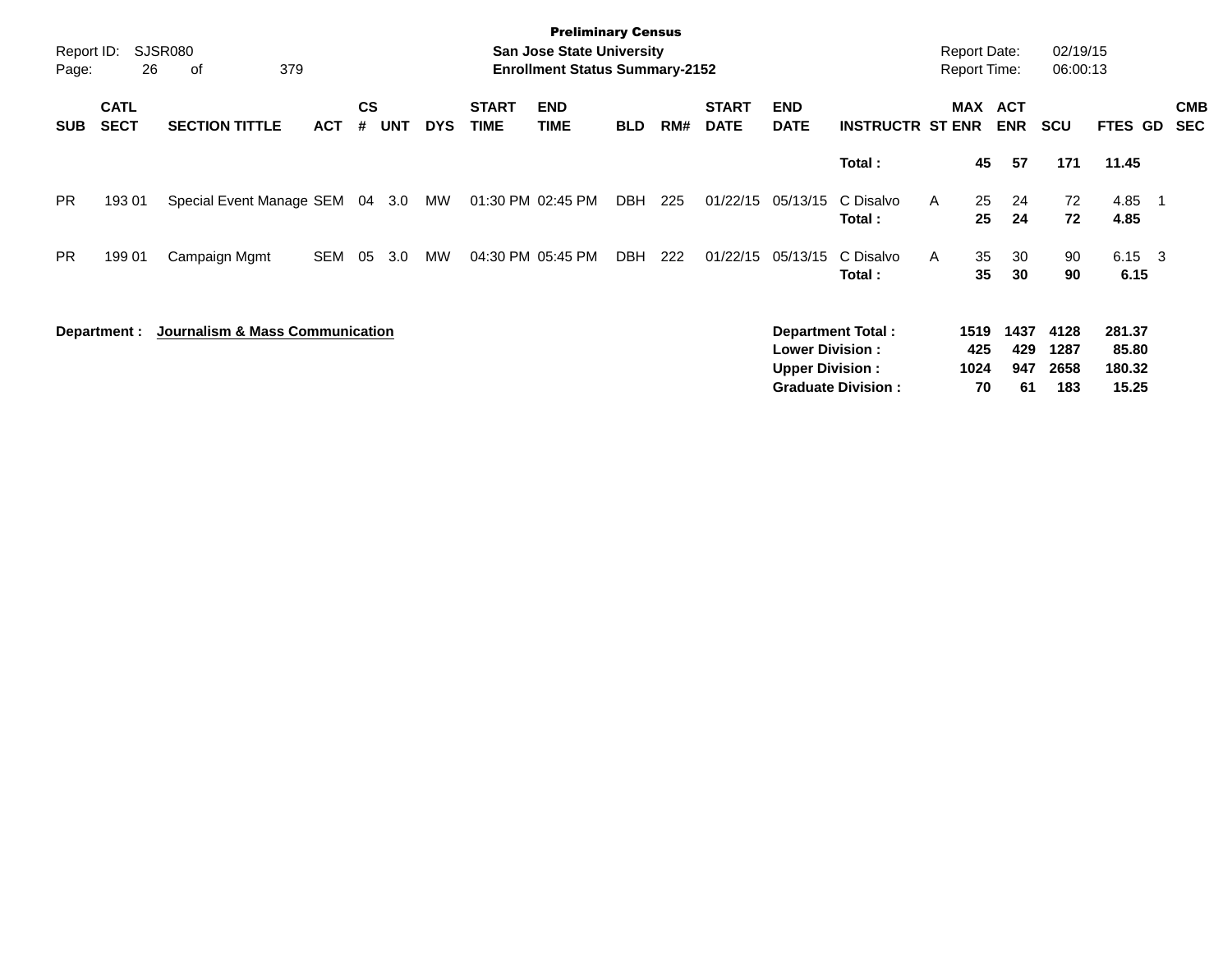Preliminary Census
**San Jose State University**
**Enrollment Status Summary-2152**

Report ID: SJSR080
Report Date: 02/19/15
Report Time: 06:00:13

| SUB | CATL SECT | SECTION TITTLE | ACT | CS # | UNT | DYS | START TIME | END TIME | BLD | RM# | START DATE | END DATE | INSTRUCTR | ST | MAX ENR | ACT ENR | SCU | FTES | GD | CMB SEC |
|---|---|---|---|---|---|---|---|---|---|---|---|---|---|---|---|---|---|---|---|---|
| | | | | | | | | | | | | | **Total :** | | **45** | **57** | **171** | **11.45** | | |
| PR | 193 01 | Special Event Manage | SEM | 04 | 3.0 | MW | 01:30 PM | 02:45 PM | DBH | 225 | 01/22/15 | 05/13/15 | C Disalvo | A | 25 | 24 | 72 | 4.85 | 1 | |
| | | | | | | | | | | | | | **Total :** | | **25** | **24** | **72** | **4.85** | | |
| PR | 199 01 | Campaign Mgmt | SEM | 05 | 3.0 | MW | 04:30 PM | 05:45 PM | DBH | 222 | 01/22/15 | 05/13/15 | C Disalvo | A | 35 | 30 | 90 | 6.15 | 3 | |
| | | | | | | | | | | | | | **Total :** | | **35** | **30** | **90** | **6.15** | | |

**Department :** **Journalism & Mass Communication**

| | MAX ENR | ACT ENR | SCU | FTES |
|---|---|---|---|---|
| **Department Total :** | **1519** | **1437** | **4128** | **281.37** |
| **Lower Division :** | **425** | **429** | **1287** | **85.80** |
| **Upper Division :** | **1024** | **947** | **2658** | **180.32** |
| **Graduate Division :** | **70** | **61** | **183** | **15.25** |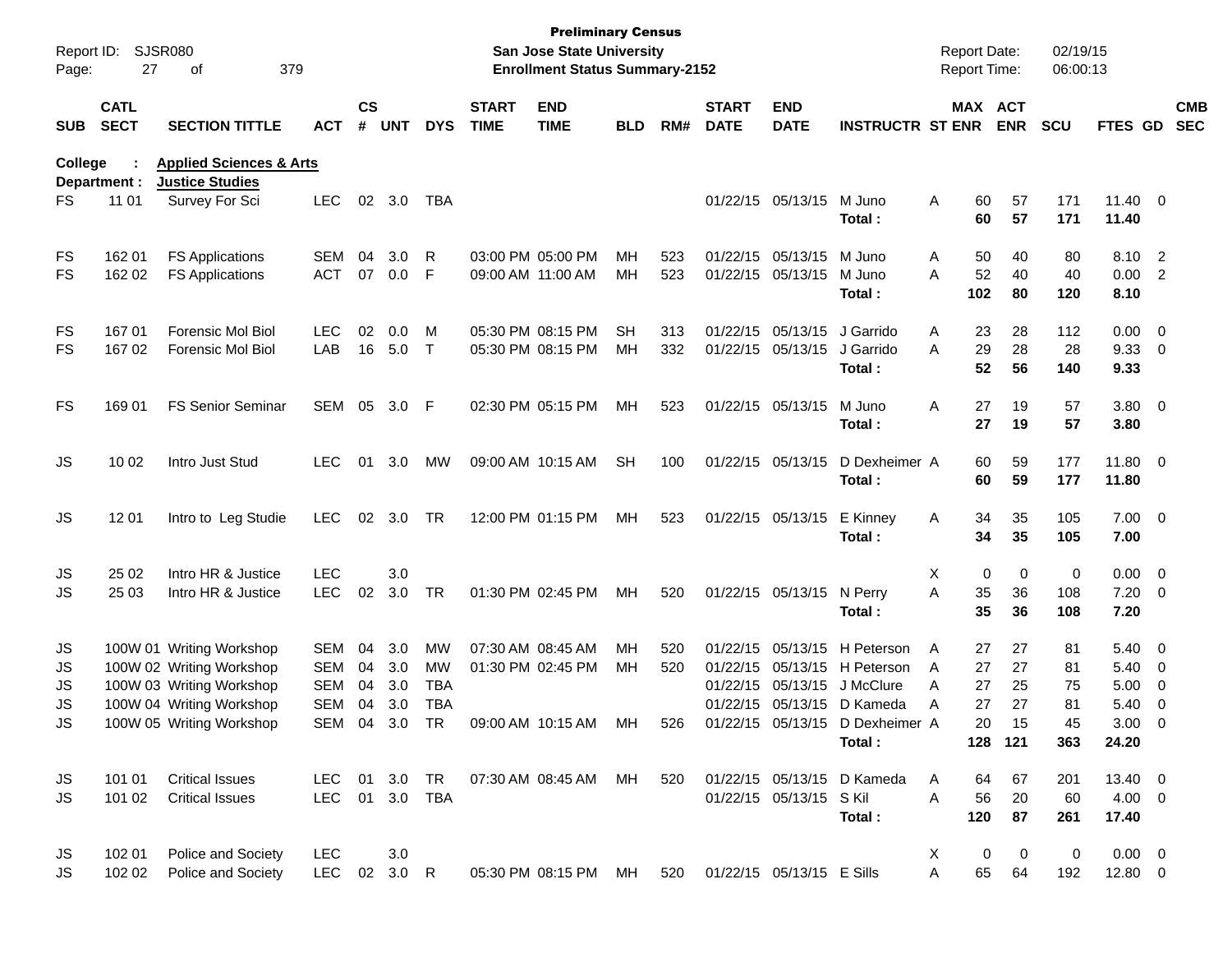**Preliminary Census**
**San Jose State University**
**Enrollment Status Summary-2152**

Report ID: SJSR080
Report Date: 02/19/15
Report Time: 06:00:13

| SUB | CATL SECT | SECTION TITTLE | ACT | CS # | UNT | DYS | START TIME | END TIME | BLD | RM# | START DATE | END DATE | INSTRUCTR | ST | MAX ENR | ACT ENR | SCU | FTES | GD | CMB SEC |
|---|---|---|---|---|---|---|---|---|---|---|---|---|---|---|---|---|---|---|---|---|
| **College :** | | **Applied Sciences & Arts** | | | | | | | | | | | | | | | | | | |
| **Department :** | | **Justice Studies** | | | | | | | | | | | | | | | | | | |
| FS | 11 01 | Survey For Sci | LEC | 02 | 3.0 | TBA | | | | | 01/22/15 | 05/13/15 | M Juno | A | 60 | 57 | 171 | 11.40 | 0 | |
| | | | | | | | | | | | | | **Total :** | | **60** | **57** | **171** | **11.40** | | |
| FS | 162 01 | FS Applications | SEM | 04 | 3.0 | R | 03:00 PM | 05:00 PM | MH | 523 | 01/22/15 | 05/13/15 | M Juno | A | 50 | 40 | 80 | 8.10 | 2 | |
| FS | 162 02 | FS Applications | ACT | 07 | 0.0 | F | 09:00 AM | 11:00 AM | MH | 523 | 01/22/15 | 05/13/15 | M Juno | A | 52 | 40 | 40 | 0.00 | 2 | |
| | | | | | | | | | | | | | **Total :** | | **102** | **80** | **120** | **8.10** | | |
| FS | 167 01 | Forensic Mol Biol | LEC | 02 | 0.0 | M | 05:30 PM | 08:15 PM | SH | 313 | 01/22/15 | 05/13/15 | J Garrido | A | 23 | 28 | 112 | 0.00 | 0 | |
| FS | 167 02 | Forensic Mol Biol | LAB | 16 | 5.0 | T | 05:30 PM | 08:15 PM | MH | 332 | 01/22/15 | 05/13/15 | J Garrido | A | 29 | 28 | 28 | 9.33 | 0 | |
| | | | | | | | | | | | | | **Total :** | | **52** | **56** | **140** | **9.33** | | |
| FS | 169 01 | FS Senior Seminar | SEM | 05 | 3.0 | F | 02:30 PM | 05:15 PM | MH | 523 | 01/22/15 | 05/13/15 | M Juno | A | 27 | 19 | 57 | 3.80 | 0 | |
| | | | | | | | | | | | | | **Total :** | | **27** | **19** | **57** | **3.80** | | |
| JS | 10 02 | Intro Just Stud | LEC | 01 | 3.0 | MW | 09:00 AM | 10:15 AM | SH | 100 | 01/22/15 | 05/13/15 | D Dexheimer | A | 60 | 59 | 177 | 11.80 | 0 | |
| | | | | | | | | | | | | | **Total :** | | **60** | **59** | **177** | **11.80** | | |
| JS | 12 01 | Intro to Leg Studie | LEC | 02 | 3.0 | TR | 12:00 PM | 01:15 PM | MH | 523 | 01/22/15 | 05/13/15 | E Kinney | A | 34 | 35 | 105 | 7.00 | 0 | |
| | | | | | | | | | | | | | **Total :** | | **34** | **35** | **105** | **7.00** | | |
| JS | 25 02 | Intro HR & Justice | LEC | | 3.0 | | | | | | | | | X | 0 | 0 | 0 | 0.00 | 0 | |
| JS | 25 03 | Intro HR & Justice | LEC | 02 | 3.0 | TR | 01:30 PM | 02:45 PM | MH | 520 | 01/22/15 | 05/13/15 | N Perry | A | 35 | 36 | 108 | 7.20 | 0 | |
| | | | | | | | | | | | | | **Total :** | | **35** | **36** | **108** | **7.20** | | |
| JS | 100W 01 | Writing Workshop | SEM | 04 | 3.0 | MW | 07:30 AM | 08:45 AM | MH | 520 | 01/22/15 | 05/13/15 | H Peterson | A | 27 | 27 | 81 | 5.40 | 0 | |
| JS | 100W 02 | Writing Workshop | SEM | 04 | 3.0 | MW | 01:30 PM | 02:45 PM | MH | 520 | 01/22/15 | 05/13/15 | H Peterson | A | 27 | 27 | 81 | 5.40 | 0 | |
| JS | 100W 03 | Writing Workshop | SEM | 04 | 3.0 | TBA | | | | | 01/22/15 | 05/13/15 | J McClure | A | 27 | 25 | 75 | 5.00 | 0 | |
| JS | 100W 04 | Writing Workshop | SEM | 04 | 3.0 | TBA | | | | | 01/22/15 | 05/13/15 | D Kameda | A | 27 | 27 | 81 | 5.40 | 0 | |
| JS | 100W 05 | Writing Workshop | SEM | 04 | 3.0 | TR | 09:00 AM | 10:15 AM | MH | 526 | 01/22/15 | 05/13/15 | D Dexheimer | A | 20 | 15 | 45 | 3.00 | 0 | |
| | | | | | | | | | | | | | **Total :** | | **128** | **121** | **363** | **24.20** | | |
| JS | 101 01 | Critical Issues | LEC | 01 | 3.0 | TR | 07:30 AM | 08:45 AM | MH | 520 | 01/22/15 | 05/13/15 | D Kameda | A | 64 | 67 | 201 | 13.40 | 0 | |
| JS | 101 02 | Critical Issues | LEC | 01 | 3.0 | TBA | | | | | 01/22/15 | 05/13/15 | S Kil | A | 56 | 20 | 60 | 4.00 | 0 | |
| | | | | | | | | | | | | | **Total :** | | **120** | **87** | **261** | **17.40** | | |
| JS | 102 01 | Police and Society | LEC | | 3.0 | | | | | | | | | X | 0 | 0 | 0 | 0.00 | 0 | |
| JS | 102 02 | Police and Society | LEC | 02 | 3.0 | R | 05:30 PM | 08:15 PM | MH | 520 | 01/22/15 | 05/13/15 | E Sills | A | 65 | 64 | 192 | 12.80 | 0 | |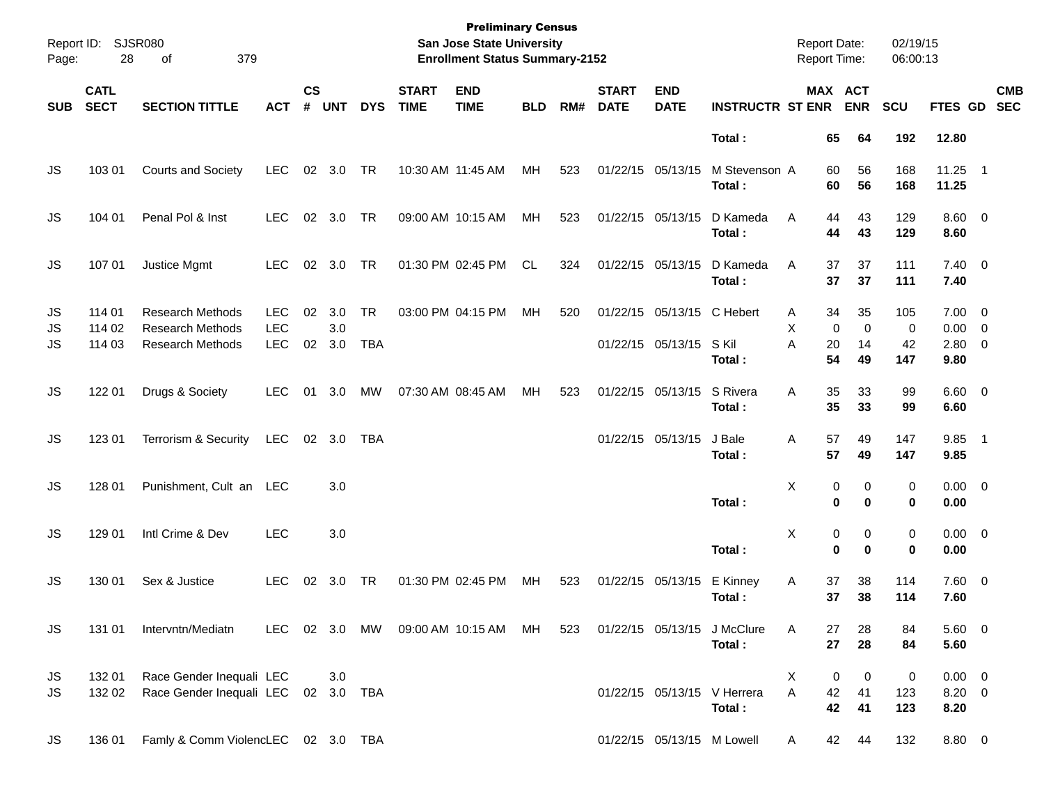**Preliminary Census**
**San Jose State University**
**Enrollment Status Summary-2152**

Report ID: SJSR080
Report Date: 02/19/15
Report Time: 06:00:13

| SUB | CATL SECT | SECTION TITTLE | ACT | CS # | UNT | DYS | START TIME | END TIME | BLD | RM# | START DATE | END DATE | INSTRUCTR | ST | MAX ENR | ACT ENR | SCU | FTES | GD | CMB SEC |
|---|---|---|---|---|---|---|---|---|---|---|---|---|---|---|---|---|---|---|---|---|
| | | | | | | | | | | | | | **Total :** | | **65** | **64** | **192** | **12.80** | | |
| JS | 103 01 | Courts and Society | LEC | 02 | 3.0 | TR | 10:30 AM | 11:45 AM | MH | 523 | 01/22/15 | 05/13/15 | M Stevenson | A | 60 | 56 | 168 | 11.25 | 1 | |
| | | | | | | | | | | | | | **Total :** | | **60** | **56** | **168** | **11.25** | | |
| JS | 104 01 | Penal Pol & Inst | LEC | 02 | 3.0 | TR | 09:00 AM | 10:15 AM | MH | 523 | 01/22/15 | 05/13/15 | D Kameda | A | 44 | 43 | 129 | 8.60 | 0 | |
| | | | | | | | | | | | | | **Total :** | | **44** | **43** | **129** | **8.60** | | |
| JS | 107 01 | Justice Mgmt | LEC | 02 | 3.0 | TR | 01:30 PM | 02:45 PM | CL | 324 | 01/22/15 | 05/13/15 | D Kameda | A | 37 | 37 | 111 | 7.40 | 0 | |
| | | | | | | | | | | | | | **Total :** | | **37** | **37** | **111** | **7.40** | | |
| JS | 114 01 | Research Methods | LEC | 02 | 3.0 | TR | 03:00 PM | 04:15 PM | MH | 520 | 01/22/15 | 05/13/15 | C Hebert | A | 34 | 35 | 105 | 7.00 | 0 | |
| JS | 114 02 | Research Methods | LEC | | 3.0 | | | | | | | | | X | 0 | 0 | 0 | 0.00 | 0 | |
| JS | 114 03 | Research Methods | LEC | 02 | 3.0 | TBA | | | | | 01/22/15 | 05/13/15 | S Kil | A | 20 | 14 | 42 | 2.80 | 0 | |
| | | | | | | | | | | | | | **Total :** | | **54** | **49** | **147** | **9.80** | | |
| JS | 122 01 | Drugs & Society | LEC | 01 | 3.0 | MW | 07:30 AM | 08:45 AM | MH | 523 | 01/22/15 | 05/13/15 | S Rivera | A | 35 | 33 | 99 | 6.60 | 0 | |
| | | | | | | | | | | | | | **Total :** | | **35** | **33** | **99** | **6.60** | | |
| JS | 123 01 | Terrorism & Security | LEC | 02 | 3.0 | TBA | | | | | 01/22/15 | 05/13/15 | J Bale | A | 57 | 49 | 147 | 9.85 | 1 | |
| | | | | | | | | | | | | | **Total :** | | **57** | **49** | **147** | **9.85** | | |
| JS | 128 01 | Punishment, Cult an | LEC | | 3.0 | | | | | | | | | X | 0 | 0 | 0 | 0.00 | 0 | |
| | | | | | | | | | | | | | **Total :** | | **0** | **0** | **0** | **0.00** | | |
| JS | 129 01 | Intl Crime & Dev | LEC | | 3.0 | | | | | | | | | X | 0 | 0 | 0 | 0.00 | 0 | |
| | | | | | | | | | | | | | **Total :** | | **0** | **0** | **0** | **0.00** | | |
| JS | 130 01 | Sex & Justice | LEC | 02 | 3.0 | TR | 01:30 PM | 02:45 PM | MH | 523 | 01/22/15 | 05/13/15 | E Kinney | A | 37 | 38 | 114 | 7.60 | 0 | |
| | | | | | | | | | | | | | **Total :** | | **37** | **38** | **114** | **7.60** | | |
| JS | 131 01 | Intervntn/Mediatn | LEC | 02 | 3.0 | MW | 09:00 AM | 10:15 AM | MH | 523 | 01/22/15 | 05/13/15 | J McClure | A | 27 | 28 | 84 | 5.60 | 0 | |
| | | | | | | | | | | | | | **Total :** | | **27** | **28** | **84** | **5.60** | | |
| JS | 132 01 | Race Gender Inequali | LEC | | 3.0 | | | | | | | | | X | 0 | 0 | 0 | 0.00 | 0 | |
| JS | 132 02 | Race Gender Inequali | LEC | 02 | 3.0 | TBA | | | | | 01/22/15 | 05/13/15 | V Herrera | A | 42 | 41 | 123 | 8.20 | 0 | |
| | | | | | | | | | | | | | **Total :** | | **42** | **41** | **123** | **8.20** | | |
| JS | 136 01 | Famly & Comm Violenc | LEC | 02 | 3.0 | TBA | | | | | 01/22/15 | 05/13/15 | M Lowell | A | 42 | 44 | 132 | 8.80 | 0 | |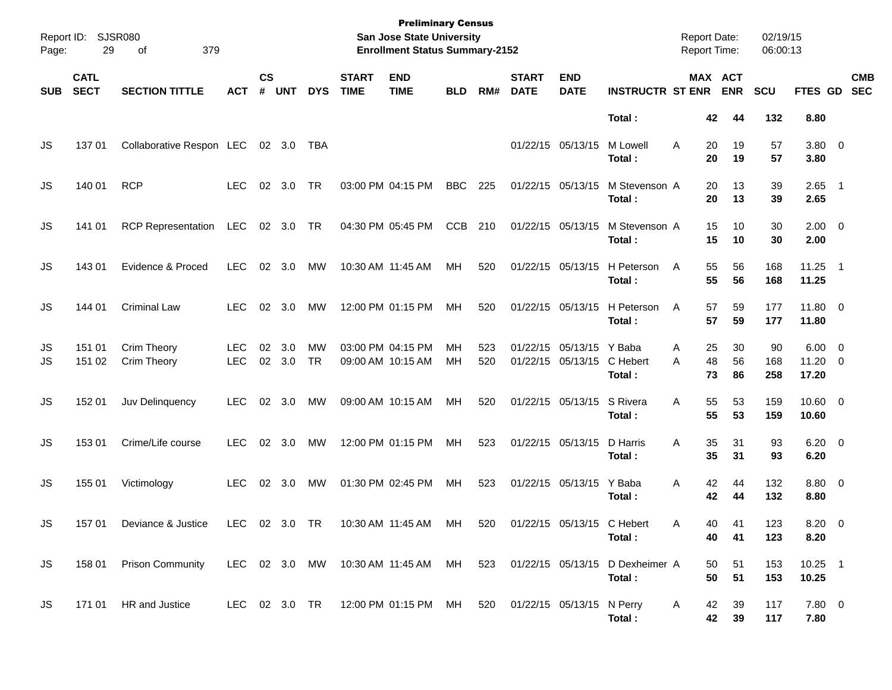**Preliminary Census**
**San Jose State University**
**Enrollment Status Summary-2152**

Report ID: SJSR080
Report Date: 02/19/15
Report Time: 06:00:13

| SUB | CATL SECT | SECTION TITTLE | ACT | CS # | UNT | DYS | START TIME | END TIME | BLD | RM# | START DATE | END DATE | INSTRUCTR | ST | MAX ENR | ACT ENR | SCU | FTES | GD | CMB SEC |
|---|---|---|---|---|---|---|---|---|---|---|---|---|---|---|---|---|---|---|---|---|
| | | | | | | | | | | | | | **Total :** | | **42** | **44** | **132** | **8.80** | | |
| JS | 137 01 | Collaborative Respon | LEC | 02 | 3.0 | TBA | | | | | 01/22/15 | 05/13/15 | M Lowell | A | 20 | 19 | 57 | 3.80 | 0 | |
| | | | | | | | | | | | | | **Total :** | | **20** | **19** | **57** | **3.80** | | |
| JS | 140 01 | RCP | LEC | 02 | 3.0 | TR | 03:00 PM | 04:15 PM | BBC | 225 | 01/22/15 | 05/13/15 | M Stevenson | A | 20 | 13 | 39 | 2.65 | 1 | |
| | | | | | | | | | | | | | **Total :** | | **20** | **13** | **39** | **2.65** | | |
| JS | 141 01 | RCP Representation | LEC | 02 | 3.0 | TR | 04:30 PM | 05:45 PM | CCB | 210 | 01/22/15 | 05/13/15 | M Stevenson | A | 15 | 10 | 30 | 2.00 | 0 | |
| | | | | | | | | | | | | | **Total :** | | **15** | **10** | **30** | **2.00** | | |
| JS | 143 01 | Evidence & Proced | LEC | 02 | 3.0 | MW | 10:30 AM | 11:45 AM | MH | 520 | 01/22/15 | 05/13/15 | H Peterson | A | 55 | 56 | 168 | 11.25 | 1 | |
| | | | | | | | | | | | | | **Total :** | | **55** | **56** | **168** | **11.25** | | |
| JS | 144 01 | Criminal Law | LEC | 02 | 3.0 | MW | 12:00 PM | 01:15 PM | MH | 520 | 01/22/15 | 05/13/15 | H Peterson | A | 57 | 59 | 177 | 11.80 | 0 | |
| | | | | | | | | | | | | | **Total :** | | **57** | **59** | **177** | **11.80** | | |
| JS | 151 01 | Crim Theory | LEC | 02 | 3.0 | MW | 03:00 PM | 04:15 PM | MH | 523 | 01/22/15 | 05/13/15 | Y Baba | A | 25 | 30 | 90 | 6.00 | 0 | |
| JS | 151 02 | Crim Theory | LEC | 02 | 3.0 | TR | 09:00 AM | 10:15 AM | MH | 520 | 01/22/15 | 05/13/15 | C Hebert | A | 48 | 56 | 168 | 11.20 | 0 | |
| | | | | | | | | | | | | | **Total :** | | **73** | **86** | **258** | **17.20** | | |
| JS | 152 01 | Juv Delinquency | LEC | 02 | 3.0 | MW | 09:00 AM | 10:15 AM | MH | 520 | 01/22/15 | 05/13/15 | S Rivera | A | 55 | 53 | 159 | 10.60 | 0 | |
| | | | | | | | | | | | | | **Total :** | | **55** | **53** | **159** | **10.60** | | |
| JS | 153 01 | Crime/Life course | LEC | 02 | 3.0 | MW | 12:00 PM | 01:15 PM | MH | 523 | 01/22/15 | 05/13/15 | D Harris | A | 35 | 31 | 93 | 6.20 | 0 | |
| | | | | | | | | | | | | | **Total :** | | **35** | **31** | **93** | **6.20** | | |
| JS | 155 01 | Victimology | LEC | 02 | 3.0 | MW | 01:30 PM | 02:45 PM | MH | 523 | 01/22/15 | 05/13/15 | Y Baba | A | 42 | 44 | 132 | 8.80 | 0 | |
| | | | | | | | | | | | | | **Total :** | | **42** | **44** | **132** | **8.80** | | |
| JS | 157 01 | Deviance & Justice | LEC | 02 | 3.0 | TR | 10:30 AM | 11:45 AM | MH | 520 | 01/22/15 | 05/13/15 | C Hebert | A | 40 | 41 | 123 | 8.20 | 0 | |
| | | | | | | | | | | | | | **Total :** | | **40** | **41** | **123** | **8.20** | | |
| JS | 158 01 | Prison Community | LEC | 02 | 3.0 | MW | 10:30 AM | 11:45 AM | MH | 523 | 01/22/15 | 05/13/15 | D Dexheimer | A | 50 | 51 | 153 | 10.25 | 1 | |
| | | | | | | | | | | | | | **Total :** | | **50** | **51** | **153** | **10.25** | | |
| JS | 171 01 | HR and Justice | LEC | 02 | 3.0 | TR | 12:00 PM | 01:15 PM | MH | 520 | 01/22/15 | 05/13/15 | N Perry | A | 42 | 39 | 117 | 7.80 | 0 | |
| | | | | | | | | | | | | | **Total :** | | **42** | **39** | **117** | **7.80** | | |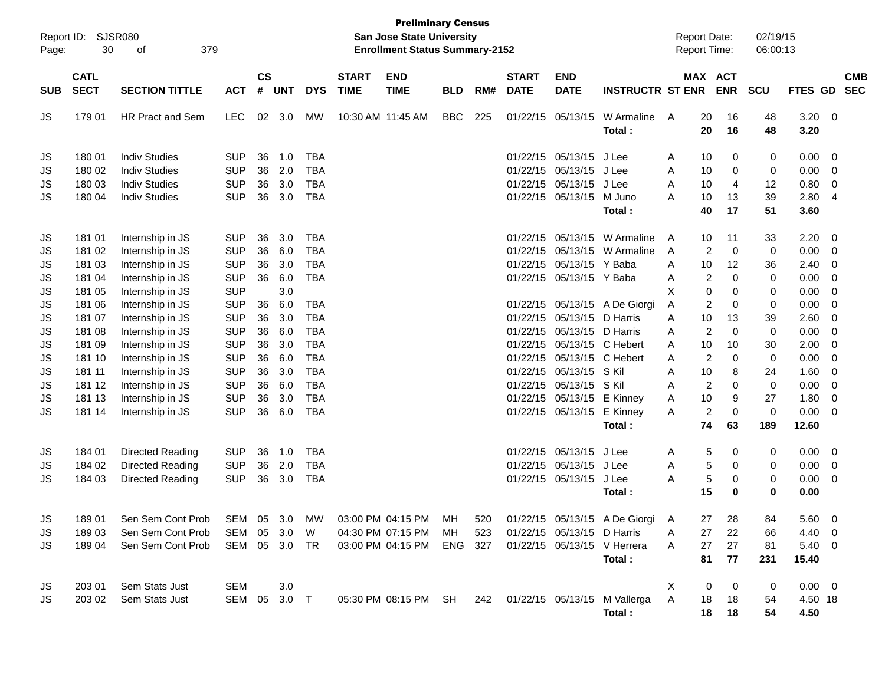**Preliminary Census**
**San Jose State University**
**Enrollment Status Summary-2152**

Report ID: SJSR080
Report Date: 02/19/15
Report Time: 06:00:13

| SUB | CATL SECT | SECTION TITTLE | ACT | CS # | UNT | DYS | START TIME | END TIME | BLD | RM# | START DATE | END DATE | INSTRUCTR | ST | MAX ENR | ACT ENR | SCU | FTES | GD | CMB SEC |
|---|---|---|---|---|---|---|---|---|---|---|---|---|---|---|---|---|---|---|---|---|
| JS | 179 01 | HR Pract and Sem | LEC | 02 | 3.0 | MW | 10:30 AM | 11:45 AM | BBC | 225 | 01/22/15 | 05/13/15 | W Armaline | A | 20 | 16 | 48 | 3.20 | 0 | |
| | | | | | | | | | | | | | **Total :** | | **20** | **16** | **48** | **3.20** | | |
| JS | 180 01 | Indiv Studies | SUP | 36 | 1.0 | TBA | | | | | 01/22/15 | 05/13/15 | J Lee | A | 10 | 0 | 0 | 0.00 | 0 | |
| JS | 180 02 | Indiv Studies | SUP | 36 | 2.0 | TBA | | | | | 01/22/15 | 05/13/15 | J Lee | A | 10 | 0 | 0 | 0.00 | 0 | |
| JS | 180 03 | Indiv Studies | SUP | 36 | 3.0 | TBA | | | | | 01/22/15 | 05/13/15 | J Lee | A | 10 | 4 | 12 | 0.80 | 0 | |
| JS | 180 04 | Indiv Studies | SUP | 36 | 3.0 | TBA | | | | | 01/22/15 | 05/13/15 | M Juno | A | 10 | 13 | 39 | 2.80 | 4 | |
| | | | | | | | | | | | | | **Total :** | | **40** | **17** | **51** | **3.60** | | |
| JS | 181 01 | Internship in JS | SUP | 36 | 3.0 | TBA | | | | | 01/22/15 | 05/13/15 | W Armaline | A | 10 | 11 | 33 | 2.20 | 0 | |
| JS | 181 02 | Internship in JS | SUP | 36 | 6.0 | TBA | | | | | 01/22/15 | 05/13/15 | W Armaline | A | 2 | 0 | 0 | 0.00 | 0 | |
| JS | 181 03 | Internship in JS | SUP | 36 | 3.0 | TBA | | | | | 01/22/15 | 05/13/15 | Y Baba | A | 10 | 12 | 36 | 2.40 | 0 | |
| JS | 181 04 | Internship in JS | SUP | 36 | 6.0 | TBA | | | | | 01/22/15 | 05/13/15 | Y Baba | A | 2 | 0 | 0 | 0.00 | 0 | |
| JS | 181 05 | Internship in JS | SUP | | 3.0 | | | | | | | | | X | 0 | 0 | 0 | 0.00 | 0 | |
| JS | 181 06 | Internship in JS | SUP | 36 | 6.0 | TBA | | | | | 01/22/15 | 05/13/15 | A De Giorgi | A | 2 | 0 | 0 | 0.00 | 0 | |
| JS | 181 07 | Internship in JS | SUP | 36 | 3.0 | TBA | | | | | 01/22/15 | 05/13/15 | D Harris | A | 10 | 13 | 39 | 2.60 | 0 | |
| JS | 181 08 | Internship in JS | SUP | 36 | 6.0 | TBA | | | | | 01/22/15 | 05/13/15 | D Harris | A | 2 | 0 | 0 | 0.00 | 0 | |
| JS | 181 09 | Internship in JS | SUP | 36 | 3.0 | TBA | | | | | 01/22/15 | 05/13/15 | C Hebert | A | 10 | 10 | 30 | 2.00 | 0 | |
| JS | 181 10 | Internship in JS | SUP | 36 | 6.0 | TBA | | | | | 01/22/15 | 05/13/15 | C Hebert | A | 2 | 0 | 0 | 0.00 | 0 | |
| JS | 181 11 | Internship in JS | SUP | 36 | 3.0 | TBA | | | | | 01/22/15 | 05/13/15 | S Kil | A | 10 | 8 | 24 | 1.60 | 0 | |
| JS | 181 12 | Internship in JS | SUP | 36 | 6.0 | TBA | | | | | 01/22/15 | 05/13/15 | S Kil | A | 2 | 0 | 0 | 0.00 | 0 | |
| JS | 181 13 | Internship in JS | SUP | 36 | 3.0 | TBA | | | | | 01/22/15 | 05/13/15 | E Kinney | A | 10 | 9 | 27 | 1.80 | 0 | |
| JS | 181 14 | Internship in JS | SUP | 36 | 6.0 | TBA | | | | | 01/22/15 | 05/13/15 | E Kinney | A | 2 | 0 | 0 | 0.00 | 0 | |
| | | | | | | | | | | | | | **Total :** | | **74** | **63** | **189** | **12.60** | | |
| JS | 184 01 | Directed Reading | SUP | 36 | 1.0 | TBA | | | | | 01/22/15 | 05/13/15 | J Lee | A | 5 | 0 | 0 | 0.00 | 0 | |
| JS | 184 02 | Directed Reading | SUP | 36 | 2.0 | TBA | | | | | 01/22/15 | 05/13/15 | J Lee | A | 5 | 0 | 0 | 0.00 | 0 | |
| JS | 184 03 | Directed Reading | SUP | 36 | 3.0 | TBA | | | | | 01/22/15 | 05/13/15 | J Lee | A | 5 | 0 | 0 | 0.00 | 0 | |
| | | | | | | | | | | | | | **Total :** | | **15** | **0** | **0** | **0.00** | | |
| JS | 189 01 | Sen Sem Cont Prob | SEM | 05 | 3.0 | MW | 03:00 PM | 04:15 PM | MH | 520 | 01/22/15 | 05/13/15 | A De Giorgi | A | 27 | 28 | 84 | 5.60 | 0 | |
| JS | 189 03 | Sen Sem Cont Prob | SEM | 05 | 3.0 | W | 04:30 PM | 07:15 PM | MH | 523 | 01/22/15 | 05/13/15 | D Harris | A | 27 | 22 | 66 | 4.40 | 0 | |
| JS | 189 04 | Sen Sem Cont Prob | SEM | 05 | 3.0 | TR | 03:00 PM | 04:15 PM | ENG | 327 | 01/22/15 | 05/13/15 | V Herrera | A | 27 | 27 | 81 | 5.40 | 0 | |
| | | | | | | | | | | | | | **Total :** | | **81** | **77** | **231** | **15.40** | | |
| JS | 203 01 | Sem Stats Just | SEM | | 3.0 | | | | | | | | | X | 0 | 0 | 0 | 0.00 | 0 | |
| JS | 203 02 | Sem Stats Just | SEM | 05 | 3.0 | T | 05:30 PM | 08:15 PM | SH | 242 | 01/22/15 | 05/13/15 | M Vallerga | A | 18 | 18 | 54 | 4.50 | 18 | |
| | | | | | | | | | | | | | **Total :** | | **18** | **18** | **54** | **4.50** | | |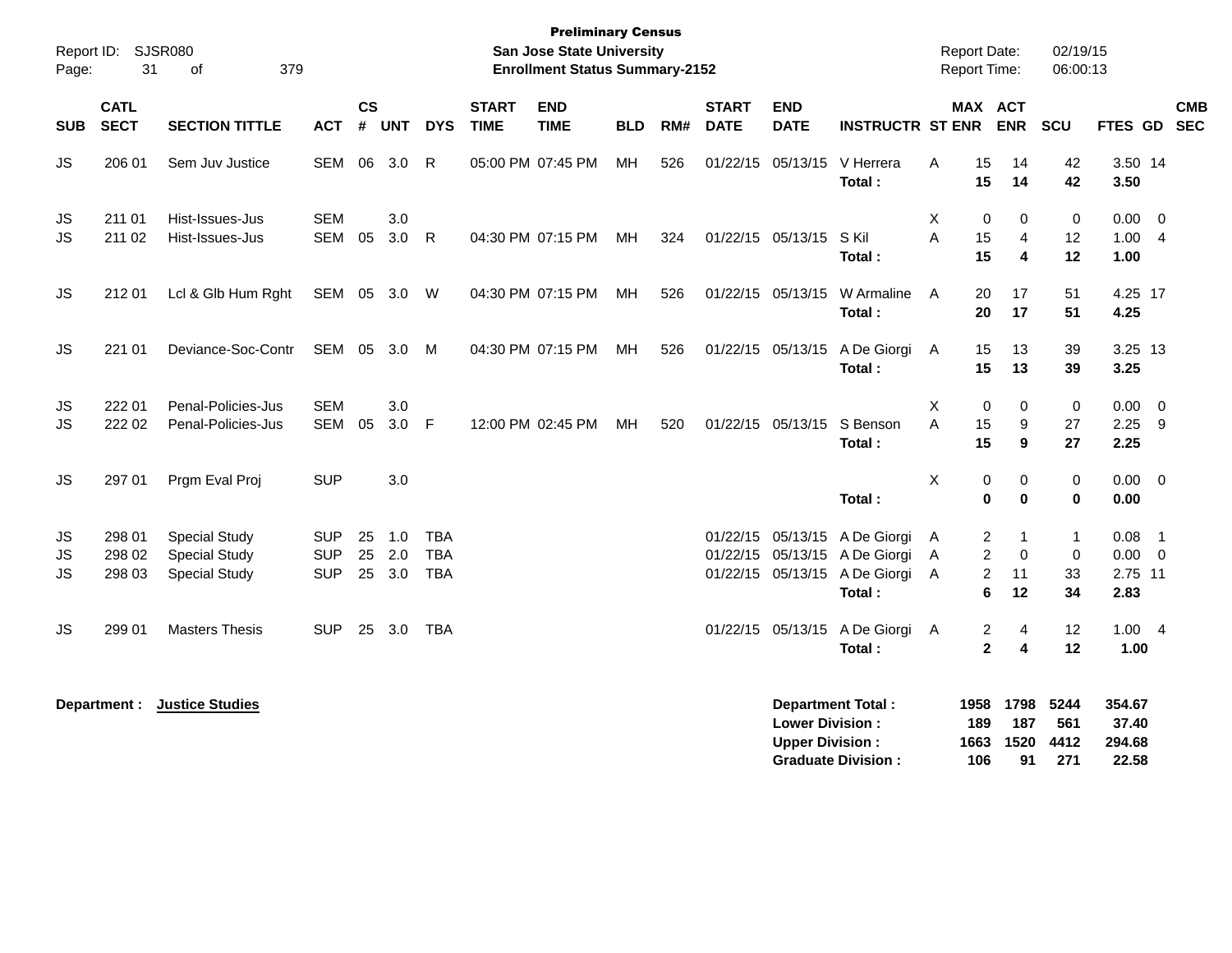**Preliminary Census**
**San Jose State University**
**Enrollment Status Summary-2152**

Report ID: SJSR080
Report Date: 02/19/15
Report Time: 06:00:13

| SUB | CATL SECT | SECTION TITTLE | ACT | CS # | UNT | DYS | START TIME | END TIME | BLD | RM# | START DATE | END DATE | INSTRUCTR | ST | MAX ENR | ACT ENR | SCU | FTES | GD | CMB SEC |
|---|---|---|---|---|---|---|---|---|---|---|---|---|---|---|---|---|---|---|---|---|
| JS | 206 01 | Sem Juv Justice | SEM | 06 | 3.0 | R | 05:00 PM | 07:45 PM | MH | 526 | 01/22/15 | 05/13/15 | V Herrera | A | 15 | 14 | 42 | 3.50 | 14 | |
| | | | | | | | | | | | | | **Total :** | | **15** | **14** | **42** | **3.50** | | |
| JS | 211 01 | Hist-Issues-Jus | SEM | | 3.0 | | | | | | | | | X | 0 | 0 | 0 | 0.00 | 0 | |
| JS | 211 02 | Hist-Issues-Jus | SEM | 05 | 3.0 | R | 04:30 PM | 07:15 PM | MH | 324 | 01/22/15 | 05/13/15 | S Kil | A | 15 | 4 | 12 | 1.00 | 4 | |
| | | | | | | | | | | | | | **Total :** | | **15** | **4** | **12** | **1.00** | | |
| JS | 212 01 | Lcl & Glb Hum Rght | SEM | 05 | 3.0 | W | 04:30 PM | 07:15 PM | MH | 526 | 01/22/15 | 05/13/15 | W Armaline | A | 20 | 17 | 51 | 4.25 | 17 | |
| | | | | | | | | | | | | | **Total :** | | **20** | **17** | **51** | **4.25** | | |
| JS | 221 01 | Deviance-Soc-Contr | SEM | 05 | 3.0 | M | 04:30 PM | 07:15 PM | MH | 526 | 01/22/15 | 05/13/15 | A De Giorgi | A | 15 | 13 | 39 | 3.25 | 13 | |
| | | | | | | | | | | | | | **Total :** | | **15** | **13** | **39** | **3.25** | | |
| JS | 222 01 | Penal-Policies-Jus | SEM | | 3.0 | | | | | | | | | X | 0 | 0 | 0 | 0.00 | 0 | |
| JS | 222 02 | Penal-Policies-Jus | SEM | 05 | 3.0 | F | 12:00 PM | 02:45 PM | MH | 520 | 01/22/15 | 05/13/15 | S Benson | A | 15 | 9 | 27 | 2.25 | 9 | |
| | | | | | | | | | | | | | **Total :** | | **15** | **9** | **27** | **2.25** | | |
| JS | 297 01 | Prgm Eval Proj | SUP | | 3.0 | | | | | | | | | X | 0 | 0 | 0 | 0.00 | 0 | |
| | | | | | | | | | | | | | **Total :** | | **0** | **0** | **0** | **0.00** | | |
| JS | 298 01 | Special Study | SUP | 25 | 1.0 | TBA | | | | | 01/22/15 | 05/13/15 | A De Giorgi | A | 2 | 1 | 1 | 0.08 | 1 | |
| JS | 298 02 | Special Study | SUP | 25 | 2.0 | TBA | | | | | 01/22/15 | 05/13/15 | A De Giorgi | A | 2 | 0 | 0 | 0.00 | 0 | |
| JS | 298 03 | Special Study | SUP | 25 | 3.0 | TBA | | | | | 01/22/15 | 05/13/15 | A De Giorgi | A | 2 | 11 | 33 | 2.75 | 11 | |
| | | | | | | | | | | | | | **Total :** | | **6** | **12** | **34** | **2.83** | | |
| JS | 299 01 | Masters Thesis | SUP | 25 | 3.0 | TBA | | | | | 01/22/15 | 05/13/15 | A De Giorgi | A | 2 | 4 | 12 | 1.00 | 4 | |
| | | | | | | | | | | | | | **Total :** | | **2** | **4** | **12** | **1.00** | | |

**Department : Justice Studies**

| | MAX ENR | ACT ENR | SCU | FTES |
|---|---|---|---|---|
| **Department Total :** | **1958** | **1798** | **5244** | **354.67** |
| **Lower Division :** | **189** | **187** | **561** | **37.40** |
| **Upper Division :** | **1663** | **1520** | **4412** | **294.68** |
| **Graduate Division :** | **106** | **91** | **271** | **22.58** |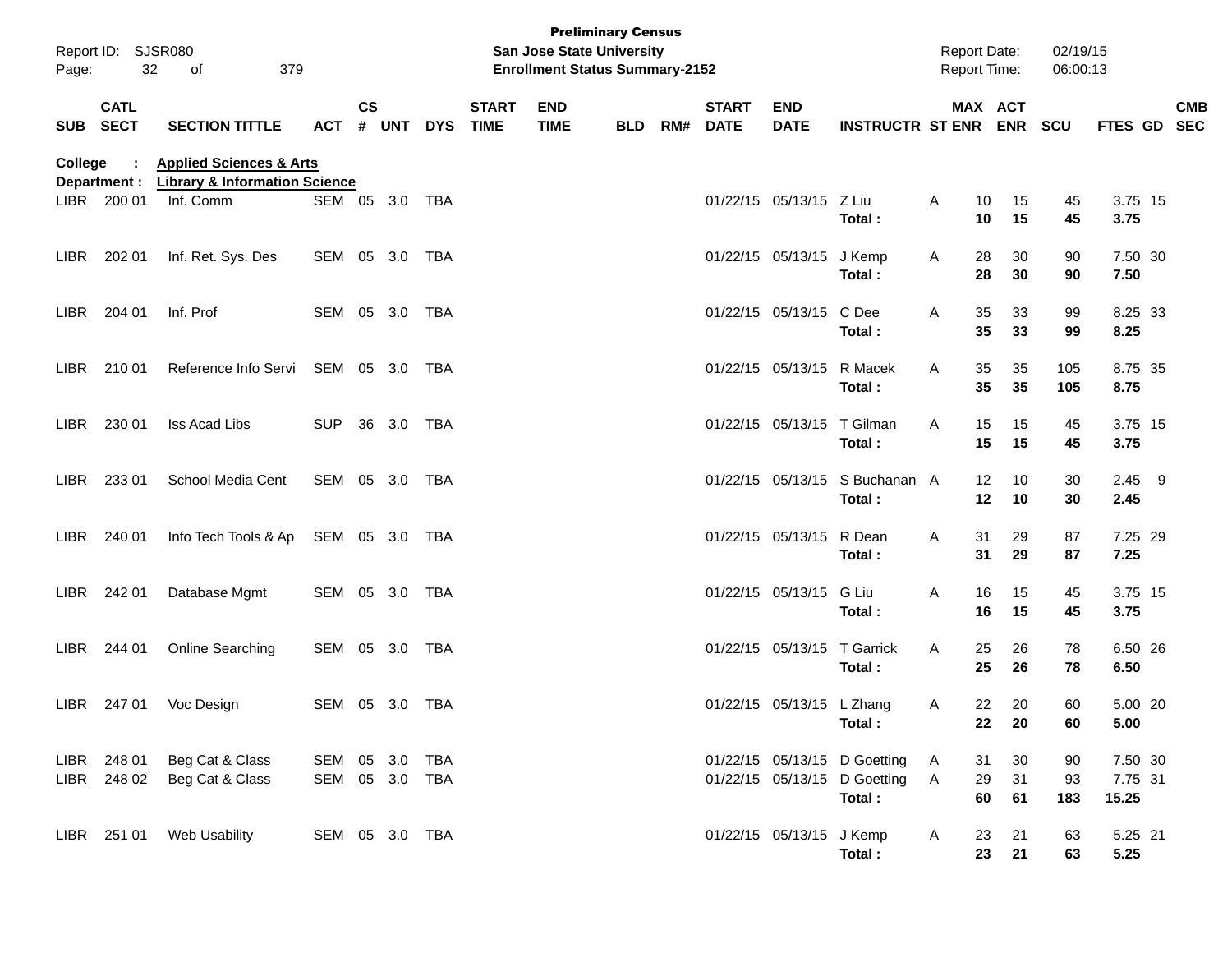**Preliminary Census**
**San Jose State University**
**Enrollment Status Summary-2152**

Report ID: SJSR080
Report Date: 02/19/15
Report Time: 06:00:13

**College : Applied Sciences & Arts**
**Department : Library & Information Science**

| SUB | CATL SECT | SECTION TITTLE | ACT | CS # | UNT | DYS | START TIME | END TIME | BLD | RM# | START DATE | END DATE | INSTRUCTR | ST | MAX ENR | ACT ENR | SCU | FTES | GD | CMB SEC |
|---|---|---|---|---|---|---|---|---|---|---|---|---|---|---|---|---|---|---|---|---|
| LIBR | 200 01 | Inf. Comm | SEM | 05 | 3.0 | TBA | | | | | 01/22/15 | 05/13/15 | Z Liu | A | 10 | 15 | 45 | 3.75 | 15 | |
| | | | | | | | | | | | | | **Total :** | | **10** | **15** | **45** | **3.75** | | |
| LIBR | 202 01 | Inf. Ret. Sys. Des | SEM | 05 | 3.0 | TBA | | | | | 01/22/15 | 05/13/15 | J Kemp | A | 28 | 30 | 90 | 7.50 | 30 | |
| | | | | | | | | | | | | | **Total :** | | **28** | **30** | **90** | **7.50** | | |
| LIBR | 204 01 | Inf. Prof | SEM | 05 | 3.0 | TBA | | | | | 01/22/15 | 05/13/15 | C Dee | A | 35 | 33 | 99 | 8.25 | 33 | |
| | | | | | | | | | | | | | **Total :** | | **35** | **33** | **99** | **8.25** | | |
| LIBR | 210 01 | Reference Info Servi | SEM | 05 | 3.0 | TBA | | | | | 01/22/15 | 05/13/15 | R Macek | A | 35 | 35 | 105 | 8.75 | 35 | |
| | | | | | | | | | | | | | **Total :** | | **35** | **35** | **105** | **8.75** | | |
| LIBR | 230 01 | Iss Acad Libs | SUP | 36 | 3.0 | TBA | | | | | 01/22/15 | 05/13/15 | T Gilman | A | 15 | 15 | 45 | 3.75 | 15 | |
| | | | | | | | | | | | | | **Total :** | | **15** | **15** | **45** | **3.75** | | |
| LIBR | 233 01 | School Media Cent | SEM | 05 | 3.0 | TBA | | | | | 01/22/15 | 05/13/15 | S Buchanan | A | 12 | 10 | 30 | 2.45 | 9 | |
| | | | | | | | | | | | | | **Total :** | | **12** | **10** | **30** | **2.45** | | |
| LIBR | 240 01 | Info Tech Tools & Ap | SEM | 05 | 3.0 | TBA | | | | | 01/22/15 | 05/13/15 | R Dean | A | 31 | 29 | 87 | 7.25 | 29 | |
| | | | | | | | | | | | | | **Total :** | | **31** | **29** | **87** | **7.25** | | |
| LIBR | 242 01 | Database Mgmt | SEM | 05 | 3.0 | TBA | | | | | 01/22/15 | 05/13/15 | G Liu | A | 16 | 15 | 45 | 3.75 | 15 | |
| | | | | | | | | | | | | | **Total :** | | **16** | **15** | **45** | **3.75** | | |
| LIBR | 244 01 | Online Searching | SEM | 05 | 3.0 | TBA | | | | | 01/22/15 | 05/13/15 | T Garrick | A | 25 | 26 | 78 | 6.50 | 26 | |
| | | | | | | | | | | | | | **Total :** | | **25** | **26** | **78** | **6.50** | | |
| LIBR | 247 01 | Voc Design | SEM | 05 | 3.0 | TBA | | | | | 01/22/15 | 05/13/15 | L Zhang | A | 22 | 20 | 60 | 5.00 | 20 | |
| | | | | | | | | | | | | | **Total :** | | **22** | **20** | **60** | **5.00** | | |
| LIBR | 248 01 | Beg Cat & Class | SEM | 05 | 3.0 | TBA | | | | | 01/22/15 | 05/13/15 | D Goetting | A | 31 | 30 | 90 | 7.50 | 30 | |
| LIBR | 248 02 | Beg Cat & Class | SEM | 05 | 3.0 | TBA | | | | | 01/22/15 | 05/13/15 | D Goetting | A | 29 | 31 | 93 | 7.75 | 31 | |
| | | | | | | | | | | | | | **Total :** | | **60** | **61** | **183** | **15.25** | | |
| LIBR | 251 01 | Web Usability | SEM | 05 | 3.0 | TBA | | | | | 01/22/15 | 05/13/15 | J Kemp | A | 23 | 21 | 63 | 5.25 | 21 | |
| | | | | | | | | | | | | | **Total :** | | **23** | **21** | **63** | **5.25** | | |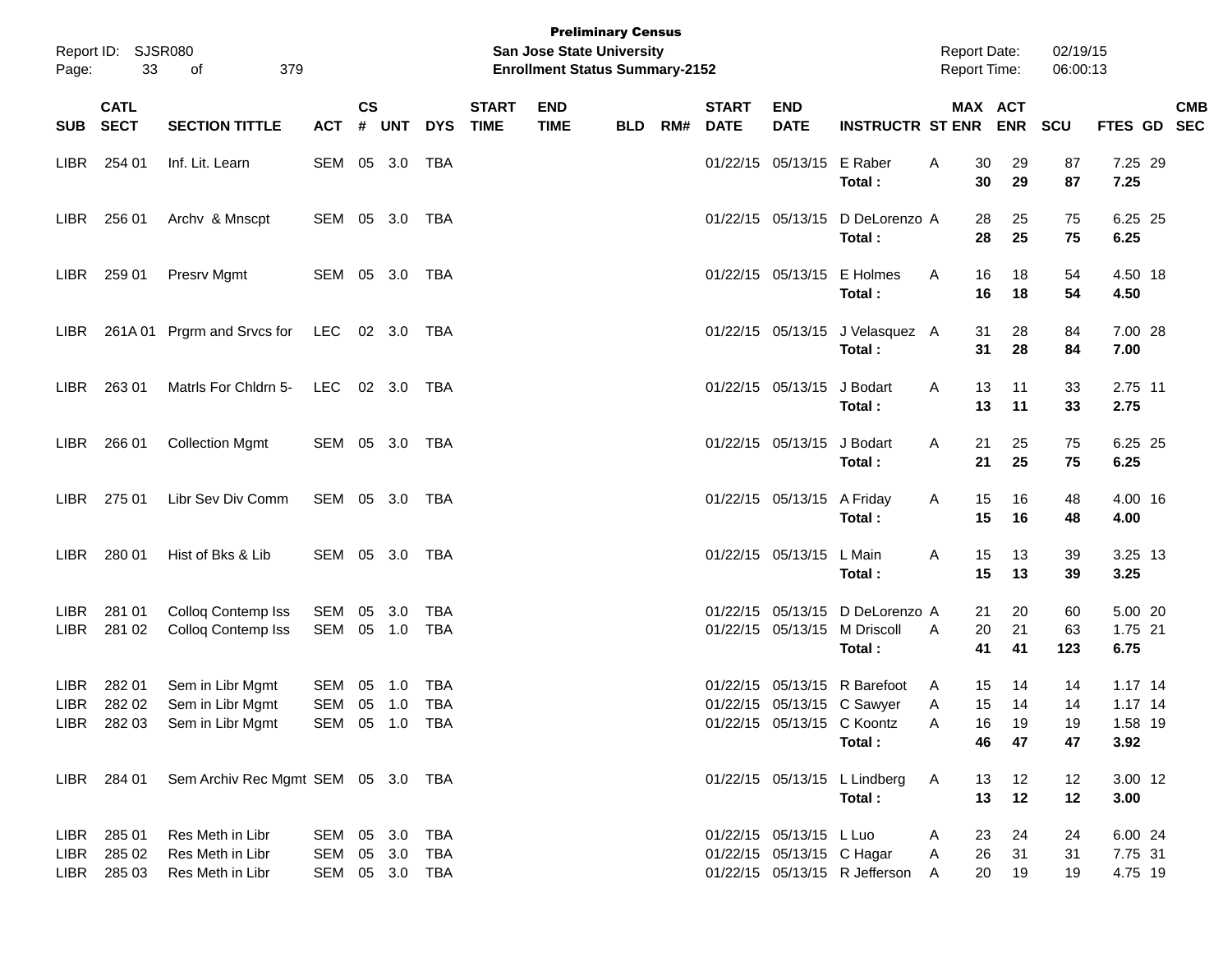**Preliminary Census**
**San Jose State University**
**Enrollment Status Summary-2152**

Report ID: SJSR080
Report Date: 02/19/15
Report Time: 06:00:13

| SUB | CATL SECT | SECTION TITTLE | ACT | CS # | UNT | DYS | START TIME | END TIME | BLD | RM# | START DATE | END DATE | INSTRUCTR | ST | MAX ENR | ACT ENR | SCU | FTES | GD | CMB SEC |
|---|---|---|---|---|---|---|---|---|---|---|---|---|---|---|---|---|---|---|---|---|
| LIBR | 254 01 | Inf. Lit. Learn | SEM | 05 | 3.0 | TBA | | | | | 01/22/15 | 05/13/15 | E Raber | A | 30 | 29 | 87 | 7.25 | 29 | |
| | | | | | | | | | | | | | **Total :** | | **30** | **29** | **87** | **7.25** | | |
| LIBR | 256 01 | Archv & Mnscpt | SEM | 05 | 3.0 | TBA | | | | | 01/22/15 | 05/13/15 | D DeLorenzo | A | 28 | 25 | 75 | 6.25 | 25 | |
| | | | | | | | | | | | | | **Total :** | | **28** | **25** | **75** | **6.25** | | |
| LIBR | 259 01 | Presrv Mgmt | SEM | 05 | 3.0 | TBA | | | | | 01/22/15 | 05/13/15 | E Holmes | A | 16 | 18 | 54 | 4.50 | 18 | |
| | | | | | | | | | | | | | **Total :** | | **16** | **18** | **54** | **4.50** | | |
| LIBR | 261A 01 | Prgrm and Srvcs for | LEC | 02 | 3.0 | TBA | | | | | 01/22/15 | 05/13/15 | J Velasquez | A | 31 | 28 | 84 | 7.00 | 28 | |
| | | | | | | | | | | | | | **Total :** | | **31** | **28** | **84** | **7.00** | | |
| LIBR | 263 01 | Matrls For Chldrn 5- | LEC | 02 | 3.0 | TBA | | | | | 01/22/15 | 05/13/15 | J Bodart | A | 13 | 11 | 33 | 2.75 | 11 | |
| | | | | | | | | | | | | | **Total :** | | **13** | **11** | **33** | **2.75** | | |
| LIBR | 266 01 | Collection Mgmt | SEM | 05 | 3.0 | TBA | | | | | 01/22/15 | 05/13/15 | J Bodart | A | 21 | 25 | 75 | 6.25 | 25 | |
| | | | | | | | | | | | | | **Total :** | | **21** | **25** | **75** | **6.25** | | |
| LIBR | 275 01 | Libr Sev Div Comm | SEM | 05 | 3.0 | TBA | | | | | 01/22/15 | 05/13/15 | A Friday | A | 15 | 16 | 48 | 4.00 | 16 | |
| | | | | | | | | | | | | | **Total :** | | **15** | **16** | **48** | **4.00** | | |
| LIBR | 280 01 | Hist of Bks & Lib | SEM | 05 | 3.0 | TBA | | | | | 01/22/15 | 05/13/15 | L Main | A | 15 | 13 | 39 | 3.25 | 13 | |
| | | | | | | | | | | | | | **Total :** | | **15** | **13** | **39** | **3.25** | | |
| LIBR | 281 01 | Colloq Contemp Iss | SEM | 05 | 3.0 | TBA | | | | | 01/22/15 | 05/13/15 | D DeLorenzo | A | 21 | 20 | 60 | 5.00 | 20 | |
| LIBR | 281 02 | Colloq Contemp Iss | SEM | 05 | 1.0 | TBA | | | | | 01/22/15 | 05/13/15 | M Driscoll | A | 20 | 21 | 63 | 1.75 | 21 | |
| | | | | | | | | | | | | | **Total :** | | **41** | **41** | **123** | **6.75** | | |
| LIBR | 282 01 | Sem in Libr Mgmt | SEM | 05 | 1.0 | TBA | | | | | 01/22/15 | 05/13/15 | R Barefoot | A | 15 | 14 | 14 | 1.17 | 14 | |
| LIBR | 282 02 | Sem in Libr Mgmt | SEM | 05 | 1.0 | TBA | | | | | 01/22/15 | 05/13/15 | C Sawyer | A | 15 | 14 | 14 | 1.17 | 14 | |
| LIBR | 282 03 | Sem in Libr Mgmt | SEM | 05 | 1.0 | TBA | | | | | 01/22/15 | 05/13/15 | C Koontz | A | 16 | 19 | 19 | 1.58 | 19 | |
| | | | | | | | | | | | | | **Total :** | | **46** | **47** | **47** | **3.92** | | |
| LIBR | 284 01 | Sem Archiv Rec Mgmt | SEM | 05 | 3.0 | TBA | | | | | 01/22/15 | 05/13/15 | L Lindberg | A | 13 | 12 | 12 | 3.00 | 12 | |
| | | | | | | | | | | | | | **Total :** | | **13** | **12** | **12** | **3.00** | | |
| LIBR | 285 01 | Res Meth in Libr | SEM | 05 | 3.0 | TBA | | | | | 01/22/15 | 05/13/15 | L Luo | A | 23 | 24 | 24 | 6.00 | 24 | |
| LIBR | 285 02 | Res Meth in Libr | SEM | 05 | 3.0 | TBA | | | | | 01/22/15 | 05/13/15 | C Hagar | A | 26 | 31 | 31 | 7.75 | 31 | |
| LIBR | 285 03 | Res Meth in Libr | SEM | 05 | 3.0 | TBA | | | | | 01/22/15 | 05/13/15 | R Jefferson | A | 20 | 19 | 19 | 4.75 | 19 | |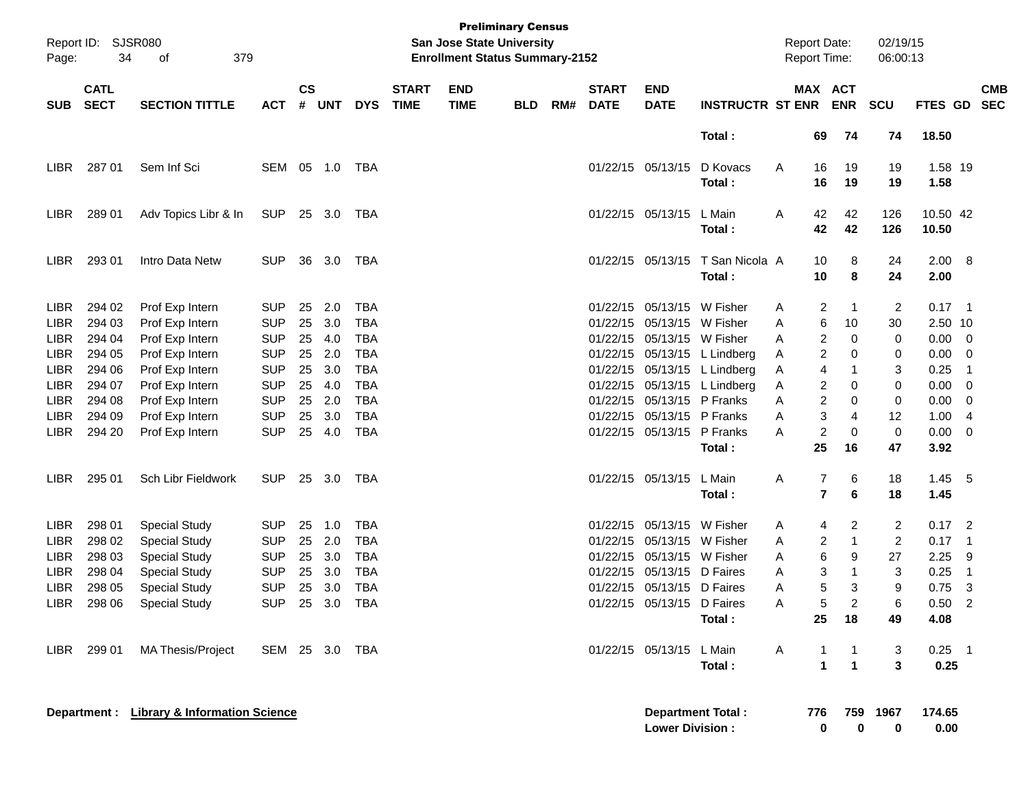**Preliminary Census**
**San Jose State University**
**Enrollment Status Summary-2152**

Report ID: SJSR080
Report Date: 02/19/15
Report Time: 06:00:13

| SUB | CATL SECT | SECTION TITTLE | ACT | CS # | UNT | DYS | START TIME | END TIME | BLD | RM# | START DATE | END DATE | INSTRUCTR | ST | MAX ENR | ACT ENR | SCU | FTES | GD | CMB SEC |
|---|---|---|---|---|---|---|---|---|---|---|---|---|---|---|---|---|---|---|---|---|
| | | | | | | | | | | | | | **Total :** | | **69** | **74** | **74** | **18.50** | | |
| LIBR | 287 01 | Sem Inf Sci | SEM | 05 | 1.0 | TBA | | | | | 01/22/15 | 05/13/15 | D Kovacs | A | 16 | 19 | 19 | 1.58 | 19 | |
| | | | | | | | | | | | | | **Total :** | | **16** | **19** | **19** | **1.58** | | |
| LIBR | 289 01 | Adv Topics Libr & In | SUP | 25 | 3.0 | TBA | | | | | 01/22/15 | 05/13/15 | L Main | A | 42 | 42 | 126 | 10.50 | 42 | |
| | | | | | | | | | | | | | **Total :** | | **42** | **42** | **126** | **10.50** | | |
| LIBR | 293 01 | Intro Data Netw | SUP | 36 | 3.0 | TBA | | | | | 01/22/15 | 05/13/15 | T San Nicola | A | 10 | 8 | 24 | 2.00 | 8 | |
| | | | | | | | | | | | | | **Total :** | | **10** | **8** | **24** | **2.00** | | |
| LIBR | 294 02 | Prof Exp Intern | SUP | 25 | 2.0 | TBA | | | | | 01/22/15 | 05/13/15 | W Fisher | A | 2 | 1 | 2 | 0.17 | 1 | |
| LIBR | 294 03 | Prof Exp Intern | SUP | 25 | 3.0 | TBA | | | | | 01/22/15 | 05/13/15 | W Fisher | A | 6 | 10 | 30 | 2.50 | 10 | |
| LIBR | 294 04 | Prof Exp Intern | SUP | 25 | 4.0 | TBA | | | | | 01/22/15 | 05/13/15 | W Fisher | A | 2 | 0 | 0 | 0.00 | 0 | |
| LIBR | 294 05 | Prof Exp Intern | SUP | 25 | 2.0 | TBA | | | | | 01/22/15 | 05/13/15 | L Lindberg | A | 2 | 0 | 0 | 0.00 | 0 | |
| LIBR | 294 06 | Prof Exp Intern | SUP | 25 | 3.0 | TBA | | | | | 01/22/15 | 05/13/15 | L Lindberg | A | 4 | 1 | 3 | 0.25 | 1 | |
| LIBR | 294 07 | Prof Exp Intern | SUP | 25 | 4.0 | TBA | | | | | 01/22/15 | 05/13/15 | L Lindberg | A | 2 | 0 | 0 | 0.00 | 0 | |
| LIBR | 294 08 | Prof Exp Intern | SUP | 25 | 2.0 | TBA | | | | | 01/22/15 | 05/13/15 | P Franks | A | 2 | 0 | 0 | 0.00 | 0 | |
| LIBR | 294 09 | Prof Exp Intern | SUP | 25 | 3.0 | TBA | | | | | 01/22/15 | 05/13/15 | P Franks | A | 3 | 4 | 12 | 1.00 | 4 | |
| LIBR | 294 20 | Prof Exp Intern | SUP | 25 | 4.0 | TBA | | | | | 01/22/15 | 05/13/15 | P Franks | A | 2 | 0 | 0 | 0.00 | 0 | |
| | | | | | | | | | | | | | **Total :** | | **25** | **16** | **47** | **3.92** | | |
| LIBR | 295 01 | Sch Libr Fieldwork | SUP | 25 | 3.0 | TBA | | | | | 01/22/15 | 05/13/15 | L Main | A | 7 | 6 | 18 | 1.45 | 5 | |
| | | | | | | | | | | | | | **Total :** | | **7** | **6** | **18** | **1.45** | | |
| LIBR | 298 01 | Special Study | SUP | 25 | 1.0 | TBA | | | | | 01/22/15 | 05/13/15 | W Fisher | A | 4 | 2 | 2 | 0.17 | 2 | |
| LIBR | 298 02 | Special Study | SUP | 25 | 2.0 | TBA | | | | | 01/22/15 | 05/13/15 | W Fisher | A | 2 | 1 | 2 | 0.17 | 1 | |
| LIBR | 298 03 | Special Study | SUP | 25 | 3.0 | TBA | | | | | 01/22/15 | 05/13/15 | W Fisher | A | 6 | 9 | 27 | 2.25 | 9 | |
| LIBR | 298 04 | Special Study | SUP | 25 | 3.0 | TBA | | | | | 01/22/15 | 05/13/15 | D Faires | A | 3 | 1 | 3 | 0.25 | 1 | |
| LIBR | 298 05 | Special Study | SUP | 25 | 3.0 | TBA | | | | | 01/22/15 | 05/13/15 | D Faires | A | 5 | 3 | 9 | 0.75 | 3 | |
| LIBR | 298 06 | Special Study | SUP | 25 | 3.0 | TBA | | | | | 01/22/15 | 05/13/15 | D Faires | A | 5 | 2 | 6 | 0.50 | 2 | |
| | | | | | | | | | | | | | **Total :** | | **25** | **18** | **49** | **4.08** | | |
| LIBR | 299 01 | MA Thesis/Project | SEM | 25 | 3.0 | TBA | | | | | 01/22/15 | 05/13/15 | L Main | A | 1 | 1 | 3 | 0.25 | 1 | |
| | | | | | | | | | | | | | **Total :** | | **1** | **1** | **3** | **0.25** | | |

**Department :** **Library & Information Science**

| | MAX ENR | ACT ENR | SCU | FTES |
|---|---|---|---|---|
| **Department Total :** | **776** | **759** | **1967** | **174.65** |
| **Lower Division :** | **0** | **0** | **0** | **0.00** |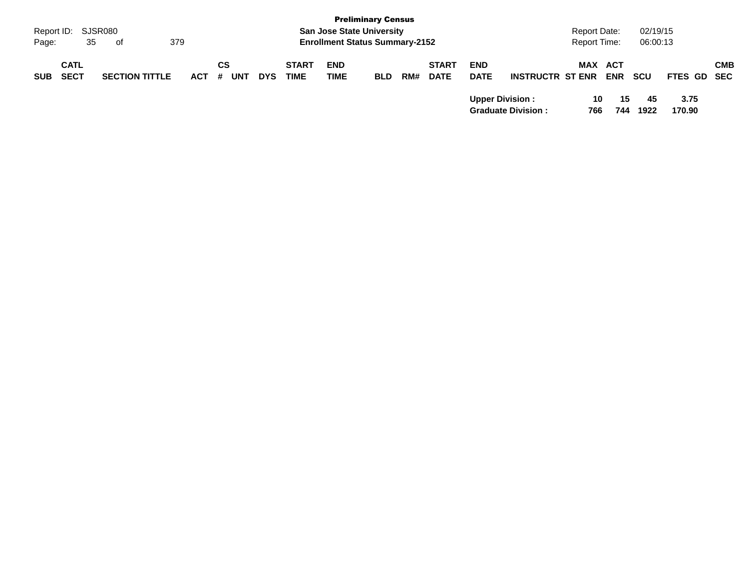| SUB | CATL SECT | SECTION TITTLE | ACT | CS # | UNT | DYS | START TIME | END TIME | BLD | RM# | START DATE | END DATE | INSTRUCTR | ST | MAX ENR | ACT ENR | SCU | FTES | GD | CMB SEC |
|---|---|---|---|---|---|---|---|---|---|---|---|---|---|---|---|---|---|---|---|---|
| | | | | | | | | | | | | **Upper Division :** | | | **10** | **15** | **45** | **3.75** | | |
| | | | | | | | | | | | | **Graduate Division :** | | | **766** | **744** | **1922** | **170.90** | | |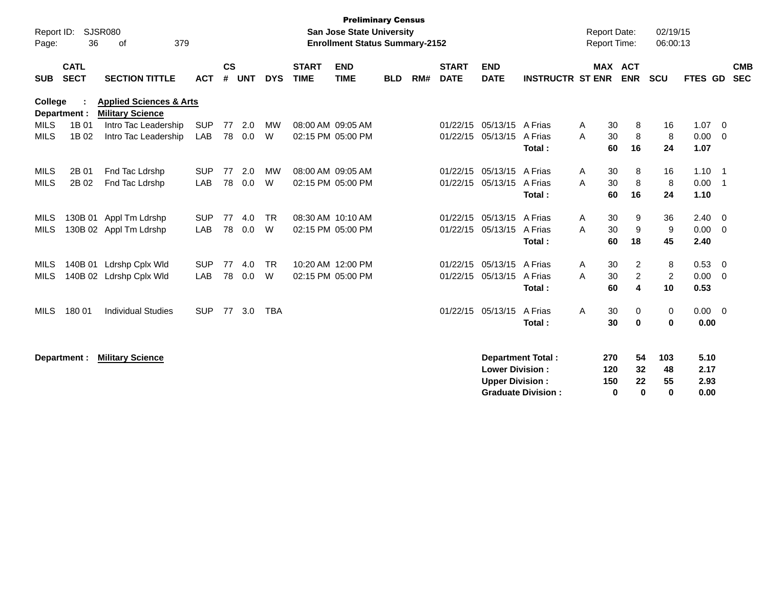**Preliminary Census**
**San Jose State University**
**Enrollment Status Summary-2152**

Report ID: SJSR080
Report Date: 02/19/15
Report Time: 06:00:13

**College : Applied Sciences & Arts**
**Department : Military Science**

| SUB | CATL SECT | SECTION TITTLE | ACT | CS # | UNT | DYS | START TIME | END TIME | BLD | RM# | START DATE | END DATE | INSTRUCTR | ST | MAX ENR | ACT ENR | SCU | FTES | GD | CMB SEC |
|---|---|---|---|---|---|---|---|---|---|---|---|---|---|---|---|---|---|---|---|---|
| MILS | 1B 01 | Intro Tac Leadership | SUP | 77 | 2.0 | MW | 08:00 AM | 09:05 AM | | | 01/22/15 | 05/13/15 | A Frias | A | 30 | 8 | 16 | 1.07 | 0 | |
| MILS | 1B 02 | Intro Tac Leadership | LAB | 78 | 0.0 | W | 02:15 PM | 05:00 PM | | | 01/22/15 | 05/13/15 | A Frias | A | 30 | 8 | 8 | 0.00 | 0 | |
| | | | | | | | | | | | | | **Total :** | | **60** | **16** | **24** | **1.07** | | |
| MILS | 2B 01 | Fnd Tac Ldrshp | SUP | 77 | 2.0 | MW | 08:00 AM | 09:05 AM | | | 01/22/15 | 05/13/15 | A Frias | A | 30 | 8 | 16 | 1.10 | 1 | |
| MILS | 2B 02 | Fnd Tac Ldrshp | LAB | 78 | 0.0 | W | 02:15 PM | 05:00 PM | | | 01/22/15 | 05/13/15 | A Frias | A | 30 | 8 | 8 | 0.00 | 1 | |
| | | | | | | | | | | | | | **Total :** | | **60** | **16** | **24** | **1.10** | | |
| MILS | 130B 01 | Appl Tm Ldrshp | SUP | 77 | 4.0 | TR | 08:30 AM | 10:10 AM | | | 01/22/15 | 05/13/15 | A Frias | A | 30 | 9 | 36 | 2.40 | 0 | |
| MILS | 130B 02 | Appl Tm Ldrshp | LAB | 78 | 0.0 | W | 02:15 PM | 05:00 PM | | | 01/22/15 | 05/13/15 | A Frias | A | 30 | 9 | 9 | 0.00 | 0 | |
| | | | | | | | | | | | | | **Total :** | | **60** | **18** | **45** | **2.40** | | |
| MILS | 140B 01 | Ldrshp Cplx Wld | SUP | 77 | 4.0 | TR | 10:20 AM | 12:00 PM | | | 01/22/15 | 05/13/15 | A Frias | A | 30 | 2 | 8 | 0.53 | 0 | |
| MILS | 140B 02 | Ldrshp Cplx Wld | LAB | 78 | 0.0 | W | 02:15 PM | 05:00 PM | | | 01/22/15 | 05/13/15 | A Frias | A | 30 | 2 | 2 | 0.00 | 0 | |
| | | | | | | | | | | | | | **Total :** | | **60** | **4** | **10** | **0.53** | | |
| MILS | 180 01 | Individual Studies | SUP | 77 | 3.0 | TBA | | | | | 01/22/15 | 05/13/15 | A Frias | A | 30 | 0 | 0 | 0.00 | 0 | |
| | | | | | | | | | | | | | **Total :** | | **30** | **0** | **0** | **0.00** | | |

**Department : Military Science**

| | MAX ENR | ACT ENR | SCU | FTES |
|---|---|---|---|---|
| **Department Total :** | **270** | **54** | **103** | **5.10** |
| **Lower Division :** | **120** | **32** | **48** | **2.17** |
| **Upper Division :** | **150** | **22** | **55** | **2.93** |
| **Graduate Division :** | **0** | **0** | **0** | **0.00** |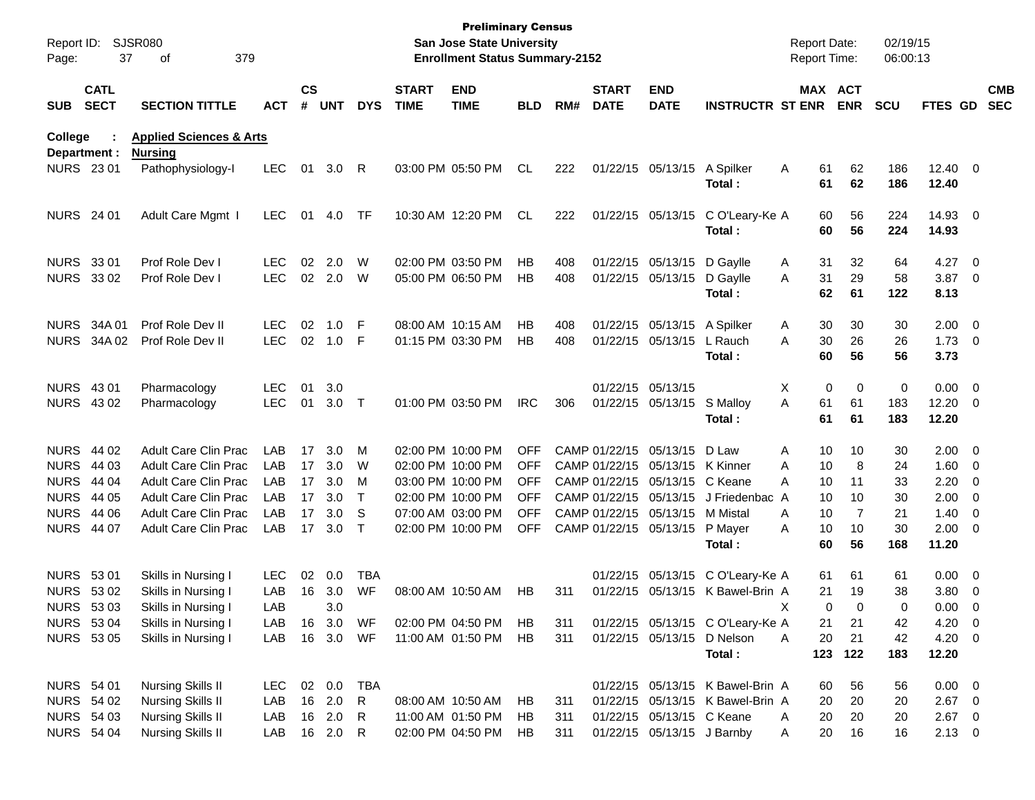**Preliminary Census**
**San Jose State University**
**Enrollment Status Summary-2152**

Report ID: SJSR080
Report Date: 02/19/15
Report Time: 06:00:13

**College : Applied Sciences & Arts**
**Department : Nursing**

| SUB | CATL SECT | SECTION TITTLE | ACT | CS # | UNT | DYS | START TIME | END TIME | BLD | RM# | START DATE | END DATE | INSTRUCTR | ST | MAX ENR | ACT ENR | SCU | FTES | GD | CMB SEC |
|---|---|---|---|---|---|---|---|---|---|---|---|---|---|---|---|---|---|---|---|---|
| NURS | 23 01 | Pathophysiology-I | LEC | 01 | 3.0 | R | 03:00 PM | 05:50 PM | CL | 222 | 01/22/15 | 05/13/15 | A Spilker | A | 61 | 62 | 186 | 12.40 | 0 | |
| | | | | | | | | | | | | | **Total :** | | **61** | **62** | **186** | **12.40** | | |
| NURS | 24 01 | Adult Care Mgmt I | LEC | 01 | 4.0 | TF | 10:30 AM | 12:20 PM | CL | 222 | 01/22/15 | 05/13/15 | C O'Leary-Ke | A | 60 | 56 | 224 | 14.93 | 0 | |
| | | | | | | | | | | | | | **Total :** | | **60** | **56** | **224** | **14.93** | | |
| NURS | 33 01 | Prof Role Dev I | LEC | 02 | 2.0 | W | 02:00 PM | 03:50 PM | HB | 408 | 01/22/15 | 05/13/15 | D Gaylle | A | 31 | 32 | 64 | 4.27 | 0 | |
| NURS | 33 02 | Prof Role Dev I | LEC | 02 | 2.0 | W | 05:00 PM | 06:50 PM | HB | 408 | 01/22/15 | 05/13/15 | D Gaylle | A | 31 | 29 | 58 | 3.87 | 0 | |
| | | | | | | | | | | | | | **Total :** | | **62** | **61** | **122** | **8.13** | | |
| NURS | 34A 01 | Prof Role Dev II | LEC | 02 | 1.0 | F | 08:00 AM | 10:15 AM | HB | 408 | 01/22/15 | 05/13/15 | A Spilker | A | 30 | 30 | 30 | 2.00 | 0 | |
| NURS | 34A 02 | Prof Role Dev II | LEC | 02 | 1.0 | F | 01:15 PM | 03:30 PM | HB | 408 | 01/22/15 | 05/13/15 | L Rauch | A | 30 | 26 | 26 | 1.73 | 0 | |
| | | | | | | | | | | | | | **Total :** | | **60** | **56** | **56** | **3.73** | | |
| NURS | 43 01 | Pharmacology | LEC | 01 | 3.0 | | | | | | 01/22/15 | 05/13/15 | | X | 0 | 0 | 0 | 0.00 | 0 | |
| NURS | 43 02 | Pharmacology | LEC | 01 | 3.0 | T | 01:00 PM | 03:50 PM | IRC | 306 | 01/22/15 | 05/13/15 | S Malloy | A | 61 | 61 | 183 | 12.20 | 0 | |
| | | | | | | | | | | | | | **Total :** | | **61** | **61** | **183** | **12.20** | | |
| NURS | 44 02 | Adult Care Clin Prac | LAB | 17 | 3.0 | M | 02:00 PM | 10:00 PM | OFF | CAMP | 01/22/15 | 05/13/15 | D Law | A | 10 | 10 | 30 | 2.00 | 0 | |
| NURS | 44 03 | Adult Care Clin Prac | LAB | 17 | 3.0 | W | 02:00 PM | 10:00 PM | OFF | CAMP | 01/22/15 | 05/13/15 | K Kinner | A | 10 | 8 | 24 | 1.60 | 0 | |
| NURS | 44 04 | Adult Care Clin Prac | LAB | 17 | 3.0 | M | 03:00 PM | 10:00 PM | OFF | CAMP | 01/22/15 | 05/13/15 | C Keane | A | 10 | 11 | 33 | 2.20 | 0 | |
| NURS | 44 05 | Adult Care Clin Prac | LAB | 17 | 3.0 | T | 02:00 PM | 10:00 PM | OFF | CAMP | 01/22/15 | 05/13/15 | J Friedenbac | A | 10 | 10 | 30 | 2.00 | 0 | |
| NURS | 44 06 | Adult Care Clin Prac | LAB | 17 | 3.0 | S | 07:00 AM | 03:00 PM | OFF | CAMP | 01/22/15 | 05/13/15 | M Mistal | A | 10 | 7 | 21 | 1.40 | 0 | |
| NURS | 44 07 | Adult Care Clin Prac | LAB | 17 | 3.0 | T | 02:00 PM | 10:00 PM | OFF | CAMP | 01/22/15 | 05/13/15 | P Mayer | A | 10 | 10 | 30 | 2.00 | 0 | |
| | | | | | | | | | | | | | **Total :** | | **60** | **56** | **168** | **11.20** | | |
| NURS | 53 01 | Skills in Nursing I | LEC | 02 | 0.0 | TBA | | | | | 01/22/15 | 05/13/15 | C O'Leary-Ke | A | 61 | 61 | 61 | 0.00 | 0 | |
| NURS | 53 02 | Skills in Nursing I | LAB | 16 | 3.0 | WF | 08:00 AM | 10:50 AM | HB | 311 | 01/22/15 | 05/13/15 | K Bawel-Brin | A | 21 | 19 | 38 | 3.80 | 0 | |
| NURS | 53 03 | Skills in Nursing I | LAB | | 3.0 | | | | | | | | | X | 0 | 0 | 0 | 0.00 | 0 | |
| NURS | 53 04 | Skills in Nursing I | LAB | 16 | 3.0 | WF | 02:00 PM | 04:50 PM | HB | 311 | 01/22/15 | 05/13/15 | C O'Leary-Ke | A | 21 | 21 | 42 | 4.20 | 0 | |
| NURS | 53 05 | Skills in Nursing I | LAB | 16 | 3.0 | WF | 11:00 AM | 01:50 PM | HB | 311 | 01/22/15 | 05/13/15 | D Nelson | A | 20 | 21 | 42 | 4.20 | 0 | |
| | | | | | | | | | | | | | **Total :** | | **123** | **122** | **183** | **12.20** | | |
| NURS | 54 01 | Nursing Skills II | LEC | 02 | 0.0 | TBA | | | | | 01/22/15 | 05/13/15 | K Bawel-Brin | A | 60 | 56 | 56 | 0.00 | 0 | |
| NURS | 54 02 | Nursing Skills II | LAB | 16 | 2.0 | R | 08:00 AM | 10:50 AM | HB | 311 | 01/22/15 | 05/13/15 | K Bawel-Brin | A | 20 | 20 | 20 | 2.67 | 0 | |
| NURS | 54 03 | Nursing Skills II | LAB | 16 | 2.0 | R | 11:00 AM | 01:50 PM | HB | 311 | 01/22/15 | 05/13/15 | C Keane | A | 20 | 20 | 20 | 2.67 | 0 | |
| NURS | 54 04 | Nursing Skills II | LAB | 16 | 2.0 | R | 02:00 PM | 04:50 PM | HB | 311 | 01/22/15 | 05/13/15 | J Barnby | A | 20 | 16 | 16 | 2.13 | 0 | |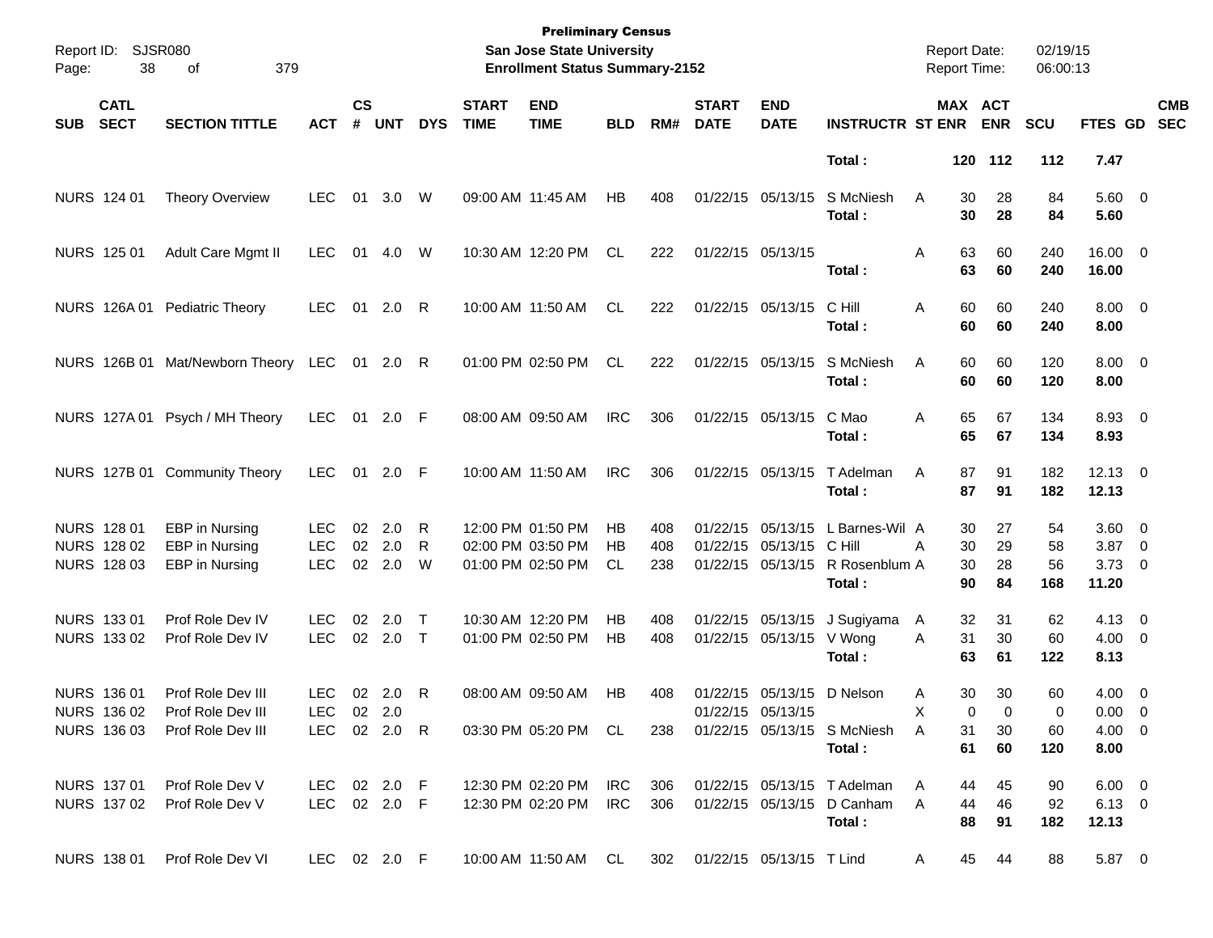Preliminary Census
San Jose State University
Enrollment Status Summary-2152

Report ID: SJSR080
Report Date: 02/19/15
Report Time: 06:00:13

| SUB | CATL SECT | SECTION TITTLE | ACT | CS # | UNT | DYS | START TIME | END TIME | BLD | RM# | START DATE | END DATE | INSTRUCTR | ST | MAX ENR | ACT ENR | SCU | FTES | GD | CMB SEC |
|---|---|---|---|---|---|---|---|---|---|---|---|---|---|---|---|---|---|---|---|---|
| | | | | | | | | | | | | | Total : | | 120 | 112 | 112 | 7.47 | | |
| NURS | 124 01 | Theory Overview | LEC | 01 | 3.0 | W | 09:00 AM | 11:45 AM | HB | 408 | 01/22/15 | 05/13/15 | S McNiesh | A | 30 | 28 | 84 | 5.60 | 0 | |
| | | | | | | | | | | | | | Total : | | 30 | 28 | 84 | 5.60 | | |
| NURS | 125 01 | Adult Care Mgmt II | LEC | 01 | 4.0 | W | 10:30 AM | 12:20 PM | CL | 222 | 01/22/15 | 05/13/15 | | A | 63 | 60 | 240 | 16.00 | 0 | |
| | | | | | | | | | | | | | Total : | | 63 | 60 | 240 | 16.00 | | |
| NURS | 126A 01 | Pediatric Theory | LEC | 01 | 2.0 | R | 10:00 AM | 11:50 AM | CL | 222 | 01/22/15 | 05/13/15 | C Hill | A | 60 | 60 | 240 | 8.00 | 0 | |
| | | | | | | | | | | | | | Total : | | 60 | 60 | 240 | 8.00 | | |
| NURS | 126B 01 | Mat/Newborn Theory | LEC | 01 | 2.0 | R | 01:00 PM | 02:50 PM | CL | 222 | 01/22/15 | 05/13/15 | S McNiesh | A | 60 | 60 | 120 | 8.00 | 0 | |
| | | | | | | | | | | | | | Total : | | 60 | 60 | 120 | 8.00 | | |
| NURS | 127A 01 | Psych / MH Theory | LEC | 01 | 2.0 | F | 08:00 AM | 09:50 AM | IRC | 306 | 01/22/15 | 05/13/15 | C Mao | A | 65 | 67 | 134 | 8.93 | 0 | |
| | | | | | | | | | | | | | Total : | | 65 | 67 | 134 | 8.93 | | |
| NURS | 127B 01 | Community Theory | LEC | 01 | 2.0 | F | 10:00 AM | 11:50 AM | IRC | 306 | 01/22/15 | 05/13/15 | T Adelman | A | 87 | 91 | 182 | 12.13 | 0 | |
| | | | | | | | | | | | | | Total : | | 87 | 91 | 182 | 12.13 | | |
| NURS | 128 01 | EBP in Nursing | LEC | 02 | 2.0 | R | 12:00 PM | 01:50 PM | HB | 408 | 01/22/15 | 05/13/15 | L Barnes-Wil | A | 30 | 27 | 54 | 3.60 | 0 | |
| NURS | 128 02 | EBP in Nursing | LEC | 02 | 2.0 | R | 02:00 PM | 03:50 PM | HB | 408 | 01/22/15 | 05/13/15 | C Hill | A | 30 | 29 | 58 | 3.87 | 0 | |
| NURS | 128 03 | EBP in Nursing | LEC | 02 | 2.0 | W | 01:00 PM | 02:50 PM | CL | 238 | 01/22/15 | 05/13/15 | R Rosenblum | A | 30 | 28 | 56 | 3.73 | 0 | |
| | | | | | | | | | | | | | Total : | | 90 | 84 | 168 | 11.20 | | |
| NURS | 133 01 | Prof Role Dev IV | LEC | 02 | 2.0 | T | 10:30 AM | 12:20 PM | HB | 408 | 01/22/15 | 05/13/15 | J Sugiyama | A | 32 | 31 | 62 | 4.13 | 0 | |
| NURS | 133 02 | Prof Role Dev IV | LEC | 02 | 2.0 | T | 01:00 PM | 02:50 PM | HB | 408 | 01/22/15 | 05/13/15 | V Wong | A | 31 | 30 | 60 | 4.00 | 0 | |
| | | | | | | | | | | | | | Total : | | 63 | 61 | 122 | 8.13 | | |
| NURS | 136 01 | Prof Role Dev III | LEC | 02 | 2.0 | R | 08:00 AM | 09:50 AM | HB | 408 | 01/22/15 | 05/13/15 | D Nelson | A | 30 | 30 | 60 | 4.00 | 0 | |
| NURS | 136 02 | Prof Role Dev III | LEC | 02 | 2.0 | | | | | | 01/22/15 | 05/13/15 | | X | 0 | 0 | 0 | 0.00 | 0 | |
| NURS | 136 03 | Prof Role Dev III | LEC | 02 | 2.0 | R | 03:30 PM | 05:20 PM | CL | 238 | 01/22/15 | 05/13/15 | S McNiesh | A | 31 | 30 | 60 | 4.00 | 0 | |
| | | | | | | | | | | | | | Total : | | 61 | 60 | 120 | 8.00 | | |
| NURS | 137 01 | Prof Role Dev V | LEC | 02 | 2.0 | F | 12:30 PM | 02:20 PM | IRC | 306 | 01/22/15 | 05/13/15 | T Adelman | A | 44 | 45 | 90 | 6.00 | 0 | |
| NURS | 137 02 | Prof Role Dev V | LEC | 02 | 2.0 | F | 12:30 PM | 02:20 PM | IRC | 306 | 01/22/15 | 05/13/15 | D Canham | A | 44 | 46 | 92 | 6.13 | 0 | |
| | | | | | | | | | | | | | Total : | | 88 | 91 | 182 | 12.13 | | |
| NURS | 138 01 | Prof Role Dev VI | LEC | 02 | 2.0 | F | 10:00 AM | 11:50 AM | CL | 302 | 01/22/15 | 05/13/15 | T Lind | A | 45 | 44 | 88 | 5.87 | 0 | |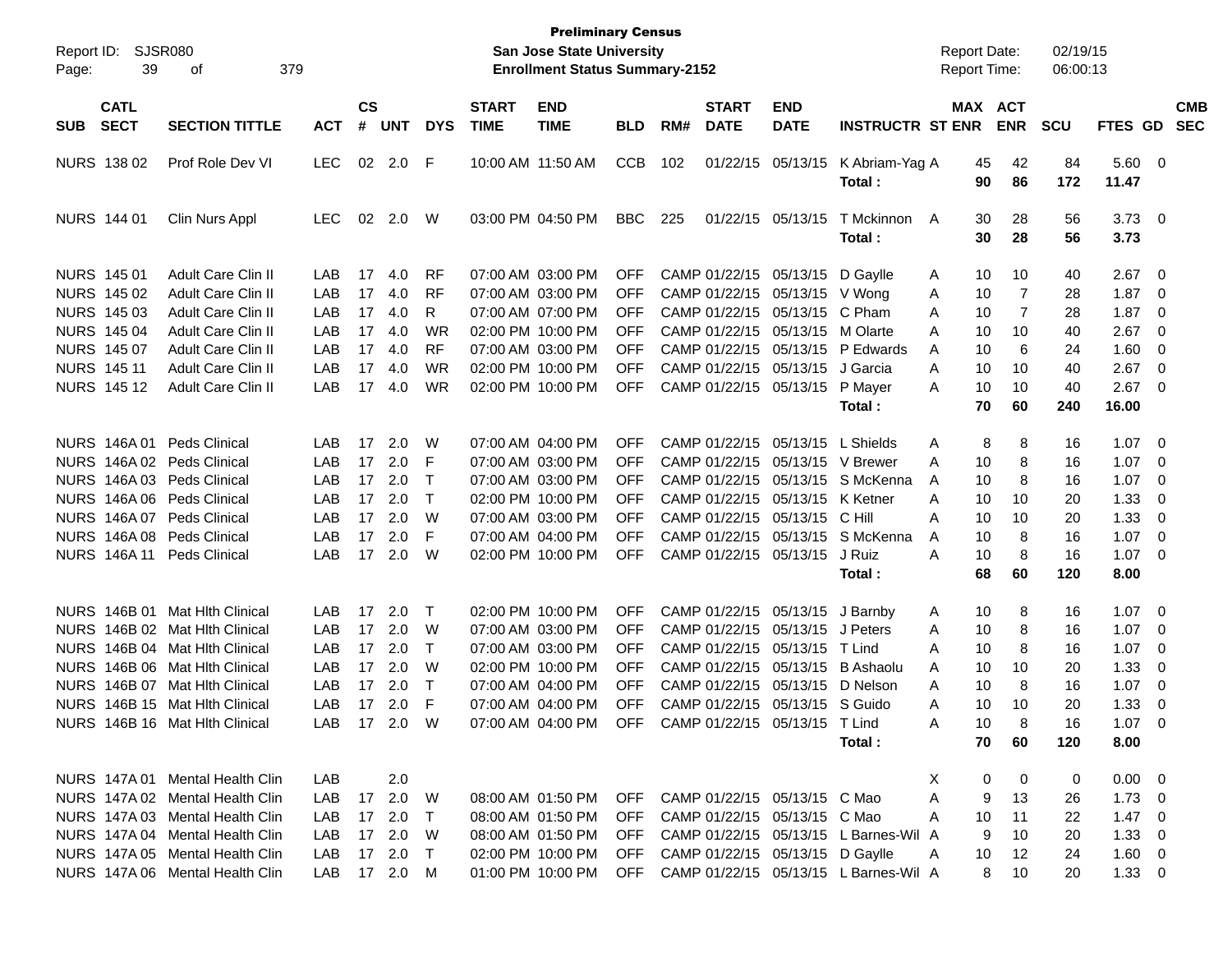**Preliminary Census**
**San Jose State University**
**Enrollment Status Summary-2152**

Report ID: SJSR080
Report Date: 02/19/15
Report Time: 06:00:13

| SUB | CATL SECT | SECTION TITTLE | ACT | CS # | UNT | DYS | START TIME | END TIME | BLD | RM# | START DATE | END DATE | INSTRUCTR | ST | MAX ENR | ACT ENR | SCU | FTES | GD | CMB SEC |
|---|---|---|---|---|---|---|---|---|---|---|---|---|---|---|---|---|---|---|---|---|
| NURS | 138 02 | Prof Role Dev VI | LEC | 02 | 2.0 | F | 10:00 AM | 11:50 AM | CCB | 102 | 01/22/15 | 05/13/15 | K Abriam-Yag | A | 45 | 42 | 84 | 5.60 | 0 | |
| | | | | | | | | | | | | | **Total :** | | **90** | **86** | **172** | **11.47** | | |
| NURS | 144 01 | Clin Nurs Appl | LEC | 02 | 2.0 | W | 03:00 PM | 04:50 PM | BBC | 225 | 01/22/15 | 05/13/15 | T Mckinnon | A | 30 | 28 | 56 | 3.73 | 0 | |
| | | | | | | | | | | | | | **Total :** | | **30** | **28** | **56** | **3.73** | | |
| NURS | 145 01 | Adult Care Clin II | LAB | 17 | 4.0 | RF | 07:00 AM | 03:00 PM | OFF | CAMP | 01/22/15 | 05/13/15 | D Gaylle | A | 10 | 10 | 40 | 2.67 | 0 | |
| NURS | 145 02 | Adult Care Clin II | LAB | 17 | 4.0 | RF | 07:00 AM | 03:00 PM | OFF | CAMP | 01/22/15 | 05/13/15 | V Wong | A | 10 | 7 | 28 | 1.87 | 0 | |
| NURS | 145 03 | Adult Care Clin II | LAB | 17 | 4.0 | R | 07:00 AM | 07:00 PM | OFF | CAMP | 01/22/15 | 05/13/15 | C Pham | A | 10 | 7 | 28 | 1.87 | 0 | |
| NURS | 145 04 | Adult Care Clin II | LAB | 17 | 4.0 | WR | 02:00 PM | 10:00 PM | OFF | CAMP | 01/22/15 | 05/13/15 | M Olarte | A | 10 | 10 | 40 | 2.67 | 0 | |
| NURS | 145 07 | Adult Care Clin II | LAB | 17 | 4.0 | RF | 07:00 AM | 03:00 PM | OFF | CAMP | 01/22/15 | 05/13/15 | P Edwards | A | 10 | 6 | 24 | 1.60 | 0 | |
| NURS | 145 11 | Adult Care Clin II | LAB | 17 | 4.0 | WR | 02:00 PM | 10:00 PM | OFF | CAMP | 01/22/15 | 05/13/15 | J Garcia | A | 10 | 10 | 40 | 2.67 | 0 | |
| NURS | 145 12 | Adult Care Clin II | LAB | 17 | 4.0 | WR | 02:00 PM | 10:00 PM | OFF | CAMP | 01/22/15 | 05/13/15 | P Mayer | A | 10 | 10 | 40 | 2.67 | 0 | |
| | | | | | | | | | | | | | **Total :** | | **70** | **60** | **240** | **16.00** | | |
| NURS | 146A 01 | Peds Clinical | LAB | 17 | 2.0 | W | 07:00 AM | 04:00 PM | OFF | CAMP | 01/22/15 | 05/13/15 | L Shields | A | 8 | 8 | 16 | 1.07 | 0 | |
| NURS | 146A 02 | Peds Clinical | LAB | 17 | 2.0 | F | 07:00 AM | 03:00 PM | OFF | CAMP | 01/22/15 | 05/13/15 | V Brewer | A | 10 | 8 | 16 | 1.07 | 0 | |
| NURS | 146A 03 | Peds Clinical | LAB | 17 | 2.0 | T | 07:00 AM | 03:00 PM | OFF | CAMP | 01/22/15 | 05/13/15 | S McKenna | A | 10 | 8 | 16 | 1.07 | 0 | |
| NURS | 146A 06 | Peds Clinical | LAB | 17 | 2.0 | T | 02:00 PM | 10:00 PM | OFF | CAMP | 01/22/15 | 05/13/15 | K Ketner | A | 10 | 10 | 20 | 1.33 | 0 | |
| NURS | 146A 07 | Peds Clinical | LAB | 17 | 2.0 | W | 07:00 AM | 03:00 PM | OFF | CAMP | 01/22/15 | 05/13/15 | C Hill | A | 10 | 10 | 20 | 1.33 | 0 | |
| NURS | 146A 08 | Peds Clinical | LAB | 17 | 2.0 | F | 07:00 AM | 04:00 PM | OFF | CAMP | 01/22/15 | 05/13/15 | S McKenna | A | 10 | 8 | 16 | 1.07 | 0 | |
| NURS | 146A 11 | Peds Clinical | LAB | 17 | 2.0 | W | 02:00 PM | 10:00 PM | OFF | CAMP | 01/22/15 | 05/13/15 | J Ruiz | A | 10 | 8 | 16 | 1.07 | 0 | |
| | | | | | | | | | | | | | **Total :** | | **68** | **60** | **120** | **8.00** | | |
| NURS | 146B 01 | Mat Hlth Clinical | LAB | 17 | 2.0 | T | 02:00 PM | 10:00 PM | OFF | CAMP | 01/22/15 | 05/13/15 | J Barnby | A | 10 | 8 | 16 | 1.07 | 0 | |
| NURS | 146B 02 | Mat Hlth Clinical | LAB | 17 | 2.0 | W | 07:00 AM | 03:00 PM | OFF | CAMP | 01/22/15 | 05/13/15 | J Peters | A | 10 | 8 | 16 | 1.07 | 0 | |
| NURS | 146B 04 | Mat Hlth Clinical | LAB | 17 | 2.0 | T | 07:00 AM | 03:00 PM | OFF | CAMP | 01/22/15 | 05/13/15 | T Lind | A | 10 | 8 | 16 | 1.07 | 0 | |
| NURS | 146B 06 | Mat Hlth Clinical | LAB | 17 | 2.0 | W | 02:00 PM | 10:00 PM | OFF | CAMP | 01/22/15 | 05/13/15 | B Ashaolu | A | 10 | 10 | 20 | 1.33 | 0 | |
| NURS | 146B 07 | Mat Hlth Clinical | LAB | 17 | 2.0 | T | 07:00 AM | 04:00 PM | OFF | CAMP | 01/22/15 | 05/13/15 | D Nelson | A | 10 | 8 | 16 | 1.07 | 0 | |
| NURS | 146B 15 | Mat Hlth Clinical | LAB | 17 | 2.0 | F | 07:00 AM | 04:00 PM | OFF | CAMP | 01/22/15 | 05/13/15 | S Guido | A | 10 | 10 | 20 | 1.33 | 0 | |
| NURS | 146B 16 | Mat Hlth Clinical | LAB | 17 | 2.0 | W | 07:00 AM | 04:00 PM | OFF | CAMP | 01/22/15 | 05/13/15 | T Lind | A | 10 | 8 | 16 | 1.07 | 0 | |
| | | | | | | | | | | | | | **Total :** | | **70** | **60** | **120** | **8.00** | | |
| NURS | 147A 01 | Mental Health Clin | LAB | | 2.0 | | | | | | | | | X | 0 | 0 | 0 | 0.00 | 0 | |
| NURS | 147A 02 | Mental Health Clin | LAB | 17 | 2.0 | W | 08:00 AM | 01:50 PM | OFF | CAMP | 01/22/15 | 05/13/15 | C Mao | A | 9 | 13 | 26 | 1.73 | 0 | |
| NURS | 147A 03 | Mental Health Clin | LAB | 17 | 2.0 | T | 08:00 AM | 01:50 PM | OFF | CAMP | 01/22/15 | 05/13/15 | C Mao | A | 10 | 11 | 22 | 1.47 | 0 | |
| NURS | 147A 04 | Mental Health Clin | LAB | 17 | 2.0 | W | 08:00 AM | 01:50 PM | OFF | CAMP | 01/22/15 | 05/13/15 | L Barnes-Wil | A | 9 | 10 | 20 | 1.33 | 0 | |
| NURS | 147A 05 | Mental Health Clin | LAB | 17 | 2.0 | T | 02:00 PM | 10:00 PM | OFF | CAMP | 01/22/15 | 05/13/15 | D Gaylle | A | 10 | 12 | 24 | 1.60 | 0 | |
| NURS | 147A 06 | Mental Health Clin | LAB | 17 | 2.0 | M | 01:00 PM | 10:00 PM | OFF | CAMP | 01/22/15 | 05/13/15 | L Barnes-Wil | A | 8 | 10 | 20 | 1.33 | 0 | |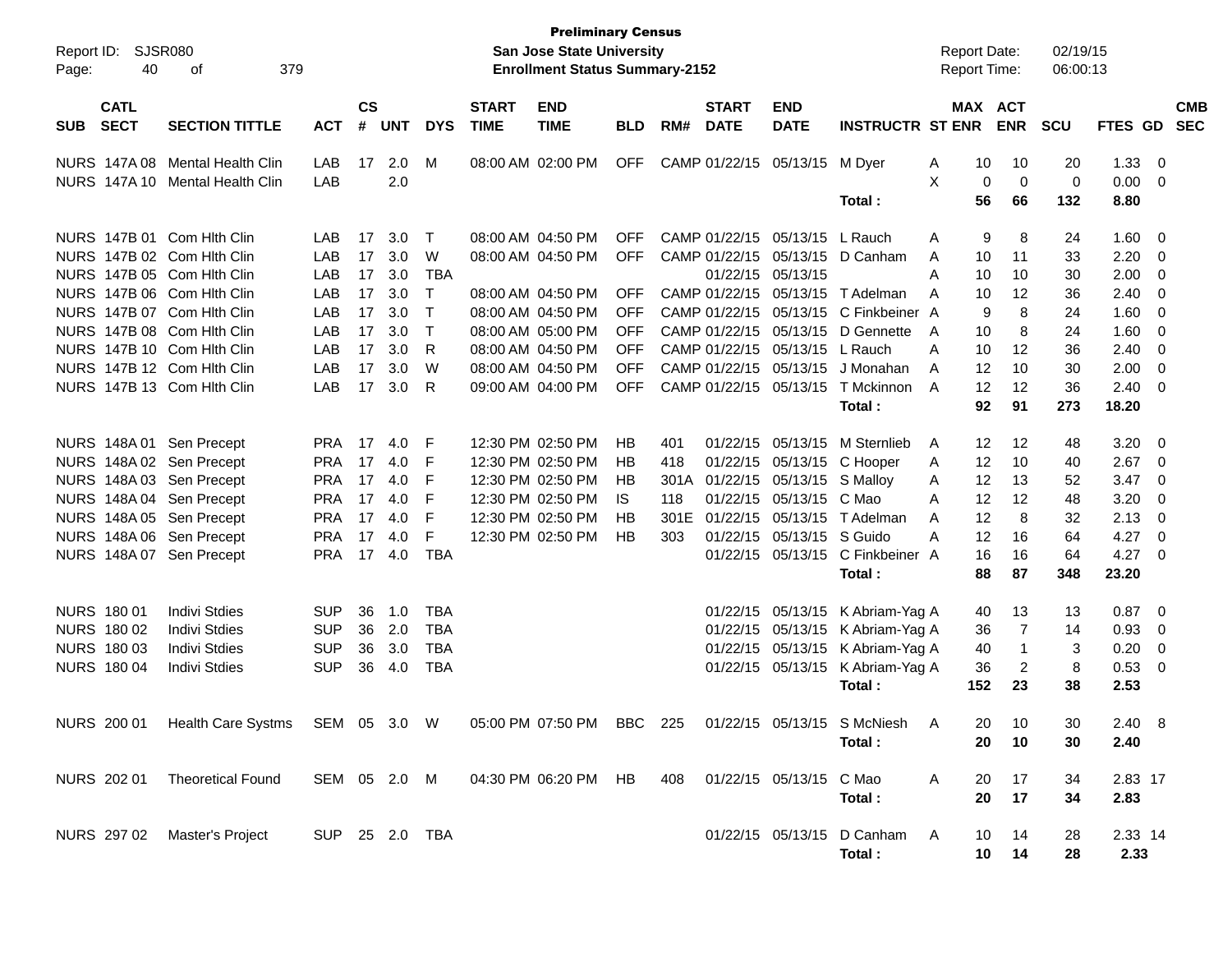**Preliminary Census**
**San Jose State University**
**Enrollment Status Summary-2152**

Report ID: SJSR080
Report Date: 02/19/15
Report Time: 06:00:13

| SUB | CATL SECT | SECTION TITTLE | ACT | CS # | UNT | DYS | START TIME | END TIME | BLD | RM# | START DATE | END DATE | INSTRUCTR | ST | MAX ENR | ACT ENR | SCU | FTES | GD | CMB SEC |
|---|---|---|---|---|---|---|---|---|---|---|---|---|---|---|---|---|---|---|---|---|
| NURS | 147A 08 | Mental Health Clin | LAB | 17 | 2.0 | M | 08:00 AM | 02:00 PM | OFF | CAMP | 01/22/15 | 05/13/15 | M Dyer | A | 10 | 10 | 20 | 1.33 | 0 | |
| NURS | 147A 10 | Mental Health Clin | LAB | | 2.0 | | | | | | | | | X | 0 | 0 | 0 | 0.00 | 0 | |
| | | | | | | | | | | | | | **Total :** | | **56** | **66** | **132** | **8.80** | | |
| NURS | 147B 01 | Com Hlth Clin | LAB | 17 | 3.0 | T | 08:00 AM | 04:50 PM | OFF | CAMP | 01/22/15 | 05/13/15 | L Rauch | A | 9 | 8 | 24 | 1.60 | 0 | |
| NURS | 147B 02 | Com Hlth Clin | LAB | 17 | 3.0 | W | 08:00 AM | 04:50 PM | OFF | CAMP | 01/22/15 | 05/13/15 | D Canham | A | 10 | 11 | 33 | 2.20 | 0 | |
| NURS | 147B 05 | Com Hlth Clin | LAB | 17 | 3.0 | TBA | | | | | 01/22/15 | 05/13/15 | | A | 10 | 10 | 30 | 2.00 | 0 | |
| NURS | 147B 06 | Com Hlth Clin | LAB | 17 | 3.0 | T | 08:00 AM | 04:50 PM | OFF | CAMP | 01/22/15 | 05/13/15 | T Adelman | A | 10 | 12 | 36 | 2.40 | 0 | |
| NURS | 147B 07 | Com Hlth Clin | LAB | 17 | 3.0 | T | 08:00 AM | 04:50 PM | OFF | CAMP | 01/22/15 | 05/13/15 | C Finkbeiner | A | 9 | 8 | 24 | 1.60 | 0 | |
| NURS | 147B 08 | Com Hlth Clin | LAB | 17 | 3.0 | T | 08:00 AM | 05:00 PM | OFF | CAMP | 01/22/15 | 05/13/15 | D Gennette | A | 10 | 8 | 24 | 1.60 | 0 | |
| NURS | 147B 10 | Com Hlth Clin | LAB | 17 | 3.0 | R | 08:00 AM | 04:50 PM | OFF | CAMP | 01/22/15 | 05/13/15 | L Rauch | A | 10 | 12 | 36 | 2.40 | 0 | |
| NURS | 147B 12 | Com Hlth Clin | LAB | 17 | 3.0 | W | 08:00 AM | 04:50 PM | OFF | CAMP | 01/22/15 | 05/13/15 | J Monahan | A | 12 | 10 | 30 | 2.00 | 0 | |
| NURS | 147B 13 | Com Hlth Clin | LAB | 17 | 3.0 | R | 09:00 AM | 04:00 PM | OFF | CAMP | 01/22/15 | 05/13/15 | T Mckinnon | A | 12 | 12 | 36 | 2.40 | 0 | |
| | | | | | | | | | | | | | **Total :** | | **92** | **91** | **273** | **18.20** | | |
| NURS | 148A 01 | Sen Precept | PRA | 17 | 4.0 | F | 12:30 PM | 02:50 PM | HB | 401 | 01/22/15 | 05/13/15 | M Sternlieb | A | 12 | 12 | 48 | 3.20 | 0 | |
| NURS | 148A 02 | Sen Precept | PRA | 17 | 4.0 | F | 12:30 PM | 02:50 PM | HB | 418 | 01/22/15 | 05/13/15 | C Hooper | A | 12 | 10 | 40 | 2.67 | 0 | |
| NURS | 148A 03 | Sen Precept | PRA | 17 | 4.0 | F | 12:30 PM | 02:50 PM | HB | 301A | 01/22/15 | 05/13/15 | S Malloy | A | 12 | 13 | 52 | 3.47 | 0 | |
| NURS | 148A 04 | Sen Precept | PRA | 17 | 4.0 | F | 12:30 PM | 02:50 PM | IS | 118 | 01/22/15 | 05/13/15 | C Mao | A | 12 | 12 | 48 | 3.20 | 0 | |
| NURS | 148A 05 | Sen Precept | PRA | 17 | 4.0 | F | 12:30 PM | 02:50 PM | HB | 301E | 01/22/15 | 05/13/15 | T Adelman | A | 12 | 8 | 32 | 2.13 | 0 | |
| NURS | 148A 06 | Sen Precept | PRA | 17 | 4.0 | F | 12:30 PM | 02:50 PM | HB | 303 | 01/22/15 | 05/13/15 | S Guido | A | 12 | 16 | 64 | 4.27 | 0 | |
| NURS | 148A 07 | Sen Precept | PRA | 17 | 4.0 | TBA | | | | | 01/22/15 | 05/13/15 | C Finkbeiner | A | 16 | 16 | 64 | 4.27 | 0 | |
| | | | | | | | | | | | | | **Total :** | | **88** | **87** | **348** | **23.20** | | |
| NURS | 180 01 | Indivi Stdies | SUP | 36 | 1.0 | TBA | | | | | 01/22/15 | 05/13/15 | K Abriam-Yag | A | 40 | 13 | 13 | 0.87 | 0 | |
| NURS | 180 02 | Indivi Stdies | SUP | 36 | 2.0 | TBA | | | | | 01/22/15 | 05/13/15 | K Abriam-Yag | A | 36 | 7 | 14 | 0.93 | 0 | |
| NURS | 180 03 | Indivi Stdies | SUP | 36 | 3.0 | TBA | | | | | 01/22/15 | 05/13/15 | K Abriam-Yag | A | 40 | 1 | 3 | 0.20 | 0 | |
| NURS | 180 04 | Indivi Stdies | SUP | 36 | 4.0 | TBA | | | | | 01/22/15 | 05/13/15 | K Abriam-Yag | A | 36 | 2 | 8 | 0.53 | 0 | |
| | | | | | | | | | | | | | **Total :** | | **152** | **23** | **38** | **2.53** | | |
| NURS | 200 01 | Health Care Systms | SEM | 05 | 3.0 | W | 05:00 PM | 07:50 PM | BBC | 225 | 01/22/15 | 05/13/15 | S McNiesh | A | 20 | 10 | 30 | 2.40 | 8 | |
| | | | | | | | | | | | | | **Total :** | | **20** | **10** | **30** | **2.40** | | |
| NURS | 202 01 | Theoretical Found | SEM | 05 | 2.0 | M | 04:30 PM | 06:20 PM | HB | 408 | 01/22/15 | 05/13/15 | C Mao | A | 20 | 17 | 34 | 2.83 | 17 | |
| | | | | | | | | | | | | | **Total :** | | **20** | **17** | **34** | **2.83** | | |
| NURS | 297 02 | Master's Project | SUP | 25 | 2.0 | TBA | | | | | 01/22/15 | 05/13/15 | D Canham | A | 10 | 14 | 28 | 2.33 | 14 | |
| | | | | | | | | | | | | | **Total :** | | **10** | **14** | **28** | **2.33** | | |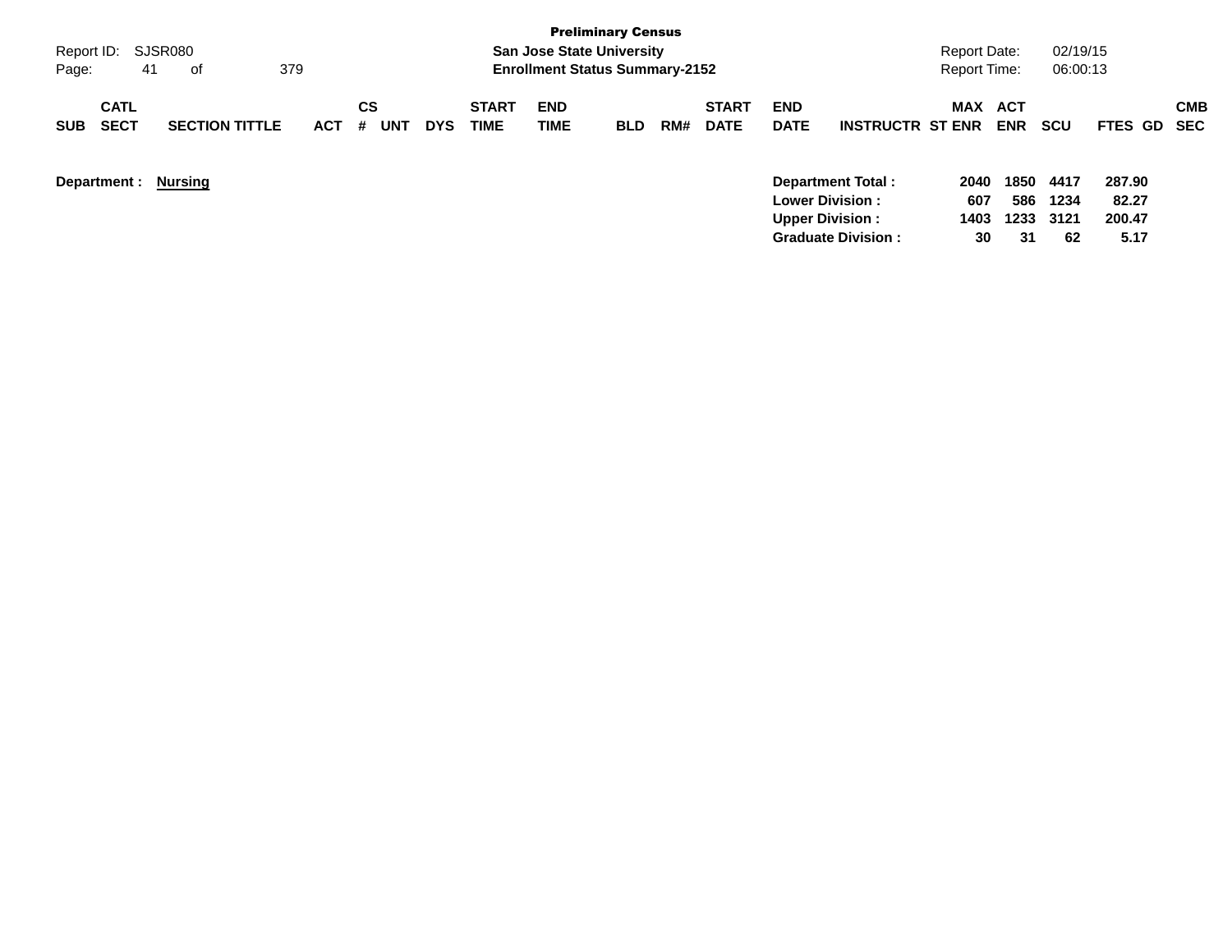**Preliminary Census**

**San Jose State University**

**Enrollment Status Summary-2152**

Report ID: SJSR080

Report Date: 02/19/15
Report Time: 06:00:13

| SUB | CATL SECT | SECTION TITTLE | ACT | CS # | UNT | DYS | START TIME | END TIME | BLD | RM# | START DATE | END DATE | INSTRUCTR | MAX ST ENR | ACT ENR | SCU | FTES | GD | CMB SEC |
|---|---|---|---|---|---|---|---|---|---|---|---|---|---|---|---|---|---|---|---|

**Department : Nursing**

| | MAX ST ENR | ACT ENR | SCU | FTES |
|---|---|---|---|---|
| **Department Total :** | 2040 | 1850 | 4417 | 287.90 |
| **Lower Division :** | 607 | 586 | 1234 | 82.27 |
| **Upper Division :** | 1403 | 1233 | 3121 | 200.47 |
| **Graduate Division :** | 30 | 31 | 62 | 5.17 |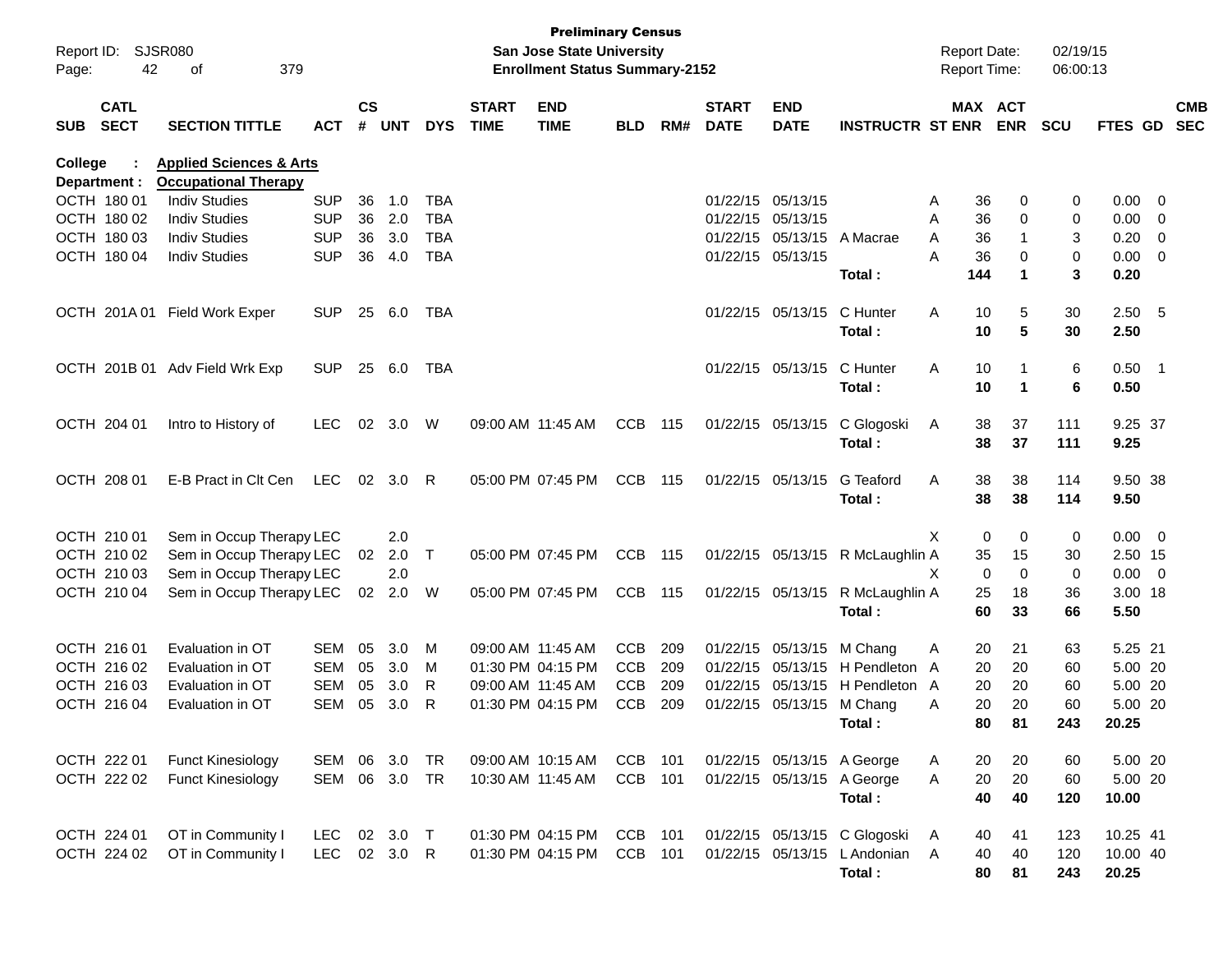**Preliminary Census**
**San Jose State University**
**Enrollment Status Summary-2152**

Report ID: SJSR080
Report Date: 02/19/15
Report Time: 06:00:13

**College : Applied Sciences & Arts**
**Department : Occupational Therapy**

| SUB | CATL SECT | SECTION TITTLE | ACT | CS # | UNT | DYS | START TIME | END TIME | BLD | RM# | START DATE | END DATE | INSTRUCTR | ST | MAX ENR | ACT ENR | SCU | FTES | GD | CMB SEC |
|---|---|---|---|---|---|---|---|---|---|---|---|---|---|---|---|---|---|---|---|---|
| OCTH | 180 01 | Indiv Studies | SUP | 36 | 1.0 | TBA | | | | | 01/22/15 | 05/13/15 | | A | 36 | 0 | 0 | 0.00 | 0 | |
| OCTH | 180 02 | Indiv Studies | SUP | 36 | 2.0 | TBA | | | | | 01/22/15 | 05/13/15 | | A | 36 | 0 | 0 | 0.00 | 0 | |
| OCTH | 180 03 | Indiv Studies | SUP | 36 | 3.0 | TBA | | | | | 01/22/15 | 05/13/15 | A Macrae | A | 36 | 1 | 3 | 0.20 | 0 | |
| OCTH | 180 04 | Indiv Studies | SUP | 36 | 4.0 | TBA | | | | | 01/22/15 | 05/13/15 | | A | 36 | 0 | 0 | 0.00 | 0 | |
| | | | | | | | | | | | | | **Total :** | | **144** | **1** | **3** | **0.20** | | |
| OCTH | 201A 01 | Field Work Exper | SUP | 25 | 6.0 | TBA | | | | | 01/22/15 | 05/13/15 | C Hunter | A | 10 | 5 | 30 | 2.50 | 5 | |
| | | | | | | | | | | | | | **Total :** | | **10** | **5** | **30** | **2.50** | | |
| OCTH | 201B 01 | Adv Field Wrk Exp | SUP | 25 | 6.0 | TBA | | | | | 01/22/15 | 05/13/15 | C Hunter | A | 10 | 1 | 6 | 0.50 | 1 | |
| | | | | | | | | | | | | | **Total :** | | **10** | **1** | **6** | **0.50** | | |
| OCTH | 204 01 | Intro to History of | LEC | 02 | 3.0 | W | 09:00 AM | 11:45 AM | CCB | 115 | 01/22/15 | 05/13/15 | C Glogoski | A | 38 | 37 | 111 | 9.25 | 37 | |
| | | | | | | | | | | | | | **Total :** | | **38** | **37** | **111** | **9.25** | | |
| OCTH | 208 01 | E-B Pract in Clt Cen | LEC | 02 | 3.0 | R | 05:00 PM | 07:45 PM | CCB | 115 | 01/22/15 | 05/13/15 | G Teaford | A | 38 | 38 | 114 | 9.50 | 38 | |
| | | | | | | | | | | | | | **Total :** | | **38** | **38** | **114** | **9.50** | | |
| OCTH | 210 01 | Sem in Occup Therapy | LEC | | 2.0 | | | | | | | | | X | 0 | 0 | 0 | 0.00 | 0 | |
| OCTH | 210 02 | Sem in Occup Therapy | LEC | 02 | 2.0 | T | 05:00 PM | 07:45 PM | CCB | 115 | 01/22/15 | 05/13/15 | R McLaughlin | A | 35 | 15 | 30 | 2.50 | 15 | |
| OCTH | 210 03 | Sem in Occup Therapy | LEC | | 2.0 | | | | | | | | | X | 0 | 0 | 0 | 0.00 | 0 | |
| OCTH | 210 04 | Sem in Occup Therapy | LEC | 02 | 2.0 | W | 05:00 PM | 07:45 PM | CCB | 115 | 01/22/15 | 05/13/15 | R McLaughlin | A | 25 | 18 | 36 | 3.00 | 18 | |
| | | | | | | | | | | | | | **Total :** | | **60** | **33** | **66** | **5.50** | | |
| OCTH | 216 01 | Evaluation in OT | SEM | 05 | 3.0 | M | 09:00 AM | 11:45 AM | CCB | 209 | 01/22/15 | 05/13/15 | M Chang | A | 20 | 21 | 63 | 5.25 | 21 | |
| OCTH | 216 02 | Evaluation in OT | SEM | 05 | 3.0 | M | 01:30 PM | 04:15 PM | CCB | 209 | 01/22/15 | 05/13/15 | H Pendleton | A | 20 | 20 | 60 | 5.00 | 20 | |
| OCTH | 216 03 | Evaluation in OT | SEM | 05 | 3.0 | R | 09:00 AM | 11:45 AM | CCB | 209 | 01/22/15 | 05/13/15 | H Pendleton | A | 20 | 20 | 60 | 5.00 | 20 | |
| OCTH | 216 04 | Evaluation in OT | SEM | 05 | 3.0 | R | 01:30 PM | 04:15 PM | CCB | 209 | 01/22/15 | 05/13/15 | M Chang | A | 20 | 20 | 60 | 5.00 | 20 | |
| | | | | | | | | | | | | | **Total :** | | **80** | **81** | **243** | **20.25** | | |
| OCTH | 222 01 | Funct Kinesiology | SEM | 06 | 3.0 | TR | 09:00 AM | 10:15 AM | CCB | 101 | 01/22/15 | 05/13/15 | A George | A | 20 | 20 | 60 | 5.00 | 20 | |
| OCTH | 222 02 | Funct Kinesiology | SEM | 06 | 3.0 | TR | 10:30 AM | 11:45 AM | CCB | 101 | 01/22/15 | 05/13/15 | A George | A | 20 | 20 | 60 | 5.00 | 20 | |
| | | | | | | | | | | | | | **Total :** | | **40** | **40** | **120** | **10.00** | | |
| OCTH | 224 01 | OT in Community I | LEC | 02 | 3.0 | T | 01:30 PM | 04:15 PM | CCB | 101 | 01/22/15 | 05/13/15 | C Glogoski | A | 40 | 41 | 123 | 10.25 | 41 | |
| OCTH | 224 02 | OT in Community I | LEC | 02 | 3.0 | R | 01:30 PM | 04:15 PM | CCB | 101 | 01/22/15 | 05/13/15 | L Andonian | A | 40 | 40 | 120 | 10.00 | 40 | |
| | | | | | | | | | | | | | **Total :** | | **80** | **81** | **243** | **20.25** | | |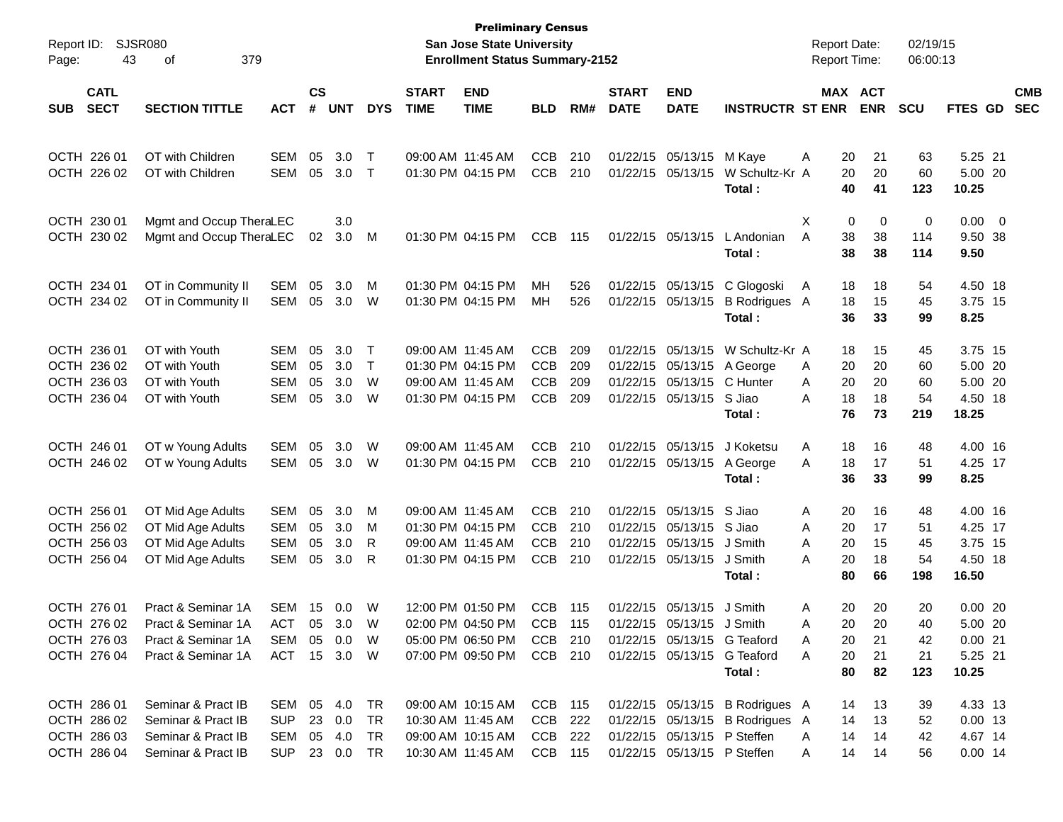**Preliminary Census**
**San Jose State University**
**Enrollment Status Summary-2152**

Report ID: SJSR080
Report Date: 02/19/15
Report Time: 06:00:13

| SUB | CATL SECT | SECTION TITTLE | ACT | CS # | UNT | DYS | START TIME | END TIME | BLD | RM# | START DATE | END DATE | INSTRUCTR | ST | MAX ENR | ACT ENR | SCU | FTES | GD | CMB SEC |
|---|---|---|---|---|---|---|---|---|---|---|---|---|---|---|---|---|---|---|---|---|
| OCTH | 226 01 | OT with Children | SEM | 05 | 3.0 | T | 09:00 AM | 11:45 AM | CCB | 210 | 01/22/15 | 05/13/15 | M Kaye | A | 20 | 21 | 63 | 5.25 | 21 | |
| OCTH | 226 02 | OT with Children | SEM | 05 | 3.0 | T | 01:30 PM | 04:15 PM | CCB | 210 | 01/22/15 | 05/13/15 | W Schultz-Kr | A | 20 | 20 | 60 | 5.00 | 20 | |
| | | | | | | | | | | | | | **Total :** | | **40** | **41** | **123** | **10.25** | | |
| OCTH | 230 01 | Mgmt and Occup Thera | LEC | | 3.0 | | | | | | | | | X | 0 | 0 | 0 | 0.00 | 0 | |
| OCTH | 230 02 | Mgmt and Occup Thera | LEC | 02 | 3.0 | M | 01:30 PM | 04:15 PM | CCB | 115 | 01/22/15 | 05/13/15 | L Andonian | A | 38 | 38 | 114 | 9.50 | 38 | |
| | | | | | | | | | | | | | **Total :** | | **38** | **38** | **114** | **9.50** | | |
| OCTH | 234 01 | OT in Community II | SEM | 05 | 3.0 | M | 01:30 PM | 04:15 PM | MH | 526 | 01/22/15 | 05/13/15 | C Glogoski | A | 18 | 18 | 54 | 4.50 | 18 | |
| OCTH | 234 02 | OT in Community II | SEM | 05 | 3.0 | W | 01:30 PM | 04:15 PM | MH | 526 | 01/22/15 | 05/13/15 | B Rodrigues | A | 18 | 15 | 45 | 3.75 | 15 | |
| | | | | | | | | | | | | | **Total :** | | **36** | **33** | **99** | **8.25** | | |
| OCTH | 236 01 | OT with Youth | SEM | 05 | 3.0 | T | 09:00 AM | 11:45 AM | CCB | 209 | 01/22/15 | 05/13/15 | W Schultz-Kr | A | 18 | 15 | 45 | 3.75 | 15 | |
| OCTH | 236 02 | OT with Youth | SEM | 05 | 3.0 | T | 01:30 PM | 04:15 PM | CCB | 209 | 01/22/15 | 05/13/15 | A George | A | 20 | 20 | 60 | 5.00 | 20 | |
| OCTH | 236 03 | OT with Youth | SEM | 05 | 3.0 | W | 09:00 AM | 11:45 AM | CCB | 209 | 01/22/15 | 05/13/15 | C Hunter | A | 20 | 20 | 60 | 5.00 | 20 | |
| OCTH | 236 04 | OT with Youth | SEM | 05 | 3.0 | W | 01:30 PM | 04:15 PM | CCB | 209 | 01/22/15 | 05/13/15 | S Jiao | A | 18 | 18 | 54 | 4.50 | 18 | |
| | | | | | | | | | | | | | **Total :** | | **76** | **73** | **219** | **18.25** | | |
| OCTH | 246 01 | OT w Young Adults | SEM | 05 | 3.0 | W | 09:00 AM | 11:45 AM | CCB | 210 | 01/22/15 | 05/13/15 | J Koketsu | A | 18 | 16 | 48 | 4.00 | 16 | |
| OCTH | 246 02 | OT w Young Adults | SEM | 05 | 3.0 | W | 01:30 PM | 04:15 PM | CCB | 210 | 01/22/15 | 05/13/15 | A George | A | 18 | 17 | 51 | 4.25 | 17 | |
| | | | | | | | | | | | | | **Total :** | | **36** | **33** | **99** | **8.25** | | |
| OCTH | 256 01 | OT Mid Age Adults | SEM | 05 | 3.0 | M | 09:00 AM | 11:45 AM | CCB | 210 | 01/22/15 | 05/13/15 | S Jiao | A | 20 | 16 | 48 | 4.00 | 16 | |
| OCTH | 256 02 | OT Mid Age Adults | SEM | 05 | 3.0 | M | 01:30 PM | 04:15 PM | CCB | 210 | 01/22/15 | 05/13/15 | S Jiao | A | 20 | 17 | 51 | 4.25 | 17 | |
| OCTH | 256 03 | OT Mid Age Adults | SEM | 05 | 3.0 | R | 09:00 AM | 11:45 AM | CCB | 210 | 01/22/15 | 05/13/15 | J Smith | A | 20 | 15 | 45 | 3.75 | 15 | |
| OCTH | 256 04 | OT Mid Age Adults | SEM | 05 | 3.0 | R | 01:30 PM | 04:15 PM | CCB | 210 | 01/22/15 | 05/13/15 | J Smith | A | 20 | 18 | 54 | 4.50 | 18 | |
| | | | | | | | | | | | | | **Total :** | | **80** | **66** | **198** | **16.50** | | |
| OCTH | 276 01 | Pract & Seminar 1A | SEM | 15 | 0.0 | W | 12:00 PM | 01:50 PM | CCB | 115 | 01/22/15 | 05/13/15 | J Smith | A | 20 | 20 | 20 | 0.00 | 20 | |
| OCTH | 276 02 | Pract & Seminar 1A | ACT | 05 | 3.0 | W | 02:00 PM | 04:50 PM | CCB | 115 | 01/22/15 | 05/13/15 | J Smith | A | 20 | 20 | 40 | 5.00 | 20 | |
| OCTH | 276 03 | Pract & Seminar 1A | SEM | 05 | 0.0 | W | 05:00 PM | 06:50 PM | CCB | 210 | 01/22/15 | 05/13/15 | G Teaford | A | 20 | 21 | 42 | 0.00 | 21 | |
| OCTH | 276 04 | Pract & Seminar 1A | ACT | 15 | 3.0 | W | 07:00 PM | 09:50 PM | CCB | 210 | 01/22/15 | 05/13/15 | G Teaford | A | 20 | 21 | 21 | 5.25 | 21 | |
| | | | | | | | | | | | | | **Total :** | | **80** | **82** | **123** | **10.25** | | |
| OCTH | 286 01 | Seminar & Pract IB | SEM | 05 | 4.0 | TR | 09:00 AM | 10:15 AM | CCB | 115 | 01/22/15 | 05/13/15 | B Rodrigues | A | 14 | 13 | 39 | 4.33 | 13 | |
| OCTH | 286 02 | Seminar & Pract IB | SUP | 23 | 0.0 | TR | 10:30 AM | 11:45 AM | CCB | 222 | 01/22/15 | 05/13/15 | B Rodrigues | A | 14 | 13 | 52 | 0.00 | 13 | |
| OCTH | 286 03 | Seminar & Pract IB | SEM | 05 | 4.0 | TR | 09:00 AM | 10:15 AM | CCB | 222 | 01/22/15 | 05/13/15 | P Steffen | A | 14 | 14 | 42 | 4.67 | 14 | |
| OCTH | 286 04 | Seminar & Pract IB | SUP | 23 | 0.0 | TR | 10:30 AM | 11:45 AM | CCB | 115 | 01/22/15 | 05/13/15 | P Steffen | A | 14 | 14 | 56 | 0.00 | 14 | |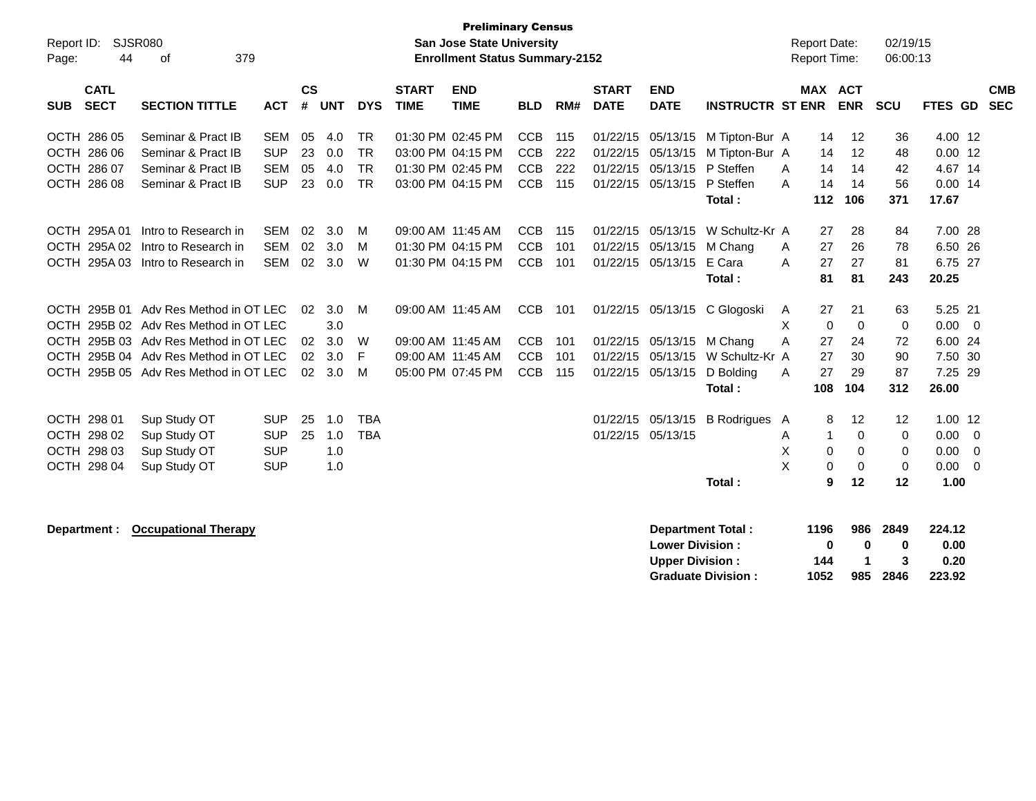**Preliminary Census**
**San Jose State University**
**Enrollment Status Summary-2152**

Report ID: SJSR080
Report Date: 02/19/15
Report Time: 06:00:13

| SUB | CATL SECT | SECTION TITTLE | ACT | CS # | UNT | DYS | START TIME | END TIME | BLD | RM# | START DATE | END DATE | INSTRUCTR | ST | MAX ENR | ACT ENR | SCU | FTES | GD | CMB SEC |
|---|---|---|---|---|---|---|---|---|---|---|---|---|---|---|---|---|---|---|---|---|
| OCTH | 286 05 | Seminar & Pract IB | SEM | 05 | 4.0 | TR | 01:30 PM | 02:45 PM | CCB | 115 | 01/22/15 | 05/13/15 | M Tipton-Bur | A | 14 | 12 | 36 | 4.00 | 12 | |
| OCTH | 286 06 | Seminar & Pract IB | SUP | 23 | 0.0 | TR | 03:00 PM | 04:15 PM | CCB | 222 | 01/22/15 | 05/13/15 | M Tipton-Bur | A | 14 | 12 | 48 | 0.00 | 12 | |
| OCTH | 286 07 | Seminar & Pract IB | SEM | 05 | 4.0 | TR | 01:30 PM | 02:45 PM | CCB | 222 | 01/22/15 | 05/13/15 | P Steffen | A | 14 | 14 | 42 | 4.67 | 14 | |
| OCTH | 286 08 | Seminar & Pract IB | SUP | 23 | 0.0 | TR | 03:00 PM | 04:15 PM | CCB | 115 | 01/22/15 | 05/13/15 | P Steffen | A | 14 | 14 | 56 | 0.00 | 14 | |
| | | | | | | | | | | | | | **Total :** | | **112** | **106** | **371** | **17.67** | | |
| OCTH | 295A 01 | Intro to Research in | SEM | 02 | 3.0 | M | 09:00 AM | 11:45 AM | CCB | 115 | 01/22/15 | 05/13/15 | W Schultz-Kr | A | 27 | 28 | 84 | 7.00 | 28 | |
| OCTH | 295A 02 | Intro to Research in | SEM | 02 | 3.0 | M | 01:30 PM | 04:15 PM | CCB | 101 | 01/22/15 | 05/13/15 | M Chang | A | 27 | 26 | 78 | 6.50 | 26 | |
| OCTH | 295A 03 | Intro to Research in | SEM | 02 | 3.0 | W | 01:30 PM | 04:15 PM | CCB | 101 | 01/22/15 | 05/13/15 | E Cara | A | 27 | 27 | 81 | 6.75 | 27 | |
| | | | | | | | | | | | | | **Total :** | | **81** | **81** | **243** | **20.25** | | |
| OCTH | 295B 01 | Adv Res Method in OT | LEC | 02 | 3.0 | M | 09:00 AM | 11:45 AM | CCB | 101 | 01/22/15 | 05/13/15 | C Glogoski | A | 27 | 21 | 63 | 5.25 | 21 | |
| OCTH | 295B 02 | Adv Res Method in OT | LEC | | 3.0 | | | | | | | | | X | 0 | 0 | 0 | 0.00 | 0 | |
| OCTH | 295B 03 | Adv Res Method in OT | LEC | 02 | 3.0 | W | 09:00 AM | 11:45 AM | CCB | 101 | 01/22/15 | 05/13/15 | M Chang | A | 27 | 24 | 72 | 6.00 | 24 | |
| OCTH | 295B 04 | Adv Res Method in OT | LEC | 02 | 3.0 | F | 09:00 AM | 11:45 AM | CCB | 101 | 01/22/15 | 05/13/15 | W Schultz-Kr | A | 27 | 30 | 90 | 7.50 | 30 | |
| OCTH | 295B 05 | Adv Res Method in OT | LEC | 02 | 3.0 | M | 05:00 PM | 07:45 PM | CCB | 115 | 01/22/15 | 05/13/15 | D Bolding | A | 27 | 29 | 87 | 7.25 | 29 | |
| | | | | | | | | | | | | | **Total :** | | **108** | **104** | **312** | **26.00** | | |
| OCTH | 298 01 | Sup Study OT | SUP | 25 | 1.0 | TBA | | | | | 01/22/15 | 05/13/15 | B Rodrigues | A | 8 | 12 | 12 | 1.00 | 12 | |
| OCTH | 298 02 | Sup Study OT | SUP | 25 | 1.0 | TBA | | | | | 01/22/15 | 05/13/15 | | A | 1 | 0 | 0 | 0.00 | 0 | |
| OCTH | 298 03 | Sup Study OT | SUP | | 1.0 | | | | | | | | | X | 0 | 0 | 0 | 0.00 | 0 | |
| OCTH | 298 04 | Sup Study OT | SUP | | 1.0 | | | | | | | | | X | 0 | 0 | 0 | 0.00 | 0 | |
| | | | | | | | | | | | | | **Total :** | | **9** | **12** | **12** | **1.00** | | |

**Department : Occupational Therapy**

| | MAX ENR | ACT ENR | SCU | FTES |
|---|---|---|---|---|
| **Department Total :** | **1196** | **986** | **2849** | **224.12** |
| **Lower Division :** | **0** | **0** | **0** | **0.00** |
| **Upper Division :** | **144** | **1** | **3** | **0.20** |
| **Graduate Division :** | **1052** | **985** | **2846** | **223.92** |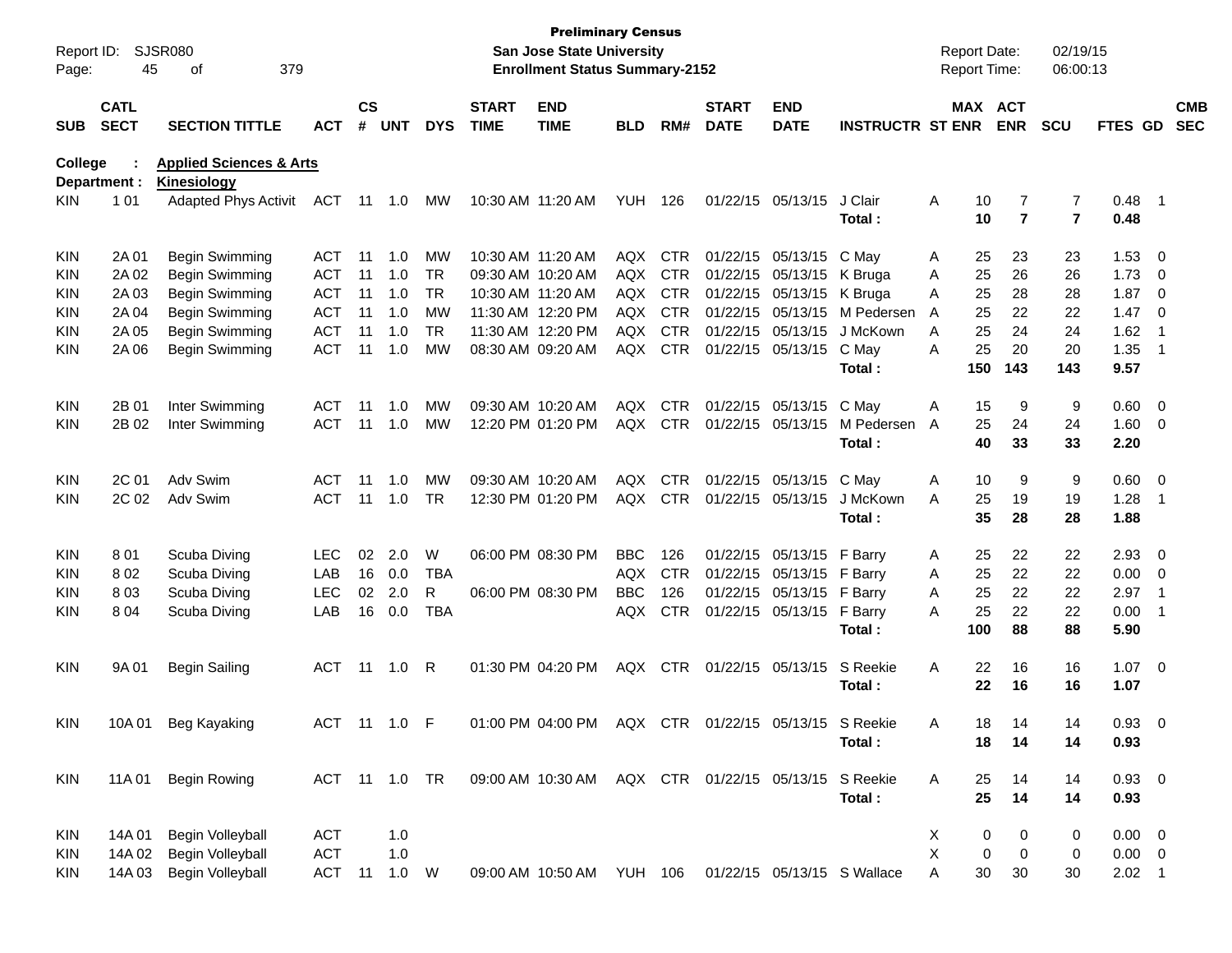**Preliminary Census**
**San Jose State University**
**Enrollment Status Summary-2152**

Report ID: SJSR080
Report Date: 02/19/15
Report Time: 06:00:13

College : **Applied Sciences & Arts**
Department : **Kinesiology**

| SUB | CATL SECT | SECTION TITTLE | ACT | CS # | UNT | DYS | START TIME | END TIME | BLD | RM# | START DATE | END DATE | INSTRUCTR | ST | MAX ENR | ACT ENR | SCU | FTES | GD | CMB SEC |
|---|---|---|---|---|---|---|---|---|---|---|---|---|---|---|---|---|---|---|---|---|
| KIN | 1 01 | Adapted Phys Activit | ACT | 11 | 1.0 | MW | 10:30 AM | 11:20 AM | YUH | 126 | 01/22/15 | 05/13/15 | J Clair | A | 10 | 7 | 7 | 0.48 | 1 | |
| | | | | | | | | | | | | | **Total :** | | **10** | **7** | **7** | **0.48** | | |
| KIN | 2A 01 | Begin Swimming | ACT | 11 | 1.0 | MW | 10:30 AM | 11:20 AM | AQX | CTR | 01/22/15 | 05/13/15 | C May | A | 25 | 23 | 23 | 1.53 | 0 | |
| KIN | 2A 02 | Begin Swimming | ACT | 11 | 1.0 | TR | 09:30 AM | 10:20 AM | AQX | CTR | 01/22/15 | 05/13/15 | K Bruga | A | 25 | 26 | 26 | 1.73 | 0 | |
| KIN | 2A 03 | Begin Swimming | ACT | 11 | 1.0 | TR | 10:30 AM | 11:20 AM | AQX | CTR | 01/22/15 | 05/13/15 | K Bruga | A | 25 | 28 | 28 | 1.87 | 0 | |
| KIN | 2A 04 | Begin Swimming | ACT | 11 | 1.0 | MW | 11:30 AM | 12:20 PM | AQX | CTR | 01/22/15 | 05/13/15 | M Pedersen | A | 25 | 22 | 22 | 1.47 | 0 | |
| KIN | 2A 05 | Begin Swimming | ACT | 11 | 1.0 | TR | 11:30 AM | 12:20 PM | AQX | CTR | 01/22/15 | 05/13/15 | J McKown | A | 25 | 24 | 24 | 1.62 | 1 | |
| KIN | 2A 06 | Begin Swimming | ACT | 11 | 1.0 | MW | 08:30 AM | 09:20 AM | AQX | CTR | 01/22/15 | 05/13/15 | C May | A | 25 | 20 | 20 | 1.35 | 1 | |
| | | | | | | | | | | | | | **Total :** | | **150** | **143** | **143** | **9.57** | | |
| KIN | 2B 01 | Inter Swimming | ACT | 11 | 1.0 | MW | 09:30 AM | 10:20 AM | AQX | CTR | 01/22/15 | 05/13/15 | C May | A | 15 | 9 | 9 | 0.60 | 0 | |
| KIN | 2B 02 | Inter Swimming | ACT | 11 | 1.0 | MW | 12:20 PM | 01:20 PM | AQX | CTR | 01/22/15 | 05/13/15 | M Pedersen | A | 25 | 24 | 24 | 1.60 | 0 | |
| | | | | | | | | | | | | | **Total :** | | **40** | **33** | **33** | **2.20** | | |
| KIN | 2C 01 | Adv Swim | ACT | 11 | 1.0 | MW | 09:30 AM | 10:20 AM | AQX | CTR | 01/22/15 | 05/13/15 | C May | A | 10 | 9 | 9 | 0.60 | 0 | |
| KIN | 2C 02 | Adv Swim | ACT | 11 | 1.0 | TR | 12:30 PM | 01:20 PM | AQX | CTR | 01/22/15 | 05/13/15 | J McKown | A | 25 | 19 | 19 | 1.28 | 1 | |
| | | | | | | | | | | | | | **Total :** | | **35** | **28** | **28** | **1.88** | | |
| KIN | 8 01 | Scuba Diving | LEC | 02 | 2.0 | W | 06:00 PM | 08:30 PM | BBC | 126 | 01/22/15 | 05/13/15 | F Barry | A | 25 | 22 | 22 | 2.93 | 0 | |
| KIN | 8 02 | Scuba Diving | LAB | 16 | 0.0 | TBA | | | AQX | CTR | 01/22/15 | 05/13/15 | F Barry | A | 25 | 22 | 22 | 0.00 | 0 | |
| KIN | 8 03 | Scuba Diving | LEC | 02 | 2.0 | R | 06:00 PM | 08:30 PM | BBC | 126 | 01/22/15 | 05/13/15 | F Barry | A | 25 | 22 | 22 | 2.97 | 1 | |
| KIN | 8 04 | Scuba Diving | LAB | 16 | 0.0 | TBA | | | AQX | CTR | 01/22/15 | 05/13/15 | F Barry | A | 25 | 22 | 22 | 0.00 | 1 | |
| | | | | | | | | | | | | | **Total :** | | **100** | **88** | **88** | **5.90** | | |
| KIN | 9A 01 | Begin Sailing | ACT | 11 | 1.0 | R | 01:30 PM | 04:20 PM | AQX | CTR | 01/22/15 | 05/13/15 | S Reekie | A | 22 | 16 | 16 | 1.07 | 0 | |
| | | | | | | | | | | | | | **Total :** | | **22** | **16** | **16** | **1.07** | | |
| KIN | 10A 01 | Beg Kayaking | ACT | 11 | 1.0 | F | 01:00 PM | 04:00 PM | AQX | CTR | 01/22/15 | 05/13/15 | S Reekie | A | 18 | 14 | 14 | 0.93 | 0 | |
| | | | | | | | | | | | | | **Total :** | | **18** | **14** | **14** | **0.93** | | |
| KIN | 11A 01 | Begin Rowing | ACT | 11 | 1.0 | TR | 09:00 AM | 10:30 AM | AQX | CTR | 01/22/15 | 05/13/15 | S Reekie | A | 25 | 14 | 14 | 0.93 | 0 | |
| | | | | | | | | | | | | | **Total :** | | **25** | **14** | **14** | **0.93** | | |
| KIN | 14A 01 | Begin Volleyball | ACT | | 1.0 | | | | | | | | | X | 0 | 0 | 0 | 0.00 | 0 | |
| KIN | 14A 02 | Begin Volleyball | ACT | | 1.0 | | | | | | | | | X | 0 | 0 | 0 | 0.00 | 0 | |
| KIN | 14A 03 | Begin Volleyball | ACT | 11 | 1.0 | W | 09:00 AM | 10:50 AM | YUH | 106 | 01/22/15 | 05/13/15 | S Wallace | A | 30 | 30 | 30 | 2.02 | 1 | |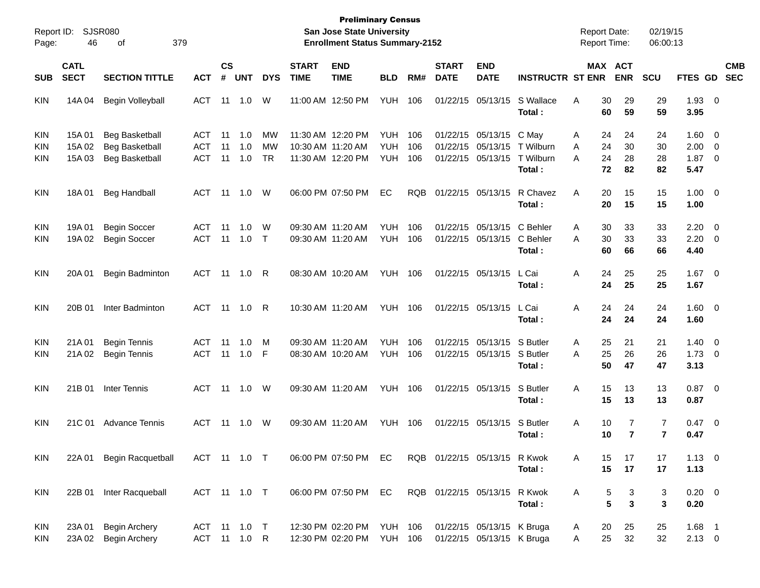**Preliminary Census**
**San Jose State University**
**Enrollment Status Summary-2152**

Report ID: SJSR080
Report Date: 02/19/15
Report Time: 06:00:13

| SUB | CATL SECT | SECTION TITTLE | ACT | CS # | UNT | DYS | START TIME | END TIME | BLD | RM# | START DATE | END DATE | INSTRUCTR | ST | MAX ENR | ACT ENR | SCU | FTES | GD | CMB SEC |
|---|---|---|---|---|---|---|---|---|---|---|---|---|---|---|---|---|---|---|---|---|
| KIN | 14A 04 | Begin Volleyball | ACT | 11 | 1.0 | W | 11:00 AM | 12:50 PM | YUH | 106 | 01/22/15 | 05/13/15 | S Wallace | A | 30 | 29 | 29 | 1.93 | 0 | |
| | | | | | | | | | | | | | **Total :** | | **60** | **59** | **59** | **3.95** | | |
| KIN | 15A 01 | Beg Basketball | ACT | 11 | 1.0 | MW | 11:30 AM | 12:20 PM | YUH | 106 | 01/22/15 | 05/13/15 | C May | A | 24 | 24 | 24 | 1.60 | 0 | |
| KIN | 15A 02 | Beg Basketball | ACT | 11 | 1.0 | MW | 10:30 AM | 11:20 AM | YUH | 106 | 01/22/15 | 05/13/15 | T Wilburn | A | 24 | 30 | 30 | 2.00 | 0 | |
| KIN | 15A 03 | Beg Basketball | ACT | 11 | 1.0 | TR | 11:30 AM | 12:20 PM | YUH | 106 | 01/22/15 | 05/13/15 | T Wilburn | A | 24 | 28 | 28 | 1.87 | 0 | |
| | | | | | | | | | | | | | **Total :** | | **72** | **82** | **82** | **5.47** | | |
| KIN | 18A 01 | Beg Handball | ACT | 11 | 1.0 | W | 06:00 PM | 07:50 PM | EC | RQB | 01/22/15 | 05/13/15 | R Chavez | A | 20 | 15 | 15 | 1.00 | 0 | |
| | | | | | | | | | | | | | **Total :** | | **20** | **15** | **15** | **1.00** | | |
| KIN | 19A 01 | Begin Soccer | ACT | 11 | 1.0 | W | 09:30 AM | 11:20 AM | YUH | 106 | 01/22/15 | 05/13/15 | C Behler | A | 30 | 33 | 33 | 2.20 | 0 | |
| KIN | 19A 02 | Begin Soccer | ACT | 11 | 1.0 | T | 09:30 AM | 11:20 AM | YUH | 106 | 01/22/15 | 05/13/15 | C Behler | A | 30 | 33 | 33 | 2.20 | 0 | |
| | | | | | | | | | | | | | **Total :** | | **60** | **66** | **66** | **4.40** | | |
| KIN | 20A 01 | Begin Badminton | ACT | 11 | 1.0 | R | 08:30 AM | 10:20 AM | YUH | 106 | 01/22/15 | 05/13/15 | L Cai | A | 24 | 25 | 25 | 1.67 | 0 | |
| | | | | | | | | | | | | | **Total :** | | **24** | **25** | **25** | **1.67** | | |
| KIN | 20B 01 | Inter Badminton | ACT | 11 | 1.0 | R | 10:30 AM | 11:20 AM | YUH | 106 | 01/22/15 | 05/13/15 | L Cai | A | 24 | 24 | 24 | 1.60 | 0 | |
| | | | | | | | | | | | | | **Total :** | | **24** | **24** | **24** | **1.60** | | |
| KIN | 21A 01 | Begin Tennis | ACT | 11 | 1.0 | M | 09:30 AM | 11:20 AM | YUH | 106 | 01/22/15 | 05/13/15 | S Butler | A | 25 | 21 | 21 | 1.40 | 0 | |
| KIN | 21A 02 | Begin Tennis | ACT | 11 | 1.0 | F | 08:30 AM | 10:20 AM | YUH | 106 | 01/22/15 | 05/13/15 | S Butler | A | 25 | 26 | 26 | 1.73 | 0 | |
| | | | | | | | | | | | | | **Total :** | | **50** | **47** | **47** | **3.13** | | |
| KIN | 21B 01 | Inter Tennis | ACT | 11 | 1.0 | W | 09:30 AM | 11:20 AM | YUH | 106 | 01/22/15 | 05/13/15 | S Butler | A | 15 | 13 | 13 | 0.87 | 0 | |
| | | | | | | | | | | | | | **Total :** | | **15** | **13** | **13** | **0.87** | | |
| KIN | 21C 01 | Advance Tennis | ACT | 11 | 1.0 | W | 09:30 AM | 11:20 AM | YUH | 106 | 01/22/15 | 05/13/15 | S Butler | A | 10 | 7 | 7 | 0.47 | 0 | |
| | | | | | | | | | | | | | **Total :** | | **10** | **7** | **7** | **0.47** | | |
| KIN | 22A 01 | Begin Racquetball | ACT | 11 | 1.0 | T | 06:00 PM | 07:50 PM | EC | RQB | 01/22/15 | 05/13/15 | R Kwok | A | 15 | 17 | 17 | 1.13 | 0 | |
| | | | | | | | | | | | | | **Total :** | | **15** | **17** | **17** | **1.13** | | |
| KIN | 22B 01 | Inter Racqueball | ACT | 11 | 1.0 | T | 06:00 PM | 07:50 PM | EC | RQB | 01/22/15 | 05/13/15 | R Kwok | A | 5 | 3 | 3 | 0.20 | 0 | |
| | | | | | | | | | | | | | **Total :** | | **5** | **3** | **3** | **0.20** | | |
| KIN | 23A 01 | Begin Archery | ACT | 11 | 1.0 | T | 12:30 PM | 02:20 PM | YUH | 106 | 01/22/15 | 05/13/15 | K Bruga | A | 20 | 25 | 25 | 1.68 | 1 | |
| KIN | 23A 02 | Begin Archery | ACT | 11 | 1.0 | R | 12:30 PM | 02:20 PM | YUH | 106 | 01/22/15 | 05/13/15 | K Bruga | A | 25 | 32 | 32 | 2.13 | 0 | |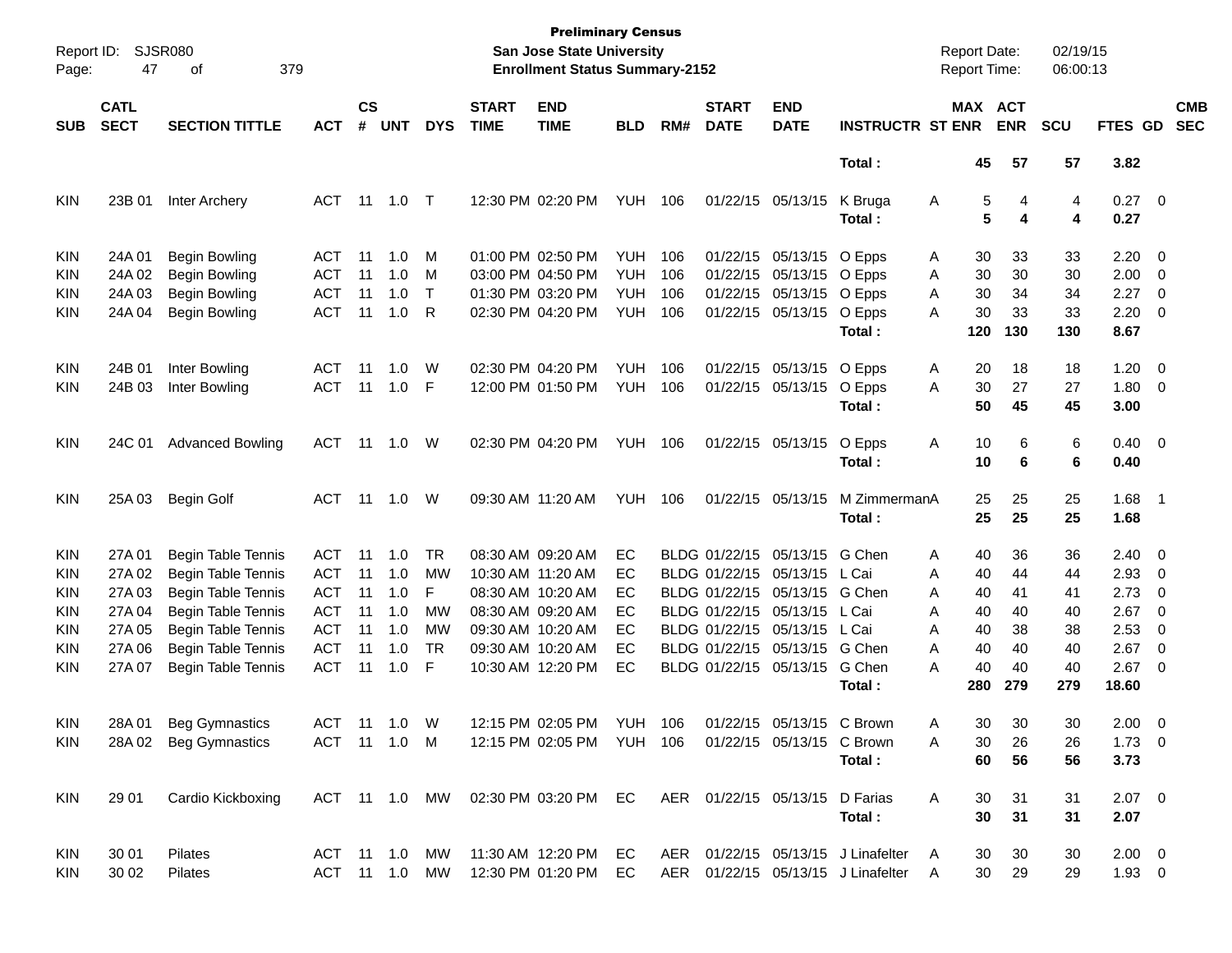**Preliminary Census**
**San Jose State University**
**Enrollment Status Summary-2152**

Report ID: SJSR080
Report Date: 02/19/15
Report Time: 06:00:13

| SUB | CATL SECT | SECTION TITTLE | ACT | CS # | UNT | DYS | START TIME | END TIME | BLD | RM# | START DATE | END DATE | INSTRUCTR | ST | MAX ENR | ACT ENR | SCU | FTES | GD | CMB SEC |
|---|---|---|---|---|---|---|---|---|---|---|---|---|---|---|---|---|---|---|---|---|
| | | | | | | | | | | | | | **Total :** | | **45** | **57** | **57** | **3.82** | | |
| KIN | 23B 01 | Inter Archery | ACT | 11 | 1.0 | T | 12:30 PM | 02:20 PM | YUH | 106 | 01/22/15 | 05/13/15 | K Bruga | A | 5 | 4 | 4 | 0.27 | 0 | |
| | | | | | | | | | | | | | **Total :** | | **5** | **4** | **4** | **0.27** | | |
| KIN | 24A 01 | Begin Bowling | ACT | 11 | 1.0 | M | 01:00 PM | 02:50 PM | YUH | 106 | 01/22/15 | 05/13/15 | O Epps | A | 30 | 33 | 33 | 2.20 | 0 | |
| KIN | 24A 02 | Begin Bowling | ACT | 11 | 1.0 | M | 03:00 PM | 04:50 PM | YUH | 106 | 01/22/15 | 05/13/15 | O Epps | A | 30 | 30 | 30 | 2.00 | 0 | |
| KIN | 24A 03 | Begin Bowling | ACT | 11 | 1.0 | T | 01:30 PM | 03:20 PM | YUH | 106 | 01/22/15 | 05/13/15 | O Epps | A | 30 | 34 | 34 | 2.27 | 0 | |
| KIN | 24A 04 | Begin Bowling | ACT | 11 | 1.0 | R | 02:30 PM | 04:20 PM | YUH | 106 | 01/22/15 | 05/13/15 | O Epps | A | 30 | 33 | 33 | 2.20 | 0 | |
| | | | | | | | | | | | | | **Total :** | | **120** | **130** | **130** | **8.67** | | |
| KIN | 24B 01 | Inter Bowling | ACT | 11 | 1.0 | W | 02:30 PM | 04:20 PM | YUH | 106 | 01/22/15 | 05/13/15 | O Epps | A | 20 | 18 | 18 | 1.20 | 0 | |
| KIN | 24B 03 | Inter Bowling | ACT | 11 | 1.0 | F | 12:00 PM | 01:50 PM | YUH | 106 | 01/22/15 | 05/13/15 | O Epps | A | 30 | 27 | 27 | 1.80 | 0 | |
| | | | | | | | | | | | | | **Total :** | | **50** | **45** | **45** | **3.00** | | |
| KIN | 24C 01 | Advanced Bowling | ACT | 11 | 1.0 | W | 02:30 PM | 04:20 PM | YUH | 106 | 01/22/15 | 05/13/15 | O Epps | A | 10 | 6 | 6 | 0.40 | 0 | |
| | | | | | | | | | | | | | **Total :** | | **10** | **6** | **6** | **0.40** | | |
| KIN | 25A 03 | Begin Golf | ACT | 11 | 1.0 | W | 09:30 AM | 11:20 AM | YUH | 106 | 01/22/15 | 05/13/15 | M Zimmerman | A | 25 | 25 | 25 | 1.68 | 1 | |
| | | | | | | | | | | | | | **Total :** | | **25** | **25** | **25** | **1.68** | | |
| KIN | 27A 01 | Begin Table Tennis | ACT | 11 | 1.0 | TR | 08:30 AM | 09:20 AM | EC | BLDG | 01/22/15 | 05/13/15 | G Chen | A | 40 | 36 | 36 | 2.40 | 0 | |
| KIN | 27A 02 | Begin Table Tennis | ACT | 11 | 1.0 | MW | 10:30 AM | 11:20 AM | EC | BLDG | 01/22/15 | 05/13/15 | L Cai | A | 40 | 44 | 44 | 2.93 | 0 | |
| KIN | 27A 03 | Begin Table Tennis | ACT | 11 | 1.0 | F | 08:30 AM | 10:20 AM | EC | BLDG | 01/22/15 | 05/13/15 | G Chen | A | 40 | 41 | 41 | 2.73 | 0 | |
| KIN | 27A 04 | Begin Table Tennis | ACT | 11 | 1.0 | MW | 08:30 AM | 09:20 AM | EC | BLDG | 01/22/15 | 05/13/15 | L Cai | A | 40 | 40 | 40 | 2.67 | 0 | |
| KIN | 27A 05 | Begin Table Tennis | ACT | 11 | 1.0 | MW | 09:30 AM | 10:20 AM | EC | BLDG | 01/22/15 | 05/13/15 | L Cai | A | 40 | 38 | 38 | 2.53 | 0 | |
| KIN | 27A 06 | Begin Table Tennis | ACT | 11 | 1.0 | TR | 09:30 AM | 10:20 AM | EC | BLDG | 01/22/15 | 05/13/15 | G Chen | A | 40 | 40 | 40 | 2.67 | 0 | |
| KIN | 27A 07 | Begin Table Tennis | ACT | 11 | 1.0 | F | 10:30 AM | 12:20 PM | EC | BLDG | 01/22/15 | 05/13/15 | G Chen | A | 40 | 40 | 40 | 2.67 | 0 | |
| | | | | | | | | | | | | | **Total :** | | **280** | **279** | **279** | **18.60** | | |
| KIN | 28A 01 | Beg Gymnastics | ACT | 11 | 1.0 | W | 12:15 PM | 02:05 PM | YUH | 106 | 01/22/15 | 05/13/15 | C Brown | A | 30 | 30 | 30 | 2.00 | 0 | |
| KIN | 28A 02 | Beg Gymnastics | ACT | 11 | 1.0 | M | 12:15 PM | 02:05 PM | YUH | 106 | 01/22/15 | 05/13/15 | C Brown | A | 30 | 26 | 26 | 1.73 | 0 | |
| | | | | | | | | | | | | | **Total :** | | **60** | **56** | **56** | **3.73** | | |
| KIN | 29 01 | Cardio Kickboxing | ACT | 11 | 1.0 | MW | 02:30 PM | 03:20 PM | EC | AER | 01/22/15 | 05/13/15 | D Farias | A | 30 | 31 | 31 | 2.07 | 0 | |
| | | | | | | | | | | | | | **Total :** | | **30** | **31** | **31** | **2.07** | | |
| KIN | 30 01 | Pilates | ACT | 11 | 1.0 | MW | 11:30 AM | 12:20 PM | EC | AER | 01/22/15 | 05/13/15 | J Linafelter | A | 30 | 30 | 30 | 2.00 | 0 | |
| KIN | 30 02 | Pilates | ACT | 11 | 1.0 | MW | 12:30 PM | 01:20 PM | EC | AER | 01/22/15 | 05/13/15 | J Linafelter | A | 30 | 29 | 29 | 1.93 | 0 | |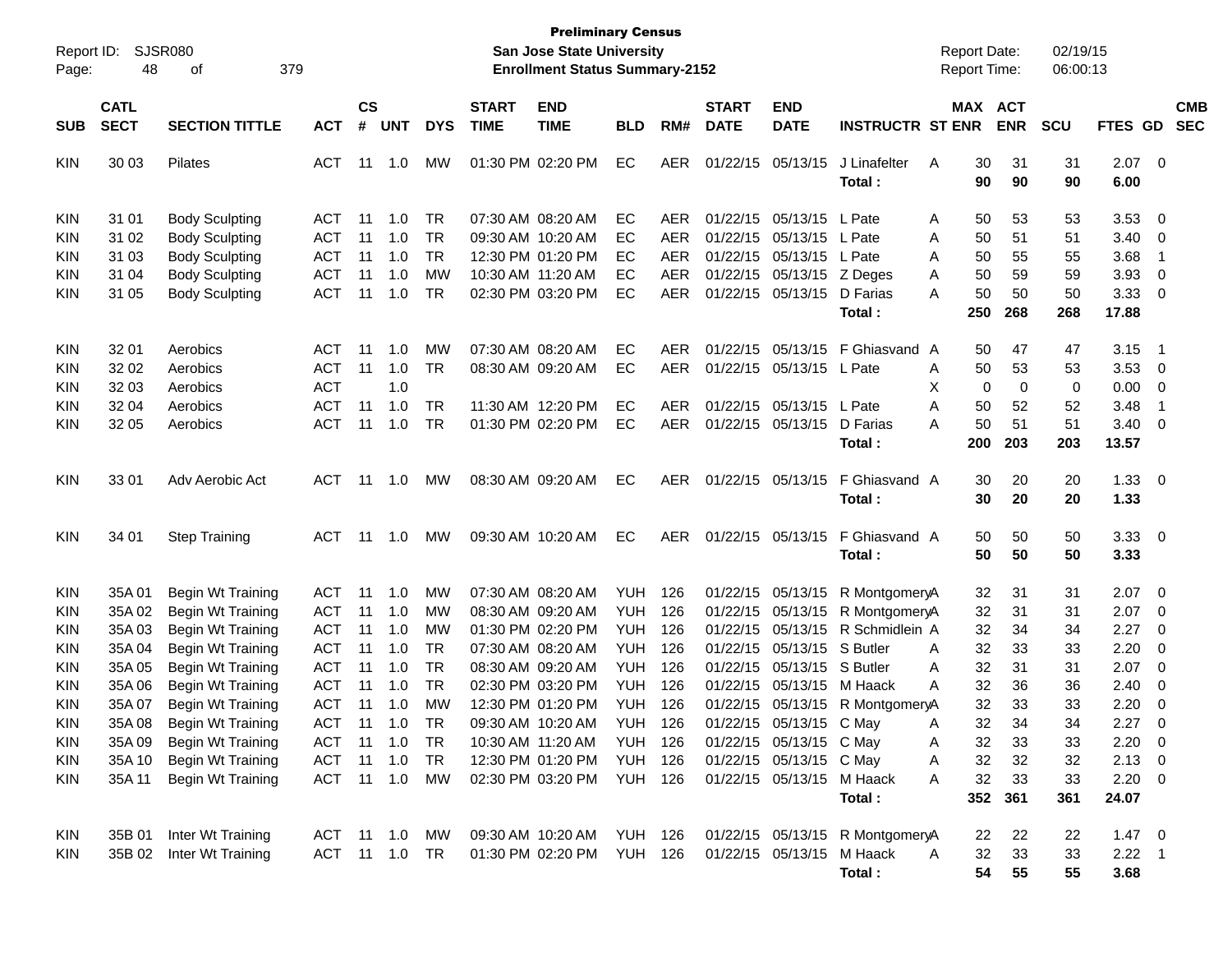**Preliminary Census**
**San Jose State University**
**Enrollment Status Summary-2152**

Report ID: SJSR080
Report Date: 02/19/15
Report Time: 06:00:13

| SUB | CATL SECT | SECTION TITTLE | ACT | CS # | UNT | DYS | START TIME | END TIME | BLD | RM# | START DATE | END DATE | INSTRUCTR | ST | MAX ENR | ACT ENR | SCU | FTES | GD | CMB SEC |
|---|---|---|---|---|---|---|---|---|---|---|---|---|---|---|---|---|---|---|---|---|
| KIN | 30 03 | Pilates | ACT | 11 | 1.0 | MW | 01:30 PM | 02:20 PM | EC | AER | 01/22/15 | 05/13/15 | J Linafelter | A | 30 | 31 | 31 | 2.07 | 0 | |
| | | | | | | | | | | | | | **Total :** | | **90** | **90** | **90** | **6.00** | | |
| KIN | 31 01 | Body Sculpting | ACT | 11 | 1.0 | TR | 07:30 AM | 08:20 AM | EC | AER | 01/22/15 | 05/13/15 | L Pate | A | 50 | 53 | 53 | 3.53 | 0 | |
| KIN | 31 02 | Body Sculpting | ACT | 11 | 1.0 | TR | 09:30 AM | 10:20 AM | EC | AER | 01/22/15 | 05/13/15 | L Pate | A | 50 | 51 | 51 | 3.40 | 0 | |
| KIN | 31 03 | Body Sculpting | ACT | 11 | 1.0 | TR | 12:30 PM | 01:20 PM | EC | AER | 01/22/15 | 05/13/15 | L Pate | A | 50 | 55 | 55 | 3.68 | 1 | |
| KIN | 31 04 | Body Sculpting | ACT | 11 | 1.0 | MW | 10:30 AM | 11:20 AM | EC | AER | 01/22/15 | 05/13/15 | Z Deges | A | 50 | 59 | 59 | 3.93 | 0 | |
| KIN | 31 05 | Body Sculpting | ACT | 11 | 1.0 | TR | 02:30 PM | 03:20 PM | EC | AER | 01/22/15 | 05/13/15 | D Farias | A | 50 | 50 | 50 | 3.33 | 0 | |
| | | | | | | | | | | | | | **Total :** | | **250** | **268** | **268** | **17.88** | | |
| KIN | 32 01 | Aerobics | ACT | 11 | 1.0 | MW | 07:30 AM | 08:20 AM | EC | AER | 01/22/15 | 05/13/15 | F Ghiasvand | A | 50 | 47 | 47 | 3.15 | 1 | |
| KIN | 32 02 | Aerobics | ACT | 11 | 1.0 | TR | 08:30 AM | 09:20 AM | EC | AER | 01/22/15 | 05/13/15 | L Pate | A | 50 | 53 | 53 | 3.53 | 0 | |
| KIN | 32 03 | Aerobics | ACT | | 1.0 | | | | | | | | | X | 0 | 0 | 0 | 0.00 | 0 | |
| KIN | 32 04 | Aerobics | ACT | 11 | 1.0 | TR | 11:30 AM | 12:20 PM | EC | AER | 01/22/15 | 05/13/15 | L Pate | A | 50 | 52 | 52 | 3.48 | 1 | |
| KIN | 32 05 | Aerobics | ACT | 11 | 1.0 | TR | 01:30 PM | 02:20 PM | EC | AER | 01/22/15 | 05/13/15 | D Farias | A | 50 | 51 | 51 | 3.40 | 0 | |
| | | | | | | | | | | | | | **Total :** | | **200** | **203** | **203** | **13.57** | | |
| KIN | 33 01 | Adv Aerobic Act | ACT | 11 | 1.0 | MW | 08:30 AM | 09:20 AM | EC | AER | 01/22/15 | 05/13/15 | F Ghiasvand | A | 30 | 20 | 20 | 1.33 | 0 | |
| | | | | | | | | | | | | | **Total :** | | **30** | **20** | **20** | **1.33** | | |
| KIN | 34 01 | Step Training | ACT | 11 | 1.0 | MW | 09:30 AM | 10:20 AM | EC | AER | 01/22/15 | 05/13/15 | F Ghiasvand | A | 50 | 50 | 50 | 3.33 | 0 | |
| | | | | | | | | | | | | | **Total :** | | **50** | **50** | **50** | **3.33** | | |
| KIN | 35A 01 | Begin Wt Training | ACT | 11 | 1.0 | MW | 07:30 AM | 08:20 AM | YUH | 126 | 01/22/15 | 05/13/15 | R Montgomery | A | 32 | 31 | 31 | 2.07 | 0 | |
| KIN | 35A 02 | Begin Wt Training | ACT | 11 | 1.0 | MW | 08:30 AM | 09:20 AM | YUH | 126 | 01/22/15 | 05/13/15 | R Montgomery | A | 32 | 31 | 31 | 2.07 | 0 | |
| KIN | 35A 03 | Begin Wt Training | ACT | 11 | 1.0 | MW | 01:30 PM | 02:20 PM | YUH | 126 | 01/22/15 | 05/13/15 | R Schmidlein | A | 32 | 34 | 34 | 2.27 | 0 | |
| KIN | 35A 04 | Begin Wt Training | ACT | 11 | 1.0 | TR | 07:30 AM | 08:20 AM | YUH | 126 | 01/22/15 | 05/13/15 | S Butler | A | 32 | 33 | 33 | 2.20 | 0 | |
| KIN | 35A 05 | Begin Wt Training | ACT | 11 | 1.0 | TR | 08:30 AM | 09:20 AM | YUH | 126 | 01/22/15 | 05/13/15 | S Butler | A | 32 | 31 | 31 | 2.07 | 0 | |
| KIN | 35A 06 | Begin Wt Training | ACT | 11 | 1.0 | TR | 02:30 PM | 03:20 PM | YUH | 126 | 01/22/15 | 05/13/15 | M Haack | A | 32 | 36 | 36 | 2.40 | 0 | |
| KIN | 35A 07 | Begin Wt Training | ACT | 11 | 1.0 | MW | 12:30 PM | 01:20 PM | YUH | 126 | 01/22/15 | 05/13/15 | R Montgomery | A | 32 | 33 | 33 | 2.20 | 0 | |
| KIN | 35A 08 | Begin Wt Training | ACT | 11 | 1.0 | TR | 09:30 AM | 10:20 AM | YUH | 126 | 01/22/15 | 05/13/15 | C May | A | 32 | 34 | 34 | 2.27 | 0 | |
| KIN | 35A 09 | Begin Wt Training | ACT | 11 | 1.0 | TR | 10:30 AM | 11:20 AM | YUH | 126 | 01/22/15 | 05/13/15 | C May | A | 32 | 33 | 33 | 2.20 | 0 | |
| KIN | 35A 10 | Begin Wt Training | ACT | 11 | 1.0 | TR | 12:30 PM | 01:20 PM | YUH | 126 | 01/22/15 | 05/13/15 | C May | A | 32 | 32 | 32 | 2.13 | 0 | |
| KIN | 35A 11 | Begin Wt Training | ACT | 11 | 1.0 | MW | 02:30 PM | 03:20 PM | YUH | 126 | 01/22/15 | 05/13/15 | M Haack | A | 32 | 33 | 33 | 2.20 | 0 | |
| | | | | | | | | | | | | | **Total :** | | **352** | **361** | **361** | **24.07** | | |
| KIN | 35B 01 | Inter Wt Training | ACT | 11 | 1.0 | MW | 09:30 AM | 10:20 AM | YUH | 126 | 01/22/15 | 05/13/15 | R Montgomery | A | 22 | 22 | 22 | 1.47 | 0 | |
| KIN | 35B 02 | Inter Wt Training | ACT | 11 | 1.0 | TR | 01:30 PM | 02:20 PM | YUH | 126 | 01/22/15 | 05/13/15 | M Haack | A | 32 | 33 | 33 | 2.22 | 1 | |
| | | | | | | | | | | | | | **Total :** | | **54** | **55** | **55** | **3.68** | | |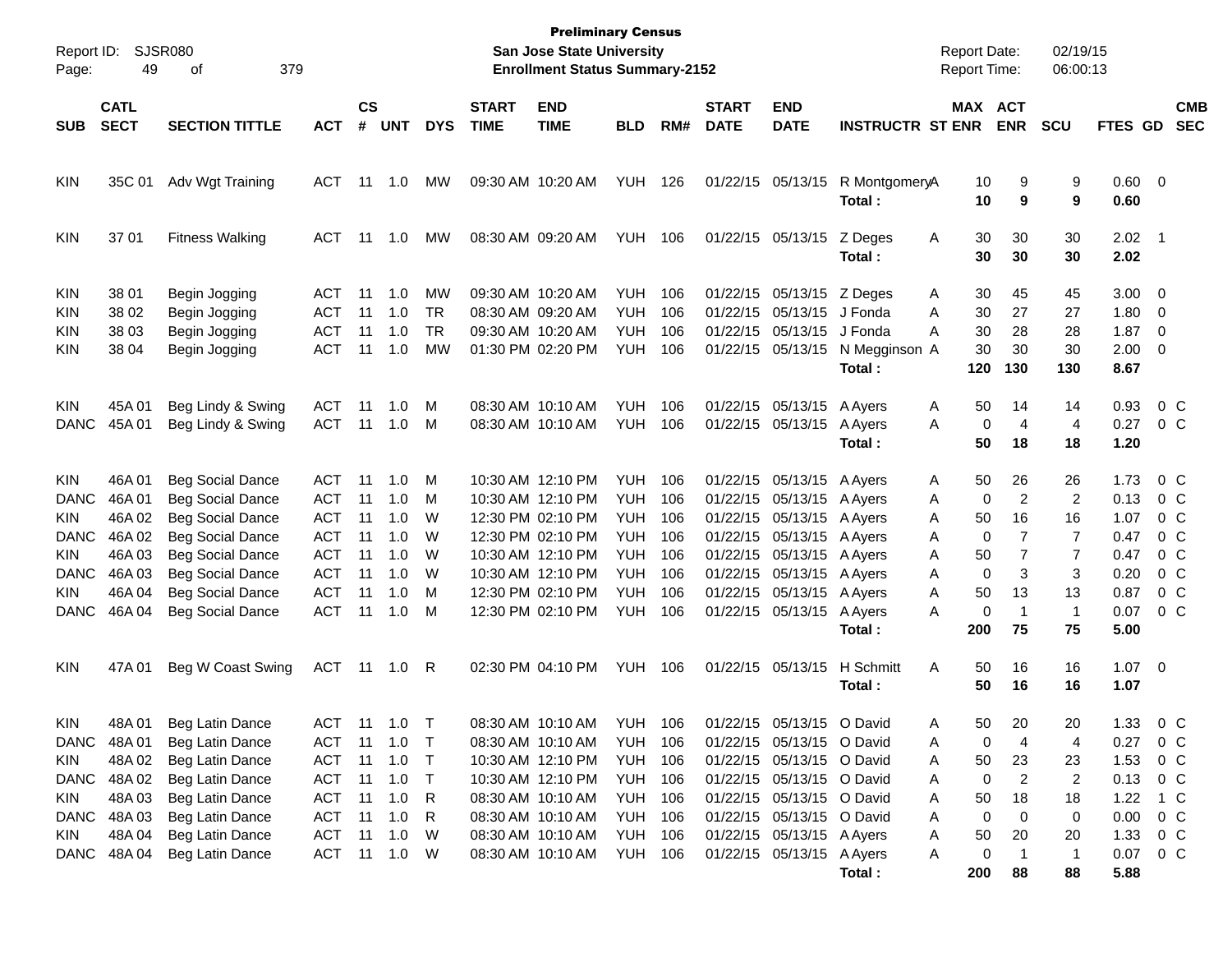**Preliminary Census**
**San Jose State University**
**Enrollment Status Summary-2152**

Report ID: SJSR080
Report Date: 02/19/15
Report Time: 06:00:13

| SUB | CATL SECT | SECTION TITTLE | ACT | CS # | UNT | DYS | START TIME | END TIME | BLD | RM# | START DATE | END DATE | INSTRUCTR | ST | MAX ENR | ACT ENR | SCU | FTES | GD | CMB SEC |
|---|---|---|---|---|---|---|---|---|---|---|---|---|---|---|---|---|---|---|---|---|
| KIN | 35C 01 | Adv Wgt Training | ACT | 11 | 1.0 | MW | 09:30 AM | 10:20 AM | YUH | 126 | 01/22/15 | 05/13/15 | R Montgomery | A | 10 | 9 | 9 | 0.60 | 0 | |
| | | | | | | | | | | | | | **Total :** | | **10** | **9** | **9** | **0.60** | | |
| KIN | 37 01 | Fitness Walking | ACT | 11 | 1.0 | MW | 08:30 AM | 09:20 AM | YUH | 106 | 01/22/15 | 05/13/15 | Z Deges | A | 30 | 30 | 30 | 2.02 | 1 | |
| | | | | | | | | | | | | | **Total :** | | **30** | **30** | **30** | **2.02** | | |
| KIN | 38 01 | Begin Jogging | ACT | 11 | 1.0 | MW | 09:30 AM | 10:20 AM | YUH | 106 | 01/22/15 | 05/13/15 | Z Deges | A | 30 | 45 | 45 | 3.00 | 0 | |
| KIN | 38 02 | Begin Jogging | ACT | 11 | 1.0 | TR | 08:30 AM | 09:20 AM | YUH | 106 | 01/22/15 | 05/13/15 | J Fonda | A | 30 | 27 | 27 | 1.80 | 0 | |
| KIN | 38 03 | Begin Jogging | ACT | 11 | 1.0 | TR | 09:30 AM | 10:20 AM | YUH | 106 | 01/22/15 | 05/13/15 | J Fonda | A | 30 | 28 | 28 | 1.87 | 0 | |
| KIN | 38 04 | Begin Jogging | ACT | 11 | 1.0 | MW | 01:30 PM | 02:20 PM | YUH | 106 | 01/22/15 | 05/13/15 | N Megginson | A | 30 | 30 | 30 | 2.00 | 0 | |
| | | | | | | | | | | | | | **Total :** | | **120** | **130** | **130** | **8.67** | | |
| KIN | 45A 01 | Beg Lindy & Swing | ACT | 11 | 1.0 | M | 08:30 AM | 10:10 AM | YUH | 106 | 01/22/15 | 05/13/15 | A Ayers | A | 50 | 14 | 14 | 0.93 | 0 | C |
| DANC | 45A 01 | Beg Lindy & Swing | ACT | 11 | 1.0 | M | 08:30 AM | 10:10 AM | YUH | 106 | 01/22/15 | 05/13/15 | A Ayers | A | 0 | 4 | 4 | 0.27 | 0 | C |
| | | | | | | | | | | | | | **Total :** | | **50** | **18** | **18** | **1.20** | | |
| KIN | 46A 01 | Beg Social Dance | ACT | 11 | 1.0 | M | 10:30 AM | 12:10 PM | YUH | 106 | 01/22/15 | 05/13/15 | A Ayers | A | 50 | 26 | 26 | 1.73 | 0 | C |
| DANC | 46A 01 | Beg Social Dance | ACT | 11 | 1.0 | M | 10:30 AM | 12:10 PM | YUH | 106 | 01/22/15 | 05/13/15 | A Ayers | A | 0 | 2 | 2 | 0.13 | 0 | C |
| KIN | 46A 02 | Beg Social Dance | ACT | 11 | 1.0 | W | 12:30 PM | 02:10 PM | YUH | 106 | 01/22/15 | 05/13/15 | A Ayers | A | 50 | 16 | 16 | 1.07 | 0 | C |
| DANC | 46A 02 | Beg Social Dance | ACT | 11 | 1.0 | W | 12:30 PM | 02:10 PM | YUH | 106 | 01/22/15 | 05/13/15 | A Ayers | A | 0 | 7 | 7 | 0.47 | 0 | C |
| KIN | 46A 03 | Beg Social Dance | ACT | 11 | 1.0 | W | 10:30 AM | 12:10 PM | YUH | 106 | 01/22/15 | 05/13/15 | A Ayers | A | 50 | 7 | 7 | 0.47 | 0 | C |
| DANC | 46A 03 | Beg Social Dance | ACT | 11 | 1.0 | W | 10:30 AM | 12:10 PM | YUH | 106 | 01/22/15 | 05/13/15 | A Ayers | A | 0 | 3 | 3 | 0.20 | 0 | C |
| KIN | 46A 04 | Beg Social Dance | ACT | 11 | 1.0 | M | 12:30 PM | 02:10 PM | YUH | 106 | 01/22/15 | 05/13/15 | A Ayers | A | 50 | 13 | 13 | 0.87 | 0 | C |
| DANC | 46A 04 | Beg Social Dance | ACT | 11 | 1.0 | M | 12:30 PM | 02:10 PM | YUH | 106 | 01/22/15 | 05/13/15 | A Ayers | A | 0 | 1 | 1 | 0.07 | 0 | C |
| | | | | | | | | | | | | | **Total :** | | **200** | **75** | **75** | **5.00** | | |
| KIN | 47A 01 | Beg W Coast Swing | ACT | 11 | 1.0 | R | 02:30 PM | 04:10 PM | YUH | 106 | 01/22/15 | 05/13/15 | H Schmitt | A | 50 | 16 | 16 | 1.07 | 0 | |
| | | | | | | | | | | | | | **Total :** | | **50** | **16** | **16** | **1.07** | | |
| KIN | 48A 01 | Beg Latin Dance | ACT | 11 | 1.0 | T | 08:30 AM | 10:10 AM | YUH | 106 | 01/22/15 | 05/13/15 | O David | A | 50 | 20 | 20 | 1.33 | 0 | C |
| DANC | 48A 01 | Beg Latin Dance | ACT | 11 | 1.0 | T | 08:30 AM | 10:10 AM | YUH | 106 | 01/22/15 | 05/13/15 | O David | A | 0 | 4 | 4 | 0.27 | 0 | C |
| KIN | 48A 02 | Beg Latin Dance | ACT | 11 | 1.0 | T | 10:30 AM | 12:10 PM | YUH | 106 | 01/22/15 | 05/13/15 | O David | A | 50 | 23 | 23 | 1.53 | 0 | C |
| DANC | 48A 02 | Beg Latin Dance | ACT | 11 | 1.0 | T | 10:30 AM | 12:10 PM | YUH | 106 | 01/22/15 | 05/13/15 | O David | A | 0 | 2 | 2 | 0.13 | 0 | C |
| KIN | 48A 03 | Beg Latin Dance | ACT | 11 | 1.0 | R | 08:30 AM | 10:10 AM | YUH | 106 | 01/22/15 | 05/13/15 | O David | A | 50 | 18 | 18 | 1.22 | 1 | C |
| DANC | 48A 03 | Beg Latin Dance | ACT | 11 | 1.0 | R | 08:30 AM | 10:10 AM | YUH | 106 | 01/22/15 | 05/13/15 | O David | A | 0 | 0 | 0 | 0.00 | 0 | C |
| KIN | 48A 04 | Beg Latin Dance | ACT | 11 | 1.0 | W | 08:30 AM | 10:10 AM | YUH | 106 | 01/22/15 | 05/13/15 | A Ayers | A | 50 | 20 | 20 | 1.33 | 0 | C |
| DANC | 48A 04 | Beg Latin Dance | ACT | 11 | 1.0 | W | 08:30 AM | 10:10 AM | YUH | 106 | 01/22/15 | 05/13/15 | A Ayers | A | 0 | 1 | 1 | 0.07 | 0 | C |
| | | | | | | | | | | | | | **Total :** | | **200** | **88** | **88** | **5.88** | | |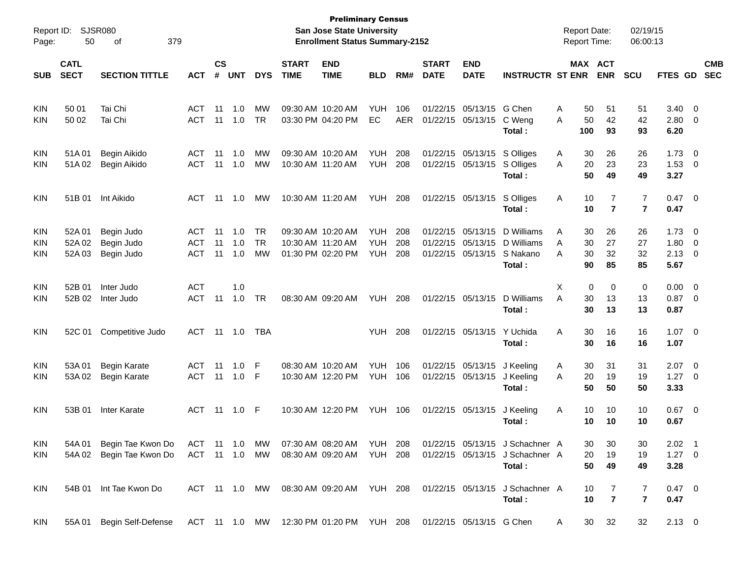**Preliminary Census**
**San Jose State University**
**Enrollment Status Summary-2152**

Report ID: SJSR080
Report Date: 02/19/15
Report Time: 06:00:13

| SUB | CATL SECT | SECTION TITTLE | ACT | CS # | UNT | DYS | START TIME | END TIME | BLD | RM# | START DATE | END DATE | INSTRUCTR | ST | MAX ENR | ACT ENR | SCU | FTES | GD | CMB SEC |
|---|---|---|---|---|---|---|---|---|---|---|---|---|---|---|---|---|---|---|---|---|
| KIN | 50 01 | Tai Chi | ACT | 11 | 1.0 | MW | 09:30 AM | 10:20 AM | YUH | 106 | 01/22/15 | 05/13/15 | G Chen | A | 50 | 51 | 51 | 3.40 | 0 | |
| KIN | 50 02 | Tai Chi | ACT | 11 | 1.0 | TR | 03:30 PM | 04:20 PM | EC | AER | 01/22/15 | 05/13/15 | C Weng | A | 50 | 42 | 42 | 2.80 | 0 | |
| | | | | | | | | | | | | | **Total :** | | **100** | **93** | **93** | **6.20** | | |
| KIN | 51A 01 | Begin Aikido | ACT | 11 | 1.0 | MW | 09:30 AM | 10:20 AM | YUH | 208 | 01/22/15 | 05/13/15 | S Olliges | A | 30 | 26 | 26 | 1.73 | 0 | |
| KIN | 51A 02 | Begin Aikido | ACT | 11 | 1.0 | MW | 10:30 AM | 11:20 AM | YUH | 208 | 01/22/15 | 05/13/15 | S Olliges | A | 20 | 23 | 23 | 1.53 | 0 | |
| | | | | | | | | | | | | | **Total :** | | **50** | **49** | **49** | **3.27** | | |
| KIN | 51B 01 | Int Aikido | ACT | 11 | 1.0 | MW | 10:30 AM | 11:20 AM | YUH | 208 | 01/22/15 | 05/13/15 | S Olliges | A | 10 | 7 | 7 | 0.47 | 0 | |
| | | | | | | | | | | | | | **Total :** | | **10** | **7** | **7** | **0.47** | | |
| KIN | 52A 01 | Begin Judo | ACT | 11 | 1.0 | TR | 09:30 AM | 10:20 AM | YUH | 208 | 01/22/15 | 05/13/15 | D Williams | A | 30 | 26 | 26 | 1.73 | 0 | |
| KIN | 52A 02 | Begin Judo | ACT | 11 | 1.0 | TR | 10:30 AM | 11:20 AM | YUH | 208 | 01/22/15 | 05/13/15 | D Williams | A | 30 | 27 | 27 | 1.80 | 0 | |
| KIN | 52A 03 | Begin Judo | ACT | 11 | 1.0 | MW | 01:30 PM | 02:20 PM | YUH | 208 | 01/22/15 | 05/13/15 | S Nakano | A | 30 | 32 | 32 | 2.13 | 0 | |
| | | | | | | | | | | | | | **Total :** | | **90** | **85** | **85** | **5.67** | | |
| KIN | 52B 01 | Inter Judo | ACT | | 1.0 | | | | | | | | | X | 0 | 0 | 0 | 0.00 | 0 | |
| KIN | 52B 02 | Inter Judo | ACT | 11 | 1.0 | TR | 08:30 AM | 09:20 AM | YUH | 208 | 01/22/15 | 05/13/15 | D Williams | A | 30 | 13 | 13 | 0.87 | 0 | |
| | | | | | | | | | | | | | **Total :** | | **30** | **13** | **13** | **0.87** | | |
| KIN | 52C 01 | Competitive Judo | ACT | 11 | 1.0 | TBA | | | YUH | 208 | 01/22/15 | 05/13/15 | Y Uchida | A | 30 | 16 | 16 | 1.07 | 0 | |
| | | | | | | | | | | | | | **Total :** | | **30** | **16** | **16** | **1.07** | | |
| KIN | 53A 01 | Begin Karate | ACT | 11 | 1.0 | F | 08:30 AM | 10:20 AM | YUH | 106 | 01/22/15 | 05/13/15 | J Keeling | A | 30 | 31 | 31 | 2.07 | 0 | |
| KIN | 53A 02 | Begin Karate | ACT | 11 | 1.0 | F | 10:30 AM | 12:20 PM | YUH | 106 | 01/22/15 | 05/13/15 | J Keeling | A | 20 | 19 | 19 | 1.27 | 0 | |
| | | | | | | | | | | | | | **Total :** | | **50** | **50** | **50** | **3.33** | | |
| KIN | 53B 01 | Inter Karate | ACT | 11 | 1.0 | F | 10:30 AM | 12:20 PM | YUH | 106 | 01/22/15 | 05/13/15 | J Keeling | A | 10 | 10 | 10 | 0.67 | 0 | |
| | | | | | | | | | | | | | **Total :** | | **10** | **10** | **10** | **0.67** | | |
| KIN | 54A 01 | Begin Tae Kwon Do | ACT | 11 | 1.0 | MW | 07:30 AM | 08:20 AM | YUH | 208 | 01/22/15 | 05/13/15 | J Schachner | A | 30 | 30 | 30 | 2.02 | 1 | |
| KIN | 54A 02 | Begin Tae Kwon Do | ACT | 11 | 1.0 | MW | 08:30 AM | 09:20 AM | YUH | 208 | 01/22/15 | 05/13/15 | J Schachner | A | 20 | 19 | 19 | 1.27 | 0 | |
| | | | | | | | | | | | | | **Total :** | | **50** | **49** | **49** | **3.28** | | |
| KIN | 54B 01 | Int Tae Kwon Do | ACT | 11 | 1.0 | MW | 08:30 AM | 09:20 AM | YUH | 208 | 01/22/15 | 05/13/15 | J Schachner | A | 10 | 7 | 7 | 0.47 | 0 | |
| | | | | | | | | | | | | | **Total :** | | **10** | **7** | **7** | **0.47** | | |
| KIN | 55A 01 | Begin Self-Defense | ACT | 11 | 1.0 | MW | 12:30 PM | 01:20 PM | YUH | 208 | 01/22/15 | 05/13/15 | G Chen | A | 30 | 32 | 32 | 2.13 | 0 | |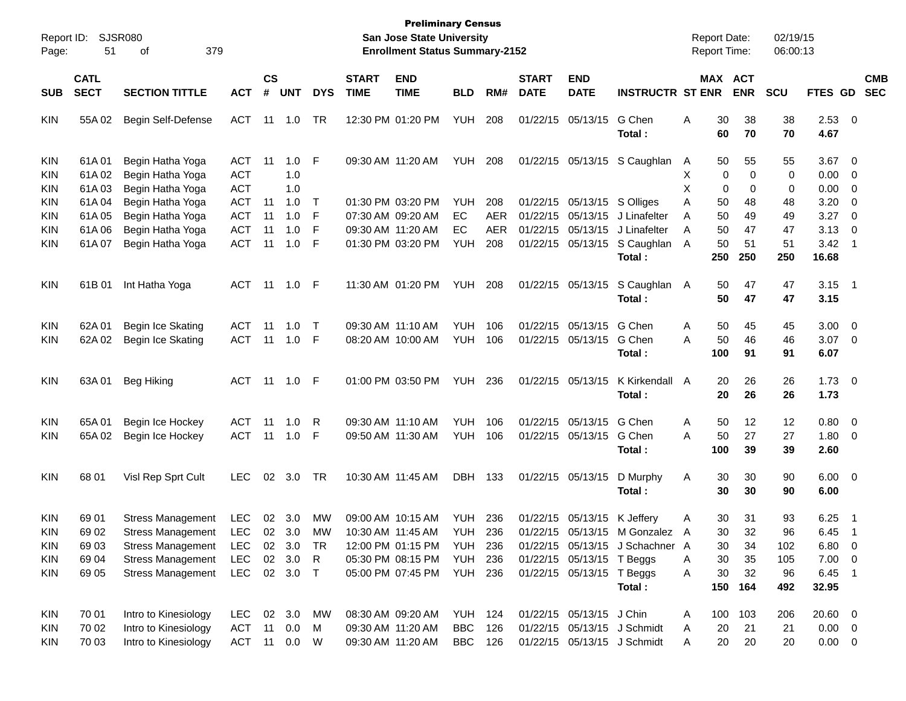**Preliminary Census**
**San Jose State University**
**Enrollment Status Summary-2152**

Report ID: SJSR080
Report Date: 02/19/15
Report Time: 06:00:13

| SUB | CATL SECT | SECTION TITTLE | ACT | CS # | UNT | DYS | START TIME | END TIME | BLD | RM# | START DATE | END DATE | INSTRUCTR | ST | MAX ENR | ACT ENR | SCU | FTES | GD | CMB SEC |
|---|---|---|---|---|---|---|---|---|---|---|---|---|---|---|---|---|---|---|---|---|
| KIN | 55A 02 | Begin Self-Defense | ACT | 11 | 1.0 | TR | 12:30 PM | 01:20 PM | YUH | 208 | 01/22/15 | 05/13/15 | G Chen | A | 30 | 38 | 38 | 2.53 | 0 | |
| | | | | | | | | | | | | | **Total :** | | **60** | **70** | **70** | **4.67** | | |
| KIN | 61A 01 | Begin Hatha Yoga | ACT | 11 | 1.0 | F | 09:30 AM | 11:20 AM | YUH | 208 | 01/22/15 | 05/13/15 | S Caughlan | A | 50 | 55 | 55 | 3.67 | 0 | |
| KIN | 61A 02 | Begin Hatha Yoga | ACT | | 1.0 | | | | | | | | | X | 0 | 0 | 0 | 0.00 | 0 | |
| KIN | 61A 03 | Begin Hatha Yoga | ACT | | 1.0 | | | | | | | | | X | 0 | 0 | 0 | 0.00 | 0 | |
| KIN | 61A 04 | Begin Hatha Yoga | ACT | 11 | 1.0 | T | 01:30 PM | 03:20 PM | YUH | 208 | 01/22/15 | 05/13/15 | S Olliges | A | 50 | 48 | 48 | 3.20 | 0 | |
| KIN | 61A 05 | Begin Hatha Yoga | ACT | 11 | 1.0 | F | 07:30 AM | 09:20 AM | EC | AER | 01/22/15 | 05/13/15 | J Linafelter | A | 50 | 49 | 49 | 3.27 | 0 | |
| KIN | 61A 06 | Begin Hatha Yoga | ACT | 11 | 1.0 | F | 09:30 AM | 11:20 AM | EC | AER | 01/22/15 | 05/13/15 | J Linafelter | A | 50 | 47 | 47 | 3.13 | 0 | |
| KIN | 61A 07 | Begin Hatha Yoga | ACT | 11 | 1.0 | F | 01:30 PM | 03:20 PM | YUH | 208 | 01/22/15 | 05/13/15 | S Caughlan | A | 50 | 51 | 51 | 3.42 | 1 | |
| | | | | | | | | | | | | | **Total :** | | **250** | **250** | **250** | **16.68** | | |
| KIN | 61B 01 | Int Hatha Yoga | ACT | 11 | 1.0 | F | 11:30 AM | 01:20 PM | YUH | 208 | 01/22/15 | 05/13/15 | S Caughlan | A | 50 | 47 | 47 | 3.15 | 1 | |
| | | | | | | | | | | | | | **Total :** | | **50** | **47** | **47** | **3.15** | | |
| KIN | 62A 01 | Begin Ice Skating | ACT | 11 | 1.0 | T | 09:30 AM | 11:10 AM | YUH | 106 | 01/22/15 | 05/13/15 | G Chen | A | 50 | 45 | 45 | 3.00 | 0 | |
| KIN | 62A 02 | Begin Ice Skating | ACT | 11 | 1.0 | F | 08:20 AM | 10:00 AM | YUH | 106 | 01/22/15 | 05/13/15 | G Chen | A | 50 | 46 | 46 | 3.07 | 0 | |
| | | | | | | | | | | | | | **Total :** | | **100** | **91** | **91** | **6.07** | | |
| KIN | 63A 01 | Beg Hiking | ACT | 11 | 1.0 | F | 01:00 PM | 03:50 PM | YUH | 236 | 01/22/15 | 05/13/15 | K Kirkendall | A | 20 | 26 | 26 | 1.73 | 0 | |
| | | | | | | | | | | | | | **Total :** | | **20** | **26** | **26** | **1.73** | | |
| KIN | 65A 01 | Begin Ice Hockey | ACT | 11 | 1.0 | R | 09:30 AM | 11:10 AM | YUH | 106 | 01/22/15 | 05/13/15 | G Chen | A | 50 | 12 | 12 | 0.80 | 0 | |
| KIN | 65A 02 | Begin Ice Hockey | ACT | 11 | 1.0 | F | 09:50 AM | 11:30 AM | YUH | 106 | 01/22/15 | 05/13/15 | G Chen | A | 50 | 27 | 27 | 1.80 | 0 | |
| | | | | | | | | | | | | | **Total :** | | **100** | **39** | **39** | **2.60** | | |
| KIN | 68 01 | Visl Rep Sprt Cult | LEC | 02 | 3.0 | TR | 10:30 AM | 11:45 AM | DBH | 133 | 01/22/15 | 05/13/15 | D Murphy | A | 30 | 30 | 90 | 6.00 | 0 | |
| | | | | | | | | | | | | | **Total :** | | **30** | **30** | **90** | **6.00** | | |
| KIN | 69 01 | Stress Management | LEC | 02 | 3.0 | MW | 09:00 AM | 10:15 AM | YUH | 236 | 01/22/15 | 05/13/15 | K Jeffery | A | 30 | 31 | 93 | 6.25 | 1 | |
| KIN | 69 02 | Stress Management | LEC | 02 | 3.0 | MW | 10:30 AM | 11:45 AM | YUH | 236 | 01/22/15 | 05/13/15 | M Gonzalez | A | 30 | 32 | 96 | 6.45 | 1 | |
| KIN | 69 03 | Stress Management | LEC | 02 | 3.0 | TR | 12:00 PM | 01:15 PM | YUH | 236 | 01/22/15 | 05/13/15 | J Schachner | A | 30 | 34 | 102 | 6.80 | 0 | |
| KIN | 69 04 | Stress Management | LEC | 02 | 3.0 | R | 05:30 PM | 08:15 PM | YUH | 236 | 01/22/15 | 05/13/15 | T Beggs | A | 30 | 35 | 105 | 7.00 | 0 | |
| KIN | 69 05 | Stress Management | LEC | 02 | 3.0 | T | 05:00 PM | 07:45 PM | YUH | 236 | 01/22/15 | 05/13/15 | T Beggs | A | 30 | 32 | 96 | 6.45 | 1 | |
| | | | | | | | | | | | | | **Total :** | | **150** | **164** | **492** | **32.95** | | |
| KIN | 70 01 | Intro to Kinesiology | LEC | 02 | 3.0 | MW | 08:30 AM | 09:20 AM | YUH | 124 | 01/22/15 | 05/13/15 | J Chin | A | 100 | 103 | 206 | 20.60 | 0 | |
| KIN | 70 02 | Intro to Kinesiology | ACT | 11 | 0.0 | M | 09:30 AM | 11:20 AM | BBC | 126 | 01/22/15 | 05/13/15 | J Schmidt | A | 20 | 21 | 21 | 0.00 | 0 | |
| KIN | 70 03 | Intro to Kinesiology | ACT | 11 | 0.0 | W | 09:30 AM | 11:20 AM | BBC | 126 | 01/22/15 | 05/13/15 | J Schmidt | A | 20 | 20 | 20 | 0.00 | 0 | |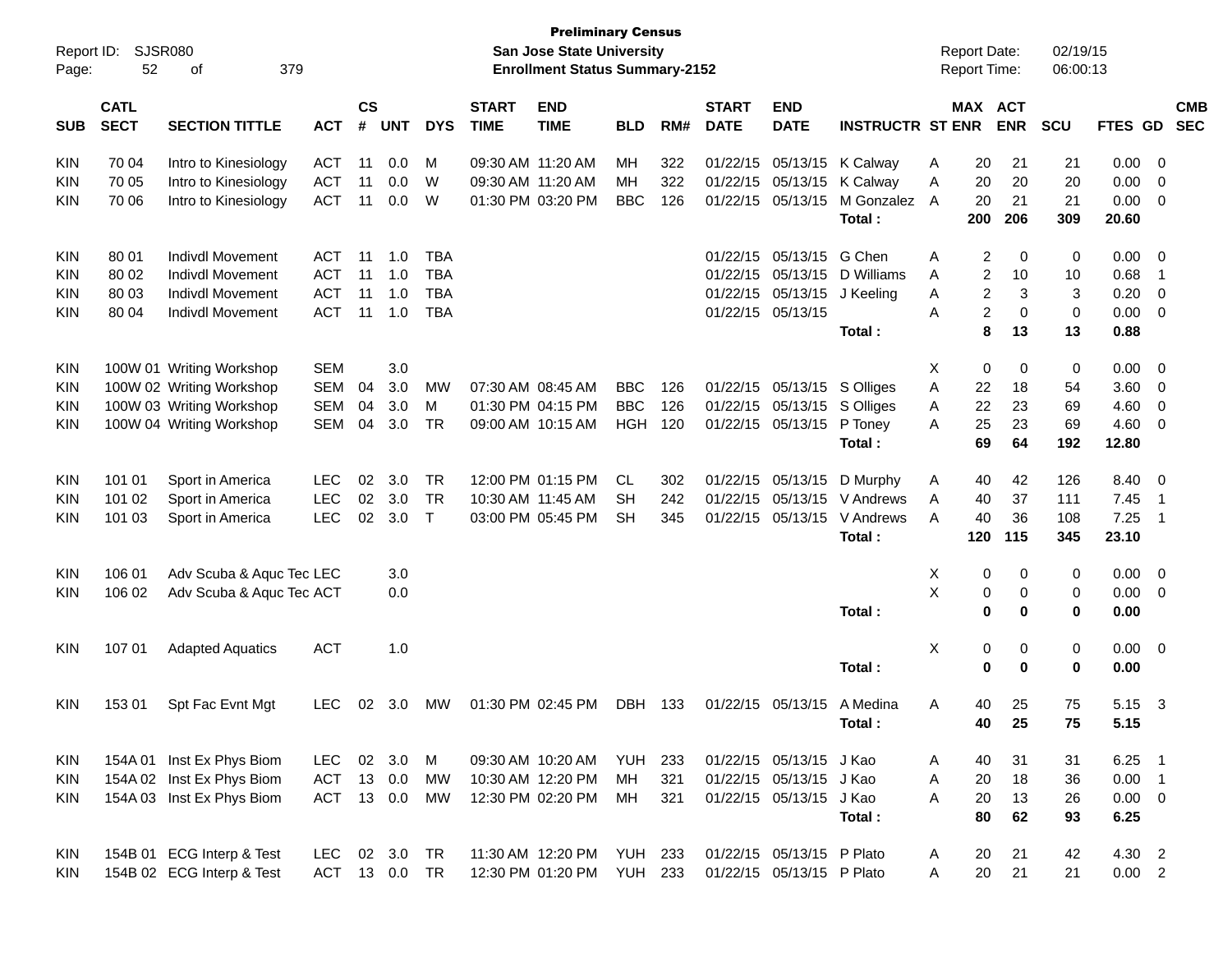**Preliminary Census**
**San Jose State University**
**Enrollment Status Summary-2152**

Report ID: SJSR080
Report Date: 02/19/15
Report Time: 06:00:13

| SUB | CATL SECT | SECTION TITTLE | ACT | CS # | UNT | DYS | START TIME | END TIME | BLD | RM# | START DATE | END DATE | INSTRUCTR | ST | MAX ENR | ACT ENR | SCU | FTES | GD | CMB SEC |
|---|---|---|---|---|---|---|---|---|---|---|---|---|---|---|---|---|---|---|---|---|
| KIN | 70 04 | Intro to Kinesiology | ACT | 11 | 0.0 | M | 09:30 AM | 11:20 AM | MH | 322 | 01/22/15 | 05/13/15 | K Calway | A | 20 | 21 | 21 | 0.00 | 0 | |
| KIN | 70 05 | Intro to Kinesiology | ACT | 11 | 0.0 | W | 09:30 AM | 11:20 AM | MH | 322 | 01/22/15 | 05/13/15 | K Calway | A | 20 | 20 | 20 | 0.00 | 0 | |
| KIN | 70 06 | Intro to Kinesiology | ACT | 11 | 0.0 | W | 01:30 PM | 03:20 PM | BBC | 126 | 01/22/15 | 05/13/15 | M Gonzalez | A | 20 | 21 | 21 | 0.00 | 0 | |
| | | | | | | | | | | | | | **Total :** | | **200** | **206** | **309** | **20.60** | | |
| KIN | 80 01 | Indivdl Movement | ACT | 11 | 1.0 | TBA | | | | | 01/22/15 | 05/13/15 | G Chen | A | 2 | 0 | 0 | 0.00 | 0 | |
| KIN | 80 02 | Indivdl Movement | ACT | 11 | 1.0 | TBA | | | | | 01/22/15 | 05/13/15 | D Williams | A | 2 | 10 | 10 | 0.68 | 1 | |
| KIN | 80 03 | Indivdl Movement | ACT | 11 | 1.0 | TBA | | | | | 01/22/15 | 05/13/15 | J Keeling | A | 2 | 3 | 3 | 0.20 | 0 | |
| KIN | 80 04 | Indivdl Movement | ACT | 11 | 1.0 | TBA | | | | | 01/22/15 | 05/13/15 | | A | 2 | 0 | 0 | 0.00 | 0 | |
| | | | | | | | | | | | | | **Total :** | | **8** | **13** | **13** | **0.88** | | |
| KIN | 100W 01 | Writing Workshop | SEM | | 3.0 | | | | | | | | | X | 0 | 0 | 0 | 0.00 | 0 | |
| KIN | 100W 02 | Writing Workshop | SEM | 04 | 3.0 | MW | 07:30 AM | 08:45 AM | BBC | 126 | 01/22/15 | 05/13/15 | S Olliges | A | 22 | 18 | 54 | 3.60 | 0 | |
| KIN | 100W 03 | Writing Workshop | SEM | 04 | 3.0 | M | 01:30 PM | 04:15 PM | BBC | 126 | 01/22/15 | 05/13/15 | S Olliges | A | 22 | 23 | 69 | 4.60 | 0 | |
| KIN | 100W 04 | Writing Workshop | SEM | 04 | 3.0 | TR | 09:00 AM | 10:15 AM | HGH | 120 | 01/22/15 | 05/13/15 | P Toney | A | 25 | 23 | 69 | 4.60 | 0 | |
| | | | | | | | | | | | | | **Total :** | | **69** | **64** | **192** | **12.80** | | |
| KIN | 101 01 | Sport in America | LEC | 02 | 3.0 | TR | 12:00 PM | 01:15 PM | CL | 302 | 01/22/15 | 05/13/15 | D Murphy | A | 40 | 42 | 126 | 8.40 | 0 | |
| KIN | 101 02 | Sport in America | LEC | 02 | 3.0 | TR | 10:30 AM | 11:45 AM | SH | 242 | 01/22/15 | 05/13/15 | V Andrews | A | 40 | 37 | 111 | 7.45 | 1 | |
| KIN | 101 03 | Sport in America | LEC | 02 | 3.0 | T | 03:00 PM | 05:45 PM | SH | 345 | 01/22/15 | 05/13/15 | V Andrews | A | 40 | 36 | 108 | 7.25 | 1 | |
| | | | | | | | | | | | | | **Total :** | | **120** | **115** | **345** | **23.10** | | |
| KIN | 106 01 | Adv Scuba & Aquc Tec | LEC | | 3.0 | | | | | | | | | X | 0 | 0 | 0 | 0.00 | 0 | |
| KIN | 106 02 | Adv Scuba & Aquc Tec | ACT | | 0.0 | | | | | | | | | X | 0 | 0 | 0 | 0.00 | 0 | |
| | | | | | | | | | | | | | **Total :** | | **0** | **0** | **0** | **0.00** | | |
| KIN | 107 01 | Adapted Aquatics | ACT | | 1.0 | | | | | | | | | X | 0 | 0 | 0 | 0.00 | 0 | |
| | | | | | | | | | | | | | **Total :** | | **0** | **0** | **0** | **0.00** | | |
| KIN | 153 01 | Spt Fac Evnt Mgt | LEC | 02 | 3.0 | MW | 01:30 PM | 02:45 PM | DBH | 133 | 01/22/15 | 05/13/15 | A Medina | A | 40 | 25 | 75 | 5.15 | 3 | |
| | | | | | | | | | | | | | **Total :** | | **40** | **25** | **75** | **5.15** | | |
| KIN | 154A 01 | Inst Ex Phys Biom | LEC | 02 | 3.0 | M | 09:30 AM | 10:20 AM | YUH | 233 | 01/22/15 | 05/13/15 | J Kao | A | 40 | 31 | 31 | 6.25 | 1 | |
| KIN | 154A 02 | Inst Ex Phys Biom | ACT | 13 | 0.0 | MW | 10:30 AM | 12:20 PM | MH | 321 | 01/22/15 | 05/13/15 | J Kao | A | 20 | 18 | 36 | 0.00 | 1 | |
| KIN | 154A 03 | Inst Ex Phys Biom | ACT | 13 | 0.0 | MW | 12:30 PM | 02:20 PM | MH | 321 | 01/22/15 | 05/13/15 | J Kao | A | 20 | 13 | 26 | 0.00 | 0 | |
| | | | | | | | | | | | | | **Total :** | | **80** | **62** | **93** | **6.25** | | |
| KIN | 154B 01 | ECG Interp & Test | LEC | 02 | 3.0 | TR | 11:30 AM | 12:20 PM | YUH | 233 | 01/22/15 | 05/13/15 | P Plato | A | 20 | 21 | 42 | 4.30 | 2 | |
| KIN | 154B 02 | ECG Interp & Test | ACT | 13 | 0.0 | TR | 12:30 PM | 01:20 PM | YUH | 233 | 01/22/15 | 05/13/15 | P Plato | A | 20 | 21 | 21 | 0.00 | 2 | |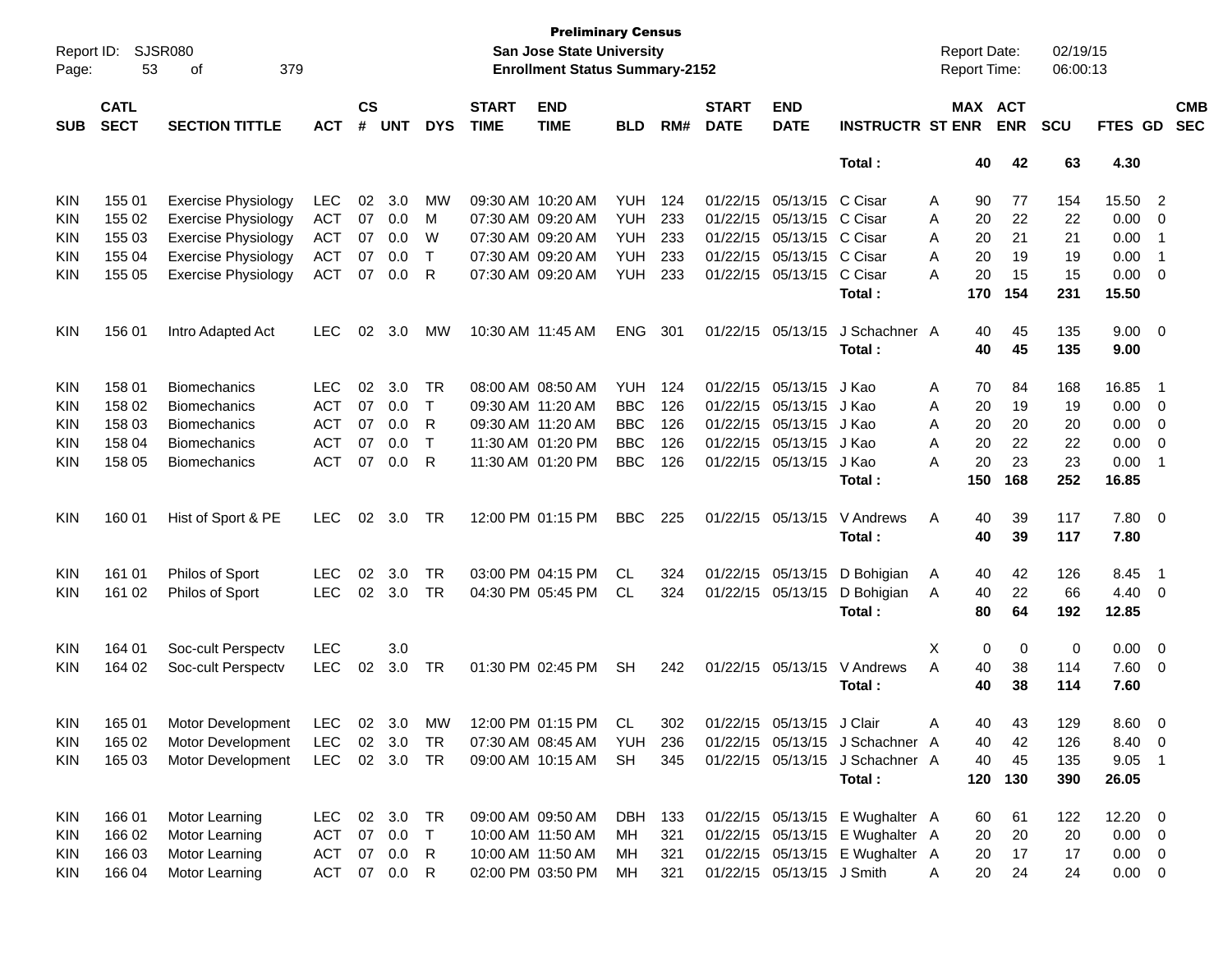**Preliminary Census**
**San Jose State University**
**Enrollment Status Summary-2152**

Report ID: SJSR080
Report Date: 02/19/15
Report Time: 06:00:13

| SUB | CATL SECT | SECTION TITTLE | ACT | CS # | UNT | DYS | START TIME | END TIME | BLD | RM# | START DATE | END DATE | INSTRUCTR | ST | MAX ENR | ACT ENR | SCU | FTES | GD | CMB SEC |
|---|---|---|---|---|---|---|---|---|---|---|---|---|---|---|---|---|---|---|---|---|
| | | | | | | | | | | | | | **Total :** | | **40** | **42** | **63** | **4.30** | | |
| KIN | 155 01 | Exercise Physiology | LEC | 02 | 3.0 | MW | 09:30 AM | 10:20 AM | YUH | 124 | 01/22/15 | 05/13/15 | C Cisar | A | 90 | 77 | 154 | 15.50 | 2 | |
| KIN | 155 02 | Exercise Physiology | ACT | 07 | 0.0 | M | 07:30 AM | 09:20 AM | YUH | 233 | 01/22/15 | 05/13/15 | C Cisar | A | 20 | 22 | 22 | 0.00 | 0 | |
| KIN | 155 03 | Exercise Physiology | ACT | 07 | 0.0 | W | 07:30 AM | 09:20 AM | YUH | 233 | 01/22/15 | 05/13/15 | C Cisar | A | 20 | 21 | 21 | 0.00 | 1 | |
| KIN | 155 04 | Exercise Physiology | ACT | 07 | 0.0 | T | 07:30 AM | 09:20 AM | YUH | 233 | 01/22/15 | 05/13/15 | C Cisar | A | 20 | 19 | 19 | 0.00 | 1 | |
| KIN | 155 05 | Exercise Physiology | ACT | 07 | 0.0 | R | 07:30 AM | 09:20 AM | YUH | 233 | 01/22/15 | 05/13/15 | C Cisar | A | 20 | 15 | 15 | 0.00 | 0 | |
| | | | | | | | | | | | | | **Total :** | | **170** | **154** | **231** | **15.50** | | |
| KIN | 156 01 | Intro Adapted Act | LEC | 02 | 3.0 | MW | 10:30 AM | 11:45 AM | ENG | 301 | 01/22/15 | 05/13/15 | J Schachner | A | 40 | 45 | 135 | 9.00 | 0 | |
| | | | | | | | | | | | | | **Total :** | | **40** | **45** | **135** | **9.00** | | |
| KIN | 158 01 | Biomechanics | LEC | 02 | 3.0 | TR | 08:00 AM | 08:50 AM | YUH | 124 | 01/22/15 | 05/13/15 | J Kao | A | 70 | 84 | 168 | 16.85 | 1 | |
| KIN | 158 02 | Biomechanics | ACT | 07 | 0.0 | T | 09:30 AM | 11:20 AM | BBC | 126 | 01/22/15 | 05/13/15 | J Kao | A | 20 | 19 | 19 | 0.00 | 0 | |
| KIN | 158 03 | Biomechanics | ACT | 07 | 0.0 | R | 09:30 AM | 11:20 AM | BBC | 126 | 01/22/15 | 05/13/15 | J Kao | A | 20 | 20 | 20 | 0.00 | 0 | |
| KIN | 158 04 | Biomechanics | ACT | 07 | 0.0 | T | 11:30 AM | 01:20 PM | BBC | 126 | 01/22/15 | 05/13/15 | J Kao | A | 20 | 22 | 22 | 0.00 | 0 | |
| KIN | 158 05 | Biomechanics | ACT | 07 | 0.0 | R | 11:30 AM | 01:20 PM | BBC | 126 | 01/22/15 | 05/13/15 | J Kao | A | 20 | 23 | 23 | 0.00 | 1 | |
| | | | | | | | | | | | | | **Total :** | | **150** | **168** | **252** | **16.85** | | |
| KIN | 160 01 | Hist of Sport & PE | LEC | 02 | 3.0 | TR | 12:00 PM | 01:15 PM | BBC | 225 | 01/22/15 | 05/13/15 | V Andrews | A | 40 | 39 | 117 | 7.80 | 0 | |
| | | | | | | | | | | | | | **Total :** | | **40** | **39** | **117** | **7.80** | | |
| KIN | 161 01 | Philos of Sport | LEC | 02 | 3.0 | TR | 03:00 PM | 04:15 PM | CL | 324 | 01/22/15 | 05/13/15 | D Bohigian | A | 40 | 42 | 126 | 8.45 | 1 | |
| KIN | 161 02 | Philos of Sport | LEC | 02 | 3.0 | TR | 04:30 PM | 05:45 PM | CL | 324 | 01/22/15 | 05/13/15 | D Bohigian | A | 40 | 22 | 66 | 4.40 | 0 | |
| | | | | | | | | | | | | | **Total :** | | **80** | **64** | **192** | **12.85** | | |
| KIN | 164 01 | Soc-cult Perspectv | LEC | | 3.0 | | | | | | | | | X | 0 | 0 | 0 | 0.00 | 0 | |
| KIN | 164 02 | Soc-cult Perspectv | LEC | 02 | 3.0 | TR | 01:30 PM | 02:45 PM | SH | 242 | 01/22/15 | 05/13/15 | V Andrews | A | 40 | 38 | 114 | 7.60 | 0 | |
| | | | | | | | | | | | | | **Total :** | | **40** | **38** | **114** | **7.60** | | |
| KIN | 165 01 | Motor Development | LEC | 02 | 3.0 | MW | 12:00 PM | 01:15 PM | CL | 302 | 01/22/15 | 05/13/15 | J Clair | A | 40 | 43 | 129 | 8.60 | 0 | |
| KIN | 165 02 | Motor Development | LEC | 02 | 3.0 | TR | 07:30 AM | 08:45 AM | YUH | 236 | 01/22/15 | 05/13/15 | J Schachner | A | 40 | 42 | 126 | 8.40 | 0 | |
| KIN | 165 03 | Motor Development | LEC | 02 | 3.0 | TR | 09:00 AM | 10:15 AM | SH | 345 | 01/22/15 | 05/13/15 | J Schachner | A | 40 | 45 | 135 | 9.05 | 1 | |
| | | | | | | | | | | | | | **Total :** | | **120** | **130** | **390** | **26.05** | | |
| KIN | 166 01 | Motor Learning | LEC | 02 | 3.0 | TR | 09:00 AM | 09:50 AM | DBH | 133 | 01/22/15 | 05/13/15 | E Wughalter | A | 60 | 61 | 122 | 12.20 | 0 | |
| KIN | 166 02 | Motor Learning | ACT | 07 | 0.0 | T | 10:00 AM | 11:50 AM | MH | 321 | 01/22/15 | 05/13/15 | E Wughalter | A | 20 | 20 | 20 | 0.00 | 0 | |
| KIN | 166 03 | Motor Learning | ACT | 07 | 0.0 | R | 10:00 AM | 11:50 AM | MH | 321 | 01/22/15 | 05/13/15 | E Wughalter | A | 20 | 17 | 17 | 0.00 | 0 | |
| KIN | 166 04 | Motor Learning | ACT | 07 | 0.0 | R | 02:00 PM | 03:50 PM | MH | 321 | 01/22/15 | 05/13/15 | J Smith | A | 20 | 24 | 24 | 0.00 | 0 | |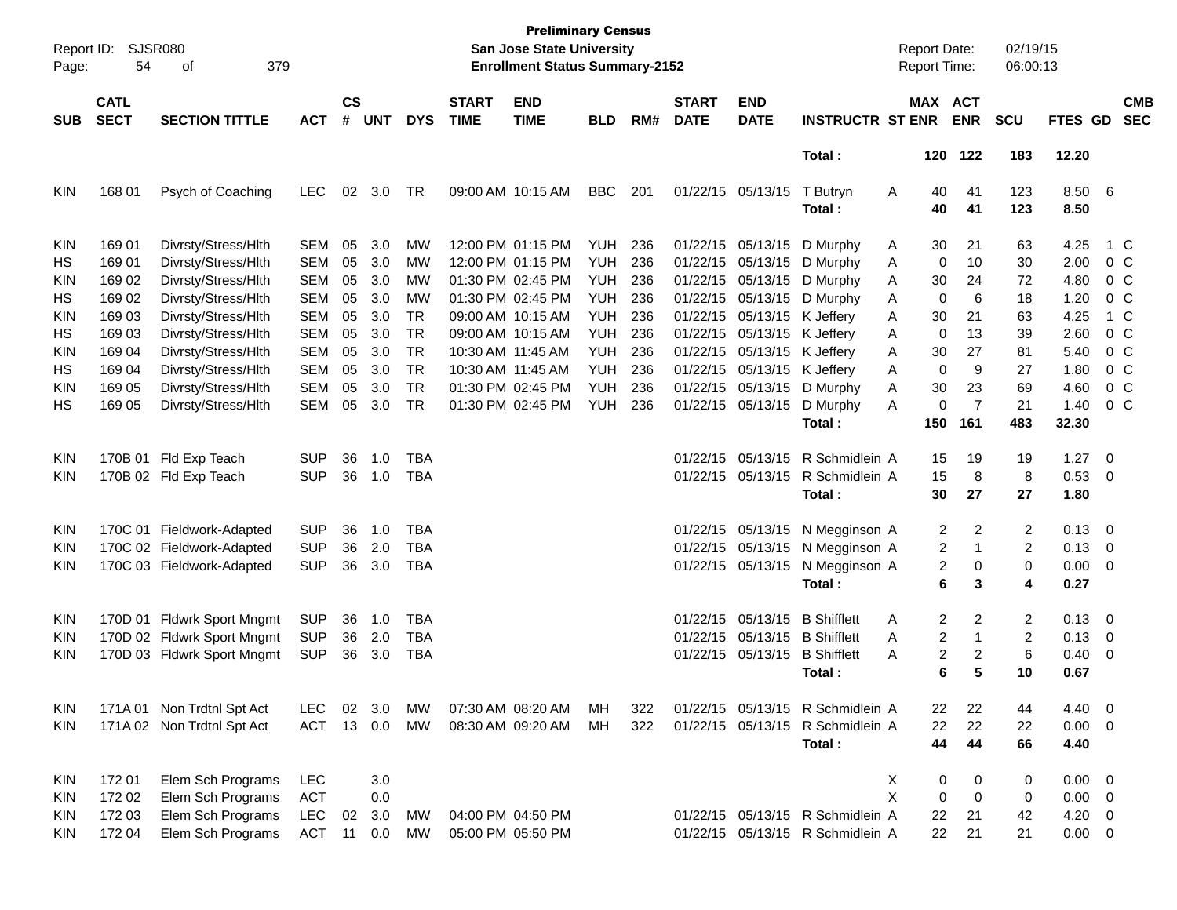**Preliminary Census**
**San Jose State University**
**Enrollment Status Summary-2152**

Report ID: SJSR080
Report Date: 02/19/15
Report Time: 06:00:13

| SUB | CATL SECT | SECTION TITTLE | ACT | CS # | UNT | DYS | START TIME | END TIME | BLD | RM# | START DATE | END DATE | INSTRUCTR | ST | MAX ENR | ACT ENR | SCU | FTES | GD | CMB SEC |
|---|---|---|---|---|---|---|---|---|---|---|---|---|---|---|---|---|---|---|---|---|
| | | | | | | | | | | | | | **Total :** | | **120** | **122** | **183** | **12.20** | | |
| KIN | 168 01 | Psych of Coaching | LEC | 02 | 3.0 | TR | 09:00 AM | 10:15 AM | BBC | 201 | 01/22/15 | 05/13/15 | T Butryn | A | 40 | 41 | 123 | 8.50 | 6 | |
| | | | | | | | | | | | | | **Total :** | | **40** | **41** | **123** | **8.50** | | |
| KIN | 169 01 | Divrsty/Stress/Hlth | SEM | 05 | 3.0 | MW | 12:00 PM | 01:15 PM | YUH | 236 | 01/22/15 | 05/13/15 | D Murphy | A | 30 | 21 | 63 | 4.25 | 1 | C |
| HS | 169 01 | Divrsty/Stress/Hlth | SEM | 05 | 3.0 | MW | 12:00 PM | 01:15 PM | YUH | 236 | 01/22/15 | 05/13/15 | D Murphy | A | 0 | 10 | 30 | 2.00 | 0 | C |
| KIN | 169 02 | Divrsty/Stress/Hlth | SEM | 05 | 3.0 | MW | 01:30 PM | 02:45 PM | YUH | 236 | 01/22/15 | 05/13/15 | D Murphy | A | 30 | 24 | 72 | 4.80 | 0 | C |
| HS | 169 02 | Divrsty/Stress/Hlth | SEM | 05 | 3.0 | MW | 01:30 PM | 02:45 PM | YUH | 236 | 01/22/15 | 05/13/15 | D Murphy | A | 0 | 6 | 18 | 1.20 | 0 | C |
| KIN | 169 03 | Divrsty/Stress/Hlth | SEM | 05 | 3.0 | TR | 09:00 AM | 10:15 AM | YUH | 236 | 01/22/15 | 05/13/15 | K Jeffery | A | 30 | 21 | 63 | 4.25 | 1 | C |
| HS | 169 03 | Divrsty/Stress/Hlth | SEM | 05 | 3.0 | TR | 09:00 AM | 10:15 AM | YUH | 236 | 01/22/15 | 05/13/15 | K Jeffery | A | 0 | 13 | 39 | 2.60 | 0 | C |
| KIN | 169 04 | Divrsty/Stress/Hlth | SEM | 05 | 3.0 | TR | 10:30 AM | 11:45 AM | YUH | 236 | 01/22/15 | 05/13/15 | K Jeffery | A | 30 | 27 | 81 | 5.40 | 0 | C |
| HS | 169 04 | Divrsty/Stress/Hlth | SEM | 05 | 3.0 | TR | 10:30 AM | 11:45 AM | YUH | 236 | 01/22/15 | 05/13/15 | K Jeffery | A | 0 | 9 | 27 | 1.80 | 0 | C |
| KIN | 169 05 | Divrsty/Stress/Hlth | SEM | 05 | 3.0 | TR | 01:30 PM | 02:45 PM | YUH | 236 | 01/22/15 | 05/13/15 | D Murphy | A | 30 | 23 | 69 | 4.60 | 0 | C |
| HS | 169 05 | Divrsty/Stress/Hlth | SEM | 05 | 3.0 | TR | 01:30 PM | 02:45 PM | YUH | 236 | 01/22/15 | 05/13/15 | D Murphy | A | 0 | 7 | 21 | 1.40 | 0 | C |
| | | | | | | | | | | | | | **Total :** | | **150** | **161** | **483** | **32.30** | | |
| KIN | 170B 01 | Fld Exp Teach | SUP | 36 | 1.0 | TBA | | | | | 01/22/15 | 05/13/15 | R Schmidlein | A | 15 | 19 | 19 | 1.27 | 0 | |
| KIN | 170B 02 | Fld Exp Teach | SUP | 36 | 1.0 | TBA | | | | | 01/22/15 | 05/13/15 | R Schmidlein | A | 15 | 8 | 8 | 0.53 | 0 | |
| | | | | | | | | | | | | | **Total :** | | **30** | **27** | **27** | **1.80** | | |
| KIN | 170C 01 | Fieldwork-Adapted | SUP | 36 | 1.0 | TBA | | | | | 01/22/15 | 05/13/15 | N Megginson | A | 2 | 2 | 2 | 0.13 | 0 | |
| KIN | 170C 02 | Fieldwork-Adapted | SUP | 36 | 2.0 | TBA | | | | | 01/22/15 | 05/13/15 | N Megginson | A | 2 | 1 | 2 | 0.13 | 0 | |
| KIN | 170C 03 | Fieldwork-Adapted | SUP | 36 | 3.0 | TBA | | | | | 01/22/15 | 05/13/15 | N Megginson | A | 2 | 0 | 0 | 0.00 | 0 | |
| | | | | | | | | | | | | | **Total :** | | **6** | **3** | **4** | **0.27** | | |
| KIN | 170D 01 | Fldwrk Sport Mngmt | SUP | 36 | 1.0 | TBA | | | | | 01/22/15 | 05/13/15 | B Shifflett | A | 2 | 2 | 2 | 0.13 | 0 | |
| KIN | 170D 02 | Fldwrk Sport Mngmt | SUP | 36 | 2.0 | TBA | | | | | 01/22/15 | 05/13/15 | B Shifflett | A | 2 | 1 | 2 | 0.13 | 0 | |
| KIN | 170D 03 | Fldwrk Sport Mngmt | SUP | 36 | 3.0 | TBA | | | | | 01/22/15 | 05/13/15 | B Shifflett | A | 2 | 2 | 6 | 0.40 | 0 | |
| | | | | | | | | | | | | | **Total :** | | **6** | **5** | **10** | **0.67** | | |
| KIN | 171A 01 | Non Trdtnl Spt Act | LEC | 02 | 3.0 | MW | 07:30 AM | 08:20 AM | MH | 322 | 01/22/15 | 05/13/15 | R Schmidlein | A | 22 | 22 | 44 | 4.40 | 0 | |
| KIN | 171A 02 | Non Trdtnl Spt Act | ACT | 13 | 0.0 | MW | 08:30 AM | 09:20 AM | MH | 322 | 01/22/15 | 05/13/15 | R Schmidlein | A | 22 | 22 | 22 | 0.00 | 0 | |
| | | | | | | | | | | | | | **Total :** | | **44** | **44** | **66** | **4.40** | | |
| KIN | 172 01 | Elem Sch Programs | LEC | | 3.0 | | | | | | | | | X | 0 | 0 | 0 | 0.00 | 0 | |
| KIN | 172 02 | Elem Sch Programs | ACT | | 0.0 | | | | | | | | | X | 0 | 0 | 0 | 0.00 | 0 | |
| KIN | 172 03 | Elem Sch Programs | LEC | 02 | 3.0 | MW | 04:00 PM | 04:50 PM | | | 01/22/15 | 05/13/15 | R Schmidlein | A | 22 | 21 | 42 | 4.20 | 0 | |
| KIN | 172 04 | Elem Sch Programs | ACT | 11 | 0.0 | MW | 05:00 PM | 05:50 PM | | | 01/22/15 | 05/13/15 | R Schmidlein | A | 22 | 21 | 21 | 0.00 | 0 | |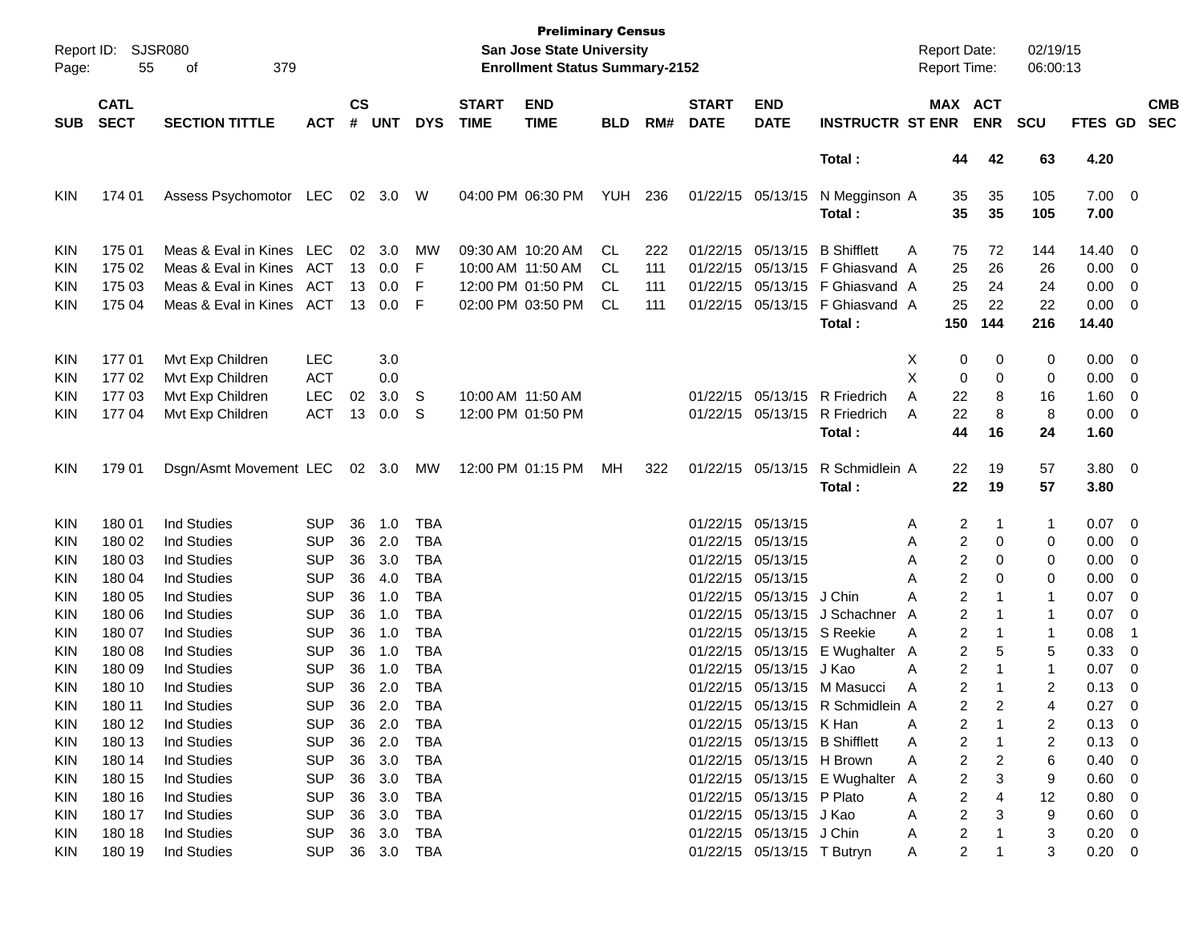**Preliminary Census**
**San Jose State University**
**Enrollment Status Summary-2152**

Report ID: SJSR080
Report Date: 02/19/15
Report Time: 06:00:13

| SUB | CATL SECT | SECTION TITTLE | ACT | CS # | UNT | DYS | START TIME | END TIME | BLD | RM# | START DATE | END DATE | INSTRUCTR | ST | MAX ENR | ACT ENR | SCU | FTES | GD | CMB SEC |
|---|---|---|---|---|---|---|---|---|---|---|---|---|---|---|---|---|---|---|---|---|
| | | | | | | | | | | | | | **Total :** | | **44** | **42** | **63** | **4.20** | | |
| KIN | 174 01 | Assess Psychomotor | LEC | 02 | 3.0 | W | 04:00 PM | 06:30 PM | YUH | 236 | 01/22/15 | 05/13/15 | N Megginson | A | 35 | 35 | 105 | 7.00 | 0 | |
| | | | | | | | | | | | | | **Total :** | | **35** | **35** | **105** | **7.00** | | |
| KIN | 175 01 | Meas & Eval in Kines | LEC | 02 | 3.0 | MW | 09:30 AM | 10:20 AM | CL | 222 | 01/22/15 | 05/13/15 | B Shifflett | A | 75 | 72 | 144 | 14.40 | 0 | |
| KIN | 175 02 | Meas & Eval in Kines | ACT | 13 | 0.0 | F | 10:00 AM | 11:50 AM | CL | 111 | 01/22/15 | 05/13/15 | F Ghiasvand | A | 25 | 26 | 26 | 0.00 | 0 | |
| KIN | 175 03 | Meas & Eval in Kines | ACT | 13 | 0.0 | F | 12:00 PM | 01:50 PM | CL | 111 | 01/22/15 | 05/13/15 | F Ghiasvand | A | 25 | 24 | 24 | 0.00 | 0 | |
| KIN | 175 04 | Meas & Eval in Kines | ACT | 13 | 0.0 | F | 02:00 PM | 03:50 PM | CL | 111 | 01/22/15 | 05/13/15 | F Ghiasvand | A | 25 | 22 | 22 | 0.00 | 0 | |
| | | | | | | | | | | | | | **Total :** | | **150** | **144** | **216** | **14.40** | | |
| KIN | 177 01 | Mvt Exp Children | LEC | | 3.0 | | | | | | | | | X | 0 | 0 | 0 | 0.00 | 0 | |
| KIN | 177 02 | Mvt Exp Children | ACT | | 0.0 | | | | | | | | | X | 0 | 0 | 0 | 0.00 | 0 | |
| KIN | 177 03 | Mvt Exp Children | LEC | 02 | 3.0 | S | 10:00 AM | 11:50 AM | | | 01/22/15 | 05/13/15 | R Friedrich | A | 22 | 8 | 16 | 1.60 | 0 | |
| KIN | 177 04 | Mvt Exp Children | ACT | 13 | 0.0 | S | 12:00 PM | 01:50 PM | | | 01/22/15 | 05/13/15 | R Friedrich | A | 22 | 8 | 8 | 0.00 | 0 | |
| | | | | | | | | | | | | | **Total :** | | **44** | **16** | **24** | **1.60** | | |
| KIN | 179 01 | Dsgn/Asmt Movement | LEC | 02 | 3.0 | MW | 12:00 PM | 01:15 PM | MH | 322 | 01/22/15 | 05/13/15 | R Schmidlein | A | 22 | 19 | 57 | 3.80 | 0 | |
| | | | | | | | | | | | | | **Total :** | | **22** | **19** | **57** | **3.80** | | |
| KIN | 180 01 | Ind Studies | SUP | 36 | 1.0 | TBA | | | | | 01/22/15 | 05/13/15 | | A | 2 | 1 | 1 | 0.07 | 0 | |
| KIN | 180 02 | Ind Studies | SUP | 36 | 2.0 | TBA | | | | | 01/22/15 | 05/13/15 | | A | 2 | 0 | 0 | 0.00 | 0 | |
| KIN | 180 03 | Ind Studies | SUP | 36 | 3.0 | TBA | | | | | 01/22/15 | 05/13/15 | | A | 2 | 0 | 0 | 0.00 | 0 | |
| KIN | 180 04 | Ind Studies | SUP | 36 | 4.0 | TBA | | | | | 01/22/15 | 05/13/15 | | A | 2 | 0 | 0 | 0.00 | 0 | |
| KIN | 180 05 | Ind Studies | SUP | 36 | 1.0 | TBA | | | | | 01/22/15 | 05/13/15 | J Chin | A | 2 | 1 | 1 | 0.07 | 0 | |
| KIN | 180 06 | Ind Studies | SUP | 36 | 1.0 | TBA | | | | | 01/22/15 | 05/13/15 | J Schachner | A | 2 | 1 | 1 | 0.07 | 0 | |
| KIN | 180 07 | Ind Studies | SUP | 36 | 1.0 | TBA | | | | | 01/22/15 | 05/13/15 | S Reekie | A | 2 | 1 | 1 | 0.08 | 1 | |
| KIN | 180 08 | Ind Studies | SUP | 36 | 1.0 | TBA | | | | | 01/22/15 | 05/13/15 | E Wughalter | A | 2 | 5 | 5 | 0.33 | 0 | |
| KIN | 180 09 | Ind Studies | SUP | 36 | 1.0 | TBA | | | | | 01/22/15 | 05/13/15 | J Kao | A | 2 | 1 | 1 | 0.07 | 0 | |
| KIN | 180 10 | Ind Studies | SUP | 36 | 2.0 | TBA | | | | | 01/22/15 | 05/13/15 | M Masucci | A | 2 | 1 | 2 | 0.13 | 0 | |
| KIN | 180 11 | Ind Studies | SUP | 36 | 2.0 | TBA | | | | | 01/22/15 | 05/13/15 | R Schmidlein | A | 2 | 2 | 4 | 0.27 | 0 | |
| KIN | 180 12 | Ind Studies | SUP | 36 | 2.0 | TBA | | | | | 01/22/15 | 05/13/15 | K Han | A | 2 | 1 | 2 | 0.13 | 0 | |
| KIN | 180 13 | Ind Studies | SUP | 36 | 2.0 | TBA | | | | | 01/22/15 | 05/13/15 | B Shifflett | A | 2 | 1 | 2 | 0.13 | 0 | |
| KIN | 180 14 | Ind Studies | SUP | 36 | 3.0 | TBA | | | | | 01/22/15 | 05/13/15 | H Brown | A | 2 | 2 | 6 | 0.40 | 0 | |
| KIN | 180 15 | Ind Studies | SUP | 36 | 3.0 | TBA | | | | | 01/22/15 | 05/13/15 | E Wughalter | A | 2 | 3 | 9 | 0.60 | 0 | |
| KIN | 180 16 | Ind Studies | SUP | 36 | 3.0 | TBA | | | | | 01/22/15 | 05/13/15 | P Plato | A | 2 | 4 | 12 | 0.80 | 0 | |
| KIN | 180 17 | Ind Studies | SUP | 36 | 3.0 | TBA | | | | | 01/22/15 | 05/13/15 | J Kao | A | 2 | 3 | 9 | 0.60 | 0 | |
| KIN | 180 18 | Ind Studies | SUP | 36 | 3.0 | TBA | | | | | 01/22/15 | 05/13/15 | J Chin | A | 2 | 1 | 3 | 0.20 | 0 | |
| KIN | 180 19 | Ind Studies | SUP | 36 | 3.0 | TBA | | | | | 01/22/15 | 05/13/15 | T Butryn | A | 2 | 1 | 3 | 0.20 | 0 | |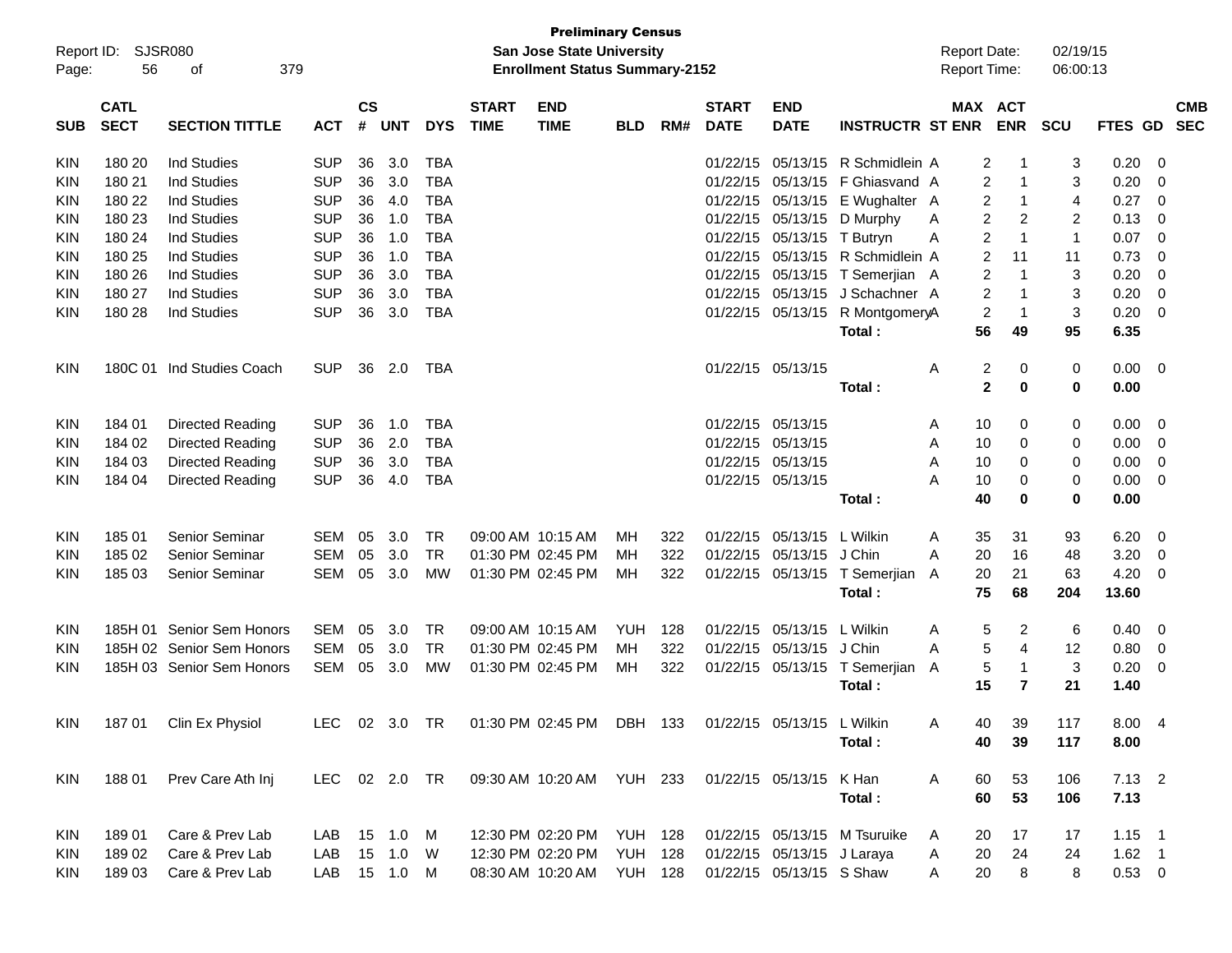**Preliminary Census**
**San Jose State University**
**Enrollment Status Summary-2152**

Report ID: SJSR080
Report Date: 02/19/15
Report Time: 06:00:13

| SUB | CATL SECT | SECTION TITTLE | ACT | CS # | UNT | DYS | START TIME | END TIME | BLD | RM# | START DATE | END DATE | INSTRUCTR | ST | MAX ENR | ACT ENR | SCU | FTES | GD | CMB SEC |
|---|---|---|---|---|---|---|---|---|---|---|---|---|---|---|---|---|---|---|---|---|
| KIN | 180 20 | Ind Studies | SUP | 36 | 3.0 | TBA | | | | | 01/22/15 | 05/13/15 | R Schmidlein | A | 2 | 1 | 3 | 0.20 | 0 | |
| KIN | 180 21 | Ind Studies | SUP | 36 | 3.0 | TBA | | | | | 01/22/15 | 05/13/15 | F Ghiasvand | A | 2 | 1 | 3 | 0.20 | 0 | |
| KIN | 180 22 | Ind Studies | SUP | 36 | 4.0 | TBA | | | | | 01/22/15 | 05/13/15 | E Wughalter | A | 2 | 1 | 4 | 0.27 | 0 | |
| KIN | 180 23 | Ind Studies | SUP | 36 | 1.0 | TBA | | | | | 01/22/15 | 05/13/15 | D Murphy | A | 2 | 2 | 2 | 0.13 | 0 | |
| KIN | 180 24 | Ind Studies | SUP | 36 | 1.0 | TBA | | | | | 01/22/15 | 05/13/15 | T Butryn | A | 2 | 1 | 1 | 0.07 | 0 | |
| KIN | 180 25 | Ind Studies | SUP | 36 | 1.0 | TBA | | | | | 01/22/15 | 05/13/15 | R Schmidlein | A | 2 | 11 | 11 | 0.73 | 0 | |
| KIN | 180 26 | Ind Studies | SUP | 36 | 3.0 | TBA | | | | | 01/22/15 | 05/13/15 | T Semerjian | A | 2 | 1 | 3 | 0.20 | 0 | |
| KIN | 180 27 | Ind Studies | SUP | 36 | 3.0 | TBA | | | | | 01/22/15 | 05/13/15 | J Schachner | A | 2 | 1 | 3 | 0.20 | 0 | |
| KIN | 180 28 | Ind Studies | SUP | 36 | 3.0 | TBA | | | | | 01/22/15 | 05/13/15 | R Montgomery | A | 2 | 1 | 3 | 0.20 | 0 | |
| | | | | | | | | | | | | | **Total :** | | **56** | **49** | **95** | **6.35** | | |
| KIN | 180C 01 | Ind Studies Coach | SUP | 36 | 2.0 | TBA | | | | | 01/22/15 | 05/13/15 | | A | 2 | 0 | 0 | 0.00 | 0 | |
| | | | | | | | | | | | | | **Total :** | | **2** | **0** | **0** | **0.00** | | |
| KIN | 184 01 | Directed Reading | SUP | 36 | 1.0 | TBA | | | | | 01/22/15 | 05/13/15 | | A | 10 | 0 | 0 | 0.00 | 0 | |
| KIN | 184 02 | Directed Reading | SUP | 36 | 2.0 | TBA | | | | | 01/22/15 | 05/13/15 | | A | 10 | 0 | 0 | 0.00 | 0 | |
| KIN | 184 03 | Directed Reading | SUP | 36 | 3.0 | TBA | | | | | 01/22/15 | 05/13/15 | | A | 10 | 0 | 0 | 0.00 | 0 | |
| KIN | 184 04 | Directed Reading | SUP | 36 | 4.0 | TBA | | | | | 01/22/15 | 05/13/15 | | A | 10 | 0 | 0 | 0.00 | 0 | |
| | | | | | | | | | | | | | **Total :** | | **40** | **0** | **0** | **0.00** | | |
| KIN | 185 01 | Senior Seminar | SEM | 05 | 3.0 | TR | 09:00 AM | 10:15 AM | MH | 322 | 01/22/15 | 05/13/15 | L Wilkin | A | 35 | 31 | 93 | 6.20 | 0 | |
| KIN | 185 02 | Senior Seminar | SEM | 05 | 3.0 | TR | 01:30 PM | 02:45 PM | MH | 322 | 01/22/15 | 05/13/15 | J Chin | A | 20 | 16 | 48 | 3.20 | 0 | |
| KIN | 185 03 | Senior Seminar | SEM | 05 | 3.0 | MW | 01:30 PM | 02:45 PM | MH | 322 | 01/22/15 | 05/13/15 | T Semerjian | A | 20 | 21 | 63 | 4.20 | 0 | |
| | | | | | | | | | | | | | **Total :** | | **75** | **68** | **204** | **13.60** | | |
| KIN | 185H 01 | Senior Sem Honors | SEM | 05 | 3.0 | TR | 09:00 AM | 10:15 AM | YUH | 128 | 01/22/15 | 05/13/15 | L Wilkin | A | 5 | 2 | 6 | 0.40 | 0 | |
| KIN | 185H 02 | Senior Sem Honors | SEM | 05 | 3.0 | TR | 01:30 PM | 02:45 PM | MH | 322 | 01/22/15 | 05/13/15 | J Chin | A | 5 | 4 | 12 | 0.80 | 0 | |
| KIN | 185H 03 | Senior Sem Honors | SEM | 05 | 3.0 | MW | 01:30 PM | 02:45 PM | MH | 322 | 01/22/15 | 05/13/15 | T Semerjian | A | 5 | 1 | 3 | 0.20 | 0 | |
| | | | | | | | | | | | | | **Total :** | | **15** | **7** | **21** | **1.40** | | |
| KIN | 187 01 | Clin Ex Physiol | LEC | 02 | 3.0 | TR | 01:30 PM | 02:45 PM | DBH | 133 | 01/22/15 | 05/13/15 | L Wilkin | A | 40 | 39 | 117 | 8.00 | 4 | |
| | | | | | | | | | | | | | **Total :** | | **40** | **39** | **117** | **8.00** | | |
| KIN | 188 01 | Prev Care Ath Inj | LEC | 02 | 2.0 | TR | 09:30 AM | 10:20 AM | YUH | 233 | 01/22/15 | 05/13/15 | K Han | A | 60 | 53 | 106 | 7.13 | 2 | |
| | | | | | | | | | | | | | **Total :** | | **60** | **53** | **106** | **7.13** | | |
| KIN | 189 01 | Care & Prev Lab | LAB | 15 | 1.0 | M | 12:30 PM | 02:20 PM | YUH | 128 | 01/22/15 | 05/13/15 | M Tsuruike | A | 20 | 17 | 17 | 1.15 | 1 | |
| KIN | 189 02 | Care & Prev Lab | LAB | 15 | 1.0 | W | 12:30 PM | 02:20 PM | YUH | 128 | 01/22/15 | 05/13/15 | J Laraya | A | 20 | 24 | 24 | 1.62 | 1 | |
| KIN | 189 03 | Care & Prev Lab | LAB | 15 | 1.0 | M | 08:30 AM | 10:20 AM | YUH | 128 | 01/22/15 | 05/13/15 | S Shaw | A | 20 | 8 | 8 | 0.53 | 0 | |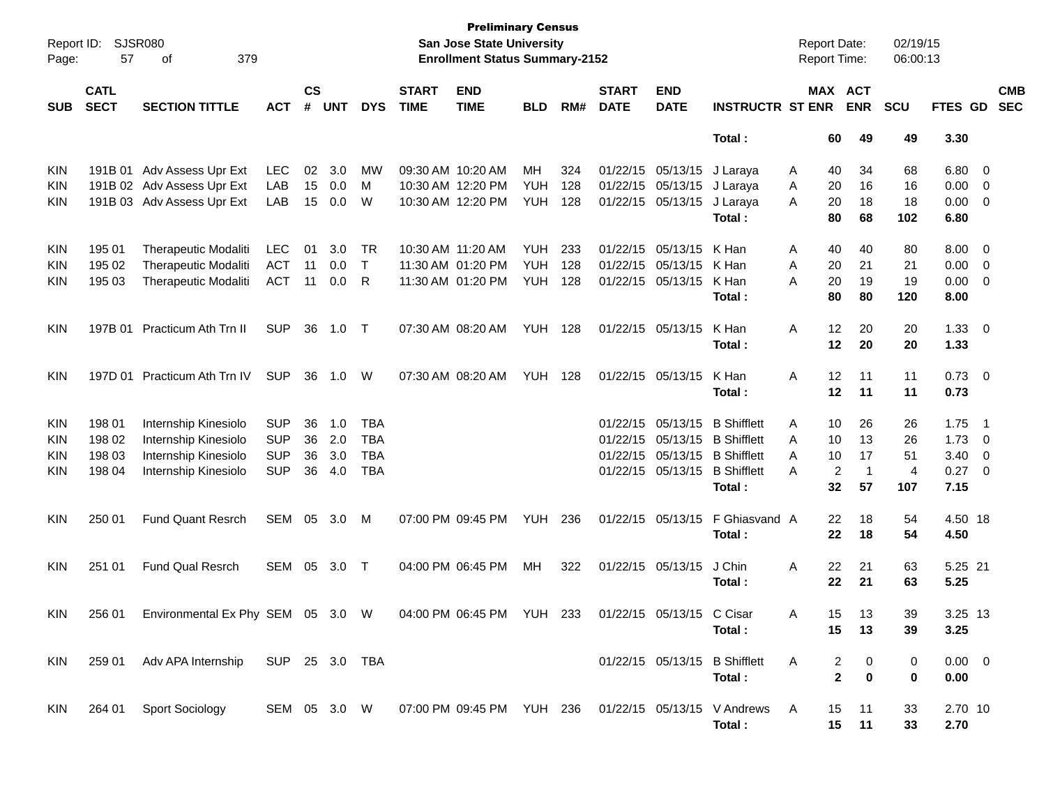**Preliminary Census**
**San Jose State University**
**Enrollment Status Summary-2152**

Report ID: SJSR080
Report Date: 02/19/15
Report Time: 06:00:13

| SUB | CATL SECT | SECTION TITTLE | ACT | CS # | UNT | DYS | START TIME | END TIME | BLD | RM# | START DATE | END DATE | INSTRUCTR | ST | MAX ENR | ACT ENR | SCU | FTES | GD | CMB SEC |
|---|---|---|---|---|---|---|---|---|---|---|---|---|---|---|---|---|---|---|---|---|
| | | | | | | | | | | | | | **Total :** | | **60** | **49** | **49** | **3.30** | | |
| KIN | 191B 01 | Adv Assess Upr Ext | LEC | 02 | 3.0 | MW | 09:30 AM | 10:20 AM | MH | 324 | 01/22/15 | 05/13/15 | J Laraya | A | 40 | 34 | 68 | 6.80 | 0 | |
| KIN | 191B 02 | Adv Assess Upr Ext | LAB | 15 | 0.0 | M | 10:30 AM | 12:20 PM | YUH | 128 | 01/22/15 | 05/13/15 | J Laraya | A | 20 | 16 | 16 | 0.00 | 0 | |
| KIN | 191B 03 | Adv Assess Upr Ext | LAB | 15 | 0.0 | W | 10:30 AM | 12:20 PM | YUH | 128 | 01/22/15 | 05/13/15 | J Laraya | A | 20 | 18 | 18 | 0.00 | 0 | |
| | | | | | | | | | | | | | **Total :** | | **80** | **68** | **102** | **6.80** | | |
| KIN | 195 01 | Therapeutic Modaliti | LEC | 01 | 3.0 | TR | 10:30 AM | 11:20 AM | YUH | 233 | 01/22/15 | 05/13/15 | K Han | A | 40 | 40 | 80 | 8.00 | 0 | |
| KIN | 195 02 | Therapeutic Modaliti | ACT | 11 | 0.0 | T | 11:30 AM | 01:20 PM | YUH | 128 | 01/22/15 | 05/13/15 | K Han | A | 20 | 21 | 21 | 0.00 | 0 | |
| KIN | 195 03 | Therapeutic Modaliti | ACT | 11 | 0.0 | R | 11:30 AM | 01:20 PM | YUH | 128 | 01/22/15 | 05/13/15 | K Han | A | 20 | 19 | 19 | 0.00 | 0 | |
| | | | | | | | | | | | | | **Total :** | | **80** | **80** | **120** | **8.00** | | |
| KIN | 197B 01 | Practicum Ath Trn II | SUP | 36 | 1.0 | T | 07:30 AM | 08:20 AM | YUH | 128 | 01/22/15 | 05/13/15 | K Han | A | 12 | 20 | 20 | 1.33 | 0 | |
| | | | | | | | | | | | | | **Total :** | | **12** | **20** | **20** | **1.33** | | |
| KIN | 197D 01 | Practicum Ath Trn IV | SUP | 36 | 1.0 | W | 07:30 AM | 08:20 AM | YUH | 128 | 01/22/15 | 05/13/15 | K Han | A | 12 | 11 | 11 | 0.73 | 0 | |
| | | | | | | | | | | | | | **Total :** | | **12** | **11** | **11** | **0.73** | | |
| KIN | 198 01 | Internship Kinesiolo | SUP | 36 | 1.0 | TBA | | | | | 01/22/15 | 05/13/15 | B Shifflett | A | 10 | 26 | 26 | 1.75 | 1 | |
| KIN | 198 02 | Internship Kinesiolo | SUP | 36 | 2.0 | TBA | | | | | 01/22/15 | 05/13/15 | B Shifflett | A | 10 | 13 | 26 | 1.73 | 0 | |
| KIN | 198 03 | Internship Kinesiolo | SUP | 36 | 3.0 | TBA | | | | | 01/22/15 | 05/13/15 | B Shifflett | A | 10 | 17 | 51 | 3.40 | 0 | |
| KIN | 198 04 | Internship Kinesiolo | SUP | 36 | 4.0 | TBA | | | | | 01/22/15 | 05/13/15 | B Shifflett | A | 2 | 1 | 4 | 0.27 | 0 | |
| | | | | | | | | | | | | | **Total :** | | **32** | **57** | **107** | **7.15** | | |
| KIN | 250 01 | Fund Quant Resrch | SEM | 05 | 3.0 | M | 07:00 PM | 09:45 PM | YUH | 236 | 01/22/15 | 05/13/15 | F Ghiasvand | A | 22 | 18 | 54 | 4.50 | 18 | |
| | | | | | | | | | | | | | **Total :** | | **22** | **18** | **54** | **4.50** | | |
| KIN | 251 01 | Fund Qual Resrch | SEM | 05 | 3.0 | T | 04:00 PM | 06:45 PM | MH | 322 | 01/22/15 | 05/13/15 | J Chin | A | 22 | 21 | 63 | 5.25 | 21 | |
| | | | | | | | | | | | | | **Total :** | | **22** | **21** | **63** | **5.25** | | |
| KIN | 256 01 | Environmental Ex Phy | SEM | 05 | 3.0 | W | 04:00 PM | 06:45 PM | YUH | 233 | 01/22/15 | 05/13/15 | C Cisar | A | 15 | 13 | 39 | 3.25 | 13 | |
| | | | | | | | | | | | | | **Total :** | | **15** | **13** | **39** | **3.25** | | |
| KIN | 259 01 | Adv APA Internship | SUP | 25 | 3.0 | TBA | | | | | 01/22/15 | 05/13/15 | B Shifflett | A | 2 | 0 | 0 | 0.00 | 0 | |
| | | | | | | | | | | | | | **Total :** | | **2** | **0** | **0** | **0.00** | | |
| KIN | 264 01 | Sport Sociology | SEM | 05 | 3.0 | W | 07:00 PM | 09:45 PM | YUH | 236 | 01/22/15 | 05/13/15 | V Andrews | A | 15 | 11 | 33 | 2.70 | 10 | |
| | | | | | | | | | | | | | **Total :** | | **15** | **11** | **33** | **2.70** | | |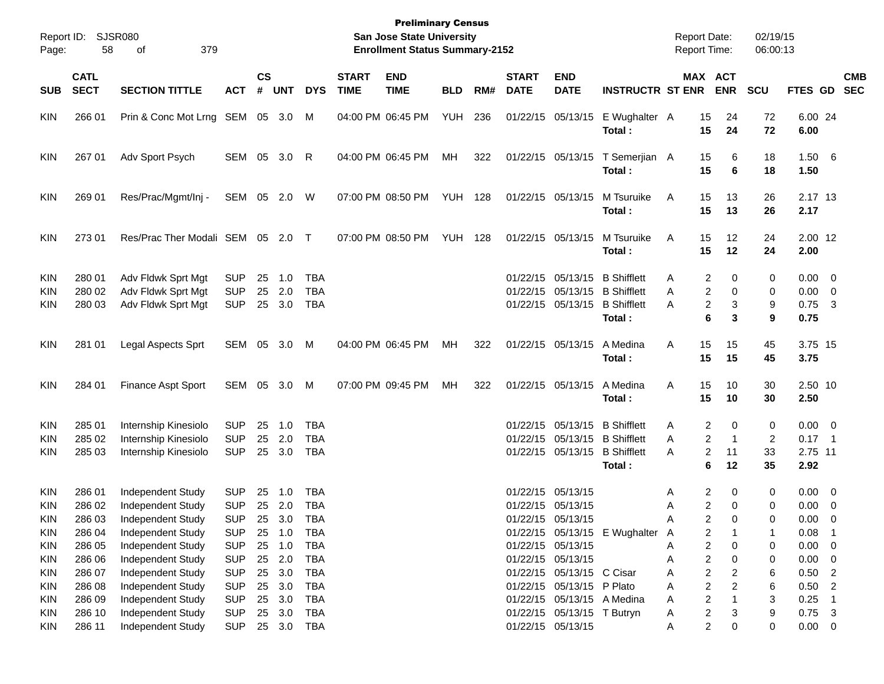**Preliminary Census**
**San Jose State University**
**Enrollment Status Summary-2152**

Report ID: SJSR080 | Report Date: 02/19/15 | Report Time: 06:00:13

| SUB | CATL SECT | SECTION TITTLE | ACT | CS # | UNT | DYS | START TIME | END TIME | BLD | RM# | START DATE | END DATE | INSTRUCTR | ST | MAX ENR | ACT ENR | SCU | FTES | GD | CMB SEC |
|---|---|---|---|---|---|---|---|---|---|---|---|---|---|---|---|---|---|---|---|---|
| KIN | 266 01 | Prin & Conc Mot Lrng | SEM | 05 | 3.0 | M | 04:00 PM | 06:45 PM | YUH | 236 | 01/22/15 | 05/13/15 | E Wughalter | A | 15 | 24 | 72 | 6.00 | 24 | |
| | | | | | | | | | | | | | **Total :** | | **15** | **24** | **72** | **6.00** | | |
| KIN | 267 01 | Adv Sport Psych | SEM | 05 | 3.0 | R | 04:00 PM | 06:45 PM | MH | 322 | 01/22/15 | 05/13/15 | T Semerjian | A | 15 | 6 | 18 | 1.50 | 6 | |
| | | | | | | | | | | | | | **Total :** | | **15** | **6** | **18** | **1.50** | | |
| KIN | 269 01 | Res/Prac/Mgmt/Inj - | SEM | 05 | 2.0 | W | 07:00 PM | 08:50 PM | YUH | 128 | 01/22/15 | 05/13/15 | M Tsuruike | A | 15 | 13 | 26 | 2.17 | 13 | |
| | | | | | | | | | | | | | **Total :** | | **15** | **13** | **26** | **2.17** | | |
| KIN | 273 01 | Res/Prac Ther Modali | SEM | 05 | 2.0 | T | 07:00 PM | 08:50 PM | YUH | 128 | 01/22/15 | 05/13/15 | M Tsuruike | A | 15 | 12 | 24 | 2.00 | 12 | |
| | | | | | | | | | | | | | **Total :** | | **15** | **12** | **24** | **2.00** | | |
| KIN | 280 01 | Adv Fldwk Sprt Mgt | SUP | 25 | 1.0 | TBA | | | | | 01/22/15 | 05/13/15 | B Shifflett | A | 2 | 0 | 0 | 0.00 | 0 | |
| KIN | 280 02 | Adv Fldwk Sprt Mgt | SUP | 25 | 2.0 | TBA | | | | | 01/22/15 | 05/13/15 | B Shifflett | A | 2 | 0 | 0 | 0.00 | 0 | |
| KIN | 280 03 | Adv Fldwk Sprt Mgt | SUP | 25 | 3.0 | TBA | | | | | 01/22/15 | 05/13/15 | B Shifflett | A | 2 | 3 | 9 | 0.75 | 3 | |
| | | | | | | | | | | | | | **Total :** | | **6** | **3** | **9** | **0.75** | | |
| KIN | 281 01 | Legal Aspects Sprt | SEM | 05 | 3.0 | M | 04:00 PM | 06:45 PM | MH | 322 | 01/22/15 | 05/13/15 | A Medina | A | 15 | 15 | 45 | 3.75 | 15 | |
| | | | | | | | | | | | | | **Total :** | | **15** | **15** | **45** | **3.75** | | |
| KIN | 284 01 | Finance Aspt Sport | SEM | 05 | 3.0 | M | 07:00 PM | 09:45 PM | MH | 322 | 01/22/15 | 05/13/15 | A Medina | A | 15 | 10 | 30 | 2.50 | 10 | |
| | | | | | | | | | | | | | **Total :** | | **15** | **10** | **30** | **2.50** | | |
| KIN | 285 01 | Internship Kinesiolo | SUP | 25 | 1.0 | TBA | | | | | 01/22/15 | 05/13/15 | B Shifflett | A | 2 | 0 | 0 | 0.00 | 0 | |
| KIN | 285 02 | Internship Kinesiolo | SUP | 25 | 2.0 | TBA | | | | | 01/22/15 | 05/13/15 | B Shifflett | A | 2 | 1 | 2 | 0.17 | 1 | |
| KIN | 285 03 | Internship Kinesiolo | SUP | 25 | 3.0 | TBA | | | | | 01/22/15 | 05/13/15 | B Shifflett | A | 2 | 11 | 33 | 2.75 | 11 | |
| | | | | | | | | | | | | | **Total :** | | **6** | **12** | **35** | **2.92** | | |
| KIN | 286 01 | Independent Study | SUP | 25 | 1.0 | TBA | | | | | 01/22/15 | 05/13/15 | | A | 2 | 0 | 0 | 0.00 | 0 | |
| KIN | 286 02 | Independent Study | SUP | 25 | 2.0 | TBA | | | | | 01/22/15 | 05/13/15 | | A | 2 | 0 | 0 | 0.00 | 0 | |
| KIN | 286 03 | Independent Study | SUP | 25 | 3.0 | TBA | | | | | 01/22/15 | 05/13/15 | | A | 2 | 0 | 0 | 0.00 | 0 | |
| KIN | 286 04 | Independent Study | SUP | 25 | 1.0 | TBA | | | | | 01/22/15 | 05/13/15 | E Wughalter | A | 2 | 1 | 1 | 0.08 | 1 | |
| KIN | 286 05 | Independent Study | SUP | 25 | 1.0 | TBA | | | | | 01/22/15 | 05/13/15 | | A | 2 | 0 | 0 | 0.00 | 0 | |
| KIN | 286 06 | Independent Study | SUP | 25 | 2.0 | TBA | | | | | 01/22/15 | 05/13/15 | | A | 2 | 0 | 0 | 0.00 | 0 | |
| KIN | 286 07 | Independent Study | SUP | 25 | 3.0 | TBA | | | | | 01/22/15 | 05/13/15 | C Cisar | A | 2 | 2 | 6 | 0.50 | 2 | |
| KIN | 286 08 | Independent Study | SUP | 25 | 3.0 | TBA | | | | | 01/22/15 | 05/13/15 | P Plato | A | 2 | 2 | 6 | 0.50 | 2 | |
| KIN | 286 09 | Independent Study | SUP | 25 | 3.0 | TBA | | | | | 01/22/15 | 05/13/15 | A Medina | A | 2 | 1 | 3 | 0.25 | 1 | |
| KIN | 286 10 | Independent Study | SUP | 25 | 3.0 | TBA | | | | | 01/22/15 | 05/13/15 | T Butryn | A | 2 | 3 | 9 | 0.75 | 3 | |
| KIN | 286 11 | Independent Study | SUP | 25 | 3.0 | TBA | | | | | 01/22/15 | 05/13/15 | | A | 2 | 0 | 0 | 0.00 | 0 | |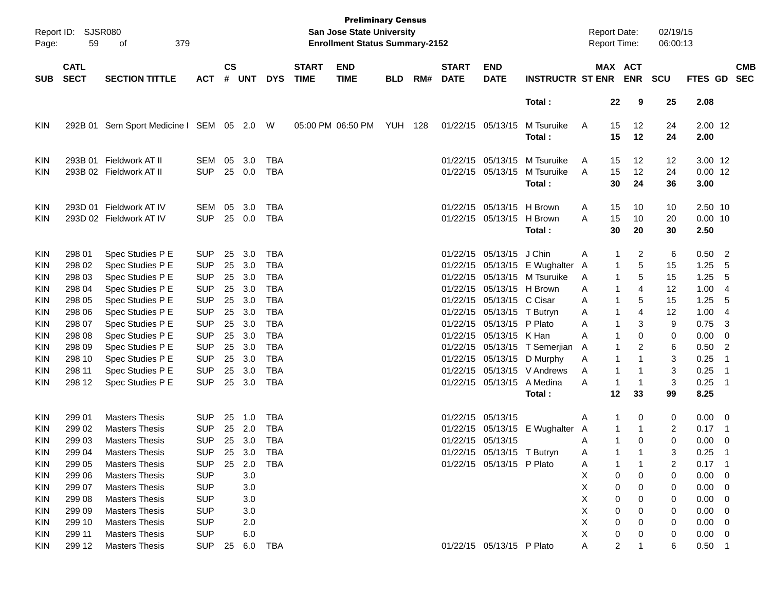**Preliminary Census**
**San Jose State University**
**Enrollment Status Summary-2152**

Report ID: SJSR080
Report Date: 02/19/15
Report Time: 06:00:13

| SUB | CATL SECT | SECTION TITTLE | ACT | CS # | UNT | DYS | START TIME | END TIME | BLD | RM# | START DATE | END DATE | INSTRUCTR | ST | MAX ENR | ACT ENR | SCU | FTES | GD | CMB SEC |
|---|---|---|---|---|---|---|---|---|---|---|---|---|---|---|---|---|---|---|---|---|
| | | | | | | | | | | | | | **Total :** | | **22** | **9** | **25** | **2.08** | | |
| KIN | 292B 01 | Sem Sport Medicine I | SEM | 05 | 2.0 | W | 05:00 PM | 06:50 PM | YUH | 128 | 01/22/15 | 05/13/15 | M Tsuruike | A | 15 | 12 | 24 | 2.00 | 12 | |
| | | | | | | | | | | | | | **Total :** | | **15** | **12** | **24** | **2.00** | | |
| KIN | 293B 01 | Fieldwork AT II | SEM | 05 | 3.0 | TBA | | | | | 01/22/15 | 05/13/15 | M Tsuruike | A | 15 | 12 | 12 | 3.00 | 12 | |
| KIN | 293B 02 | Fieldwork AT II | SUP | 25 | 0.0 | TBA | | | | | 01/22/15 | 05/13/15 | M Tsuruike | A | 15 | 12 | 24 | 0.00 | 12 | |
| | | | | | | | | | | | | | **Total :** | | **30** | **24** | **36** | **3.00** | | |
| KIN | 293D 01 | Fieldwork AT IV | SEM | 05 | 3.0 | TBA | | | | | 01/22/15 | 05/13/15 | H Brown | A | 15 | 10 | 10 | 2.50 | 10 | |
| KIN | 293D 02 | Fieldwork AT IV | SUP | 25 | 0.0 | TBA | | | | | 01/22/15 | 05/13/15 | H Brown | A | 15 | 10 | 20 | 0.00 | 10 | |
| | | | | | | | | | | | | | **Total :** | | **30** | **20** | **30** | **2.50** | | |
| KIN | 298 01 | Spec Studies P E | SUP | 25 | 3.0 | TBA | | | | | 01/22/15 | 05/13/15 | J Chin | A | 1 | 2 | 6 | 0.50 | 2 | |
| KIN | 298 02 | Spec Studies P E | SUP | 25 | 3.0 | TBA | | | | | 01/22/15 | 05/13/15 | E Wughalter | A | 1 | 5 | 15 | 1.25 | 5 | |
| KIN | 298 03 | Spec Studies P E | SUP | 25 | 3.0 | TBA | | | | | 01/22/15 | 05/13/15 | M Tsuruike | A | 1 | 5 | 15 | 1.25 | 5 | |
| KIN | 298 04 | Spec Studies P E | SUP | 25 | 3.0 | TBA | | | | | 01/22/15 | 05/13/15 | H Brown | A | 1 | 4 | 12 | 1.00 | 4 | |
| KIN | 298 05 | Spec Studies P E | SUP | 25 | 3.0 | TBA | | | | | 01/22/15 | 05/13/15 | C Cisar | A | 1 | 5 | 15 | 1.25 | 5 | |
| KIN | 298 06 | Spec Studies P E | SUP | 25 | 3.0 | TBA | | | | | 01/22/15 | 05/13/15 | T Butryn | A | 1 | 4 | 12 | 1.00 | 4 | |
| KIN | 298 07 | Spec Studies P E | SUP | 25 | 3.0 | TBA | | | | | 01/22/15 | 05/13/15 | P Plato | A | 1 | 3 | 9 | 0.75 | 3 | |
| KIN | 298 08 | Spec Studies P E | SUP | 25 | 3.0 | TBA | | | | | 01/22/15 | 05/13/15 | K Han | A | 1 | 0 | 0 | 0.00 | 0 | |
| KIN | 298 09 | Spec Studies P E | SUP | 25 | 3.0 | TBA | | | | | 01/22/15 | 05/13/15 | T Semerjian | A | 1 | 2 | 6 | 0.50 | 2 | |
| KIN | 298 10 | Spec Studies P E | SUP | 25 | 3.0 | TBA | | | | | 01/22/15 | 05/13/15 | D Murphy | A | 1 | 1 | 3 | 0.25 | 1 | |
| KIN | 298 11 | Spec Studies P E | SUP | 25 | 3.0 | TBA | | | | | 01/22/15 | 05/13/15 | V Andrews | A | 1 | 1 | 3 | 0.25 | 1 | |
| KIN | 298 12 | Spec Studies P E | SUP | 25 | 3.0 | TBA | | | | | 01/22/15 | 05/13/15 | A Medina | A | 1 | 1 | 3 | 0.25 | 1 | |
| | | | | | | | | | | | | | **Total :** | | **12** | **33** | **99** | **8.25** | | |
| KIN | 299 01 | Masters Thesis | SUP | 25 | 1.0 | TBA | | | | | 01/22/15 | 05/13/15 | | A | 1 | 0 | 0 | 0.00 | 0 | |
| KIN | 299 02 | Masters Thesis | SUP | 25 | 2.0 | TBA | | | | | 01/22/15 | 05/13/15 | E Wughalter | A | 1 | 1 | 2 | 0.17 | 1 | |
| KIN | 299 03 | Masters Thesis | SUP | 25 | 3.0 | TBA | | | | | 01/22/15 | 05/13/15 | | A | 1 | 0 | 0 | 0.00 | 0 | |
| KIN | 299 04 | Masters Thesis | SUP | 25 | 3.0 | TBA | | | | | 01/22/15 | 05/13/15 | T Butryn | A | 1 | 1 | 3 | 0.25 | 1 | |
| KIN | 299 05 | Masters Thesis | SUP | 25 | 2.0 | TBA | | | | | 01/22/15 | 05/13/15 | P Plato | A | 1 | 1 | 2 | 0.17 | 1 | |
| KIN | 299 06 | Masters Thesis | SUP | | 3.0 | | | | | | | | | X | 0 | 0 | 0 | 0.00 | 0 | |
| KIN | 299 07 | Masters Thesis | SUP | | 3.0 | | | | | | | | | X | 0 | 0 | 0 | 0.00 | 0 | |
| KIN | 299 08 | Masters Thesis | SUP | | 3.0 | | | | | | | | | X | 0 | 0 | 0 | 0.00 | 0 | |
| KIN | 299 09 | Masters Thesis | SUP | | 3.0 | | | | | | | | | X | 0 | 0 | 0 | 0.00 | 0 | |
| KIN | 299 10 | Masters Thesis | SUP | | 2.0 | | | | | | | | | X | 0 | 0 | 0 | 0.00 | 0 | |
| KIN | 299 11 | Masters Thesis | SUP | | 6.0 | | | | | | | | | X | 0 | 0 | 0 | 0.00 | 0 | |
| KIN | 299 12 | Masters Thesis | SUP | 25 | 6.0 | TBA | | | | | 01/22/15 | 05/13/15 | P Plato | A | 2 | 1 | 6 | 0.50 | 1 | |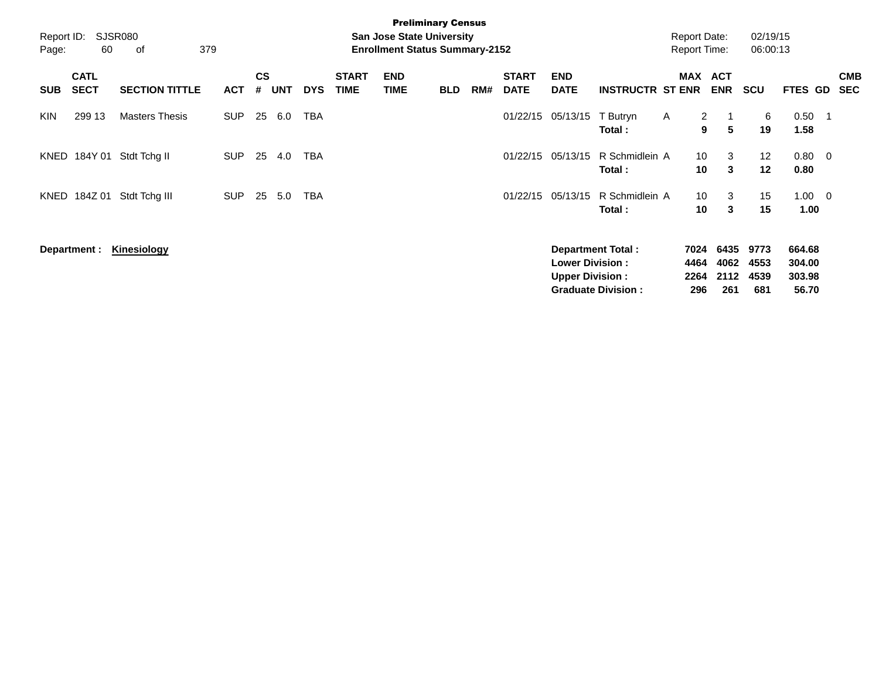**Preliminary Census**

**San Jose State University**

**Enrollment Status Summary-2152**

Report ID: SJSR080

Report Date: 02/19/15
Report Time: 06:00:13

| SUB | CATL SECT | SECTION TITTLE | ACT | CS # | UNT | DYS | START TIME | END TIME | BLD | RM# | START DATE | END DATE | INSTRUCTR | ST | MAX ENR | ACT ENR | SCU | FTES | GD | CMB SEC |
|---|---|---|---|---|---|---|---|---|---|---|---|---|---|---|---|---|---|---|---|---|
| KIN | 299 13 | Masters Thesis | SUP | 25 | 6.0 | TBA | | | | | 01/22/15 | 05/13/15 | T Butryn | A | 2 | 1 | 6 | 0.50 | 1 | |
| | | | | | | | | | | | | | **Total :** | | **9** | **5** | **19** | **1.58** | | |
| KNED | 184Y 01 | Stdt Tchg II | SUP | 25 | 4.0 | TBA | | | | | 01/22/15 | 05/13/15 | R Schmidlein | A | 10 | 3 | 12 | 0.80 | 0 | |
| | | | | | | | | | | | | | **Total :** | | **10** | **3** | **12** | **0.80** | | |
| KNED | 184Z 01 | Stdt Tchg III | SUP | 25 | 5.0 | TBA | | | | | 01/22/15 | 05/13/15 | R Schmidlein | A | 10 | 3 | 15 | 1.00 | 0 | |
| | | | | | | | | | | | | | **Total :** | | **10** | **3** | **15** | **1.00** | | |

**Department :** **Kinesiology**

| | MAX ENR | ACT ENR | SCU | FTES |
|---|---|---|---|---|
| **Department Total :** | **7024** | **6435** | **9773** | **664.68** |
| **Lower Division :** | **4464** | **4062** | **4553** | **304.00** |
| **Upper Division :** | **2264** | **2112** | **4539** | **303.98** |
| **Graduate Division :** | **296** | **261** | **681** | **56.70** |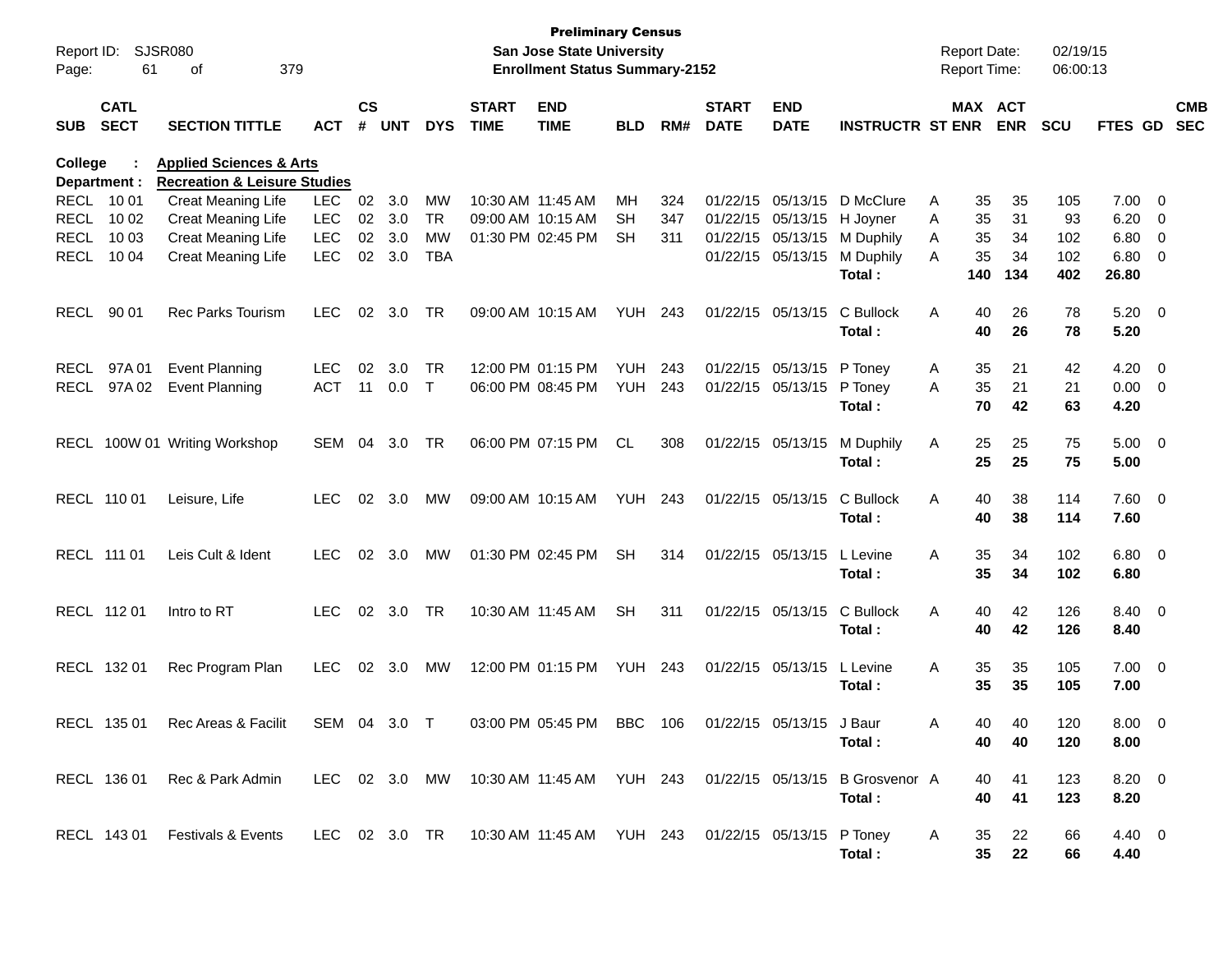**Preliminary Census**
**San Jose State University**
**Enrollment Status Summary-2152**

Report ID: SJSR080
Report Date: 02/19/15
Report Time: 06:00:13

| SUB | CATL SECT | SECTION TITTLE | ACT | CS # | UNT | DYS | START TIME | END TIME | BLD | RM# | START DATE | END DATE | INSTRUCTR | ST | MAX ENR | ACT ENR | SCU | FTES | GD | CMB SEC |
|---|---|---|---|---|---|---|---|---|---|---|---|---|---|---|---|---|---|---|---|---|
| **College :** | | **Applied Sciences & Arts** | | | | | | | | | | | | | | | | | | |
| **Department :** | | **Recreation & Leisure Studies** | | | | | | | | | | | | | | | | | | |
| RECL | 10 01 | Creat Meaning Life | LEC | 02 | 3.0 | MW | 10:30 AM | 11:45 AM | MH | 324 | 01/22/15 | 05/13/15 | D McClure | A | 35 | 35 | 105 | 7.00 | 0 | |
| RECL | 10 02 | Creat Meaning Life | LEC | 02 | 3.0 | TR | 09:00 AM | 10:15 AM | SH | 347 | 01/22/15 | 05/13/15 | H Joyner | A | 35 | 31 | 93 | 6.20 | 0 | |
| RECL | 10 03 | Creat Meaning Life | LEC | 02 | 3.0 | MW | 01:30 PM | 02:45 PM | SH | 311 | 01/22/15 | 05/13/15 | M Duphily | A | 35 | 34 | 102 | 6.80 | 0 | |
| RECL | 10 04 | Creat Meaning Life | LEC | 02 | 3.0 | TBA | | | | | 01/22/15 | 05/13/15 | M Duphily | A | 35 | 34 | 102 | 6.80 | 0 | |
| | | | | | | | | | | | | | **Total :** | | **140** | **134** | **402** | **26.80** | | |
| RECL | 90 01 | Rec Parks Tourism | LEC | 02 | 3.0 | TR | 09:00 AM | 10:15 AM | YUH | 243 | 01/22/15 | 05/13/15 | C Bullock | A | 40 | 26 | 78 | 5.20 | 0 | |
| | | | | | | | | | | | | | **Total :** | | **40** | **26** | **78** | **5.20** | | |
| RECL | 97A 01 | Event Planning | LEC | 02 | 3.0 | TR | 12:00 PM | 01:15 PM | YUH | 243 | 01/22/15 | 05/13/15 | P Toney | A | 35 | 21 | 42 | 4.20 | 0 | |
| RECL | 97A 02 | Event Planning | ACT | 11 | 0.0 | T | 06:00 PM | 08:45 PM | YUH | 243 | 01/22/15 | 05/13/15 | P Toney | A | 35 | 21 | 21 | 0.00 | 0 | |
| | | | | | | | | | | | | | **Total :** | | **70** | **42** | **63** | **4.20** | | |
| RECL | 100W 01 | Writing Workshop | SEM | 04 | 3.0 | TR | 06:00 PM | 07:15 PM | CL | 308 | 01/22/15 | 05/13/15 | M Duphily | A | 25 | 25 | 75 | 5.00 | 0 | |
| | | | | | | | | | | | | | **Total :** | | **25** | **25** | **75** | **5.00** | | |
| RECL | 110 01 | Leisure, Life | LEC | 02 | 3.0 | MW | 09:00 AM | 10:15 AM | YUH | 243 | 01/22/15 | 05/13/15 | C Bullock | A | 40 | 38 | 114 | 7.60 | 0 | |
| | | | | | | | | | | | | | **Total :** | | **40** | **38** | **114** | **7.60** | | |
| RECL | 111 01 | Leis Cult & Ident | LEC | 02 | 3.0 | MW | 01:30 PM | 02:45 PM | SH | 314 | 01/22/15 | 05/13/15 | L Levine | A | 35 | 34 | 102 | 6.80 | 0 | |
| | | | | | | | | | | | | | **Total :** | | **35** | **34** | **102** | **6.80** | | |
| RECL | 112 01 | Intro to RT | LEC | 02 | 3.0 | TR | 10:30 AM | 11:45 AM | SH | 311 | 01/22/15 | 05/13/15 | C Bullock | A | 40 | 42 | 126 | 8.40 | 0 | |
| | | | | | | | | | | | | | **Total :** | | **40** | **42** | **126** | **8.40** | | |
| RECL | 132 01 | Rec Program Plan | LEC | 02 | 3.0 | MW | 12:00 PM | 01:15 PM | YUH | 243 | 01/22/15 | 05/13/15 | L Levine | A | 35 | 35 | 105 | 7.00 | 0 | |
| | | | | | | | | | | | | | **Total :** | | **35** | **35** | **105** | **7.00** | | |
| RECL | 135 01 | Rec Areas & Facilit | SEM | 04 | 3.0 | T | 03:00 PM | 05:45 PM | BBC | 106 | 01/22/15 | 05/13/15 | J Baur | A | 40 | 40 | 120 | 8.00 | 0 | |
| | | | | | | | | | | | | | **Total :** | | **40** | **40** | **120** | **8.00** | | |
| RECL | 136 01 | Rec & Park Admin | LEC | 02 | 3.0 | MW | 10:30 AM | 11:45 AM | YUH | 243 | 01/22/15 | 05/13/15 | B Grosvenor | A | 40 | 41 | 123 | 8.20 | 0 | |
| | | | | | | | | | | | | | **Total :** | | **40** | **41** | **123** | **8.20** | | |
| RECL | 143 01 | Festivals & Events | LEC | 02 | 3.0 | TR | 10:30 AM | 11:45 AM | YUH | 243 | 01/22/15 | 05/13/15 | P Toney | A | 35 | 22 | 66 | 4.40 | 0 | |
| | | | | | | | | | | | | | **Total :** | | **35** | **22** | **66** | **4.40** | | |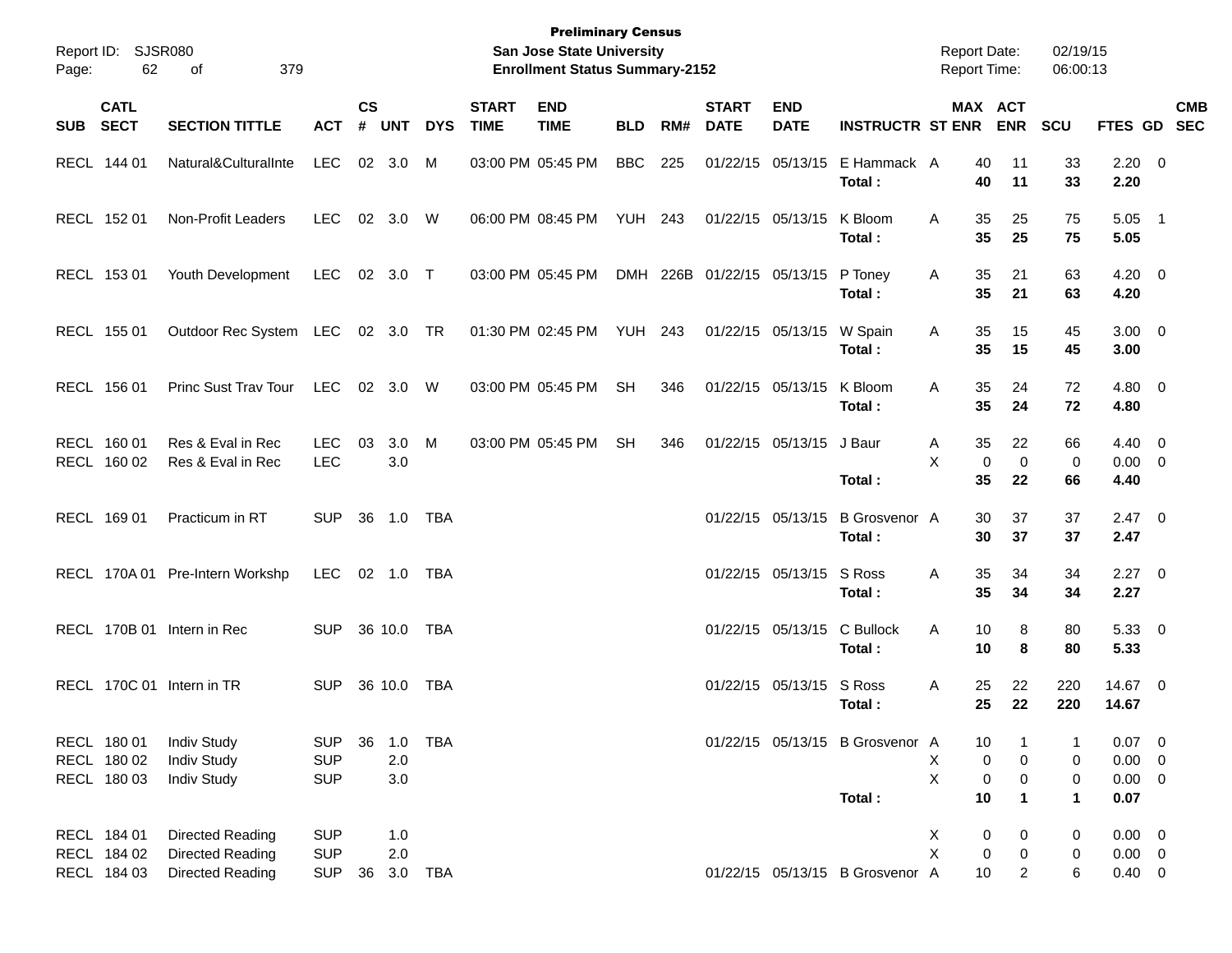**Preliminary Census**
**San Jose State University**
**Enrollment Status Summary-2152**

Report ID: SJSR080
Report Date: 02/19/15
Report Time: 06:00:13

| SUB | CATL SECT | SECTION TITTLE | ACT | CS # | UNT | DYS | START TIME | END TIME | BLD | RM# | START DATE | END DATE | INSTRUCTR | ST | MAX ENR | ACT ENR | SCU | FTES | GD | CMB SEC |
|---|---|---|---|---|---|---|---|---|---|---|---|---|---|---|---|---|---|---|---|---|
| RECL | 144 01 | Natural&CulturalInte | LEC | 02 | 3.0 | M | 03:00 PM | 05:45 PM | BBC | 225 | 01/22/15 | 05/13/15 | E Hammack | A | 40 | 11 | 33 | 2.20 | 0 | |
| | | | | | | | | | | | | | **Total :** | | **40** | **11** | **33** | **2.20** | | |
| RECL | 152 01 | Non-Profit Leaders | LEC | 02 | 3.0 | W | 06:00 PM | 08:45 PM | YUH | 243 | 01/22/15 | 05/13/15 | K Bloom | A | 35 | 25 | 75 | 5.05 | 1 | |
| | | | | | | | | | | | | | **Total :** | | **35** | **25** | **75** | **5.05** | | |
| RECL | 153 01 | Youth Development | LEC | 02 | 3.0 | T | 03:00 PM | 05:45 PM | DMH | 226B | 01/22/15 | 05/13/15 | P Toney | A | 35 | 21 | 63 | 4.20 | 0 | |
| | | | | | | | | | | | | | **Total :** | | **35** | **21** | **63** | **4.20** | | |
| RECL | 155 01 | Outdoor Rec System | LEC | 02 | 3.0 | TR | 01:30 PM | 02:45 PM | YUH | 243 | 01/22/15 | 05/13/15 | W Spain | A | 35 | 15 | 45 | 3.00 | 0 | |
| | | | | | | | | | | | | | **Total :** | | **35** | **15** | **45** | **3.00** | | |
| RECL | 156 01 | Princ Sust Trav Tour | LEC | 02 | 3.0 | W | 03:00 PM | 05:45 PM | SH | 346 | 01/22/15 | 05/13/15 | K Bloom | A | 35 | 24 | 72 | 4.80 | 0 | |
| | | | | | | | | | | | | | **Total :** | | **35** | **24** | **72** | **4.80** | | |
| RECL | 160 01 | Res & Eval in Rec | LEC | 03 | 3.0 | M | 03:00 PM | 05:45 PM | SH | 346 | 01/22/15 | 05/13/15 | J Baur | A | 35 | 22 | 66 | 4.40 | 0 | |
| RECL | 160 02 | Res & Eval in Rec | LEC | | 3.0 | | | | | | | | | X | 0 | 0 | 0 | 0.00 | 0 | |
| | | | | | | | | | | | | | **Total :** | | **35** | **22** | **66** | **4.40** | | |
| RECL | 169 01 | Practicum in RT | SUP | 36 | 1.0 | TBA | | | | | 01/22/15 | 05/13/15 | B Grosvenor | A | 30 | 37 | 37 | 2.47 | 0 | |
| | | | | | | | | | | | | | **Total :** | | **30** | **37** | **37** | **2.47** | | |
| RECL | 170A 01 | Pre-Intern Workshp | LEC | 02 | 1.0 | TBA | | | | | 01/22/15 | 05/13/15 | S Ross | A | 35 | 34 | 34 | 2.27 | 0 | |
| | | | | | | | | | | | | | **Total :** | | **35** | **34** | **34** | **2.27** | | |
| RECL | 170B 01 | Intern in Rec | SUP | 36 | 10.0 | TBA | | | | | 01/22/15 | 05/13/15 | C Bullock | A | 10 | 8 | 80 | 5.33 | 0 | |
| | | | | | | | | | | | | | **Total :** | | **10** | **8** | **80** | **5.33** | | |
| RECL | 170C 01 | Intern in TR | SUP | 36 | 10.0 | TBA | | | | | 01/22/15 | 05/13/15 | S Ross | A | 25 | 22 | 220 | 14.67 | 0 | |
| | | | | | | | | | | | | | **Total :** | | **25** | **22** | **220** | **14.67** | | |
| RECL | 180 01 | Indiv Study | SUP | 36 | 1.0 | TBA | | | | | 01/22/15 | 05/13/15 | B Grosvenor | A | 10 | 1 | 1 | 0.07 | 0 | |
| RECL | 180 02 | Indiv Study | SUP | | 2.0 | | | | | | | | | X | 0 | 0 | 0 | 0.00 | 0 | |
| RECL | 180 03 | Indiv Study | SUP | | 3.0 | | | | | | | | | X | 0 | 0 | 0 | 0.00 | 0 | |
| | | | | | | | | | | | | | **Total :** | | **10** | **1** | **1** | **0.07** | | |
| RECL | 184 01 | Directed Reading | SUP | | 1.0 | | | | | | | | | X | 0 | 0 | 0 | 0.00 | 0 | |
| RECL | 184 02 | Directed Reading | SUP | | 2.0 | | | | | | | | | X | 0 | 0 | 0 | 0.00 | 0 | |
| RECL | 184 03 | Directed Reading | SUP | 36 | 3.0 | TBA | | | | | 01/22/15 | 05/13/15 | B Grosvenor | A | 10 | 2 | 6 | 0.40 | 0 | |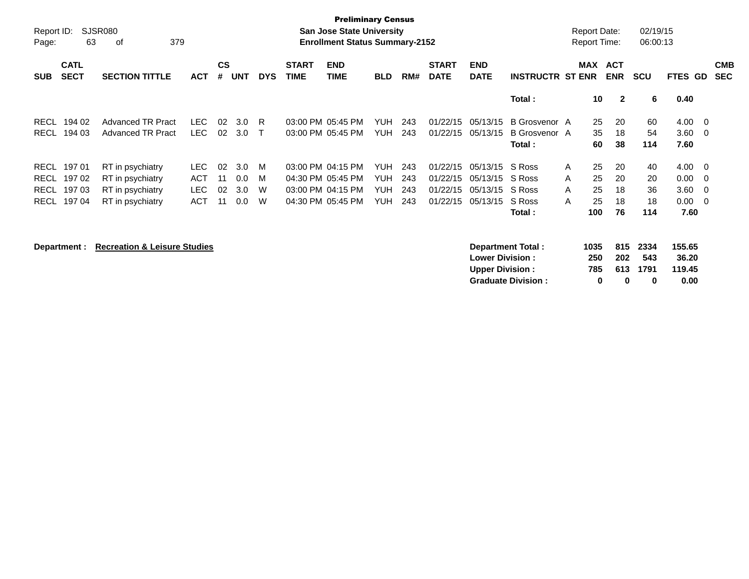**Preliminary Census**
**San Jose State University**
**Enrollment Status Summary-2152**

Report ID: SJSR080
Report Date: 02/19/15
Report Time: 06:00:13

| SUB | CATL SECT | SECTION TITTLE | ACT | CS # | UNT | DYS | START TIME | END TIME | BLD | RM# | START DATE | END DATE | INSTRUCTR | ST | MAX ENR | ACT ENR | SCU | FTES | GD | CMB SEC |
|---|---|---|---|---|---|---|---|---|---|---|---|---|---|---|---|---|---|---|---|---|
| | | | | | | | | | | | | | **Total :** | | **10** | **2** | **6** | **0.40** | | |
| RECL | 194 02 | Advanced TR Pract | LEC | 02 | 3.0 | R | 03:00 PM | 05:45 PM | YUH | 243 | 01/22/15 | 05/13/15 | B Grosvenor | A | 25 | 20 | 60 | 4.00 | 0 | |
| RECL | 194 03 | Advanced TR Pract | LEC | 02 | 3.0 | T | 03:00 PM | 05:45 PM | YUH | 243 | 01/22/15 | 05/13/15 | B Grosvenor | A | 35 | 18 | 54 | 3.60 | 0 | |
| | | | | | | | | | | | | | **Total :** | | **60** | **38** | **114** | **7.60** | | |
| RECL | 197 01 | RT in psychiatry | LEC | 02 | 3.0 | M | 03:00 PM | 04:15 PM | YUH | 243 | 01/22/15 | 05/13/15 | S Ross | A | 25 | 20 | 40 | 4.00 | 0 | |
| RECL | 197 02 | RT in psychiatry | ACT | 11 | 0.0 | M | 04:30 PM | 05:45 PM | YUH | 243 | 01/22/15 | 05/13/15 | S Ross | A | 25 | 20 | 20 | 0.00 | 0 | |
| RECL | 197 03 | RT in psychiatry | LEC | 02 | 3.0 | W | 03:00 PM | 04:15 PM | YUH | 243 | 01/22/15 | 05/13/15 | S Ross | A | 25 | 18 | 36 | 3.60 | 0 | |
| RECL | 197 04 | RT in psychiatry | ACT | 11 | 0.0 | W | 04:30 PM | 05:45 PM | YUH | 243 | 01/22/15 | 05/13/15 | S Ross | A | 25 | 18 | 18 | 0.00 | 0 | |
| | | | | | | | | | | | | | **Total :** | | **100** | **76** | **114** | **7.60** | | |

**Department :** **Recreation & Leisure Studies**

| | MAX ENR | ACT ENR | SCU | FTES |
|---|---|---|---|---|
| **Department Total :** | **1035** | **815** | **2334** | **155.65** |
| **Lower Division :** | **250** | **202** | **543** | **36.20** |
| **Upper Division :** | **785** | **613** | **1791** | **119.45** |
| **Graduate Division :** | **0** | **0** | **0** | **0.00** |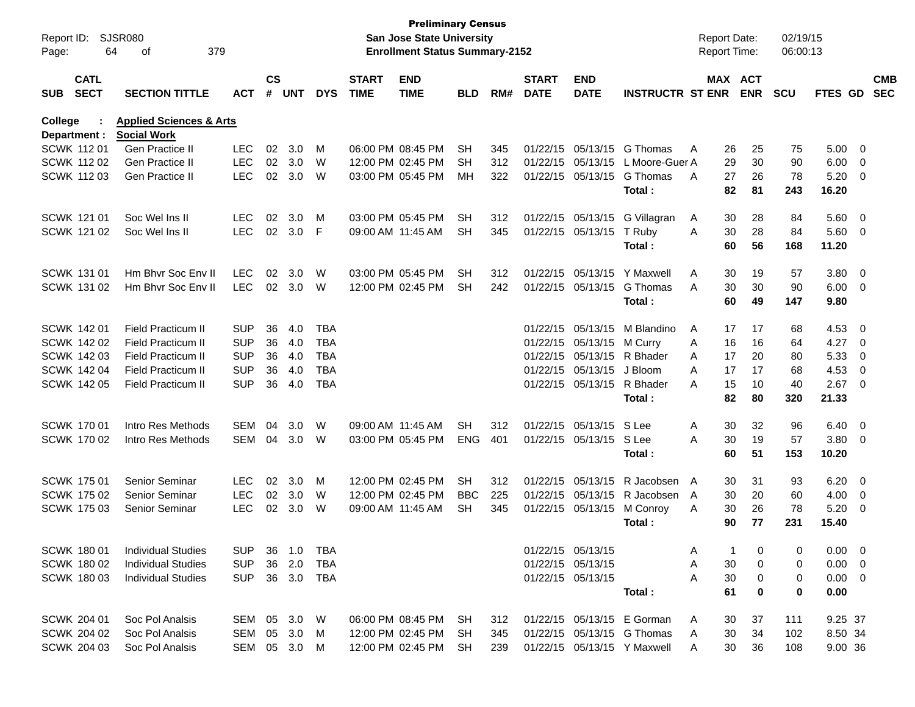**Preliminary Census**
**San Jose State University**
**Enrollment Status Summary-2152**

Report ID: SJSR080
Report Date: 02/19/15
Report Time: 06:00:13

| SUB | CATL SECT | SECTION TITTLE | ACT | CS # | UNT | DYS | START TIME | END TIME | BLD | RM# | START DATE | END DATE | INSTRUCTR | ST | MAX ENR | ACT ENR | SCU | FTES | GD | CMB SEC |
|---|---|---|---|---|---|---|---|---|---|---|---|---|---|---|---|---|---|---|---|---|
| **College :** | | **Applied Sciences & Arts** | | | | | | | | | | | | | | | | | | |
| **Department :** | | **Social Work** | | | | | | | | | | | | | | | | | | |
| SCWK | 112 01 | Gen Practice II | LEC | 02 | 3.0 | M | 06:00 PM | 08:45 PM | SH | 345 | 01/22/15 | 05/13/15 | G Thomas | A | 26 | 25 | 75 | 5.00 | 0 | |
| SCWK | 112 02 | Gen Practice II | LEC | 02 | 3.0 | W | 12:00 PM | 02:45 PM | SH | 312 | 01/22/15 | 05/13/15 | L Moore-Guer | A | 29 | 30 | 90 | 6.00 | 0 | |
| SCWK | 112 03 | Gen Practice II | LEC | 02 | 3.0 | W | 03:00 PM | 05:45 PM | MH | 322 | 01/22/15 | 05/13/15 | G Thomas | A | 27 | 26 | 78 | 5.20 | 0 | |
| | | | | | | | | | | | | | **Total :** | | **82** | **81** | **243** | **16.20** | | |
| SCWK | 121 01 | Soc Wel Ins II | LEC | 02 | 3.0 | M | 03:00 PM | 05:45 PM | SH | 312 | 01/22/15 | 05/13/15 | G Villagran | A | 30 | 28 | 84 | 5.60 | 0 | |
| SCWK | 121 02 | Soc Wel Ins II | LEC | 02 | 3.0 | F | 09:00 AM | 11:45 AM | SH | 345 | 01/22/15 | 05/13/15 | T Ruby | A | 30 | 28 | 84 | 5.60 | 0 | |
| | | | | | | | | | | | | | **Total :** | | **60** | **56** | **168** | **11.20** | | |
| SCWK | 131 01 | Hm Bhvr Soc Env II | LEC | 02 | 3.0 | W | 03:00 PM | 05:45 PM | SH | 312 | 01/22/15 | 05/13/15 | Y Maxwell | A | 30 | 19 | 57 | 3.80 | 0 | |
| SCWK | 131 02 | Hm Bhvr Soc Env II | LEC | 02 | 3.0 | W | 12:00 PM | 02:45 PM | SH | 242 | 01/22/15 | 05/13/15 | G Thomas | A | 30 | 30 | 90 | 6.00 | 0 | |
| | | | | | | | | | | | | | **Total :** | | **60** | **49** | **147** | **9.80** | | |
| SCWK | 142 01 | Field Practicum II | SUP | 36 | 4.0 | TBA | | | | | 01/22/15 | 05/13/15 | M Blandino | A | 17 | 17 | 68 | 4.53 | 0 | |
| SCWK | 142 02 | Field Practicum II | SUP | 36 | 4.0 | TBA | | | | | 01/22/15 | 05/13/15 | M Curry | A | 16 | 16 | 64 | 4.27 | 0 | |
| SCWK | 142 03 | Field Practicum II | SUP | 36 | 4.0 | TBA | | | | | 01/22/15 | 05/13/15 | R Bhader | A | 17 | 20 | 80 | 5.33 | 0 | |
| SCWK | 142 04 | Field Practicum II | SUP | 36 | 4.0 | TBA | | | | | 01/22/15 | 05/13/15 | J Bloom | A | 17 | 17 | 68 | 4.53 | 0 | |
| SCWK | 142 05 | Field Practicum II | SUP | 36 | 4.0 | TBA | | | | | 01/22/15 | 05/13/15 | R Bhader | A | 15 | 10 | 40 | 2.67 | 0 | |
| | | | | | | | | | | | | | **Total :** | | **82** | **80** | **320** | **21.33** | | |
| SCWK | 170 01 | Intro Res Methods | SEM | 04 | 3.0 | W | 09:00 AM | 11:45 AM | SH | 312 | 01/22/15 | 05/13/15 | S Lee | A | 30 | 32 | 96 | 6.40 | 0 | |
| SCWK | 170 02 | Intro Res Methods | SEM | 04 | 3.0 | W | 03:00 PM | 05:45 PM | ENG | 401 | 01/22/15 | 05/13/15 | S Lee | A | 30 | 19 | 57 | 3.80 | 0 | |
| | | | | | | | | | | | | | **Total :** | | **60** | **51** | **153** | **10.20** | | |
| SCWK | 175 01 | Senior Seminar | LEC | 02 | 3.0 | M | 12:00 PM | 02:45 PM | SH | 312 | 01/22/15 | 05/13/15 | R Jacobsen | A | 30 | 31 | 93 | 6.20 | 0 | |
| SCWK | 175 02 | Senior Seminar | LEC | 02 | 3.0 | W | 12:00 PM | 02:45 PM | BBC | 225 | 01/22/15 | 05/13/15 | R Jacobsen | A | 30 | 20 | 60 | 4.00 | 0 | |
| SCWK | 175 03 | Senior Seminar | LEC | 02 | 3.0 | W | 09:00 AM | 11:45 AM | SH | 345 | 01/22/15 | 05/13/15 | M Conroy | A | 30 | 26 | 78 | 5.20 | 0 | |
| | | | | | | | | | | | | | **Total :** | | **90** | **77** | **231** | **15.40** | | |
| SCWK | 180 01 | Individual Studies | SUP | 36 | 1.0 | TBA | | | | | 01/22/15 | 05/13/15 | | A | 1 | 0 | 0 | 0.00 | 0 | |
| SCWK | 180 02 | Individual Studies | SUP | 36 | 2.0 | TBA | | | | | 01/22/15 | 05/13/15 | | A | 30 | 0 | 0 | 0.00 | 0 | |
| SCWK | 180 03 | Individual Studies | SUP | 36 | 3.0 | TBA | | | | | 01/22/15 | 05/13/15 | | A | 30 | 0 | 0 | 0.00 | 0 | |
| | | | | | | | | | | | | | **Total :** | | **61** | **0** | **0** | **0.00** | | |
| SCWK | 204 01 | Soc Pol Analsis | SEM | 05 | 3.0 | W | 06:00 PM | 08:45 PM | SH | 312 | 01/22/15 | 05/13/15 | E Gorman | A | 30 | 37 | 111 | 9.25 | 37 | |
| SCWK | 204 02 | Soc Pol Analsis | SEM | 05 | 3.0 | M | 12:00 PM | 02:45 PM | SH | 345 | 01/22/15 | 05/13/15 | G Thomas | A | 30 | 34 | 102 | 8.50 | 34 | |
| SCWK | 204 03 | Soc Pol Analsis | SEM | 05 | 3.0 | M | 12:00 PM | 02:45 PM | SH | 239 | 01/22/15 | 05/13/15 | Y Maxwell | A | 30 | 36 | 108 | 9.00 | 36 | |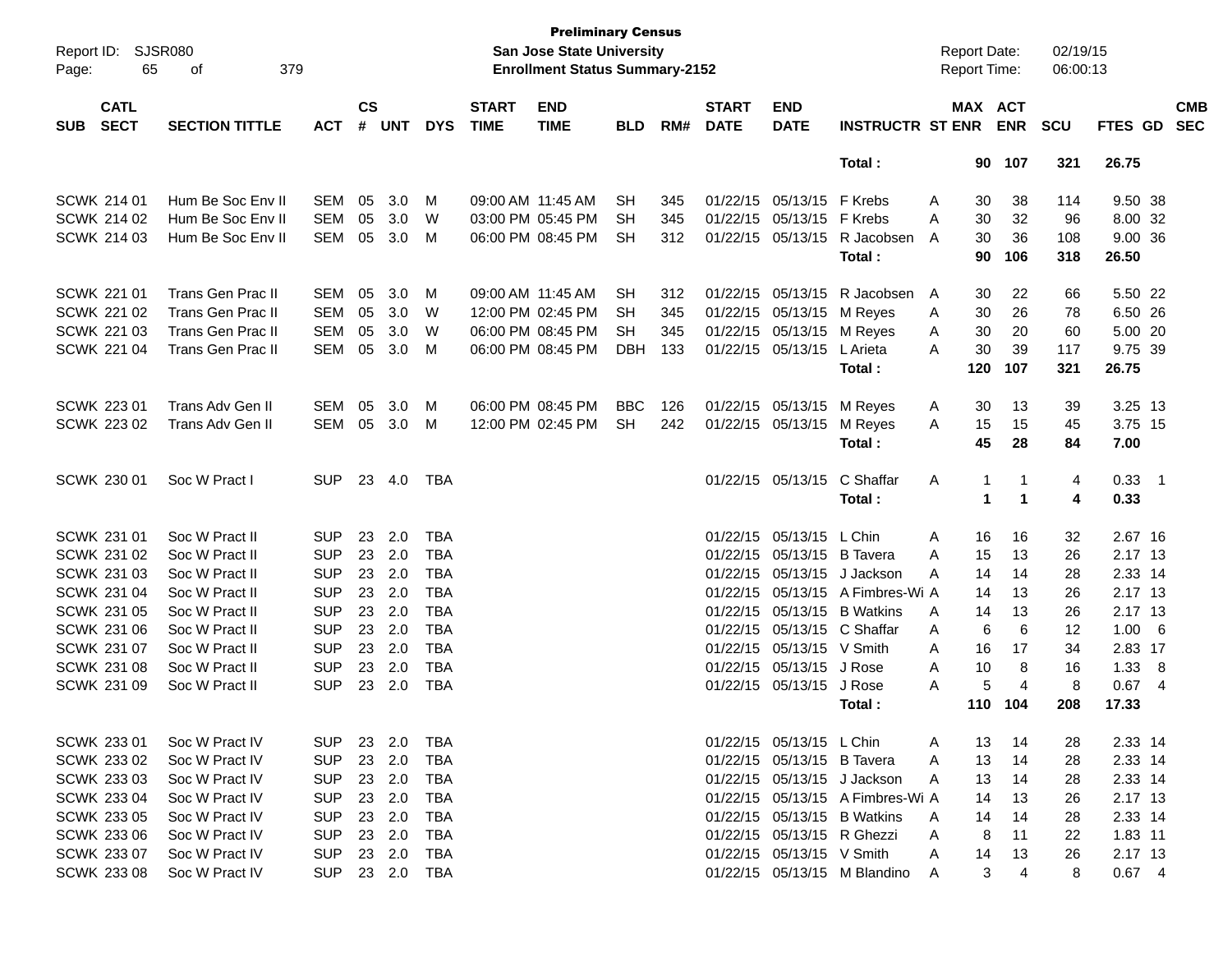Preliminary Census
San Jose State University
Enrollment Status Summary-2152

Report ID: SJSR080
Report Date: 02/19/15
Report Time: 06:00:13

| SUB | CATL SECT | SECTION TITTLE | ACT | CS # | UNT | DYS | START TIME | END TIME | BLD | RM# | START DATE | END DATE | INSTRUCTR | ST | MAX ENR | ACT ENR | SCU | FTES | GD | CMB SEC |
|---|---|---|---|---|---|---|---|---|---|---|---|---|---|---|---|---|---|---|---|---|
| | | | | | | | | | | | | | **Total :** | | **90** | **107** | **321** | **26.75** | | |
| SCWK | 214 01 | Hum Be Soc Env II | SEM | 05 | 3.0 | M | 09:00 AM | 11:45 AM | SH | 345 | 01/22/15 | 05/13/15 | F Krebs | A | 30 | 38 | 114 | 9.50 | 38 | |
| SCWK | 214 02 | Hum Be Soc Env II | SEM | 05 | 3.0 | W | 03:00 PM | 05:45 PM | SH | 345 | 01/22/15 | 05/13/15 | F Krebs | A | 30 | 32 | 96 | 8.00 | 32 | |
| SCWK | 214 03 | Hum Be Soc Env II | SEM | 05 | 3.0 | M | 06:00 PM | 08:45 PM | SH | 312 | 01/22/15 | 05/13/15 | R Jacobsen | A | 30 | 36 | 108 | 9.00 | 36 | |
| | | | | | | | | | | | | | **Total :** | | **90** | **106** | **318** | **26.50** | | |
| SCWK | 221 01 | Trans Gen Prac II | SEM | 05 | 3.0 | M | 09:00 AM | 11:45 AM | SH | 312 | 01/22/15 | 05/13/15 | R Jacobsen | A | 30 | 22 | 66 | 5.50 | 22 | |
| SCWK | 221 02 | Trans Gen Prac II | SEM | 05 | 3.0 | W | 12:00 PM | 02:45 PM | SH | 345 | 01/22/15 | 05/13/15 | M Reyes | A | 30 | 26 | 78 | 6.50 | 26 | |
| SCWK | 221 03 | Trans Gen Prac II | SEM | 05 | 3.0 | W | 06:00 PM | 08:45 PM | SH | 345 | 01/22/15 | 05/13/15 | M Reyes | A | 30 | 20 | 60 | 5.00 | 20 | |
| SCWK | 221 04 | Trans Gen Prac II | SEM | 05 | 3.0 | M | 06:00 PM | 08:45 PM | DBH | 133 | 01/22/15 | 05/13/15 | L Arieta | A | 30 | 39 | 117 | 9.75 | 39 | |
| | | | | | | | | | | | | | **Total :** | | **120** | **107** | **321** | **26.75** | | |
| SCWK | 223 01 | Trans Adv Gen II | SEM | 05 | 3.0 | M | 06:00 PM | 08:45 PM | BBC | 126 | 01/22/15 | 05/13/15 | M Reyes | A | 30 | 13 | 39 | 3.25 | 13 | |
| SCWK | 223 02 | Trans Adv Gen II | SEM | 05 | 3.0 | M | 12:00 PM | 02:45 PM | SH | 242 | 01/22/15 | 05/13/15 | M Reyes | A | 15 | 15 | 45 | 3.75 | 15 | |
| | | | | | | | | | | | | | **Total :** | | **45** | **28** | **84** | **7.00** | | |
| SCWK | 230 01 | Soc W Pract I | SUP | 23 | 4.0 | TBA | | | | | 01/22/15 | 05/13/15 | C Shaffar | A | 1 | 1 | 4 | 0.33 | 1 | |
| | | | | | | | | | | | | | **Total :** | | **1** | **1** | **4** | **0.33** | | |
| SCWK | 231 01 | Soc W Pract II | SUP | 23 | 2.0 | TBA | | | | | 01/22/15 | 05/13/15 | L Chin | A | 16 | 16 | 32 | 2.67 | 16 | |
| SCWK | 231 02 | Soc W Pract II | SUP | 23 | 2.0 | TBA | | | | | 01/22/15 | 05/13/15 | B Tavera | A | 15 | 13 | 26 | 2.17 | 13 | |
| SCWK | 231 03 | Soc W Pract II | SUP | 23 | 2.0 | TBA | | | | | 01/22/15 | 05/13/15 | J Jackson | A | 14 | 14 | 28 | 2.33 | 14 | |
| SCWK | 231 04 | Soc W Pract II | SUP | 23 | 2.0 | TBA | | | | | 01/22/15 | 05/13/15 | A Fimbres-Wi | A | 14 | 13 | 26 | 2.17 | 13 | |
| SCWK | 231 05 | Soc W Pract II | SUP | 23 | 2.0 | TBA | | | | | 01/22/15 | 05/13/15 | B Watkins | A | 14 | 13 | 26 | 2.17 | 13 | |
| SCWK | 231 06 | Soc W Pract II | SUP | 23 | 2.0 | TBA | | | | | 01/22/15 | 05/13/15 | C Shaffar | A | 6 | 6 | 12 | 1.00 | 6 | |
| SCWK | 231 07 | Soc W Pract II | SUP | 23 | 2.0 | TBA | | | | | 01/22/15 | 05/13/15 | V Smith | A | 16 | 17 | 34 | 2.83 | 17 | |
| SCWK | 231 08 | Soc W Pract II | SUP | 23 | 2.0 | TBA | | | | | 01/22/15 | 05/13/15 | J Rose | A | 10 | 8 | 16 | 1.33 | 8 | |
| SCWK | 231 09 | Soc W Pract II | SUP | 23 | 2.0 | TBA | | | | | 01/22/15 | 05/13/15 | J Rose | A | 5 | 4 | 8 | 0.67 | 4 | |
| | | | | | | | | | | | | | **Total :** | | **110** | **104** | **208** | **17.33** | | |
| SCWK | 233 01 | Soc W Pract IV | SUP | 23 | 2.0 | TBA | | | | | 01/22/15 | 05/13/15 | L Chin | A | 13 | 14 | 28 | 2.33 | 14 | |
| SCWK | 233 02 | Soc W Pract IV | SUP | 23 | 2.0 | TBA | | | | | 01/22/15 | 05/13/15 | B Tavera | A | 13 | 14 | 28 | 2.33 | 14 | |
| SCWK | 233 03 | Soc W Pract IV | SUP | 23 | 2.0 | TBA | | | | | 01/22/15 | 05/13/15 | J Jackson | A | 13 | 14 | 28 | 2.33 | 14 | |
| SCWK | 233 04 | Soc W Pract IV | SUP | 23 | 2.0 | TBA | | | | | 01/22/15 | 05/13/15 | A Fimbres-Wi | A | 14 | 13 | 26 | 2.17 | 13 | |
| SCWK | 233 05 | Soc W Pract IV | SUP | 23 | 2.0 | TBA | | | | | 01/22/15 | 05/13/15 | B Watkins | A | 14 | 14 | 28 | 2.33 | 14 | |
| SCWK | 233 06 | Soc W Pract IV | SUP | 23 | 2.0 | TBA | | | | | 01/22/15 | 05/13/15 | R Ghezzi | A | 8 | 11 | 22 | 1.83 | 11 | |
| SCWK | 233 07 | Soc W Pract IV | SUP | 23 | 2.0 | TBA | | | | | 01/22/15 | 05/13/15 | V Smith | A | 14 | 13 | 26 | 2.17 | 13 | |
| SCWK | 233 08 | Soc W Pract IV | SUP | 23 | 2.0 | TBA | | | | | 01/22/15 | 05/13/15 | M Blandino | A | 3 | 4 | 8 | 0.67 | 4 | |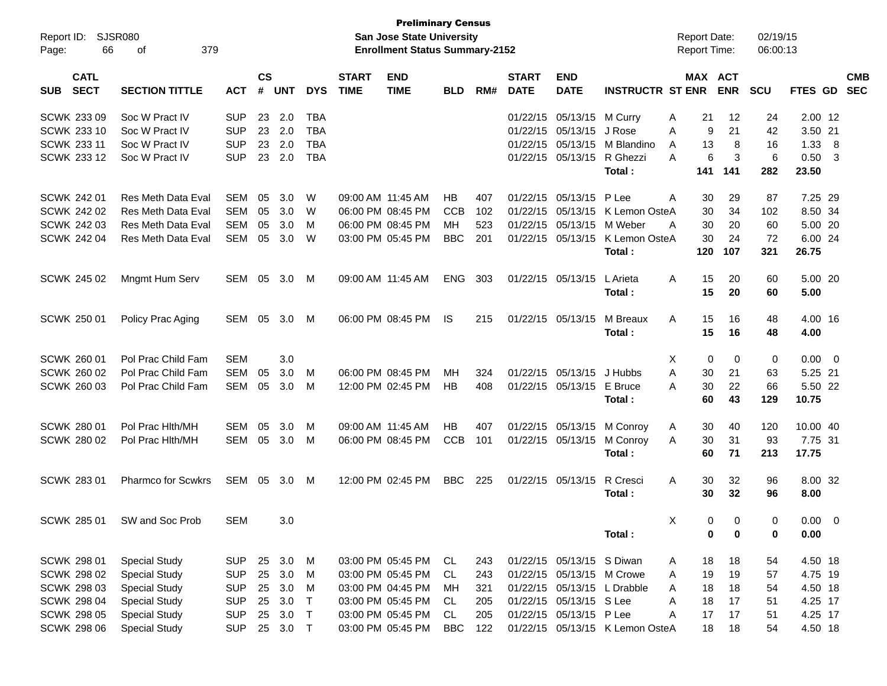**Preliminary Census**
**San Jose State University**
**Enrollment Status Summary-2152**

Report ID: SJSR080
Report Date: 02/19/15
Report Time: 06:00:13

| SUB | CATL SECT | SECTION TITTLE | ACT | CS # | UNT | DYS | START TIME | END TIME | BLD | RM# | START DATE | END DATE | INSTRUCTR | ST | MAX ENR | ACT ENR | SCU | FTES | GD | CMB SEC |
|---|---|---|---|---|---|---|---|---|---|---|---|---|---|---|---|---|---|---|---|---|
| SCWK | 233 09 | Soc W Pract IV | SUP | 23 | 2.0 | TBA | | | | | 01/22/15 | 05/13/15 | M Curry | A | 21 | 12 | 24 | 2.00 | 12 | |
| SCWK | 233 10 | Soc W Pract IV | SUP | 23 | 2.0 | TBA | | | | | 01/22/15 | 05/13/15 | J Rose | A | 9 | 21 | 42 | 3.50 | 21 | |
| SCWK | 233 11 | Soc W Pract IV | SUP | 23 | 2.0 | TBA | | | | | 01/22/15 | 05/13/15 | M Blandino | A | 13 | 8 | 16 | 1.33 | 8 | |
| SCWK | 233 12 | Soc W Pract IV | SUP | 23 | 2.0 | TBA | | | | | 01/22/15 | 05/13/15 | R Ghezzi | A | 6 | 3 | 6 | 0.50 | 3 | |
| | | | | | | | | | | | | | **Total :** | | **141** | **141** | **282** | **23.50** | | |
| SCWK | 242 01 | Res Meth Data Eval | SEM | 05 | 3.0 | W | 09:00 AM | 11:45 AM | HB | 407 | 01/22/15 | 05/13/15 | P Lee | A | 30 | 29 | 87 | 7.25 | 29 | |
| SCWK | 242 02 | Res Meth Data Eval | SEM | 05 | 3.0 | W | 06:00 PM | 08:45 PM | CCB | 102 | 01/22/15 | 05/13/15 | K Lemon Oste | A | 30 | 34 | 102 | 8.50 | 34 | |
| SCWK | 242 03 | Res Meth Data Eval | SEM | 05 | 3.0 | M | 06:00 PM | 08:45 PM | MH | 523 | 01/22/15 | 05/13/15 | M Weber | A | 30 | 20 | 60 | 5.00 | 20 | |
| SCWK | 242 04 | Res Meth Data Eval | SEM | 05 | 3.0 | W | 03:00 PM | 05:45 PM | BBC | 201 | 01/22/15 | 05/13/15 | K Lemon Oste | A | 30 | 24 | 72 | 6.00 | 24 | |
| | | | | | | | | | | | | | **Total :** | | **120** | **107** | **321** | **26.75** | | |
| SCWK | 245 02 | Mngmt Hum Serv | SEM | 05 | 3.0 | M | 09:00 AM | 11:45 AM | ENG | 303 | 01/22/15 | 05/13/15 | L Arieta | A | 15 | 20 | 60 | 5.00 | 20 | |
| | | | | | | | | | | | | | **Total :** | | **15** | **20** | **60** | **5.00** | | |
| SCWK | 250 01 | Policy Prac Aging | SEM | 05 | 3.0 | M | 06:00 PM | 08:45 PM | IS | 215 | 01/22/15 | 05/13/15 | M Breaux | A | 15 | 16 | 48 | 4.00 | 16 | |
| | | | | | | | | | | | | | **Total :** | | **15** | **16** | **48** | **4.00** | | |
| SCWK | 260 01 | Pol Prac Child Fam | SEM | | 3.0 | | | | | | | | | X | 0 | 0 | 0 | 0.00 | 0 | |
| SCWK | 260 02 | Pol Prac Child Fam | SEM | 05 | 3.0 | M | 06:00 PM | 08:45 PM | MH | 324 | 01/22/15 | 05/13/15 | J Hubbs | A | 30 | 21 | 63 | 5.25 | 21 | |
| SCWK | 260 03 | Pol Prac Child Fam | SEM | 05 | 3.0 | M | 12:00 PM | 02:45 PM | HB | 408 | 01/22/15 | 05/13/15 | E Bruce | A | 30 | 22 | 66 | 5.50 | 22 | |
| | | | | | | | | | | | | | **Total :** | | **60** | **43** | **129** | **10.75** | | |
| SCWK | 280 01 | Pol Prac Hlth/MH | SEM | 05 | 3.0 | M | 09:00 AM | 11:45 AM | HB | 407 | 01/22/15 | 05/13/15 | M Conroy | A | 30 | 40 | 120 | 10.00 | 40 | |
| SCWK | 280 02 | Pol Prac Hlth/MH | SEM | 05 | 3.0 | M | 06:00 PM | 08:45 PM | CCB | 101 | 01/22/15 | 05/13/15 | M Conroy | A | 30 | 31 | 93 | 7.75 | 31 | |
| | | | | | | | | | | | | | **Total :** | | **60** | **71** | **213** | **17.75** | | |
| SCWK | 283 01 | Pharmco for Scwkrs | SEM | 05 | 3.0 | M | 12:00 PM | 02:45 PM | BBC | 225 | 01/22/15 | 05/13/15 | R Cresci | A | 30 | 32 | 96 | 8.00 | 32 | |
| | | | | | | | | | | | | | **Total :** | | **30** | **32** | **96** | **8.00** | | |
| SCWK | 285 01 | SW and Soc Prob | SEM | | 3.0 | | | | | | | | | X | 0 | 0 | 0 | 0.00 | 0 | |
| | | | | | | | | | | | | | **Total :** | | **0** | **0** | **0** | **0.00** | | |
| SCWK | 298 01 | Special Study | SUP | 25 | 3.0 | M | 03:00 PM | 05:45 PM | CL | 243 | 01/22/15 | 05/13/15 | S Diwan | A | 18 | 18 | 54 | 4.50 | 18 | |
| SCWK | 298 02 | Special Study | SUP | 25 | 3.0 | M | 03:00 PM | 05:45 PM | CL | 243 | 01/22/15 | 05/13/15 | M Crowe | A | 19 | 19 | 57 | 4.75 | 19 | |
| SCWK | 298 03 | Special Study | SUP | 25 | 3.0 | M | 03:00 PM | 04:45 PM | MH | 321 | 01/22/15 | 05/13/15 | L Drabble | A | 18 | 18 | 54 | 4.50 | 18 | |
| SCWK | 298 04 | Special Study | SUP | 25 | 3.0 | T | 03:00 PM | 05:45 PM | CL | 205 | 01/22/15 | 05/13/15 | S Lee | A | 18 | 17 | 51 | 4.25 | 17 | |
| SCWK | 298 05 | Special Study | SUP | 25 | 3.0 | T | 03:00 PM | 05:45 PM | CL | 205 | 01/22/15 | 05/13/15 | P Lee | A | 17 | 17 | 51 | 4.25 | 17 | |
| SCWK | 298 06 | Special Study | SUP | 25 | 3.0 | T | 03:00 PM | 05:45 PM | BBC | 122 | 01/22/15 | 05/13/15 | K Lemon Oste | A | 18 | 18 | 54 | 4.50 | 18 | |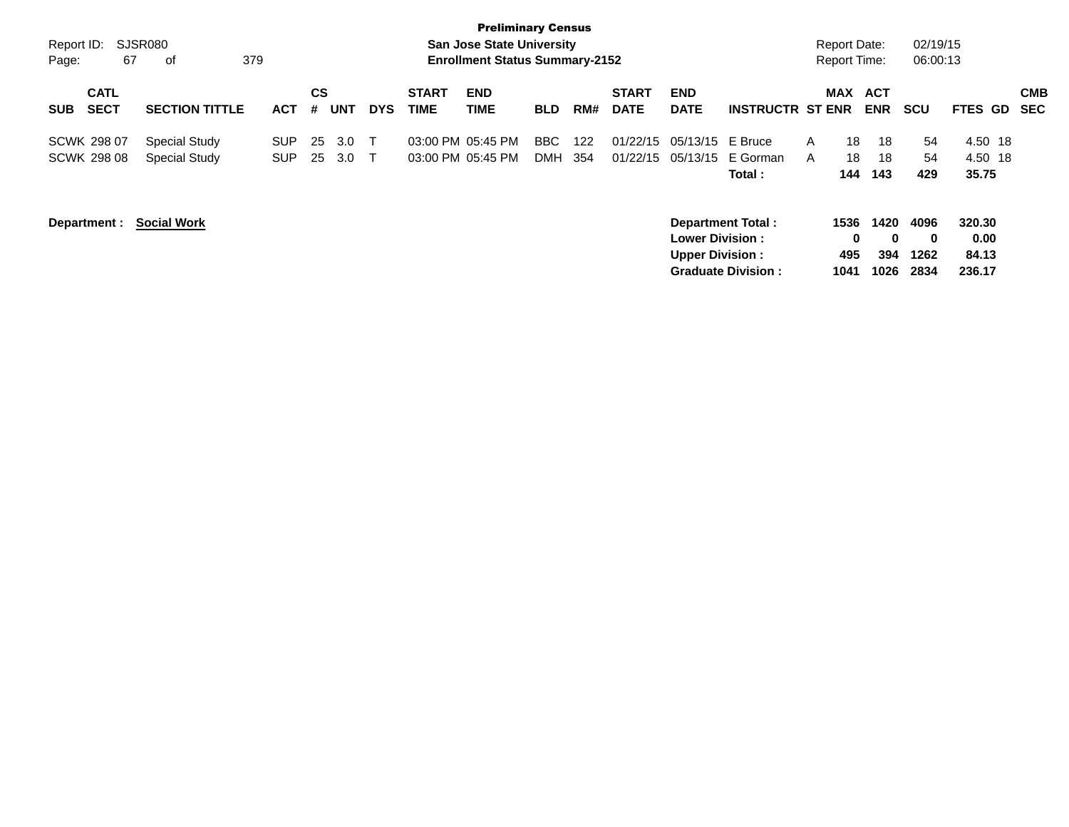Preliminary Census

San Jose State University

Enrollment Status Summary-2152

Report ID: SJSR080

Report Date: 02/19/15

Report Time: 06:00:13

| SUB | CATL SECT | SECTION TITTLE | ACT | CS # | UNT | DYS | START TIME | END TIME | BLD | RM# | START DATE | END DATE | INSTRUCTR | ST | MAX ENR | ACT ENR | SCU | FTES | GD | CMB SEC |
|---|---|---|---|---|---|---|---|---|---|---|---|---|---|---|---|---|---|---|---|---|
| SCWK | 298 07 | Special Study | SUP | 25 | 3.0 | T | 03:00 PM | 05:45 PM | BBC | 122 | 01/22/15 | 05/13/15 | E Bruce | A | 18 | 18 | 54 | 4.50 | 18 | |
| SCWK | 298 08 | Special Study | SUP | 25 | 3.0 | T | 03:00 PM | 05:45 PM | DMH | 354 | 01/22/15 | 05/13/15 | E Gorman | A | 18 | 18 | 54 | 4.50 | 18 | |
| | | | | | | | | | | | | | **Total :** | | **144** | **143** | **429** | **35.75** | | |

**Department : Social Work**

| | MAX ENR | ACT ENR | SCU | FTES |
|---|---|---|---|---|
| **Department Total :** | **1536** | **1420** | **4096** | **320.30** |
| **Lower Division :** | **0** | **0** | **0** | **0.00** |
| **Upper Division :** | **495** | **394** | **1262** | **84.13** |
| **Graduate Division :** | **1041** | **1026** | **2834** | **236.17** |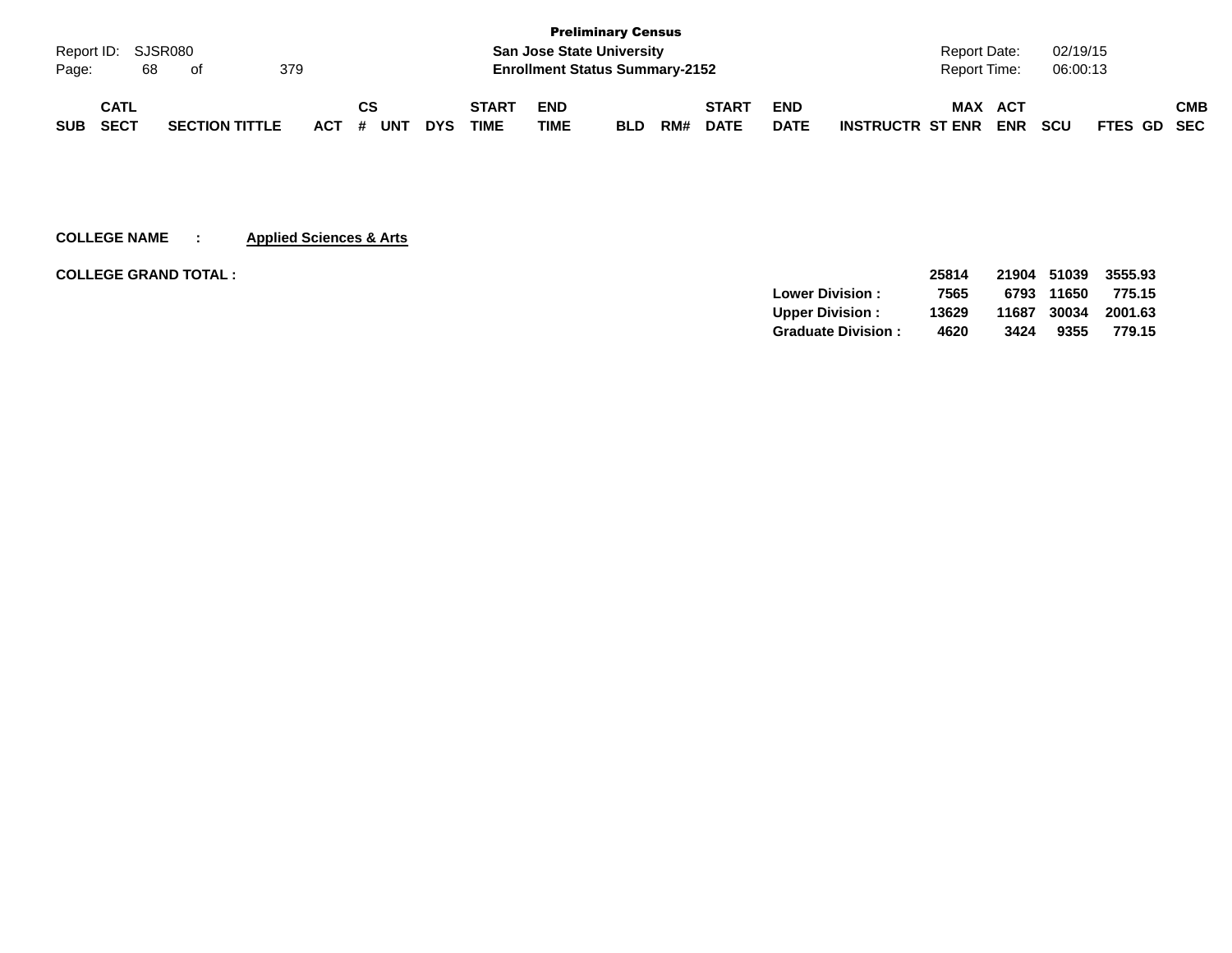**Preliminary Census**

**San Jose State University**

**Enrollment Status Summary-2152**

Report ID: SJSR080

Report Date: 02/19/15

Report Time: 06:00:13

| SUB | CATL SECT | SECTION TITTLE | ACT | CS # | UNT | DYS | START TIME | END TIME | BLD | RM# | START DATE | END DATE | INSTRUCTR | MAX ST ENR | ACT ENR | SCU | FTES | GD | CMB SEC |
|---|---|---|---|---|---|---|---|---|---|---|---|---|---|---|---|---|---|---|---|

**COLLEGE NAME : Applied Sciences & Arts**

| | | MAX ST ENR | ACT ENR | SCU | FTES |
|---|---|---|---|---|---|
| **COLLEGE GRAND TOTAL :** | | **25814** | **21904** | **51039** | **3555.93** |
| | **Lower Division :** | **7565** | **6793** | **11650** | **775.15** |
| | **Upper Division :** | **13629** | **11687** | **30034** | **2001.63** |
| | **Graduate Division :** | **4620** | **3424** | **9355** | **779.15** |